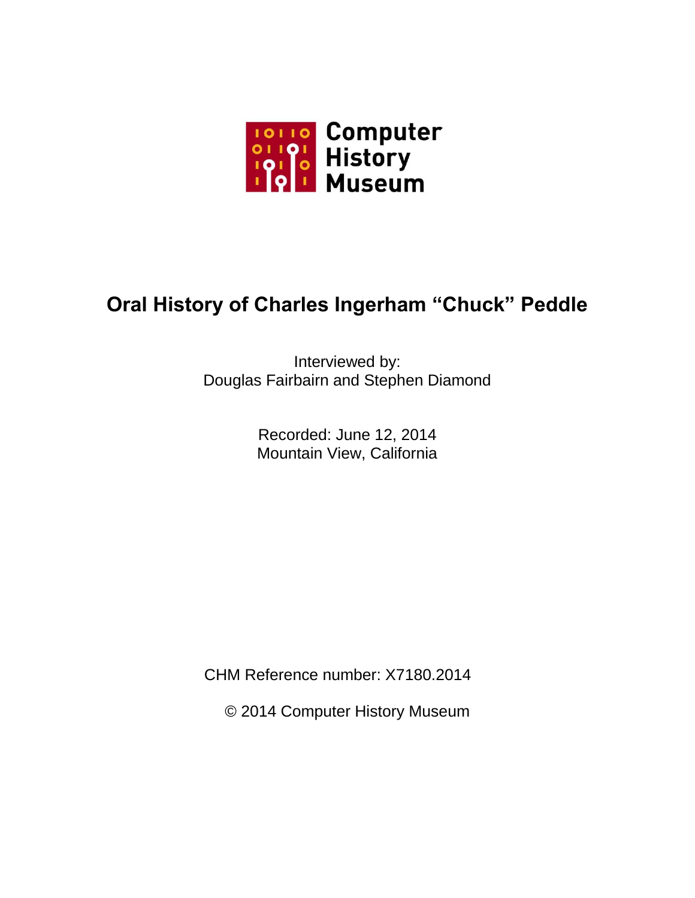Computer History Museum

# Oral History of Charles Ingerham "Chuck" Peddle

Interviewed by:
Douglas Fairbairn and Stephen Diamond

Recorded: June 12, 2014
Mountain View, California

CHM Reference number: X7180.2014

© 2014 Computer History Museum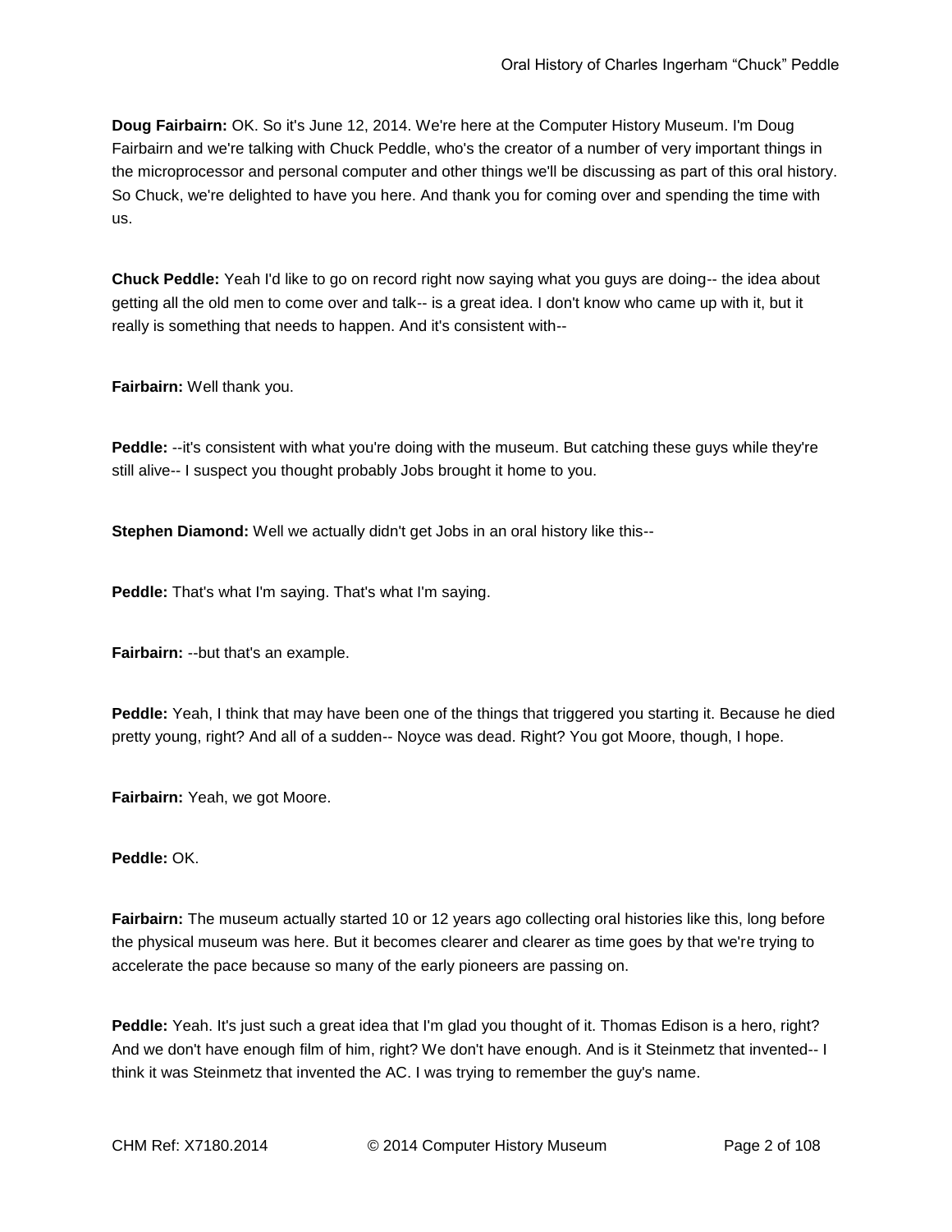**Doug Fairbairn:** OK. So it's June 12, 2014. We're here at the Computer History Museum. I'm Doug Fairbairn and we're talking with Chuck Peddle, who's the creator of a number of very important things in the microprocessor and personal computer and other things we'll be discussing as part of this oral history. So Chuck, we're delighted to have you here. And thank you for coming over and spending the time with us.

**Chuck Peddle:** Yeah I'd like to go on record right now saying what you guys are doing-- the idea about getting all the old men to come over and talk-- is a great idea. I don't know who came up with it, but it really is something that needs to happen. And it's consistent with--

**Fairbairn:** Well thank you.

**Peddle:** --it's consistent with what you're doing with the museum. But catching these guys while they're still alive-- I suspect you thought probably Jobs brought it home to you.

**Stephen Diamond:** Well we actually didn't get Jobs in an oral history like this--

**Peddle:** That's what I'm saying. That's what I'm saying.

**Fairbairn:** --but that's an example.

**Peddle:** Yeah, I think that may have been one of the things that triggered you starting it. Because he died pretty young, right? And all of a sudden-- Noyce was dead. Right? You got Moore, though, I hope.

**Fairbairn:** Yeah, we got Moore.

**Peddle:** OK.

**Fairbairn:** The museum actually started 10 or 12 years ago collecting oral histories like this, long before the physical museum was here. But it becomes clearer and clearer as time goes by that we're trying to accelerate the pace because so many of the early pioneers are passing on.

**Peddle:** Yeah. It's just such a great idea that I'm glad you thought of it. Thomas Edison is a hero, right? And we don't have enough film of him, right? We don't have enough. And is it Steinmetz that invented-- I think it was Steinmetz that invented the AC. I was trying to remember the guy's name.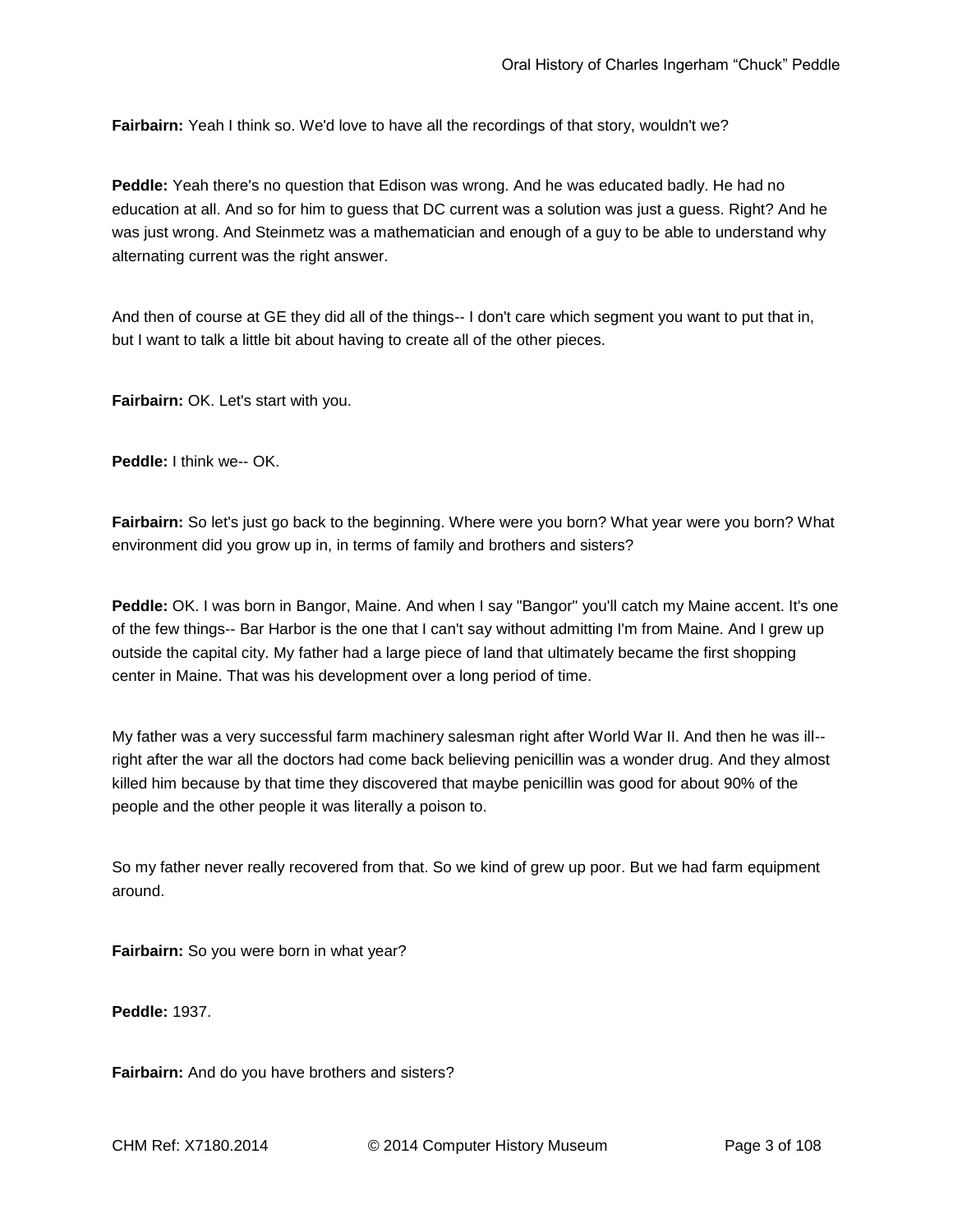**Fairbairn:** Yeah I think so. We'd love to have all the recordings of that story, wouldn't we?

**Peddle:** Yeah there's no question that Edison was wrong. And he was educated badly. He had no education at all. And so for him to guess that DC current was a solution was just a guess. Right? And he was just wrong. And Steinmetz was a mathematician and enough of a guy to be able to understand why alternating current was the right answer.

And then of course at GE they did all of the things-- I don't care which segment you want to put that in, but I want to talk a little bit about having to create all of the other pieces.

**Fairbairn:** OK. Let's start with you.

**Peddle:** I think we-- OK.

**Fairbairn:** So let's just go back to the beginning. Where were you born? What year were you born? What environment did you grow up in, in terms of family and brothers and sisters?

**Peddle:** OK. I was born in Bangor, Maine. And when I say "Bangor" you'll catch my Maine accent. It's one of the few things-- Bar Harbor is the one that I can't say without admitting I'm from Maine. And I grew up outside the capital city. My father had a large piece of land that ultimately became the first shopping center in Maine. That was his development over a long period of time.

My father was a very successful farm machinery salesman right after World War II. And then he was ill-- right after the war all the doctors had come back believing penicillin was a wonder drug. And they almost killed him because by that time they discovered that maybe penicillin was good for about 90% of the people and the other people it was literally a poison to.

So my father never really recovered from that. So we kind of grew up poor. But we had farm equipment around.

**Fairbairn:** So you were born in what year?

**Peddle:** 1937.

**Fairbairn:** And do you have brothers and sisters?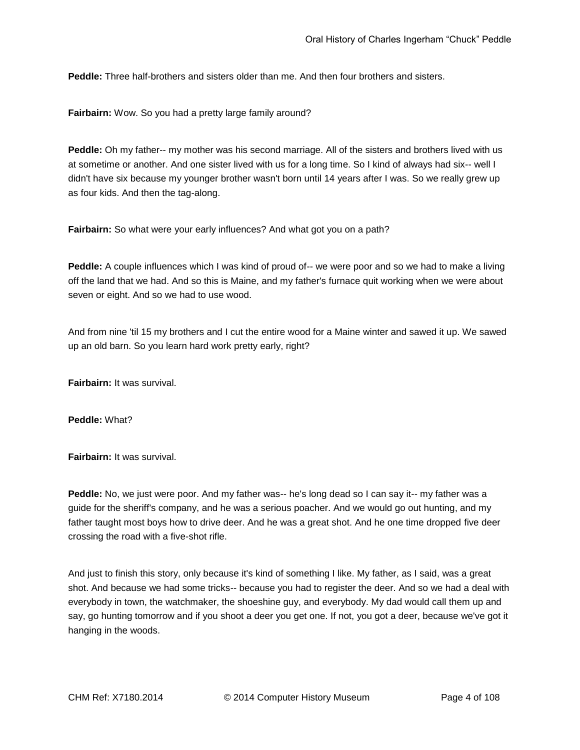**Peddle:** Three half-brothers and sisters older than me. And then four brothers and sisters.

**Fairbairn:** Wow. So you had a pretty large family around?

**Peddle:** Oh my father-- my mother was his second marriage. All of the sisters and brothers lived with us at sometime or another. And one sister lived with us for a long time. So I kind of always had six-- well I didn't have six because my younger brother wasn't born until 14 years after I was. So we really grew up as four kids. And then the tag-along.

**Fairbairn:** So what were your early influences? And what got you on a path?

**Peddle:** A couple influences which I was kind of proud of-- we were poor and so we had to make a living off the land that we had. And so this is Maine, and my father's furnace quit working when we were about seven or eight. And so we had to use wood.

And from nine 'til 15 my brothers and I cut the entire wood for a Maine winter and sawed it up. We sawed up an old barn. So you learn hard work pretty early, right?

**Fairbairn:** It was survival.

**Peddle:** What?

**Fairbairn:** It was survival.

**Peddle:** No, we just were poor. And my father was-- he's long dead so I can say it-- my father was a guide for the sheriff's company, and he was a serious poacher. And we would go out hunting, and my father taught most boys how to drive deer. And he was a great shot. And he one time dropped five deer crossing the road with a five-shot rifle.

And just to finish this story, only because it's kind of something I like. My father, as I said, was a great shot. And because we had some tricks-- because you had to register the deer. And so we had a deal with everybody in town, the watchmaker, the shoeshine guy, and everybody. My dad would call them up and say, go hunting tomorrow and if you shoot a deer you get one. If not, you got a deer, because we've got it hanging in the woods.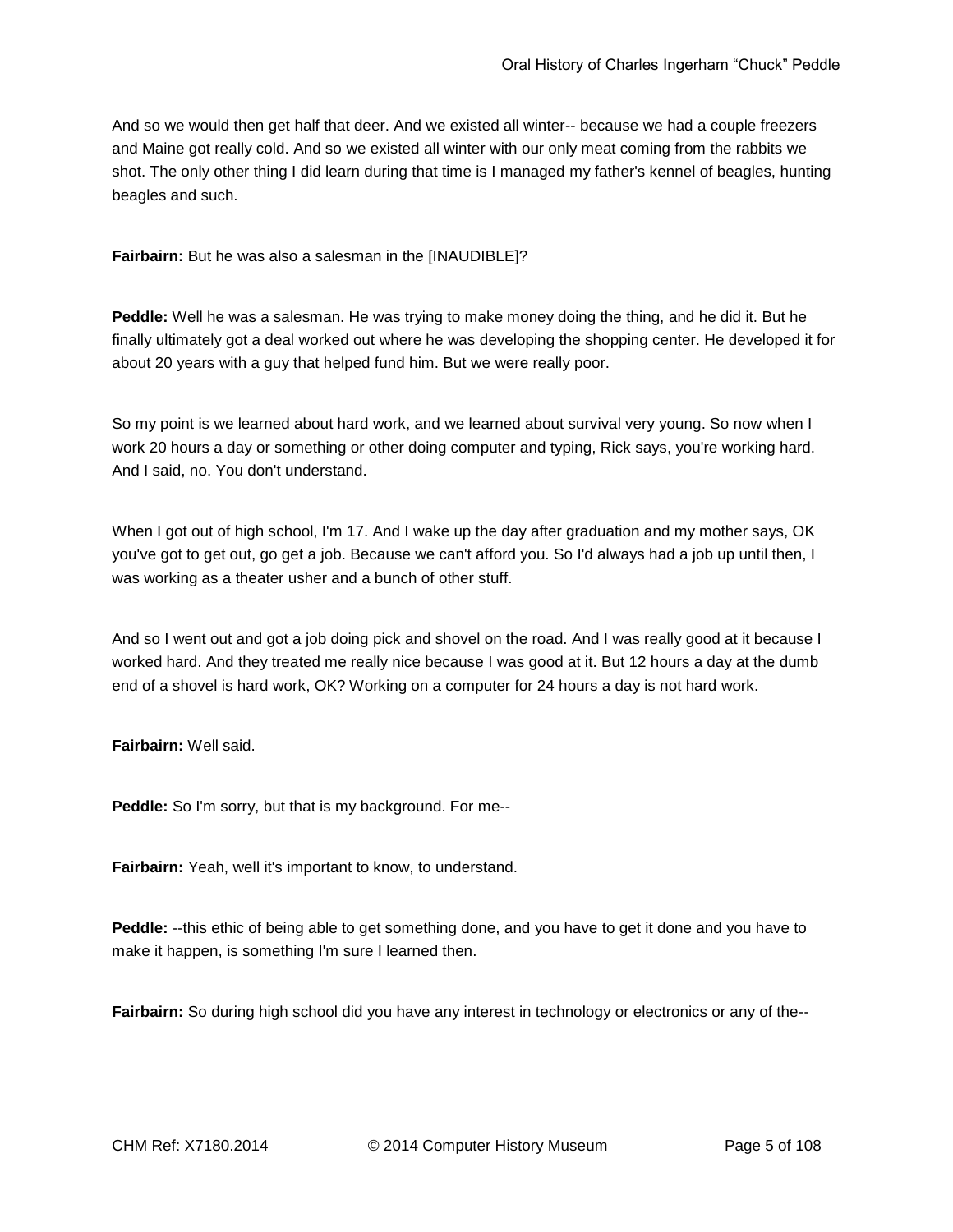And so we would then get half that deer. And we existed all winter-- because we had a couple freezers and Maine got really cold. And so we existed all winter with our only meat coming from the rabbits we shot. The only other thing I did learn during that time is I managed my father's kennel of beagles, hunting beagles and such.

**Fairbairn:** But he was also a salesman in the [INAUDIBLE]?

**Peddle:** Well he was a salesman. He was trying to make money doing the thing, and he did it. But he finally ultimately got a deal worked out where he was developing the shopping center. He developed it for about 20 years with a guy that helped fund him. But we were really poor.

So my point is we learned about hard work, and we learned about survival very young. So now when I work 20 hours a day or something or other doing computer and typing, Rick says, you're working hard. And I said, no. You don't understand.

When I got out of high school, I'm 17. And I wake up the day after graduation and my mother says, OK you've got to get out, go get a job. Because we can't afford you. So I'd always had a job up until then, I was working as a theater usher and a bunch of other stuff.

And so I went out and got a job doing pick and shovel on the road. And I was really good at it because I worked hard. And they treated me really nice because I was good at it. But 12 hours a day at the dumb end of a shovel is hard work, OK? Working on a computer for 24 hours a day is not hard work.

**Fairbairn:** Well said.

**Peddle:** So I'm sorry, but that is my background. For me--

**Fairbairn:** Yeah, well it's important to know, to understand.

**Peddle:** --this ethic of being able to get something done, and you have to get it done and you have to make it happen, is something I'm sure I learned then.

**Fairbairn:** So during high school did you have any interest in technology or electronics or any of the--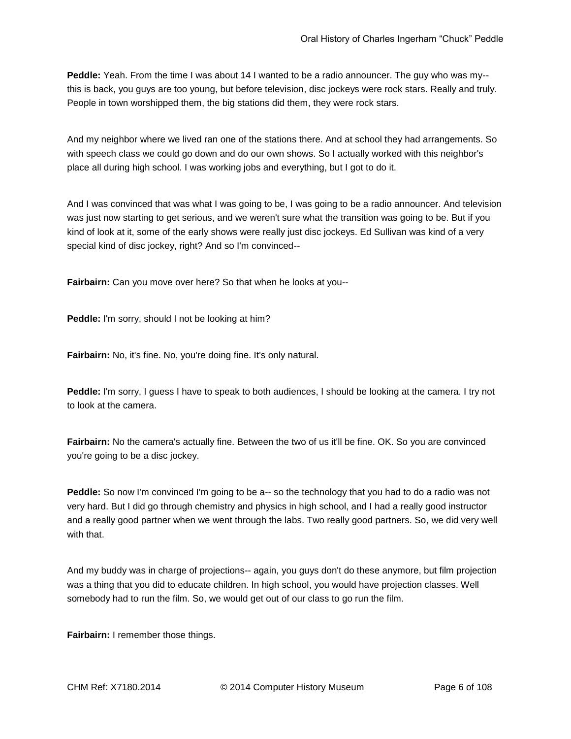**Peddle:** Yeah. From the time I was about 14 I wanted to be a radio announcer. The guy who was my-- this is back, you guys are too young, but before television, disc jockeys were rock stars. Really and truly. People in town worshipped them, the big stations did them, they were rock stars.

And my neighbor where we lived ran one of the stations there. And at school they had arrangements. So with speech class we could go down and do our own shows. So I actually worked with this neighbor's place all during high school. I was working jobs and everything, but I got to do it.

And I was convinced that was what I was going to be, I was going to be a radio announcer. And television was just now starting to get serious, and we weren't sure what the transition was going to be. But if you kind of look at it, some of the early shows were really just disc jockeys. Ed Sullivan was kind of a very special kind of disc jockey, right? And so I'm convinced--

**Fairbairn:** Can you move over here? So that when he looks at you--

**Peddle:** I'm sorry, should I not be looking at him?

**Fairbairn:** No, it's fine. No, you're doing fine. It's only natural.

**Peddle:** I'm sorry, I guess I have to speak to both audiences, I should be looking at the camera. I try not to look at the camera.

**Fairbairn:** No the camera's actually fine. Between the two of us it'll be fine. OK. So you are convinced you're going to be a disc jockey.

**Peddle:** So now I'm convinced I'm going to be a-- so the technology that you had to do a radio was not very hard. But I did go through chemistry and physics in high school, and I had a really good instructor and a really good partner when we went through the labs. Two really good partners. So, we did very well with that.

And my buddy was in charge of projections-- again, you guys don't do these anymore, but film projection was a thing that you did to educate children. In high school, you would have projection classes. Well somebody had to run the film. So, we would get out of our class to go run the film.

**Fairbairn:** I remember those things.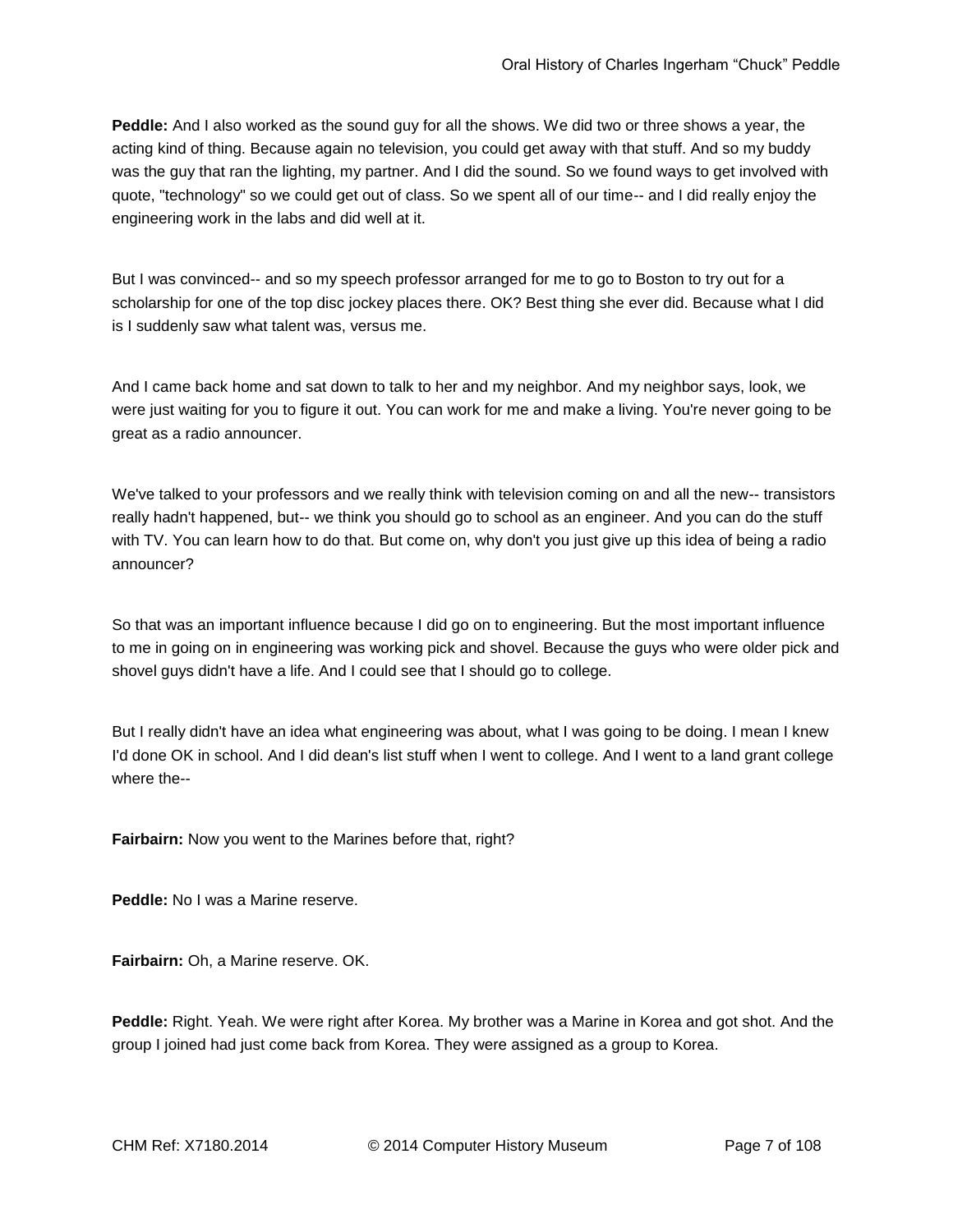**Peddle:** And I also worked as the sound guy for all the shows. We did two or three shows a year, the acting kind of thing. Because again no television, you could get away with that stuff. And so my buddy was the guy that ran the lighting, my partner. And I did the sound. So we found ways to get involved with quote, "technology" so we could get out of class. So we spent all of our time-- and I did really enjoy the engineering work in the labs and did well at it.

But I was convinced-- and so my speech professor arranged for me to go to Boston to try out for a scholarship for one of the top disc jockey places there. OK? Best thing she ever did. Because what I did is I suddenly saw what talent was, versus me.

And I came back home and sat down to talk to her and my neighbor. And my neighbor says, look, we were just waiting for you to figure it out. You can work for me and make a living. You're never going to be great as a radio announcer.

We've talked to your professors and we really think with television coming on and all the new-- transistors really hadn't happened, but-- we think you should go to school as an engineer. And you can do the stuff with TV. You can learn how to do that. But come on, why don't you just give up this idea of being a radio announcer?

So that was an important influence because I did go on to engineering. But the most important influence to me in going on in engineering was working pick and shovel. Because the guys who were older pick and shovel guys didn't have a life. And I could see that I should go to college.

But I really didn't have an idea what engineering was about, what I was going to be doing. I mean I knew I'd done OK in school. And I did dean's list stuff when I went to college. And I went to a land grant college where the--

**Fairbairn:** Now you went to the Marines before that, right?

**Peddle:** No I was a Marine reserve.

**Fairbairn:** Oh, a Marine reserve. OK.

**Peddle:** Right. Yeah. We were right after Korea. My brother was a Marine in Korea and got shot. And the group I joined had just come back from Korea. They were assigned as a group to Korea.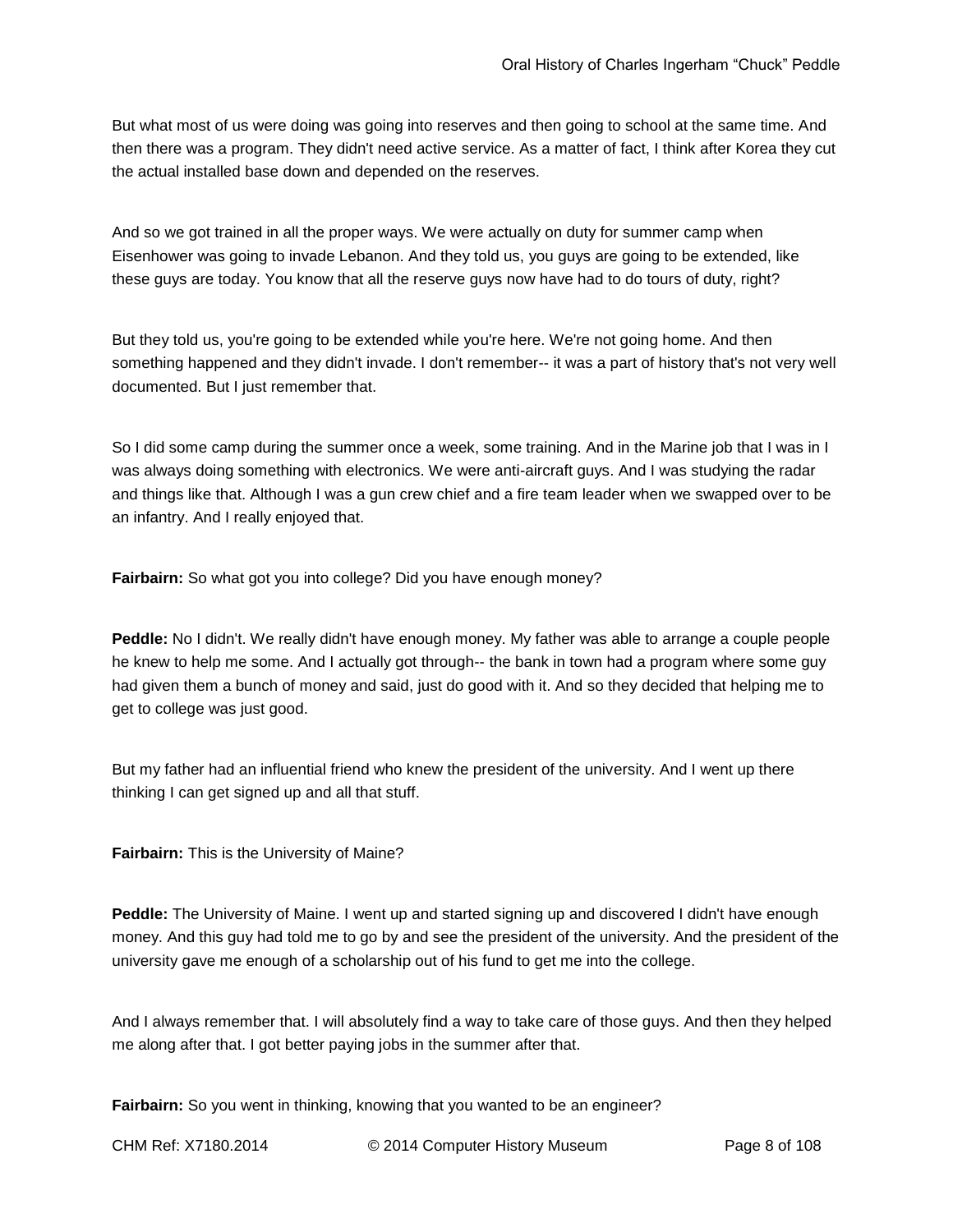But what most of us were doing was going into reserves and then going to school at the same time. And then there was a program. They didn't need active service. As a matter of fact, I think after Korea they cut the actual installed base down and depended on the reserves.

And so we got trained in all the proper ways. We were actually on duty for summer camp when Eisenhower was going to invade Lebanon. And they told us, you guys are going to be extended, like these guys are today. You know that all the reserve guys now have had to do tours of duty, right?

But they told us, you're going to be extended while you're here. We're not going home. And then something happened and they didn't invade. I don't remember-- it was a part of history that's not very well documented. But I just remember that.

So I did some camp during the summer once a week, some training. And in the Marine job that I was in I was always doing something with electronics. We were anti-aircraft guys. And I was studying the radar and things like that. Although I was a gun crew chief and a fire team leader when we swapped over to be an infantry. And I really enjoyed that.

**Fairbairn:** So what got you into college? Did you have enough money?

**Peddle:** No I didn't. We really didn't have enough money. My father was able to arrange a couple people he knew to help me some. And I actually got through-- the bank in town had a program where some guy had given them a bunch of money and said, just do good with it. And so they decided that helping me to get to college was just good.

But my father had an influential friend who knew the president of the university. And I went up there thinking I can get signed up and all that stuff.

**Fairbairn:** This is the University of Maine?

**Peddle:** The University of Maine. I went up and started signing up and discovered I didn't have enough money. And this guy had told me to go by and see the president of the university. And the president of the university gave me enough of a scholarship out of his fund to get me into the college.

And I always remember that. I will absolutely find a way to take care of those guys. And then they helped me along after that. I got better paying jobs in the summer after that.

**Fairbairn:** So you went in thinking, knowing that you wanted to be an engineer?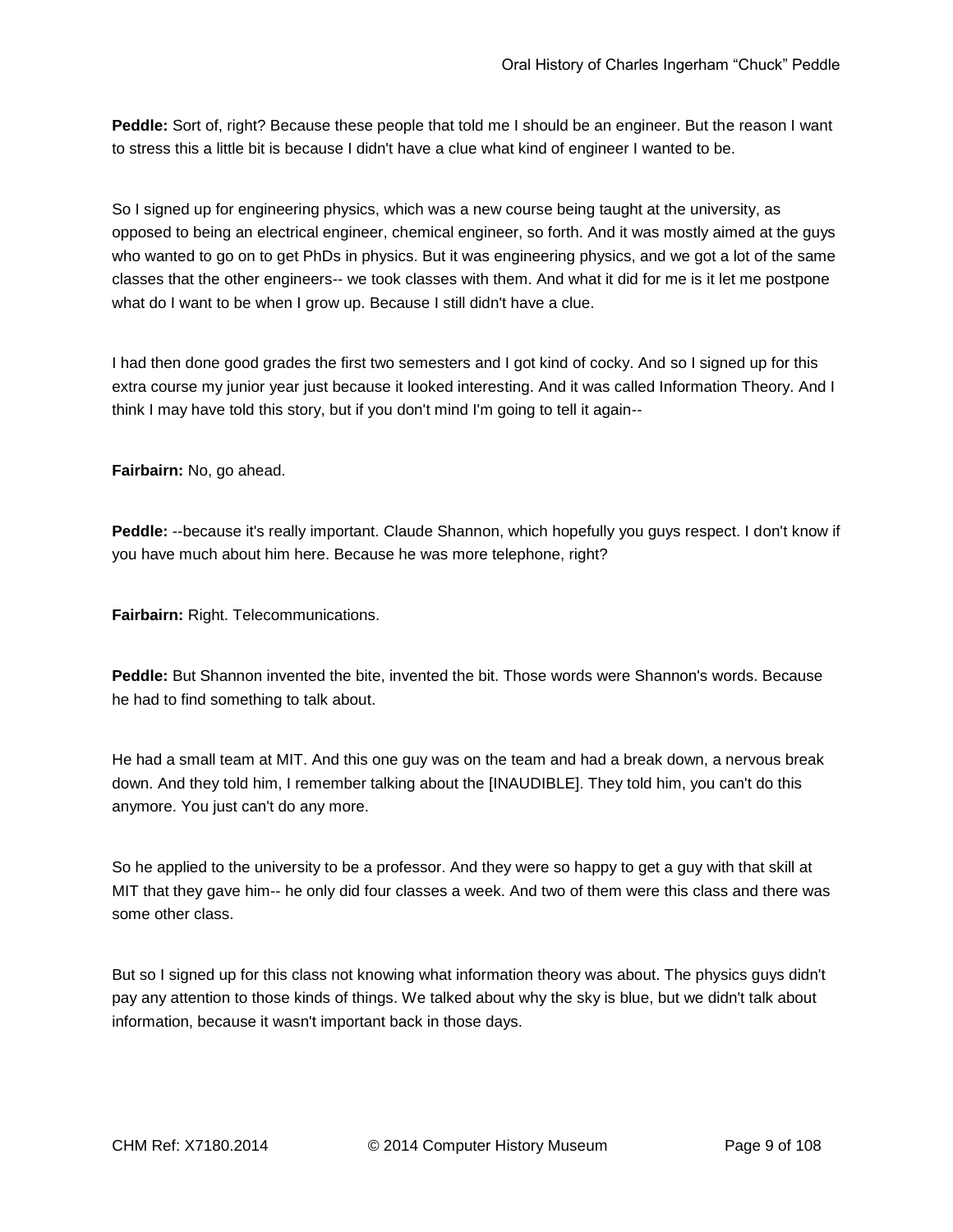**Peddle:** Sort of, right? Because these people that told me I should be an engineer. But the reason I want to stress this a little bit is because I didn't have a clue what kind of engineer I wanted to be.

So I signed up for engineering physics, which was a new course being taught at the university, as opposed to being an electrical engineer, chemical engineer, so forth. And it was mostly aimed at the guys who wanted to go on to get PhDs in physics. But it was engineering physics, and we got a lot of the same classes that the other engineers-- we took classes with them. And what it did for me is it let me postpone what do I want to be when I grow up. Because I still didn't have a clue.

I had then done good grades the first two semesters and I got kind of cocky. And so I signed up for this extra course my junior year just because it looked interesting. And it was called Information Theory. And I think I may have told this story, but if you don't mind I'm going to tell it again--

**Fairbairn:** No, go ahead.

**Peddle:** --because it's really important. Claude Shannon, which hopefully you guys respect. I don't know if you have much about him here. Because he was more telephone, right?

**Fairbairn:** Right. Telecommunications.

**Peddle:** But Shannon invented the bite, invented the bit. Those words were Shannon's words. Because he had to find something to talk about.

He had a small team at MIT. And this one guy was on the team and had a break down, a nervous break down. And they told him, I remember talking about the [INAUDIBLE]. They told him, you can't do this anymore. You just can't do any more.

So he applied to the university to be a professor. And they were so happy to get a guy with that skill at MIT that they gave him-- he only did four classes a week. And two of them were this class and there was some other class.

But so I signed up for this class not knowing what information theory was about. The physics guys didn't pay any attention to those kinds of things. We talked about why the sky is blue, but we didn't talk about information, because it wasn't important back in those days.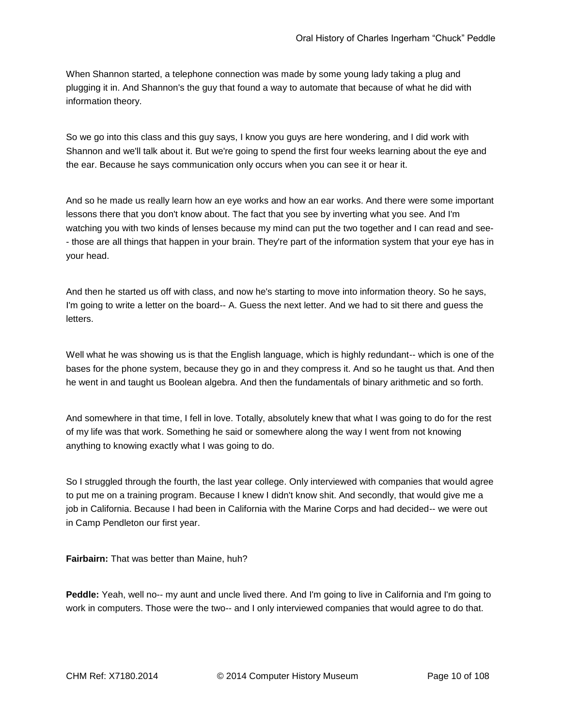When Shannon started, a telephone connection was made by some young lady taking a plug and plugging it in. And Shannon's the guy that found a way to automate that because of what he did with information theory.

So we go into this class and this guy says, I know you guys are here wondering, and I did work with Shannon and we'll talk about it. But we're going to spend the first four weeks learning about the eye and the ear. Because he says communication only occurs when you can see it or hear it.

And so he made us really learn how an eye works and how an ear works. And there were some important lessons there that you don't know about. The fact that you see by inverting what you see. And I'm watching you with two kinds of lenses because my mind can put the two together and I can read and see-- those are all things that happen in your brain. They're part of the information system that your eye has in your head.

And then he started us off with class, and now he's starting to move into information theory. So he says, I'm going to write a letter on the board-- A. Guess the next letter. And we had to sit there and guess the letters.

Well what he was showing us is that the English language, which is highly redundant-- which is one of the bases for the phone system, because they go in and they compress it. And so he taught us that. And then he went in and taught us Boolean algebra. And then the fundamentals of binary arithmetic and so forth.

And somewhere in that time, I fell in love. Totally, absolutely knew that what I was going to do for the rest of my life was that work. Something he said or somewhere along the way I went from not knowing anything to knowing exactly what I was going to do.

So I struggled through the fourth, the last year college. Only interviewed with companies that would agree to put me on a training program. Because I knew I didn't know shit. And secondly, that would give me a job in California. Because I had been in California with the Marine Corps and had decided-- we were out in Camp Pendleton our first year.

**Fairbairn:** That was better than Maine, huh?

**Peddle:** Yeah, well no-- my aunt and uncle lived there. And I'm going to live in California and I'm going to work in computers. Those were the two-- and I only interviewed companies that would agree to do that.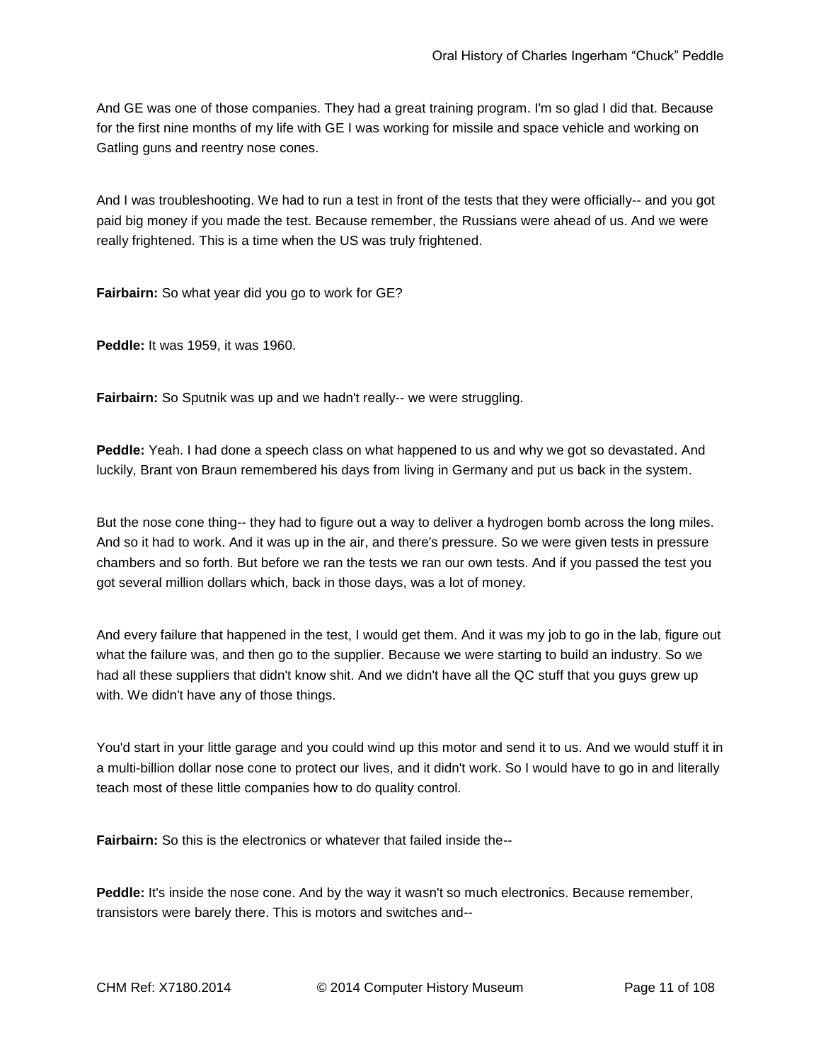And GE was one of those companies. They had a great training program. I'm so glad I did that. Because for the first nine months of my life with GE I was working for missile and space vehicle and working on Gatling guns and reentry nose cones.

And I was troubleshooting. We had to run a test in front of the tests that they were officially-- and you got paid big money if you made the test. Because remember, the Russians were ahead of us. And we were really frightened. This is a time when the US was truly frightened.

**Fairbairn:** So what year did you go to work for GE?

**Peddle:** It was 1959, it was 1960.

**Fairbairn:** So Sputnik was up and we hadn't really-- we were struggling.

**Peddle:** Yeah. I had done a speech class on what happened to us and why we got so devastated. And luckily, Brant von Braun remembered his days from living in Germany and put us back in the system.

But the nose cone thing-- they had to figure out a way to deliver a hydrogen bomb across the long miles. And so it had to work. And it was up in the air, and there's pressure. So we were given tests in pressure chambers and so forth. But before we ran the tests we ran our own tests. And if you passed the test you got several million dollars which, back in those days, was a lot of money.

And every failure that happened in the test, I would get them. And it was my job to go in the lab, figure out what the failure was, and then go to the supplier. Because we were starting to build an industry. So we had all these suppliers that didn't know shit. And we didn't have all the QC stuff that you guys grew up with. We didn't have any of those things.

You'd start in your little garage and you could wind up this motor and send it to us. And we would stuff it in a multi-billion dollar nose cone to protect our lives, and it didn't work. So I would have to go in and literally teach most of these little companies how to do quality control.

**Fairbairn:** So this is the electronics or whatever that failed inside the--

**Peddle:** It's inside the nose cone. And by the way it wasn't so much electronics. Because remember, transistors were barely there. This is motors and switches and--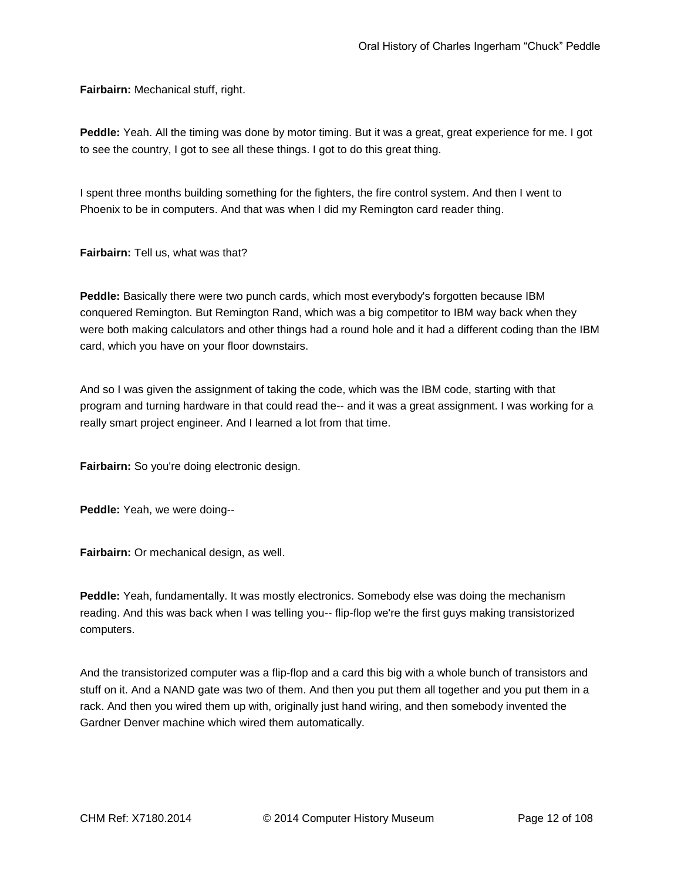**Fairbairn:** Mechanical stuff, right.

**Peddle:** Yeah. All the timing was done by motor timing. But it was a great, great experience for me. I got to see the country, I got to see all these things. I got to do this great thing.

I spent three months building something for the fighters, the fire control system. And then I went to Phoenix to be in computers. And that was when I did my Remington card reader thing.

**Fairbairn:** Tell us, what was that?

**Peddle:** Basically there were two punch cards, which most everybody's forgotten because IBM conquered Remington. But Remington Rand, which was a big competitor to IBM way back when they were both making calculators and other things had a round hole and it had a different coding than the IBM card, which you have on your floor downstairs.

And so I was given the assignment of taking the code, which was the IBM code, starting with that program and turning hardware in that could read the-- and it was a great assignment. I was working for a really smart project engineer. And I learned a lot from that time.

**Fairbairn:** So you're doing electronic design.

**Peddle:** Yeah, we were doing--

**Fairbairn:** Or mechanical design, as well.

**Peddle:** Yeah, fundamentally. It was mostly electronics. Somebody else was doing the mechanism reading. And this was back when I was telling you-- flip-flop we're the first guys making transistorized computers.

And the transistorized computer was a flip-flop and a card this big with a whole bunch of transistors and stuff on it. And a NAND gate was two of them. And then you put them all together and you put them in a rack. And then you wired them up with, originally just hand wiring, and then somebody invented the Gardner Denver machine which wired them automatically.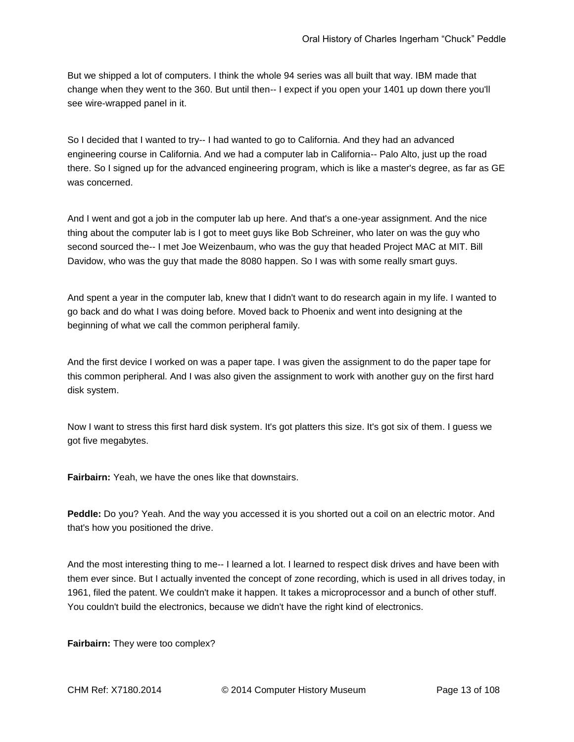But we shipped a lot of computers. I think the whole 94 series was all built that way. IBM made that change when they went to the 360. But until then-- I expect if you open your 1401 up down there you'll see wire-wrapped panel in it.

So I decided that I wanted to try-- I had wanted to go to California. And they had an advanced engineering course in California. And we had a computer lab in California-- Palo Alto, just up the road there. So I signed up for the advanced engineering program, which is like a master's degree, as far as GE was concerned.

And I went and got a job in the computer lab up here. And that's a one-year assignment. And the nice thing about the computer lab is I got to meet guys like Bob Schreiner, who later on was the guy who second sourced the-- I met Joe Weizenbaum, who was the guy that headed Project MAC at MIT. Bill Davidow, who was the guy that made the 8080 happen. So I was with some really smart guys.

And spent a year in the computer lab, knew that I didn't want to do research again in my life. I wanted to go back and do what I was doing before. Moved back to Phoenix and went into designing at the beginning of what we call the common peripheral family.

And the first device I worked on was a paper tape. I was given the assignment to do the paper tape for this common peripheral. And I was also given the assignment to work with another guy on the first hard disk system.

Now I want to stress this first hard disk system. It's got platters this size. It's got six of them. I guess we got five megabytes.

**Fairbairn:** Yeah, we have the ones like that downstairs.

**Peddle:** Do you? Yeah. And the way you accessed it is you shorted out a coil on an electric motor. And that's how you positioned the drive.

And the most interesting thing to me-- I learned a lot. I learned to respect disk drives and have been with them ever since. But I actually invented the concept of zone recording, which is used in all drives today, in 1961, filed the patent. We couldn't make it happen. It takes a microprocessor and a bunch of other stuff. You couldn't build the electronics, because we didn't have the right kind of electronics.

**Fairbairn:** They were too complex?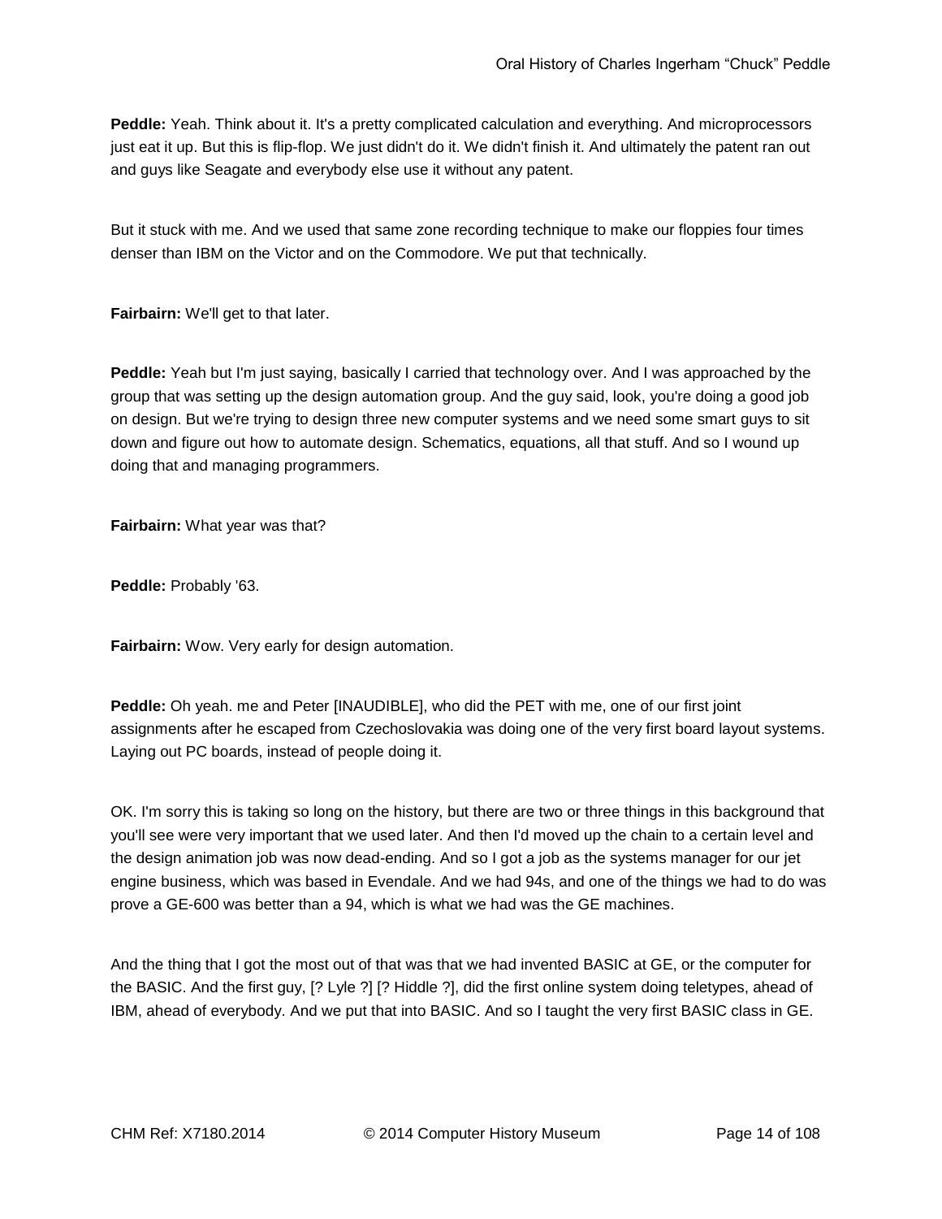**Peddle:** Yeah. Think about it. It's a pretty complicated calculation and everything. And microprocessors just eat it up. But this is flip-flop. We just didn't do it. We didn't finish it. And ultimately the patent ran out and guys like Seagate and everybody else use it without any patent.

But it stuck with me. And we used that same zone recording technique to make our floppies four times denser than IBM on the Victor and on the Commodore. We put that technically.

**Fairbairn:** We'll get to that later.

**Peddle:** Yeah but I'm just saying, basically I carried that technology over. And I was approached by the group that was setting up the design automation group. And the guy said, look, you're doing a good job on design. But we're trying to design three new computer systems and we need some smart guys to sit down and figure out how to automate design. Schematics, equations, all that stuff. And so I wound up doing that and managing programmers.

**Fairbairn:** What year was that?

**Peddle:** Probably '63.

**Fairbairn:** Wow. Very early for design automation.

**Peddle:** Oh yeah. me and Peter [INAUDIBLE], who did the PET with me, one of our first joint assignments after he escaped from Czechoslovakia was doing one of the very first board layout systems. Laying out PC boards, instead of people doing it.

OK. I'm sorry this is taking so long on the history, but there are two or three things in this background that you'll see were very important that we used later. And then I'd moved up the chain to a certain level and the design animation job was now dead-ending. And so I got a job as the systems manager for our jet engine business, which was based in Evendale. And we had 94s, and one of the things we had to do was prove a GE-600 was better than a 94, which is what we had was the GE machines.

And the thing that I got the most out of that was that we had invented BASIC at GE, or the computer for the BASIC. And the first guy, [? Lyle ?] [? Hiddle ?], did the first online system doing teletypes, ahead of IBM, ahead of everybody. And we put that into BASIC. And so I taught the very first BASIC class in GE.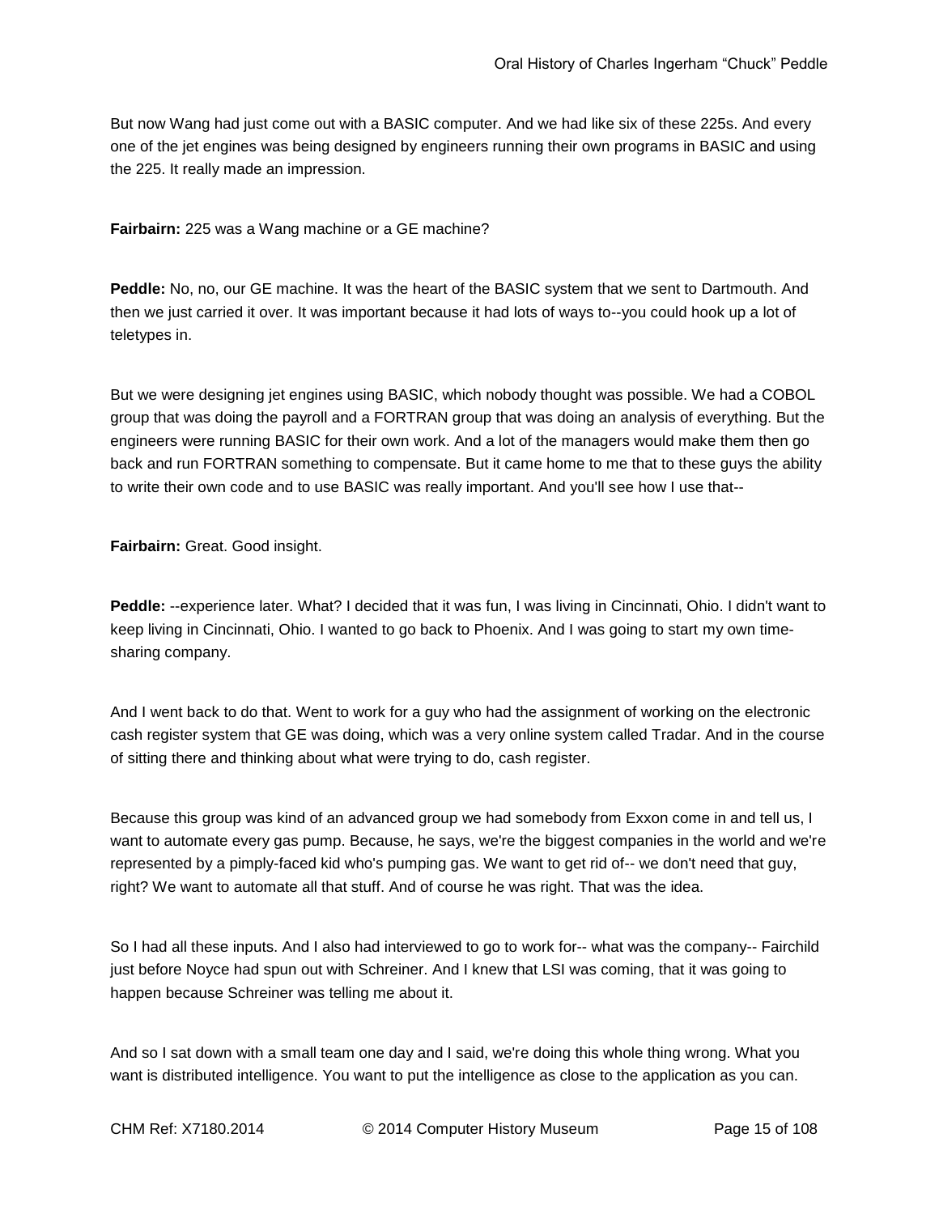But now Wang had just come out with a BASIC computer. And we had like six of these 225s. And every one of the jet engines was being designed by engineers running their own programs in BASIC and using the 225. It really made an impression.

**Fairbairn:** 225 was a Wang machine or a GE machine?

**Peddle:** No, no, our GE machine. It was the heart of the BASIC system that we sent to Dartmouth. And then we just carried it over. It was important because it had lots of ways to--you could hook up a lot of teletypes in.

But we were designing jet engines using BASIC, which nobody thought was possible. We had a COBOL group that was doing the payroll and a FORTRAN group that was doing an analysis of everything. But the engineers were running BASIC for their own work. And a lot of the managers would make them then go back and run FORTRAN something to compensate. But it came home to me that to these guys the ability to write their own code and to use BASIC was really important. And you'll see how I use that--

**Fairbairn:** Great. Good insight.

**Peddle:** --experience later. What? I decided that it was fun, I was living in Cincinnati, Ohio. I didn't want to keep living in Cincinnati, Ohio. I wanted to go back to Phoenix. And I was going to start my own time-sharing company.

And I went back to do that. Went to work for a guy who had the assignment of working on the electronic cash register system that GE was doing, which was a very online system called Tradar. And in the course of sitting there and thinking about what were trying to do, cash register.

Because this group was kind of an advanced group we had somebody from Exxon come in and tell us, I want to automate every gas pump. Because, he says, we're the biggest companies in the world and we're represented by a pimply-faced kid who's pumping gas. We want to get rid of-- we don't need that guy, right? We want to automate all that stuff. And of course he was right. That was the idea.

So I had all these inputs. And I also had interviewed to go to work for-- what was the company-- Fairchild just before Noyce had spun out with Schreiner. And I knew that LSI was coming, that it was going to happen because Schreiner was telling me about it.

And so I sat down with a small team one day and I said, we're doing this whole thing wrong. What you want is distributed intelligence. You want to put the intelligence as close to the application as you can.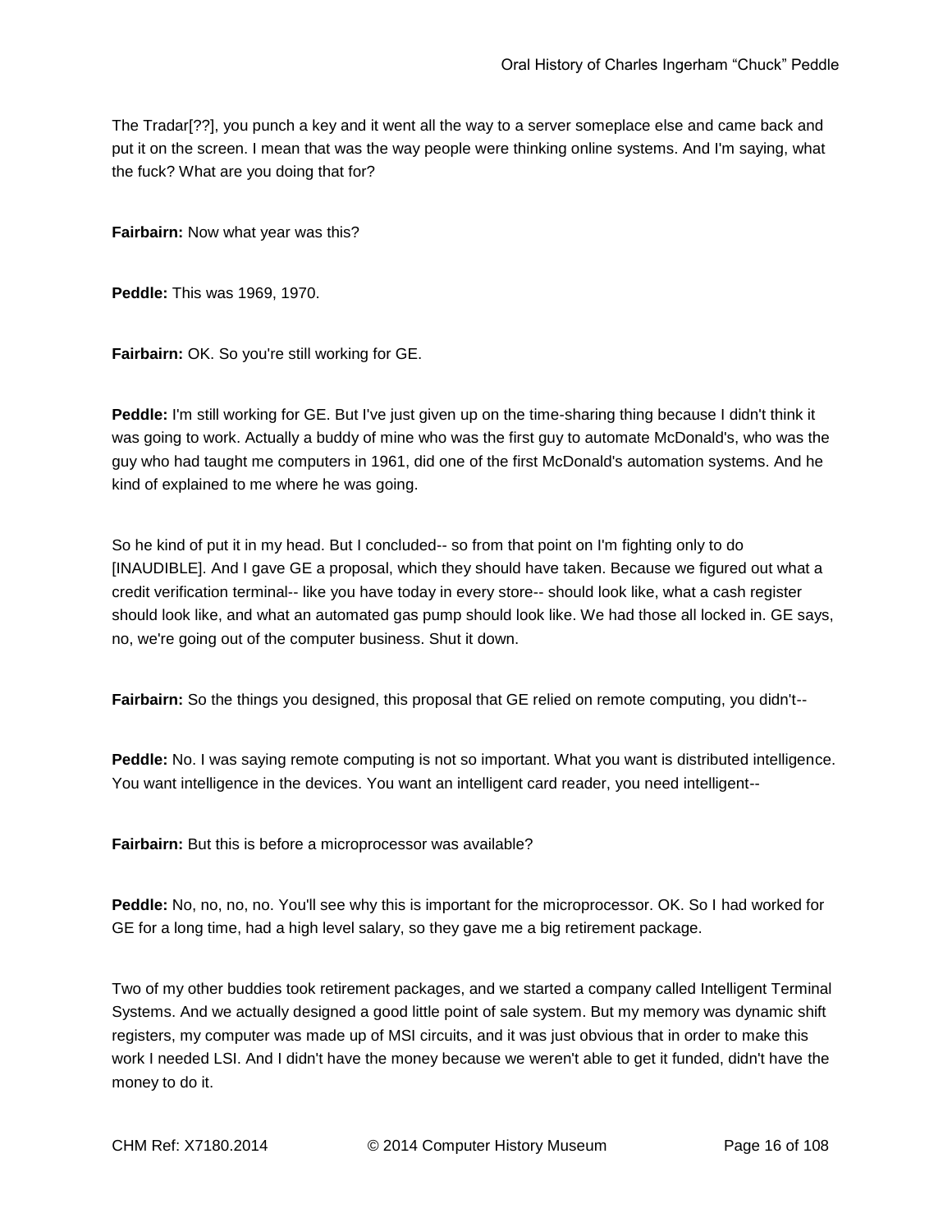The Tradar[??], you punch a key and it went all the way to a server someplace else and came back and put it on the screen. I mean that was the way people were thinking online systems. And I'm saying, what the fuck? What are you doing that for?

**Fairbairn:** Now what year was this?

**Peddle:** This was 1969, 1970.

**Fairbairn:** OK. So you're still working for GE.

**Peddle:** I'm still working for GE. But I've just given up on the time-sharing thing because I didn't think it was going to work. Actually a buddy of mine who was the first guy to automate McDonald's, who was the guy who had taught me computers in 1961, did one of the first McDonald's automation systems. And he kind of explained to me where he was going.

So he kind of put it in my head. But I concluded-- so from that point on I'm fighting only to do [INAUDIBLE]. And I gave GE a proposal, which they should have taken. Because we figured out what a credit verification terminal-- like you have today in every store-- should look like, what a cash register should look like, and what an automated gas pump should look like. We had those all locked in. GE says, no, we're going out of the computer business. Shut it down.

**Fairbairn:** So the things you designed, this proposal that GE relied on remote computing, you didn't'--

**Peddle:** No. I was saying remote computing is not so important. What you want is distributed intelligence. You want intelligence in the devices. You want an intelligent card reader, you need intelligent--

**Fairbairn:** But this is before a microprocessor was available?

**Peddle:** No, no, no, no. You'll see why this is important for the microprocessor. OK. So I had worked for GE for a long time, had a high level salary, so they gave me a big retirement package.

Two of my other buddies took retirement packages, and we started a company called Intelligent Terminal Systems. And we actually designed a good little point of sale system. But my memory was dynamic shift registers, my computer was made up of MSI circuits, and it was just obvious that in order to make this work I needed LSI. And I didn't have the money because we weren't able to get it funded, didn't have the money to do it.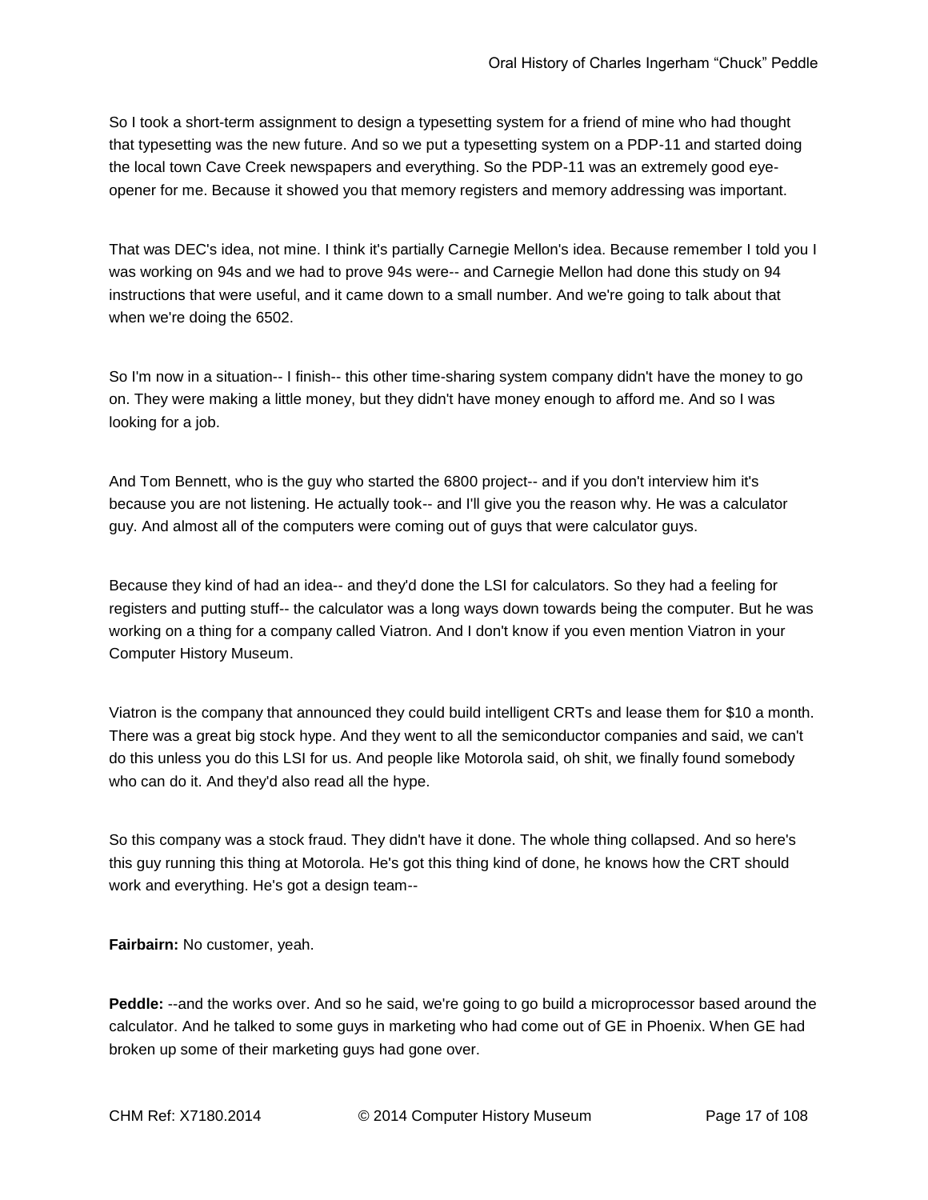So I took a short-term assignment to design a typesetting system for a friend of mine who had thought that typesetting was the new future. And so we put a typesetting system on a PDP-11 and started doing the local town Cave Creek newspapers and everything. So the PDP-11 was an extremely good eye-opener for me. Because it showed you that memory registers and memory addressing was important.

That was DEC's idea, not mine. I think it's partially Carnegie Mellon's idea. Because remember I told you I was working on 94s and we had to prove 94s were-- and Carnegie Mellon had done this study on 94 instructions that were useful, and it came down to a small number. And we're going to talk about that when we're doing the 6502.

So I'm now in a situation-- I finish-- this other time-sharing system company didn't have the money to go on. They were making a little money, but they didn't have money enough to afford me. And so I was looking for a job.

And Tom Bennett, who is the guy who started the 6800 project-- and if you don't interview him it's because you are not listening. He actually took-- and I'll give you the reason why. He was a calculator guy. And almost all of the computers were coming out of guys that were calculator guys.

Because they kind of had an idea-- and they'd done the LSI for calculators. So they had a feeling for registers and putting stuff-- the calculator was a long ways down towards being the computer. But he was working on a thing for a company called Viatron. And I don't know if you even mention Viatron in your Computer History Museum.

Viatron is the company that announced they could build intelligent CRTs and lease them for $10 a month. There was a great big stock hype. And they went to all the semiconductor companies and said, we can't do this unless you do this LSI for us. And people like Motorola said, oh shit, we finally found somebody who can do it. And they'd also read all the hype.

So this company was a stock fraud. They didn't have it done. The whole thing collapsed. And so here's this guy running this thing at Motorola. He's got this thing kind of done, he knows how the CRT should work and everything. He's got a design team--

**Fairbairn:** No customer, yeah.

**Peddle:** --and the works over. And so he said, we're going to go build a microprocessor based around the calculator. And he talked to some guys in marketing who had come out of GE in Phoenix. When GE had broken up some of their marketing guys had gone over.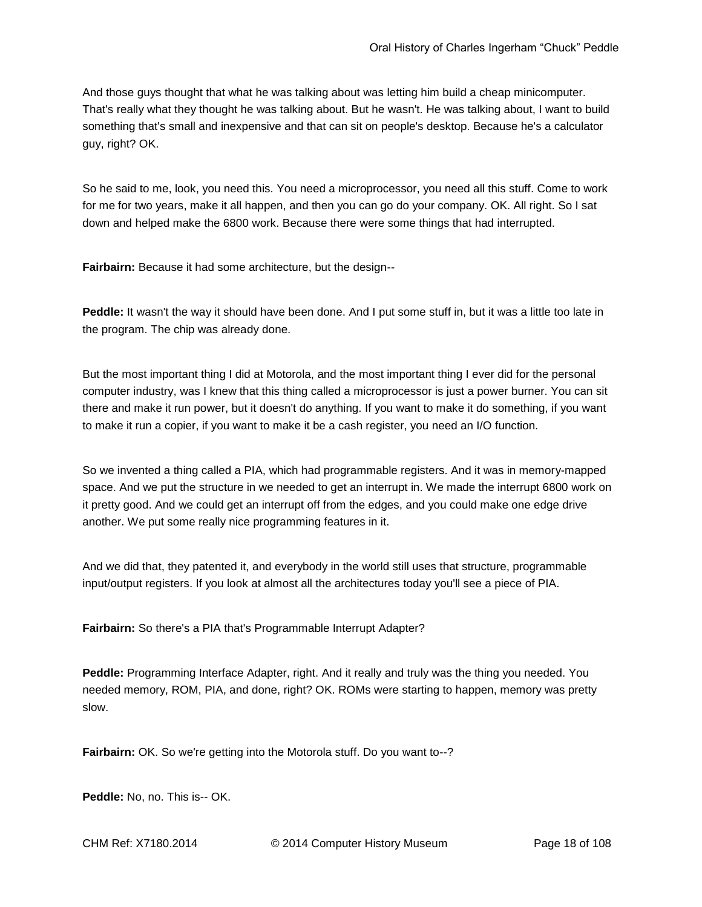And those guys thought that what he was talking about was letting him build a cheap minicomputer. That's really what they thought he was talking about. But he wasn't. He was talking about, I want to build something that's small and inexpensive and that can sit on people's desktop. Because he's a calculator guy, right? OK.

So he said to me, look, you need this. You need a microprocessor, you need all this stuff. Come to work for me for two years, make it all happen, and then you can go do your company. OK. All right. So I sat down and helped make the 6800 work. Because there were some things that had interrupted.

**Fairbairn:** Because it had some architecture, but the design--

**Peddle:** It wasn't the way it should have been done. And I put some stuff in, but it was a little too late in the program. The chip was already done.

But the most important thing I did at Motorola, and the most important thing I ever did for the personal computer industry, was I knew that this thing called a microprocessor is just a power burner. You can sit there and make it run power, but it doesn't do anything. If you want to make it do something, if you want to make it run a copier, if you want to make it be a cash register, you need an I/O function.

So we invented a thing called a PIA, which had programmable registers. And it was in memory-mapped space. And we put the structure in we needed to get an interrupt in. We made the interrupt 6800 work on it pretty good. And we could get an interrupt off from the edges, and you could make one edge drive another. We put some really nice programming features in it.

And we did that, they patented it, and everybody in the world still uses that structure, programmable input/output registers. If you look at almost all the architectures today you'll see a piece of PIA.

**Fairbairn:** So there's a PIA that's Programmable Interrupt Adapter?

**Peddle:** Programming Interface Adapter, right. And it really and truly was the thing you needed. You needed memory, ROM, PIA, and done, right? OK. ROMs were starting to happen, memory was pretty slow.

**Fairbairn:** OK. So we're getting into the Motorola stuff. Do you want to--?

**Peddle:** No, no. This is-- OK.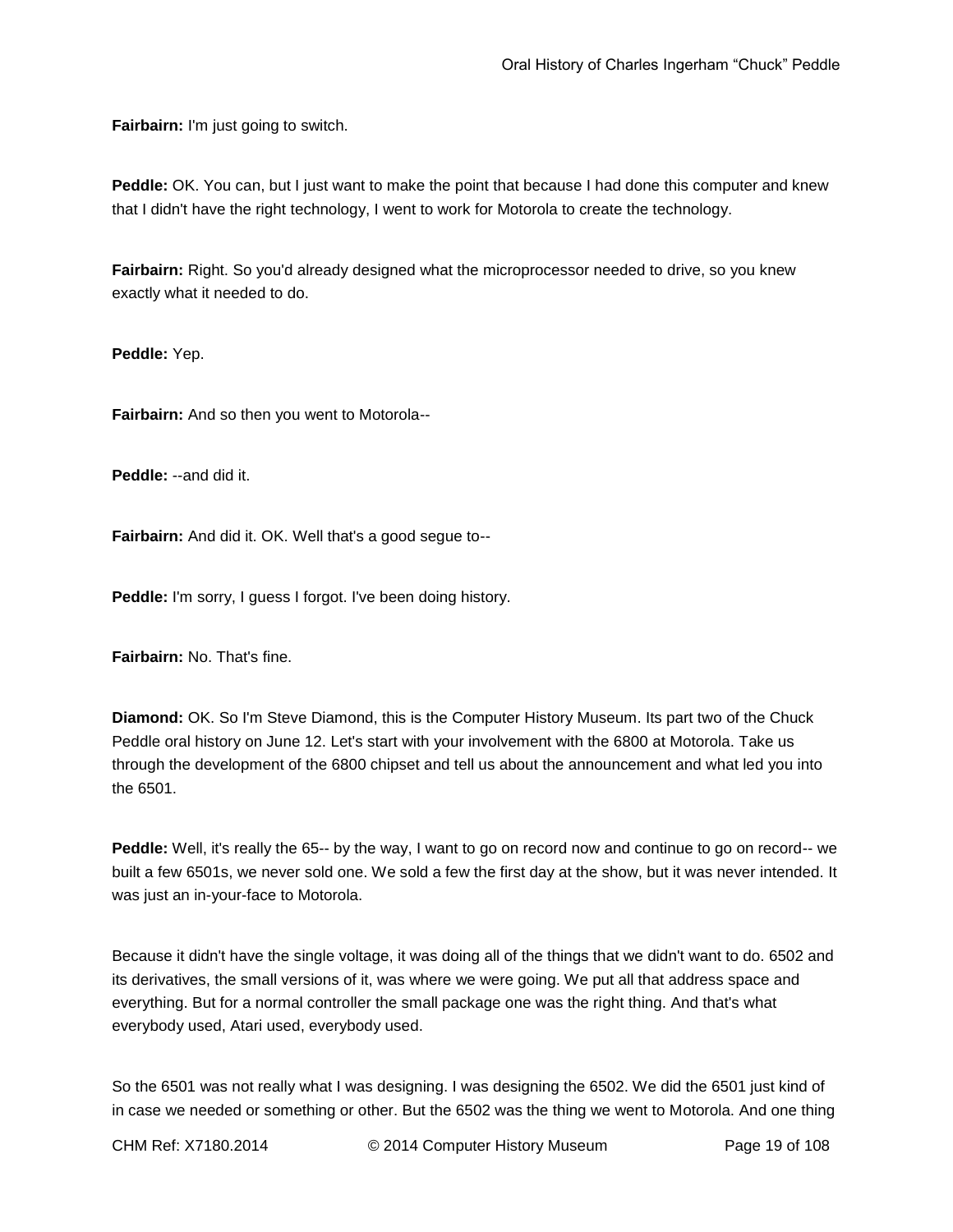**Fairbairn:** I'm just going to switch.

**Peddle:** OK. You can, but I just want to make the point that because I had done this computer and knew that I didn't have the right technology, I went to work for Motorola to create the technology.

**Fairbairn:** Right. So you'd already designed what the microprocessor needed to drive, so you knew exactly what it needed to do.

**Peddle:** Yep.

**Fairbairn:** And so then you went to Motorola--

**Peddle:** --and did it.

**Fairbairn:** And did it. OK. Well that's a good segue to--

**Peddle:** I'm sorry, I guess I forgot. I've been doing history.

**Fairbairn:** No. That's fine.

**Diamond:** OK. So I'm Steve Diamond, this is the Computer History Museum. Its part two of the Chuck Peddle oral history on June 12. Let's start with your involvement with the 6800 at Motorola. Take us through the development of the 6800 chipset and tell us about the announcement and what led you into the 6501.

**Peddle:** Well, it's really the 65-- by the way, I want to go on record now and continue to go on record-- we built a few 6501s, we never sold one. We sold a few the first day at the show, but it was never intended. It was just an in-your-face to Motorola.

Because it didn't have the single voltage, it was doing all of the things that we didn't want to do. 6502 and its derivatives, the small versions of it, was where we were going. We put all that address space and everything. But for a normal controller the small package one was the right thing. And that's what everybody used, Atari used, everybody used.

So the 6501 was not really what I was designing. I was designing the 6502. We did the 6501 just kind of in case we needed or something or other. But the 6502 was the thing we went to Motorola. And one thing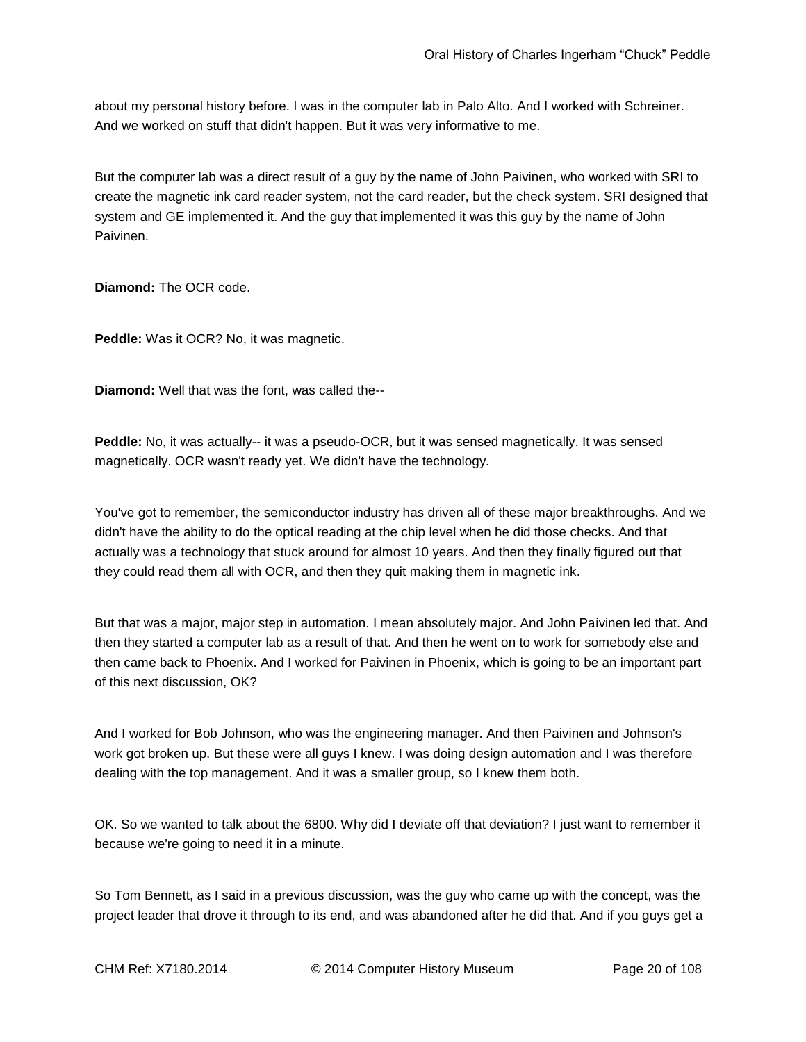about my personal history before. I was in the computer lab in Palo Alto. And I worked with Schreiner. And we worked on stuff that didn't happen. But it was very informative to me.

But the computer lab was a direct result of a guy by the name of John Paivinen, who worked with SRI to create the magnetic ink card reader system, not the card reader, but the check system. SRI designed that system and GE implemented it. And the guy that implemented it was this guy by the name of John Paivinen.

**Diamond:** The OCR code.

**Peddle:** Was it OCR? No, it was magnetic.

**Diamond:** Well that was the font, was called the--

**Peddle:** No, it was actually-- it was a pseudo-OCR, but it was sensed magnetically. It was sensed magnetically. OCR wasn't ready yet. We didn't have the technology.

You've got to remember, the semiconductor industry has driven all of these major breakthroughs. And we didn't have the ability to do the optical reading at the chip level when he did those checks. And that actually was a technology that stuck around for almost 10 years. And then they finally figured out that they could read them all with OCR, and then they quit making them in magnetic ink.

But that was a major, major step in automation. I mean absolutely major. And John Paivinen led that. And then they started a computer lab as a result of that. And then he went on to work for somebody else and then came back to Phoenix. And I worked for Paivinen in Phoenix, which is going to be an important part of this next discussion, OK?

And I worked for Bob Johnson, who was the engineering manager. And then Paivinen and Johnson's work got broken up. But these were all guys I knew. I was doing design automation and I was therefore dealing with the top management. And it was a smaller group, so I knew them both.

OK. So we wanted to talk about the 6800. Why did I deviate off that deviation? I just want to remember it because we're going to need it in a minute.

So Tom Bennett, as I said in a previous discussion, was the guy who came up with the concept, was the project leader that drove it through to its end, and was abandoned after he did that. And if you guys get a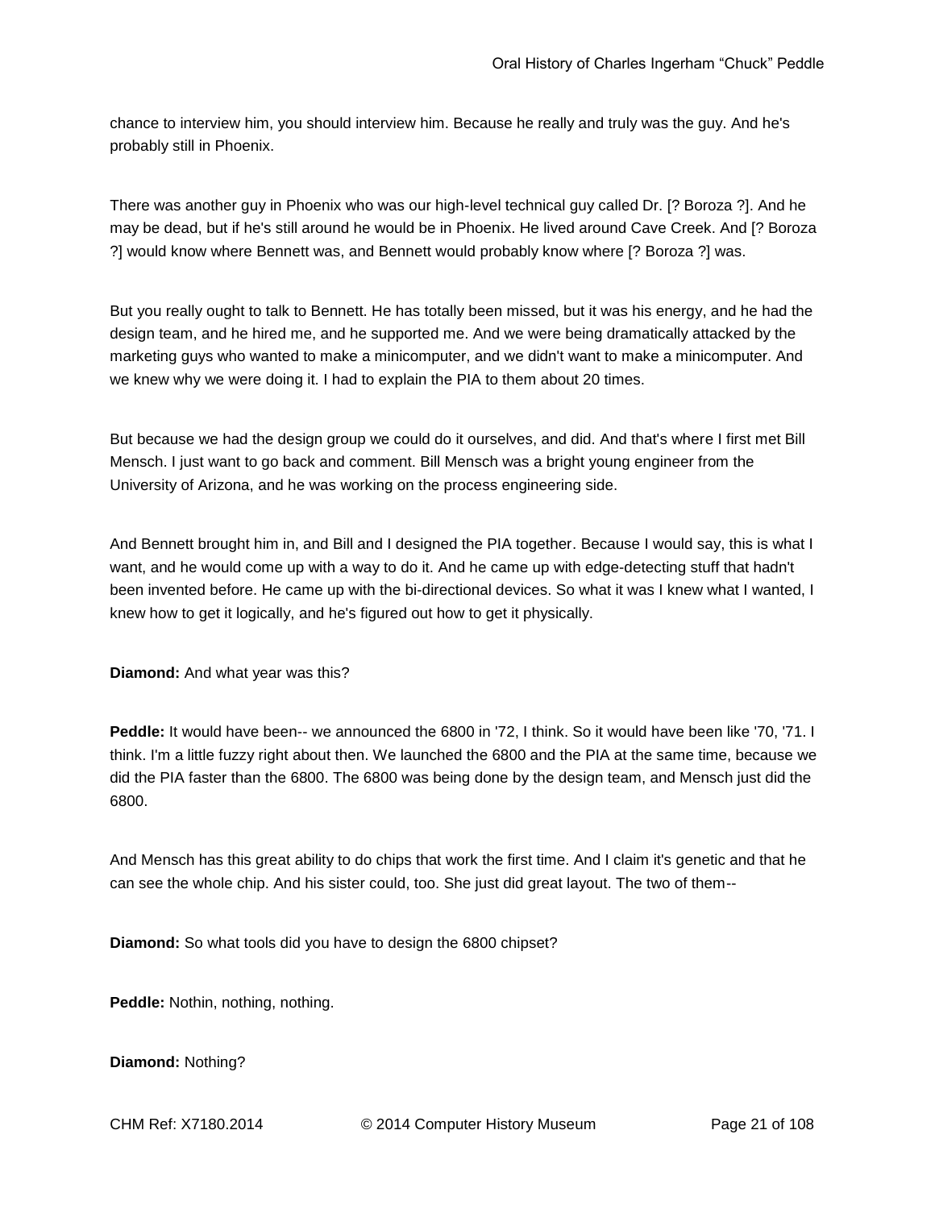chance to interview him, you should interview him. Because he really and truly was the guy. And he's probably still in Phoenix.

There was another guy in Phoenix who was our high-level technical guy called Dr. [? Boroza ?]. And he may be dead, but if he's still around he would be in Phoenix. He lived around Cave Creek. And [? Boroza ?] would know where Bennett was, and Bennett would probably know where [? Boroza ?] was.

But you really ought to talk to Bennett. He has totally been missed, but it was his energy, and he had the design team, and he hired me, and he supported me. And we were being dramatically attacked by the marketing guys who wanted to make a minicomputer, and we didn't want to make a minicomputer. And we knew why we were doing it. I had to explain the PIA to them about 20 times.

But because we had the design group we could do it ourselves, and did. And that's where I first met Bill Mensch. I just want to go back and comment. Bill Mensch was a bright young engineer from the University of Arizona, and he was working on the process engineering side.

And Bennett brought him in, and Bill and I designed the PIA together. Because I would say, this is what I want, and he would come up with a way to do it. And he came up with edge-detecting stuff that hadn't been invented before. He came up with the bi-directional devices. So what it was I knew what I wanted, I knew how to get it logically, and he's figured out how to get it physically.

**Diamond:** And what year was this?

**Peddle:** It would have been-- we announced the 6800 in '72, I think. So it would have been like '70, '71. I think. I'm a little fuzzy right about then. We launched the 6800 and the PIA at the same time, because we did the PIA faster than the 6800. The 6800 was being done by the design team, and Mensch just did the 6800.

And Mensch has this great ability to do chips that work the first time. And I claim it's genetic and that he can see the whole chip. And his sister could, too. She just did great layout. The two of them--

**Diamond:** So what tools did you have to design the 6800 chipset?

**Peddle:** Nothin, nothing, nothing.

**Diamond:** Nothing?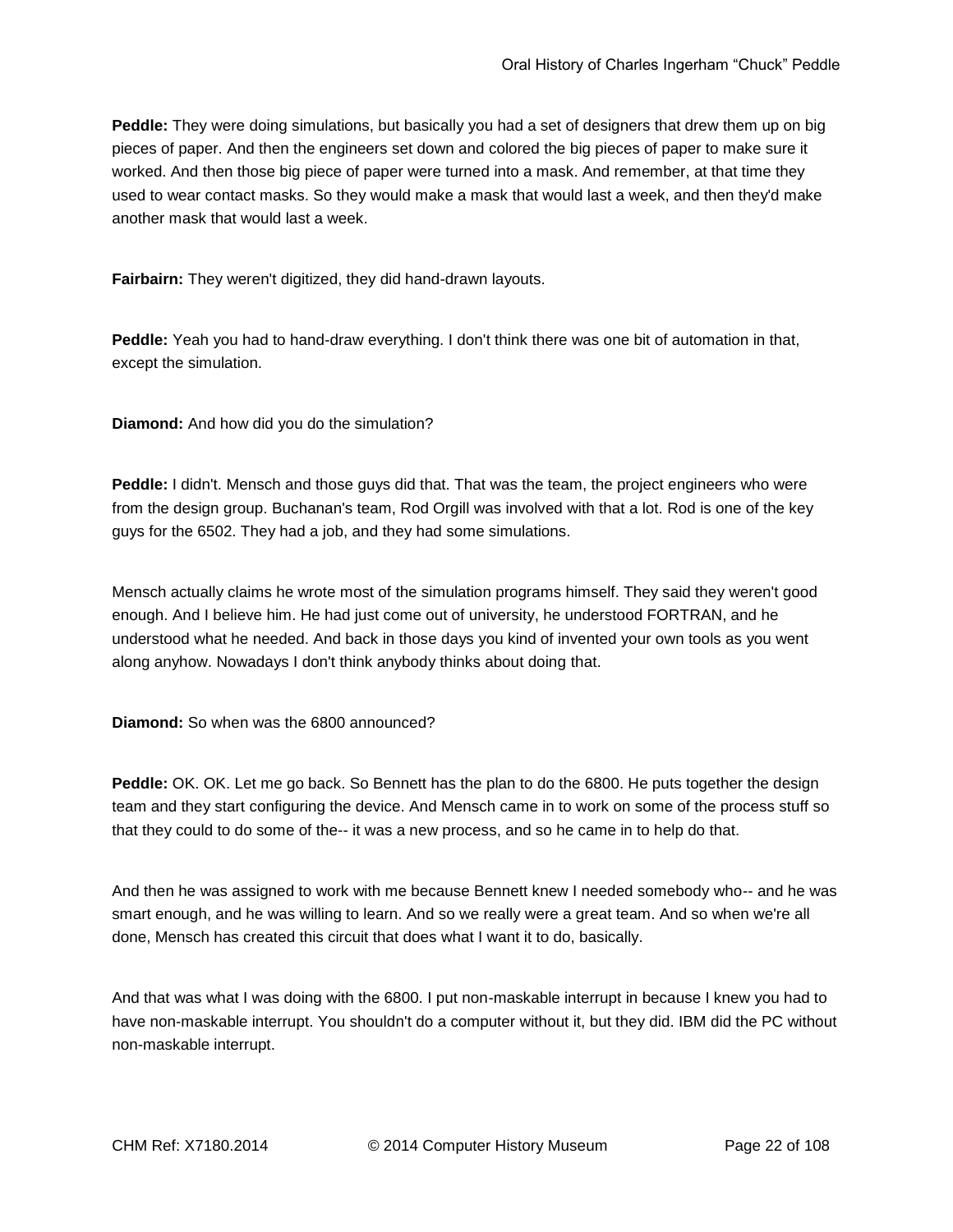**Peddle:** They were doing simulations, but basically you had a set of designers that drew them up on big pieces of paper. And then the engineers set down and colored the big pieces of paper to make sure it worked. And then those big piece of paper were turned into a mask. And remember, at that time they used to wear contact masks. So they would make a mask that would last a week, and then they'd make another mask that would last a week.

**Fairbairn:** They weren't digitized, they did hand-drawn layouts.

**Peddle:** Yeah you had to hand-draw everything. I don't think there was one bit of automation in that, except the simulation.

**Diamond:** And how did you do the simulation?

**Peddle:** I didn't. Mensch and those guys did that. That was the team, the project engineers who were from the design group. Buchanan's team, Rod Orgill was involved with that a lot. Rod is one of the key guys for the 6502. They had a job, and they had some simulations.

Mensch actually claims he wrote most of the simulation programs himself. They said they weren't good enough. And I believe him. He had just come out of university, he understood FORTRAN, and he understood what he needed. And back in those days you kind of invented your own tools as you went along anyhow. Nowadays I don't think anybody thinks about doing that.

**Diamond:** So when was the 6800 announced?

**Peddle:** OK. OK. Let me go back. So Bennett has the plan to do the 6800. He puts together the design team and they start configuring the device. And Mensch came in to work on some of the process stuff so that they could to do some of the-- it was a new process, and so he came in to help do that.

And then he was assigned to work with me because Bennett knew I needed somebody who-- and he was smart enough, and he was willing to learn. And so we really were a great team. And so when we're all done, Mensch has created this circuit that does what I want it to do, basically.

And that was what I was doing with the 6800. I put non-maskable interrupt in because I knew you had to have non-maskable interrupt. You shouldn't do a computer without it, but they did. IBM did the PC without non-maskable interrupt.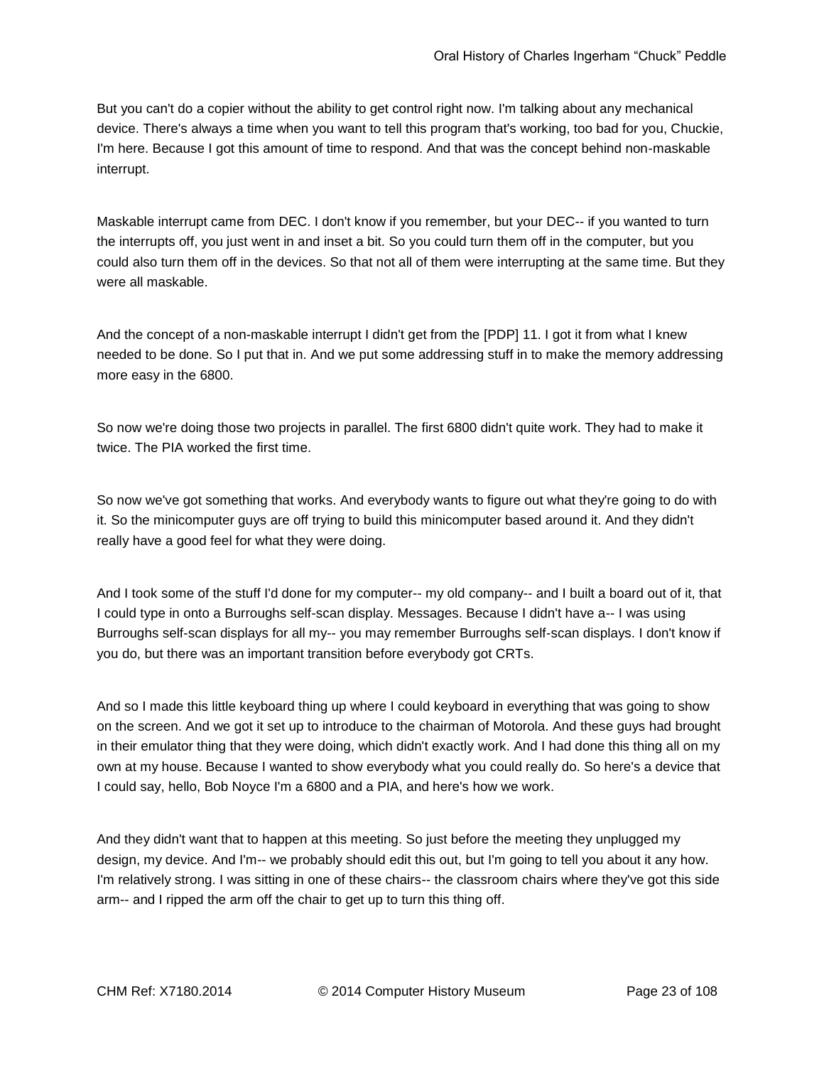But you can't do a copier without the ability to get control right now. I'm talking about any mechanical device. There's always a time when you want to tell this program that's working, too bad for you, Chuckie, I'm here. Because I got this amount of time to respond. And that was the concept behind non-maskable interrupt.

Maskable interrupt came from DEC. I don't know if you remember, but your DEC-- if you wanted to turn the interrupts off, you just went in and inset a bit. So you could turn them off in the computer, but you could also turn them off in the devices. So that not all of them were interrupting at the same time. But they were all maskable.

And the concept of a non-maskable interrupt I didn't get from the [PDP] 11. I got it from what I knew needed to be done. So I put that in. And we put some addressing stuff in to make the memory addressing more easy in the 6800.

So now we're doing those two projects in parallel. The first 6800 didn't quite work. They had to make it twice. The PIA worked the first time.

So now we've got something that works. And everybody wants to figure out what they're going to do with it. So the minicomputer guys are off trying to build this minicomputer based around it. And they didn't really have a good feel for what they were doing.

And I took some of the stuff I'd done for my computer-- my old company-- and I built a board out of it, that I could type in onto a Burroughs self-scan display. Messages. Because I didn't have a-- I was using Burroughs self-scan displays for all my-- you may remember Burroughs self-scan displays. I don't know if you do, but there was an important transition before everybody got CRTs.

And so I made this little keyboard thing up where I could keyboard in everything that was going to show on the screen. And we got it set up to introduce to the chairman of Motorola. And these guys had brought in their emulator thing that they were doing, which didn't exactly work. And I had done this thing all on my own at my house. Because I wanted to show everybody what you could really do. So here's a device that I could say, hello, Bob Noyce I'm a 6800 and a PIA, and here's how we work.

And they didn't want that to happen at this meeting. So just before the meeting they unplugged my design, my device. And I'm-- we probably should edit this out, but I'm going to tell you about it any how. I'm relatively strong. I was sitting in one of these chairs-- the classroom chairs where they've got this side arm-- and I ripped the arm off the chair to get up to turn this thing off.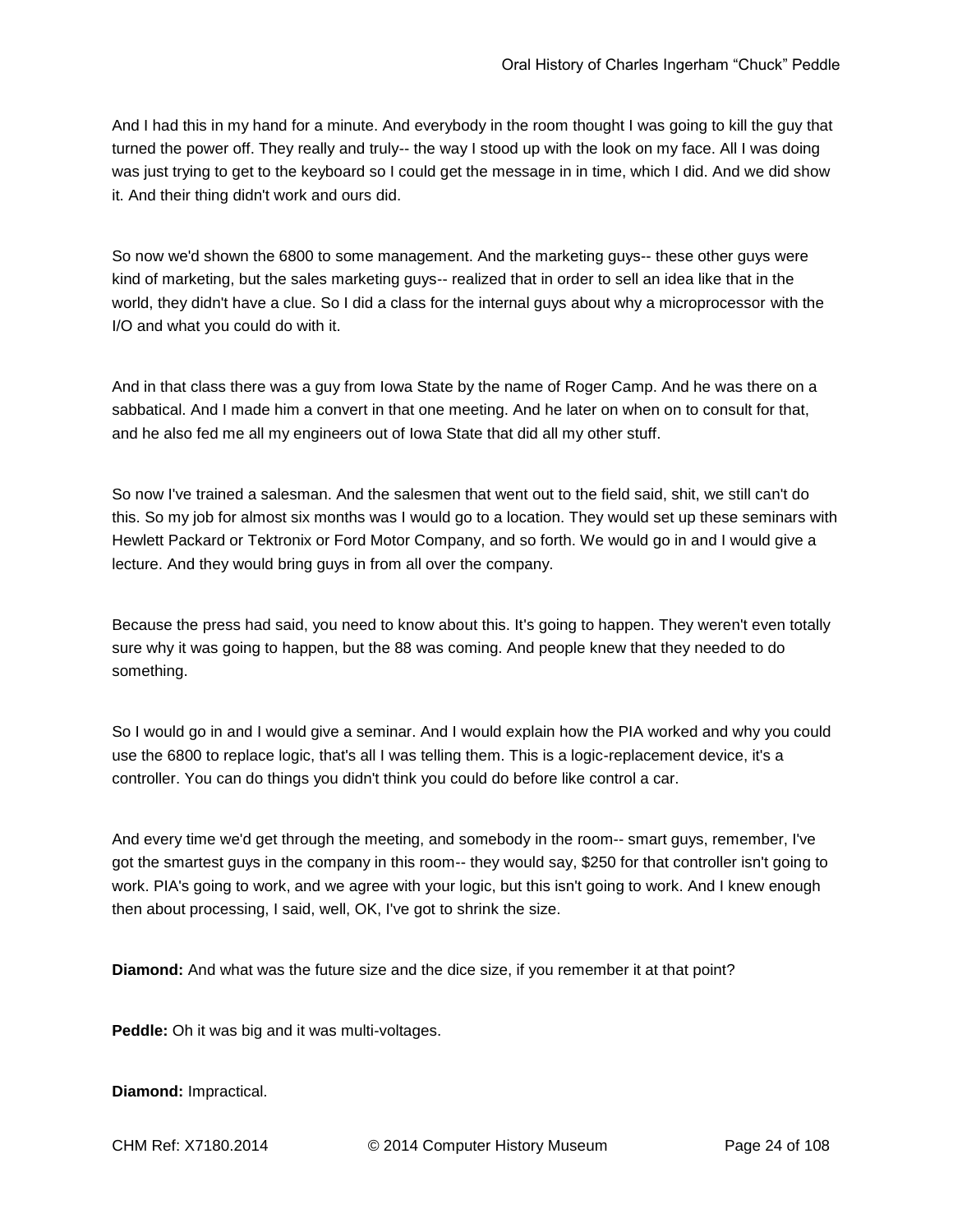And I had this in my hand for a minute. And everybody in the room thought I was going to kill the guy that turned the power off. They really and truly-- the way I stood up with the look on my face. All I was doing was just trying to get to the keyboard so I could get the message in in time, which I did. And we did show it. And their thing didn't work and ours did.

So now we'd shown the 6800 to some management. And the marketing guys-- these other guys were kind of marketing, but the sales marketing guys-- realized that in order to sell an idea like that in the world, they didn't have a clue. So I did a class for the internal guys about why a microprocessor with the I/O and what you could do with it.

And in that class there was a guy from Iowa State by the name of Roger Camp. And he was there on a sabbatical. And I made him a convert in that one meeting. And he later on when on to consult for that, and he also fed me all my engineers out of Iowa State that did all my other stuff.

So now I've trained a salesman. And the salesmen that went out to the field said, shit, we still can't do this. So my job for almost six months was I would go to a location. They would set up these seminars with Hewlett Packard or Tektronix or Ford Motor Company, and so forth. We would go in and I would give a lecture. And they would bring guys in from all over the company.

Because the press had said, you need to know about this. It's going to happen. They weren't even totally sure why it was going to happen, but the 88 was coming. And people knew that they needed to do something.

So I would go in and I would give a seminar. And I would explain how the PIA worked and why you could use the 6800 to replace logic, that's all I was telling them. This is a logic-replacement device, it's a controller. You can do things you didn't think you could do before like control a car.

And every time we'd get through the meeting, and somebody in the room-- smart guys, remember, I've got the smartest guys in the company in this room-- they would say, $250 for that controller isn't going to work. PIA's going to work, and we agree with your logic, but this isn't going to work. And I knew enough then about processing, I said, well, OK, I've got to shrink the size.

**Diamond:** And what was the future size and the dice size, if you remember it at that point?

**Peddle:** Oh it was big and it was multi-voltages.

**Diamond:** Impractical.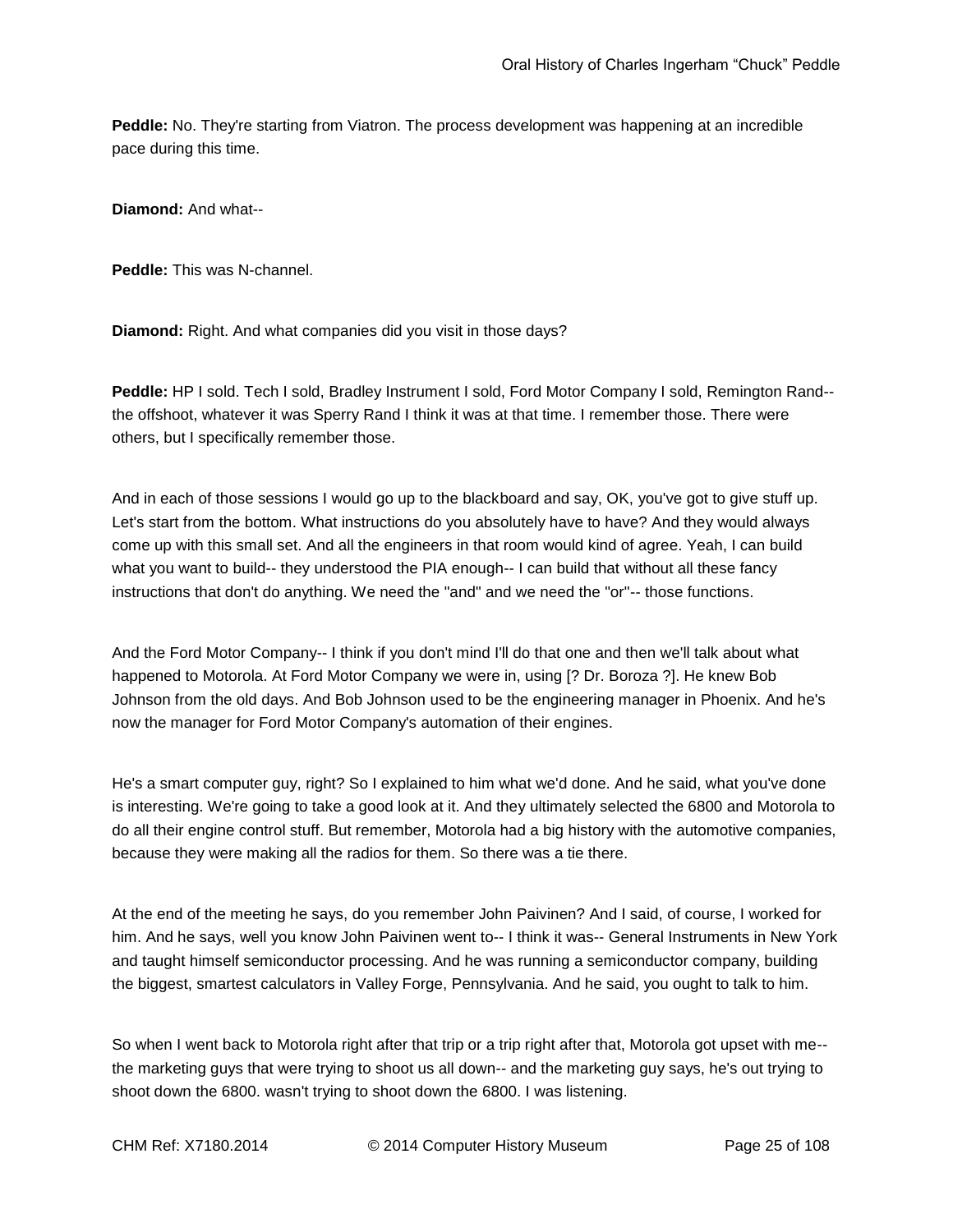**Peddle:** No. They're starting from Viatron. The process development was happening at an incredible pace during this time.

**Diamond:** And what--

**Peddle:** This was N-channel.

**Diamond:** Right. And what companies did you visit in those days?

**Peddle:** HP I sold. Tech I sold, Bradley Instrument I sold, Ford Motor Company I sold, Remington Rand-- the offshoot, whatever it was Sperry Rand I think it was at that time. I remember those. There were others, but I specifically remember those.

And in each of those sessions I would go up to the blackboard and say, OK, you've got to give stuff up. Let's start from the bottom. What instructions do you absolutely have to have? And they would always come up with this small set. And all the engineers in that room would kind of agree. Yeah, I can build what you want to build-- they understood the PIA enough-- I can build that without all these fancy instructions that don't do anything. We need the "and" and we need the "or"-- those functions.

And the Ford Motor Company-- I think if you don't mind I'll do that one and then we'll talk about what happened to Motorola. At Ford Motor Company we were in, using [? Dr. Boroza ?]. He knew Bob Johnson from the old days. And Bob Johnson used to be the engineering manager in Phoenix. And he's now the manager for Ford Motor Company's automation of their engines.

He's a smart computer guy, right? So I explained to him what we'd done. And he said, what you've done is interesting. We're going to take a good look at it. And they ultimately selected the 6800 and Motorola to do all their engine control stuff. But remember, Motorola had a big history with the automotive companies, because they were making all the radios for them. So there was a tie there.

At the end of the meeting he says, do you remember John Paivinen? And I said, of course, I worked for him. And he says, well you know John Paivinen went to-- I think it was-- General Instruments in New York and taught himself semiconductor processing. And he was running a semiconductor company, building the biggest, smartest calculators in Valley Forge, Pennsylvania. And he said, you ought to talk to him.

So when I went back to Motorola right after that trip or a trip right after that, Motorola got upset with me-- the marketing guys that were trying to shoot us all down-- and the marketing guy says, he's out trying to shoot down the 6800. wasn't trying to shoot down the 6800. I was listening.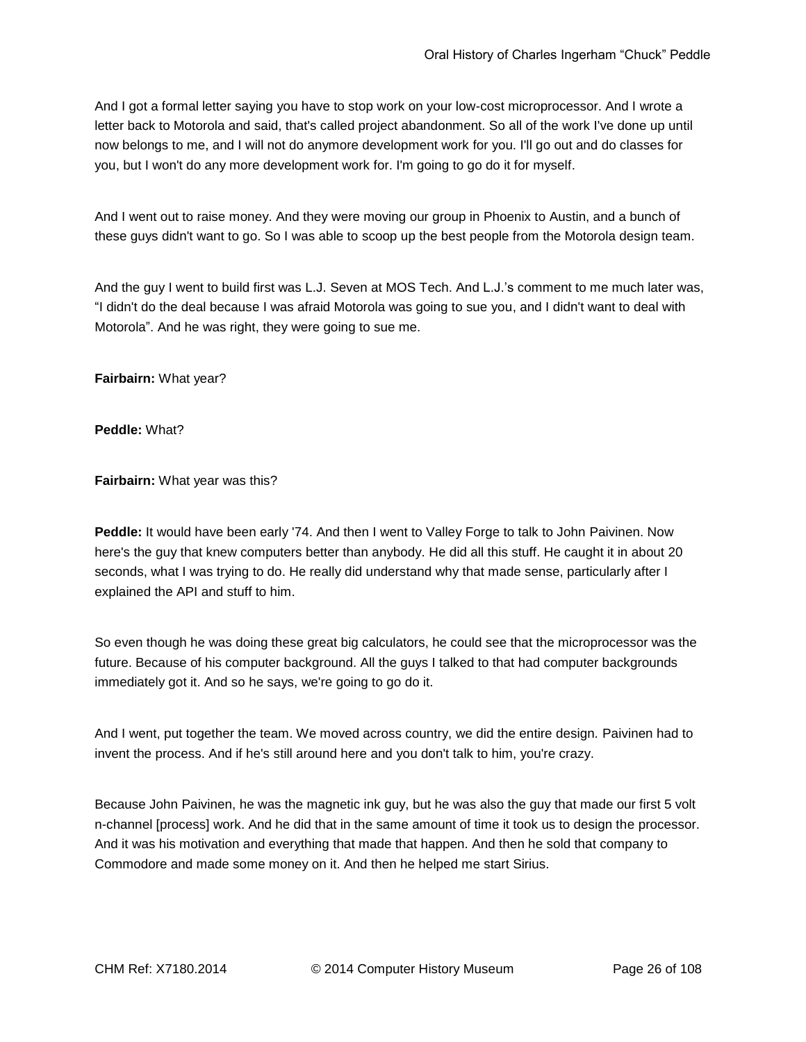And I got a formal letter saying you have to stop work on your low-cost microprocessor. And I wrote a letter back to Motorola and said, that's called project abandonment. So all of the work I've done up until now belongs to me, and I will not do anymore development work for you. I'll go out and do classes for you, but I won't do any more development work for. I'm going to go do it for myself.

And I went out to raise money. And they were moving our group in Phoenix to Austin, and a bunch of these guys didn't want to go. So I was able to scoop up the best people from the Motorola design team.

And the guy I went to build first was L.J. Seven at MOS Tech. And L.J.'s comment to me much later was, "I didn't do the deal because I was afraid Motorola was going to sue you, and I didn't want to deal with Motorola". And he was right, they were going to sue me.

**Fairbairn:** What year?

**Peddle:** What?

**Fairbairn:** What year was this?

**Peddle:** It would have been early '74. And then I went to Valley Forge to talk to John Paivinen. Now here's the guy that knew computers better than anybody. He did all this stuff. He caught it in about 20 seconds, what I was trying to do. He really did understand why that made sense, particularly after I explained the API and stuff to him.

So even though he was doing these great big calculators, he could see that the microprocessor was the future. Because of his computer background. All the guys I talked to that had computer backgrounds immediately got it. And so he says, we're going to go do it.

And I went, put together the team. We moved across country, we did the entire design. Paivinen had to invent the process. And if he's still around here and you don't talk to him, you're crazy.

Because John Paivinen, he was the magnetic ink guy, but he was also the guy that made our first 5 volt n-channel [process] work. And he did that in the same amount of time it took us to design the processor. And it was his motivation and everything that made that happen. And then he sold that company to Commodore and made some money on it. And then he helped me start Sirius.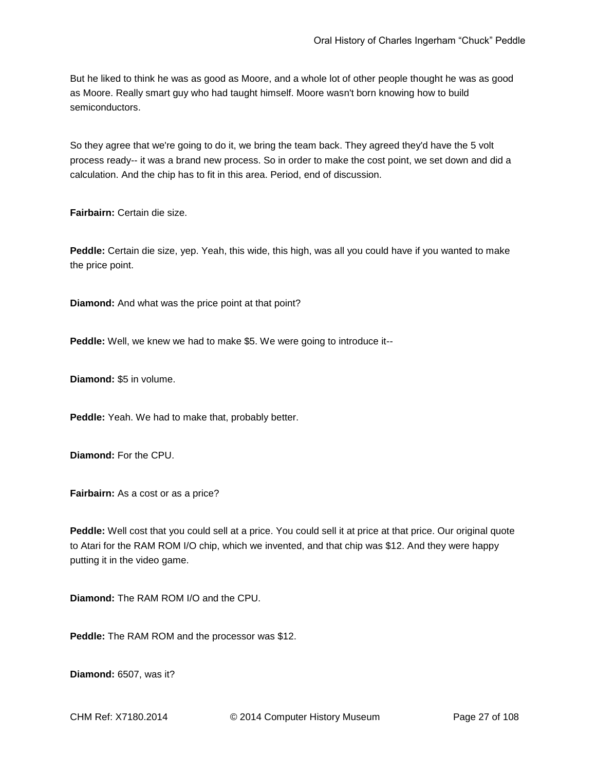But he liked to think he was as good as Moore, and a whole lot of other people thought he was as good as Moore. Really smart guy who had taught himself. Moore wasn't born knowing how to build semiconductors.

So they agree that we're going to do it, we bring the team back. They agreed they'd have the 5 volt process ready-- it was a brand new process. So in order to make the cost point, we set down and did a calculation. And the chip has to fit in this area. Period, end of discussion.

**Fairbairn:** Certain die size.

**Peddle:** Certain die size, yep. Yeah, this wide, this high, was all you could have if you wanted to make the price point.

**Diamond:** And what was the price point at that point?

**Peddle:** Well, we knew we had to make $5. We were going to introduce it--

**Diamond:** $5 in volume.

**Peddle:** Yeah. We had to make that, probably better.

**Diamond:** For the CPU.

**Fairbairn:** As a cost or as a price?

**Peddle:** Well cost that you could sell at a price. You could sell it at price at that price. Our original quote to Atari for the RAM ROM I/O chip, which we invented, and that chip was $12. And they were happy putting it in the video game.

**Diamond:** The RAM ROM I/O and the CPU.

**Peddle:** The RAM ROM and the processor was $12.

**Diamond:** 6507, was it?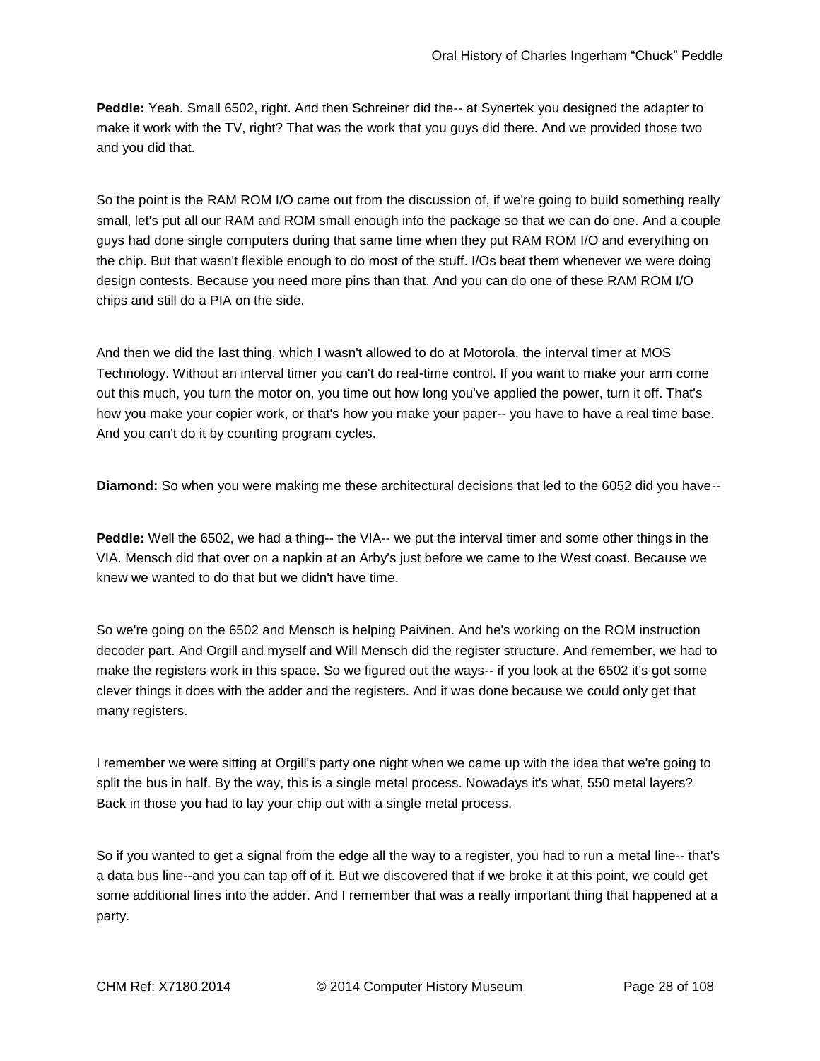**Peddle:** Yeah. Small 6502, right. And then Schreiner did the-- at Synertek you designed the adapter to make it work with the TV, right? That was the work that you guys did there. And we provided those two and you did that.

So the point is the RAM ROM I/O came out from the discussion of, if we're going to build something really small, let's put all our RAM and ROM small enough into the package so that we can do one. And a couple guys had done single computers during that same time when they put RAM ROM I/O and everything on the chip. But that wasn't flexible enough to do most of the stuff. I/Os beat them whenever we were doing design contests. Because you need more pins than that. And you can do one of these RAM ROM I/O chips and still do a PIA on the side.

And then we did the last thing, which I wasn't allowed to do at Motorola, the interval timer at MOS Technology. Without an interval timer you can't do real-time control. If you want to make your arm come out this much, you turn the motor on, you time out how long you've applied the power, turn it off. That's how you make your copier work, or that's how you make your paper-- you have to have a real time base. And you can't do it by counting program cycles.

**Diamond:** So when you were making me these architectural decisions that led to the 6052 did you have--

**Peddle:** Well the 6502, we had a thing-- the VIA-- we put the interval timer and some other things in the VIA. Mensch did that over on a napkin at an Arby's just before we came to the West coast. Because we knew we wanted to do that but we didn't have time.

So we're going on the 6502 and Mensch is helping Paivinen. And he's working on the ROM instruction decoder part. And Orgill and myself and Will Mensch did the register structure. And remember, we had to make the registers work in this space. So we figured out the ways-- if you look at the 6502 it's got some clever things it does with the adder and the registers. And it was done because we could only get that many registers.

I remember we were sitting at Orgill's party one night when we came up with the idea that we're going to split the bus in half. By the way, this is a single metal process. Nowadays it's what, 550 metal layers? Back in those you had to lay your chip out with a single metal process.

So if you wanted to get a signal from the edge all the way to a register, you had to run a metal line-- that's a data bus line--and you can tap off of it. But we discovered that if we broke it at this point, we could get some additional lines into the adder. And I remember that was a really important thing that happened at a party.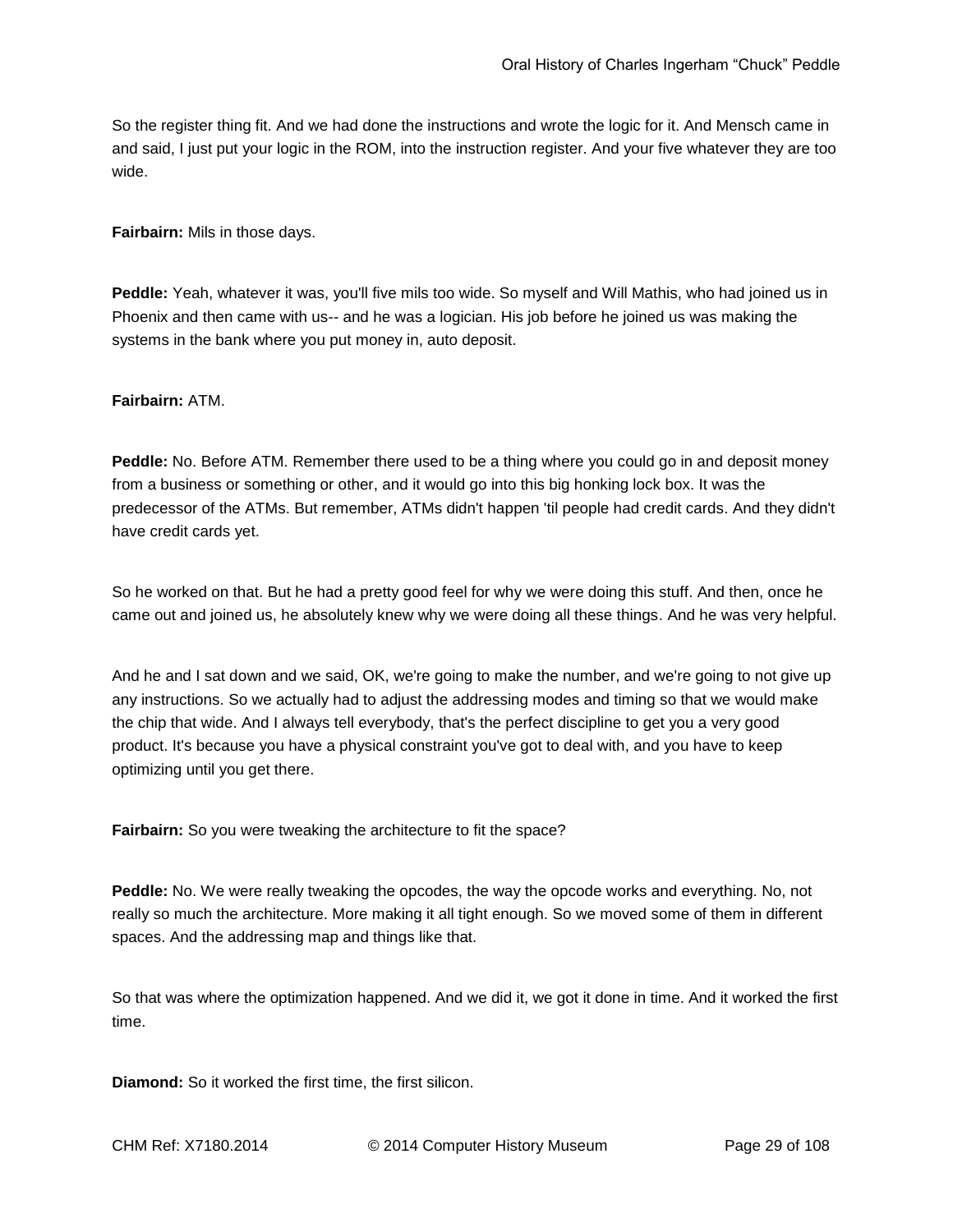So the register thing fit. And we had done the instructions and wrote the logic for it. And Mensch came in and said, I just put your logic in the ROM, into the instruction register. And your five whatever they are too wide.

**Fairbairn:** Mils in those days.

**Peddle:** Yeah, whatever it was, you'll five mils too wide. So myself and Will Mathis, who had joined us in Phoenix and then came with us-- and he was a logician. His job before he joined us was making the systems in the bank where you put money in, auto deposit.

**Fairbairn:** ATM.

**Peddle:** No. Before ATM. Remember there used to be a thing where you could go in and deposit money from a business or something or other, and it would go into this big honking lock box. It was the predecessor of the ATMs. But remember, ATMs didn't happen 'til people had credit cards. And they didn't have credit cards yet.

So he worked on that. But he had a pretty good feel for why we were doing this stuff. And then, once he came out and joined us, he absolutely knew why we were doing all these things. And he was very helpful.

And he and I sat down and we said, OK, we're going to make the number, and we're going to not give up any instructions. So we actually had to adjust the addressing modes and timing so that we would make the chip that wide. And I always tell everybody, that's the perfect discipline to get you a very good product. It's because you have a physical constraint you've got to deal with, and you have to keep optimizing until you get there.

**Fairbairn:** So you were tweaking the architecture to fit the space?

**Peddle:** No. We were really tweaking the opcodes, the way the opcode works and everything. No, not really so much the architecture. More making it all tight enough. So we moved some of them in different spaces. And the addressing map and things like that.

So that was where the optimization happened. And we did it, we got it done in time. And it worked the first time.

**Diamond:** So it worked the first time, the first silicon.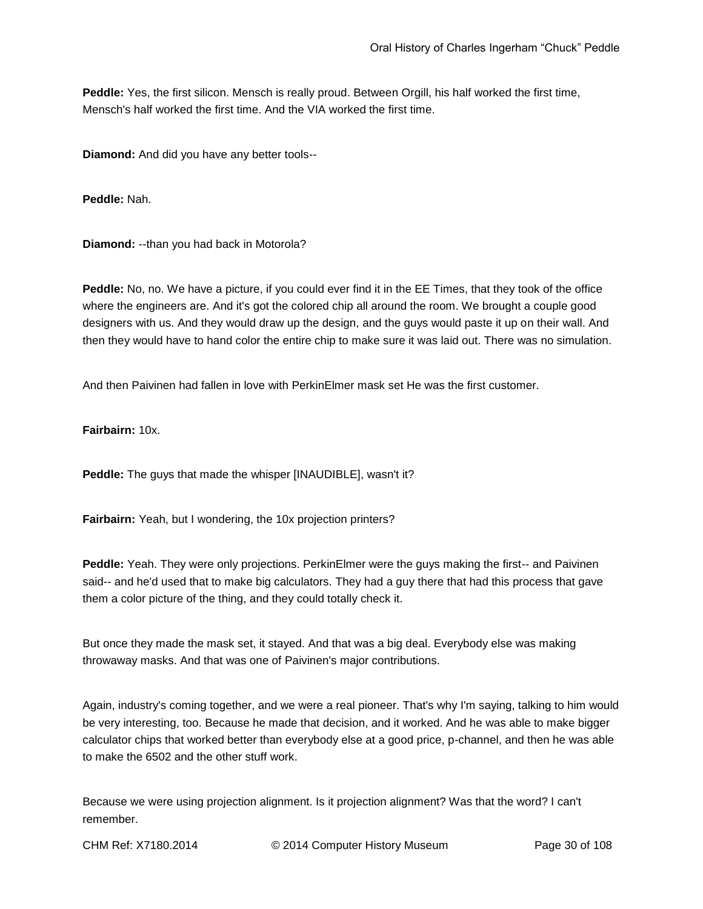**Peddle:** Yes, the first silicon. Mensch is really proud. Between Orgill, his half worked the first time, Mensch's half worked the first time. And the VIA worked the first time.

**Diamond:** And did you have any better tools--

**Peddle:** Nah.

**Diamond:** --than you had back in Motorola?

**Peddle:** No, no. We have a picture, if you could ever find it in the EE Times, that they took of the office where the engineers are. And it's got the colored chip all around the room. We brought a couple good designers with us. And they would draw up the design, and the guys would paste it up on their wall. And then they would have to hand color the entire chip to make sure it was laid out. There was no simulation.

And then Paivinen had fallen in love with PerkinElmer mask set He was the first customer.

**Fairbairn:** 10x.

**Peddle:** The guys that made the whisper [INAUDIBLE], wasn't it?

**Fairbairn:** Yeah, but I wondering, the 10x projection printers?

**Peddle:** Yeah. They were only projections. PerkinElmer were the guys making the first-- and Paivinen said-- and he'd used that to make big calculators. They had a guy there that had this process that gave them a color picture of the thing, and they could totally check it.

But once they made the mask set, it stayed. And that was a big deal. Everybody else was making throwaway masks. And that was one of Paivinen's major contributions.

Again, industry's coming together, and we were a real pioneer. That's why I'm saying, talking to him would be very interesting, too. Because he made that decision, and it worked. And he was able to make bigger calculator chips that worked better than everybody else at a good price, p-channel, and then he was able to make the 6502 and the other stuff work.

Because we were using projection alignment. Is it projection alignment? Was that the word? I can't remember.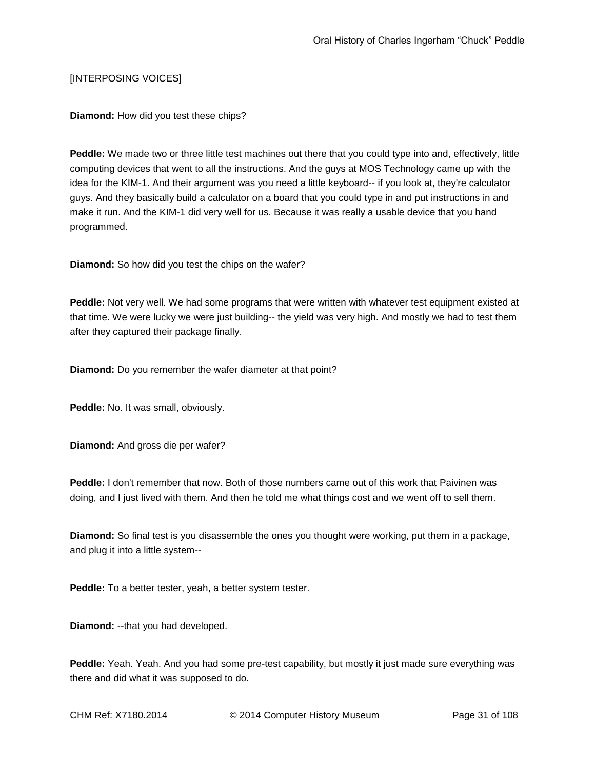[INTERPOSING VOICES]

**Diamond:** How did you test these chips?

**Peddle:** We made two or three little test machines out there that you could type into and, effectively, little computing devices that went to all the instructions. And the guys at MOS Technology came up with the idea for the KIM-1. And their argument was you need a little keyboard-- if you look at, they're calculator guys. And they basically build a calculator on a board that you could type in and put instructions in and make it run. And the KIM-1 did very well for us. Because it was really a usable device that you hand programmed.

**Diamond:** So how did you test the chips on the wafer?

**Peddle:** Not very well. We had some programs that were written with whatever test equipment existed at that time. We were lucky we were just building-- the yield was very high. And mostly we had to test them after they captured their package finally.

**Diamond:** Do you remember the wafer diameter at that point?

**Peddle:** No. It was small, obviously.

**Diamond:** And gross die per wafer?

**Peddle:** I don't remember that now. Both of those numbers came out of this work that Paivinen was doing, and I just lived with them. And then he told me what things cost and we went off to sell them.

**Diamond:** So final test is you disassemble the ones you thought were working, put them in a package, and plug it into a little system--

**Peddle:** To a better tester, yeah, a better system tester.

**Diamond:** --that you had developed.

**Peddle:** Yeah. Yeah. And you had some pre-test capability, but mostly it just made sure everything was there and did what it was supposed to do.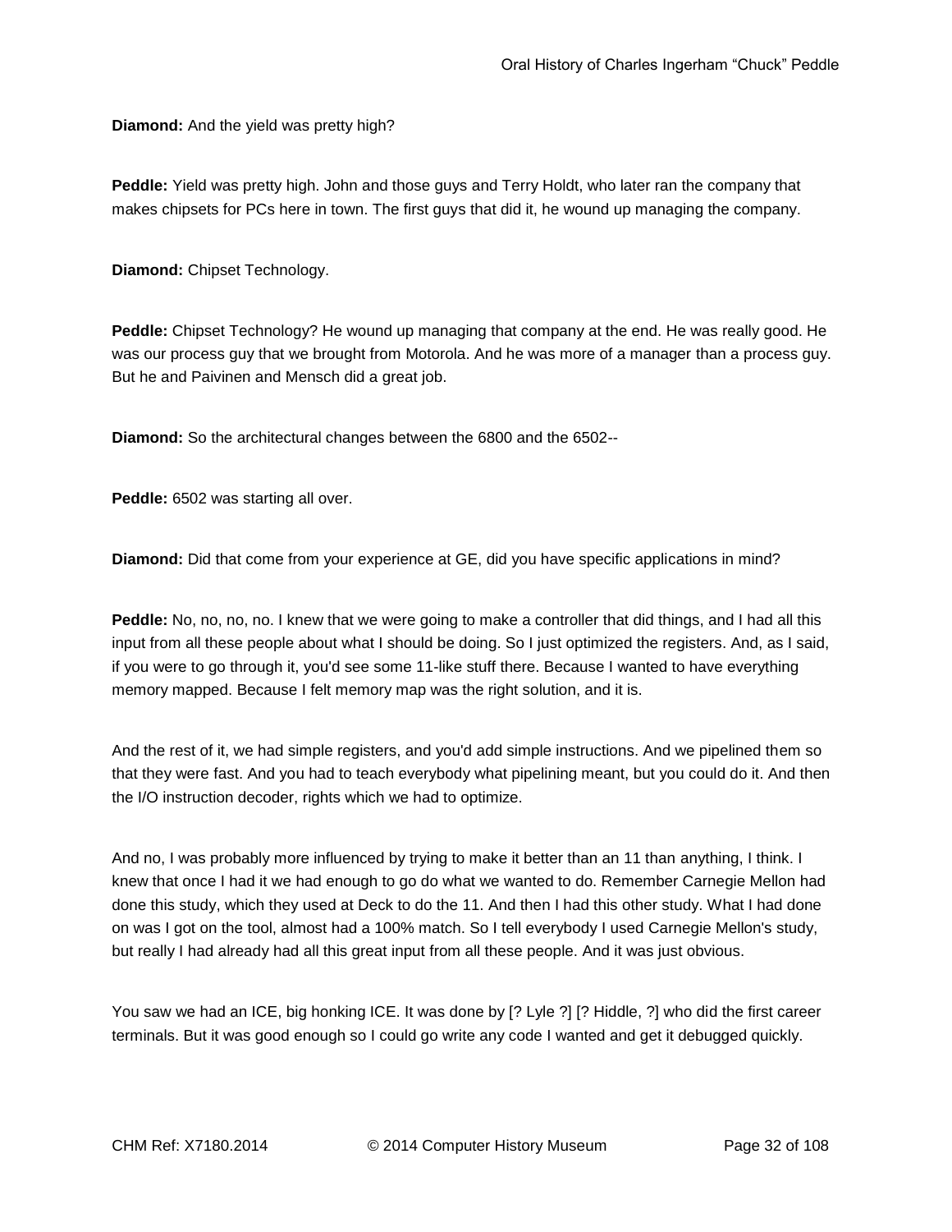**Diamond:** And the yield was pretty high?

**Peddle:** Yield was pretty high. John and those guys and Terry Holdt, who later ran the company that makes chipsets for PCs here in town. The first guys that did it, he wound up managing the company.

**Diamond:** Chipset Technology.

**Peddle:** Chipset Technology? He wound up managing that company at the end. He was really good. He was our process guy that we brought from Motorola. And he was more of a manager than a process guy. But he and Paivinen and Mensch did a great job.

**Diamond:** So the architectural changes between the 6800 and the 6502--

**Peddle:** 6502 was starting all over.

**Diamond:** Did that come from your experience at GE, did you have specific applications in mind?

**Peddle:** No, no, no, no. I knew that we were going to make a controller that did things, and I had all this input from all these people about what I should be doing. So I just optimized the registers. And, as I said, if you were to go through it, you'd see some 11-like stuff there. Because I wanted to have everything memory mapped. Because I felt memory map was the right solution, and it is.

And the rest of it, we had simple registers, and you'd add simple instructions. And we pipelined them so that they were fast. And you had to teach everybody what pipelining meant, but you could do it. And then the I/O instruction decoder, rights which we had to optimize.

And no, I was probably more influenced by trying to make it better than an 11 than anything, I think. I knew that once I had it we had enough to go do what we wanted to do. Remember Carnegie Mellon had done this study, which they used at Deck to do the 11. And then I had this other study. What I had done on was I got on the tool, almost had a 100% match. So I tell everybody I used Carnegie Mellon's study, but really I had already had all this great input from all these people. And it was just obvious.

You saw we had an ICE, big honking ICE. It was done by [? Lyle ?] [? Hiddle, ?] who did the first career terminals. But it was good enough so I could go write any code I wanted and get it debugged quickly.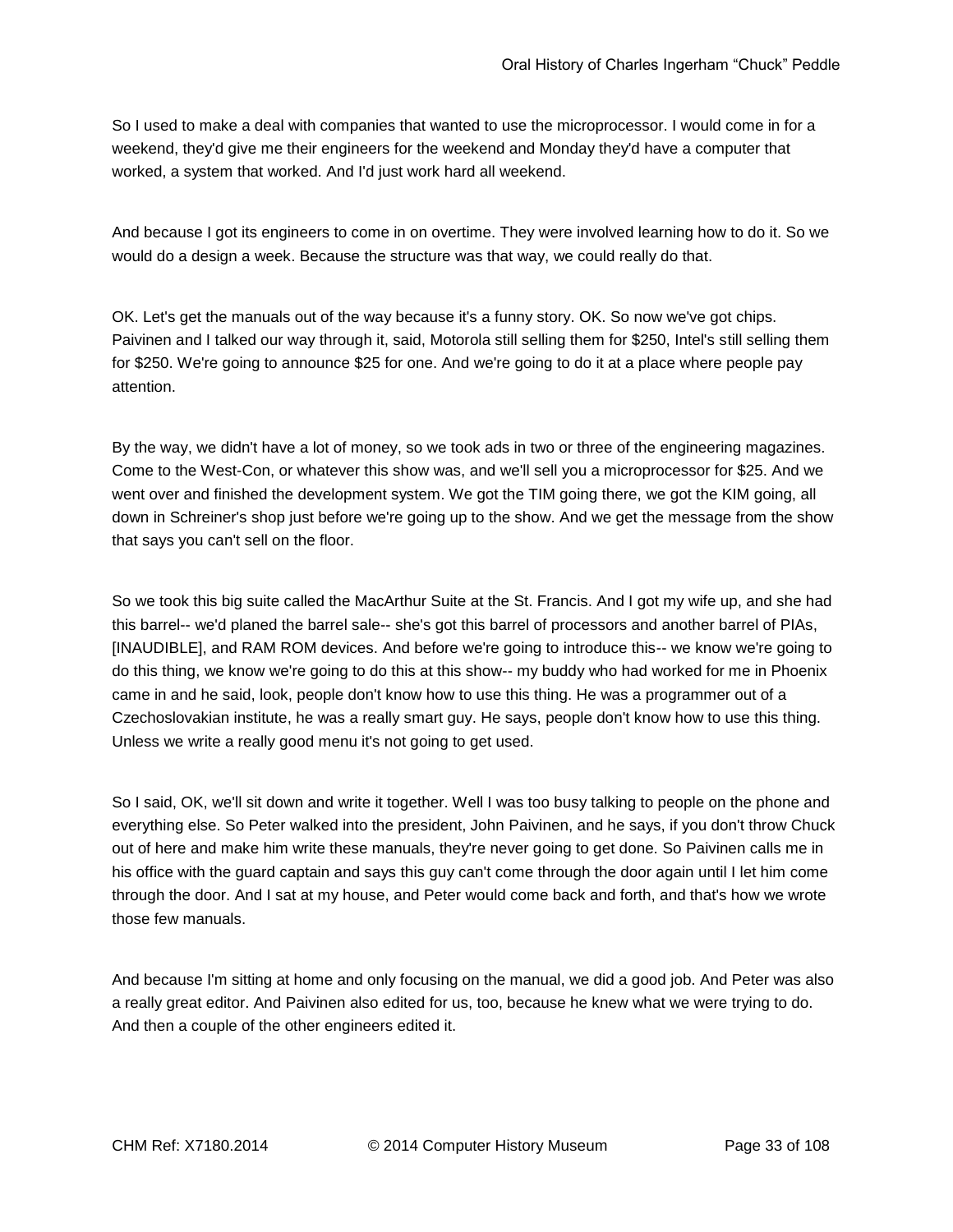So I used to make a deal with companies that wanted to use the microprocessor. I would come in for a weekend, they'd give me their engineers for the weekend and Monday they'd have a computer that worked, a system that worked. And I'd just work hard all weekend.

And because I got its engineers to come in on overtime. They were involved learning how to do it. So we would do a design a week. Because the structure was that way, we could really do that.

OK. Let's get the manuals out of the way because it's a funny story. OK. So now we've got chips. Paivinen and I talked our way through it, said, Motorola still selling them for $250, Intel's still selling them for $250. We're going to announce $25 for one. And we're going to do it at a place where people pay attention.

By the way, we didn't have a lot of money, so we took ads in two or three of the engineering magazines. Come to the West-Con, or whatever this show was, and we'll sell you a microprocessor for $25. And we went over and finished the development system. We got the TIM going there, we got the KIM going, all down in Schreiner's shop just before we're going up to the show. And we get the message from the show that says you can't sell on the floor.

So we took this big suite called the MacArthur Suite at the St. Francis. And I got my wife up, and she had this barrel-- we'd planed the barrel sale-- she's got this barrel of processors and another barrel of PIAs, [INAUDIBLE], and RAM ROM devices. And before we're going to introduce this-- we know we're going to do this thing, we know we're going to do this at this show-- my buddy who had worked for me in Phoenix came in and he said, look, people don't know how to use this thing. He was a programmer out of a Czechoslovakian institute, he was a really smart guy. He says, people don't know how to use this thing. Unless we write a really good menu it's not going to get used.

So I said, OK, we'll sit down and write it together. Well I was too busy talking to people on the phone and everything else. So Peter walked into the president, John Paivinen, and he says, if you don't throw Chuck out of here and make him write these manuals, they're never going to get done. So Paivinen calls me in his office with the guard captain and says this guy can't come through the door again until I let him come through the door. And I sat at my house, and Peter would come back and forth, and that's how we wrote those few manuals.

And because I'm sitting at home and only focusing on the manual, we did a good job. And Peter was also a really great editor. And Paivinen also edited for us, too, because he knew what we were trying to do. And then a couple of the other engineers edited it.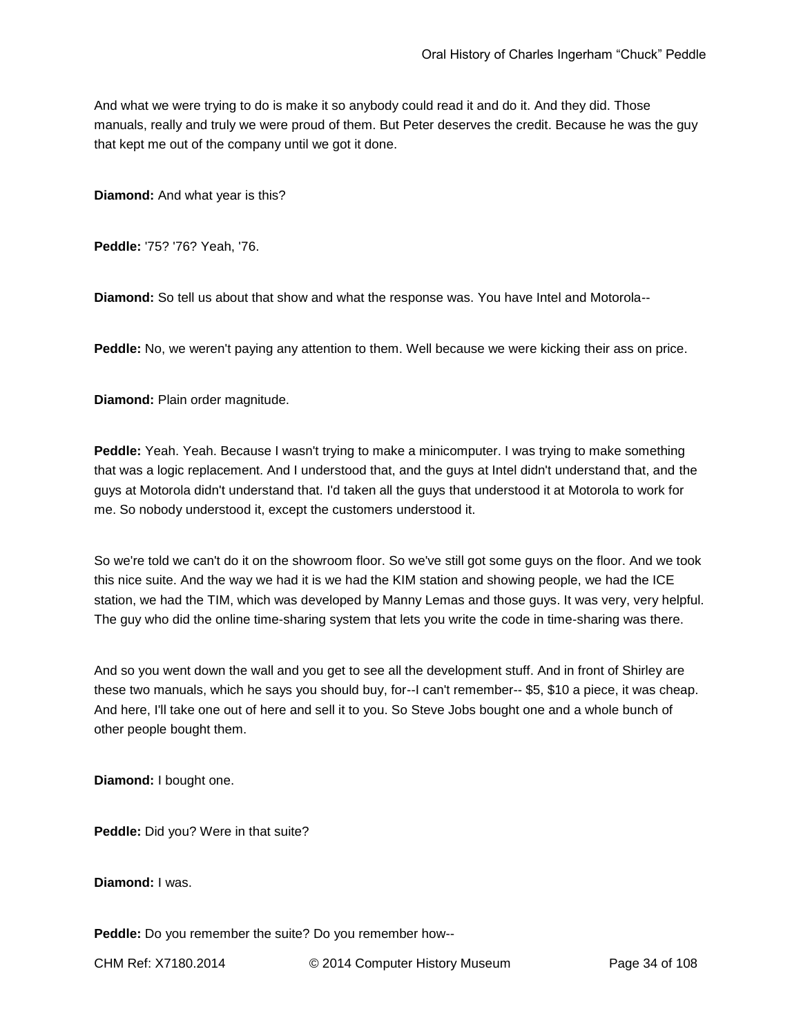And what we were trying to do is make it so anybody could read it and do it. And they did. Those manuals, really and truly we were proud of them. But Peter deserves the credit. Because he was the guy that kept me out of the company until we got it done.

**Diamond:** And what year is this?

**Peddle:** '75? '76? Yeah, '76.

**Diamond:** So tell us about that show and what the response was. You have Intel and Motorola--

**Peddle:** No, we weren't paying any attention to them. Well because we were kicking their ass on price.

**Diamond:** Plain order magnitude.

**Peddle:** Yeah. Yeah. Because I wasn't trying to make a minicomputer. I was trying to make something that was a logic replacement. And I understood that, and the guys at Intel didn't understand that, and the guys at Motorola didn't understand that. I'd taken all the guys that understood it at Motorola to work for me. So nobody understood it, except the customers understood it.

So we're told we can't do it on the showroom floor. So we've still got some guys on the floor. And we took this nice suite. And the way we had it is we had the KIM station and showing people, we had the ICE station, we had the TIM, which was developed by Manny Lemas and those guys. It was very, very helpful. The guy who did the online time-sharing system that lets you write the code in time-sharing was there.

And so you went down the wall and you get to see all the development stuff. And in front of Shirley are these two manuals, which he says you should buy, for--I can't remember-- $5, $10 a piece, it was cheap. And here, I'll take one out of here and sell it to you. So Steve Jobs bought one and a whole bunch of other people bought them.

**Diamond:** I bought one.

**Peddle:** Did you? Were in that suite?

**Diamond:** I was.

**Peddle:** Do you remember the suite? Do you remember how--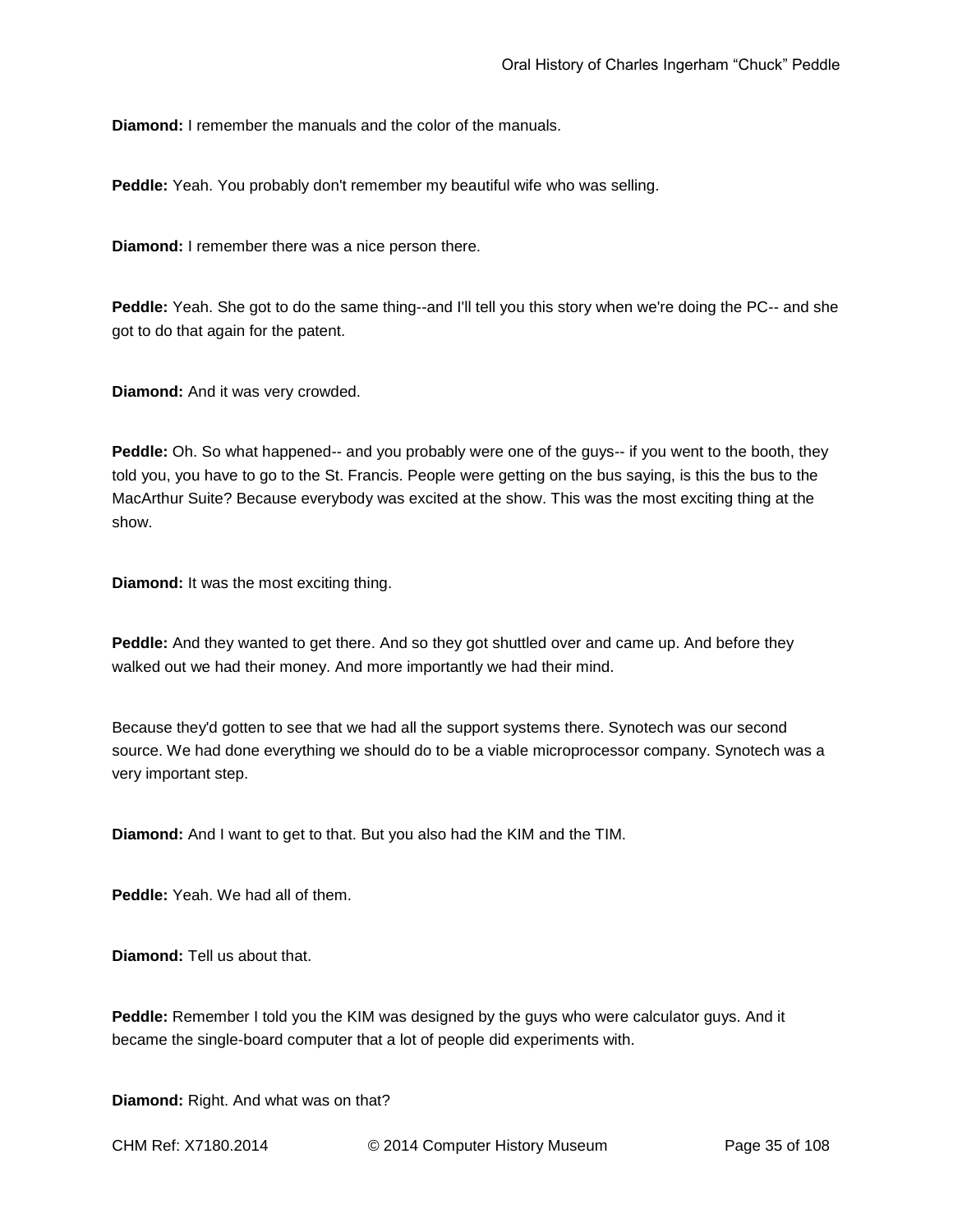**Diamond:** I remember the manuals and the color of the manuals.

**Peddle:** Yeah. You probably don't remember my beautiful wife who was selling.

**Diamond:** I remember there was a nice person there.

**Peddle:** Yeah. She got to do the same thing--and I'll tell you this story when we're doing the PC-- and she got to do that again for the patent.

**Diamond:** And it was very crowded.

**Peddle:** Oh. So what happened-- and you probably were one of the guys-- if you went to the booth, they told you, you have to go to the St. Francis. People were getting on the bus saying, is this the bus to the MacArthur Suite? Because everybody was excited at the show. This was the most exciting thing at the show.

**Diamond:** It was the most exciting thing.

**Peddle:** And they wanted to get there. And so they got shuttled over and came up. And before they walked out we had their money. And more importantly we had their mind.

Because they'd gotten to see that we had all the support systems there. Synotech was our second source. We had done everything we should do to be a viable microprocessor company. Synotech was a very important step.

**Diamond:** And I want to get to that. But you also had the KIM and the TIM.

**Peddle:** Yeah. We had all of them.

**Diamond:** Tell us about that.

**Peddle:** Remember I told you the KIM was designed by the guys who were calculator guys. And it became the single-board computer that a lot of people did experiments with.

**Diamond:** Right. And what was on that?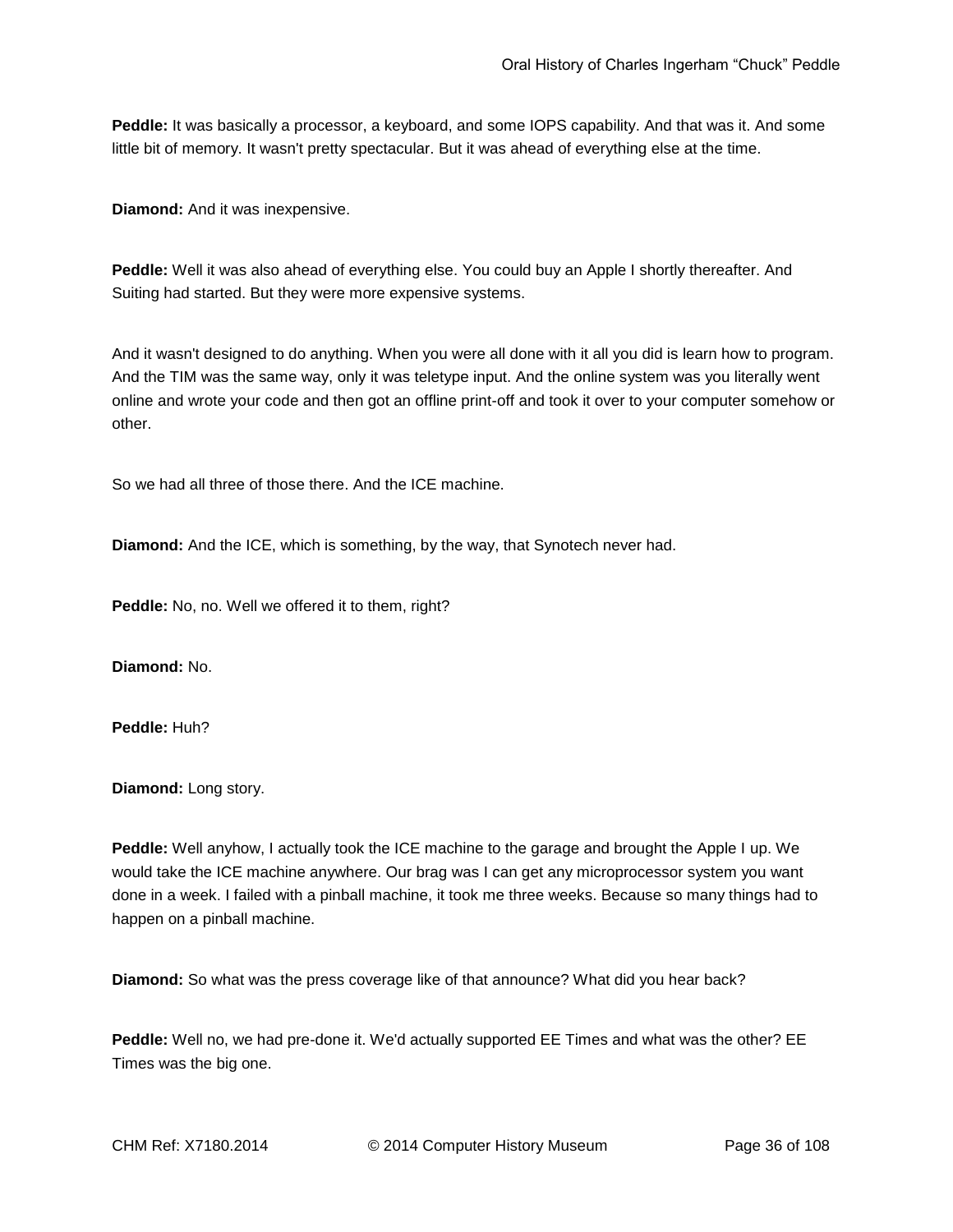**Peddle:** It was basically a processor, a keyboard, and some IOPS capability. And that was it. And some little bit of memory. It wasn't pretty spectacular. But it was ahead of everything else at the time.

**Diamond:** And it was inexpensive.

**Peddle:** Well it was also ahead of everything else. You could buy an Apple I shortly thereafter. And Suiting had started. But they were more expensive systems.

And it wasn't designed to do anything. When you were all done with it all you did is learn how to program. And the TIM was the same way, only it was teletype input. And the online system was you literally went online and wrote your code and then got an offline print-off and took it over to your computer somehow or other.

So we had all three of those there. And the ICE machine.

**Diamond:** And the ICE, which is something, by the way, that Synotech never had.

**Peddle:** No, no. Well we offered it to them, right?

**Diamond:** No.

**Peddle:** Huh?

**Diamond:** Long story.

**Peddle:** Well anyhow, I actually took the ICE machine to the garage and brought the Apple I up. We would take the ICE machine anywhere. Our brag was I can get any microprocessor system you want done in a week. I failed with a pinball machine, it took me three weeks. Because so many things had to happen on a pinball machine.

**Diamond:** So what was the press coverage like of that announce? What did you hear back?

**Peddle:** Well no, we had pre-done it. We'd actually supported EE Times and what was the other? EE Times was the big one.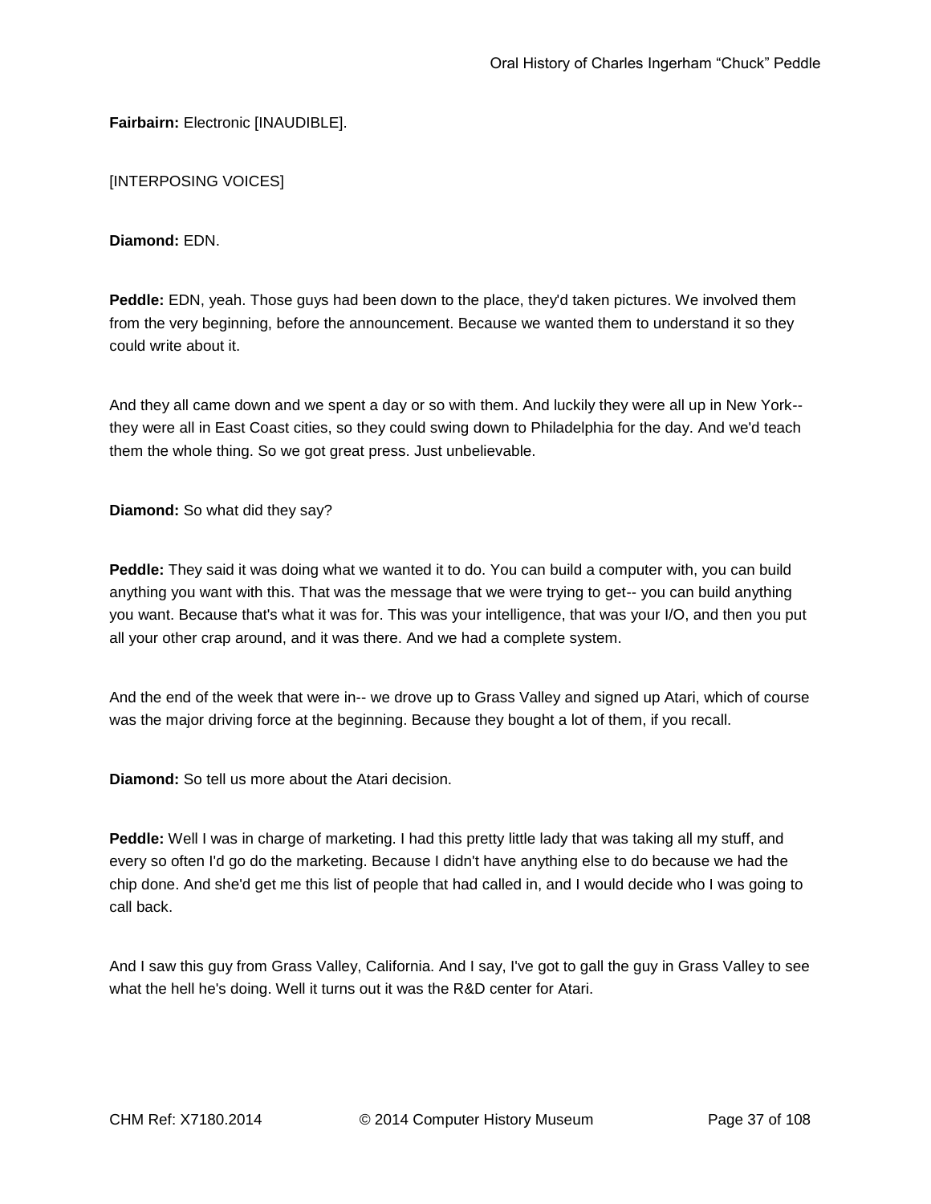**Fairbairn:** Electronic [INAUDIBLE].

[INTERPOSING VOICES]

**Diamond:** EDN.

**Peddle:** EDN, yeah. Those guys had been down to the place, they'd taken pictures. We involved them from the very beginning, before the announcement. Because we wanted them to understand it so they could write about it.

And they all came down and we spent a day or so with them. And luckily they were all up in New York-- they were all in East Coast cities, so they could swing down to Philadelphia for the day. And we'd teach them the whole thing. So we got great press. Just unbelievable.

**Diamond:** So what did they say?

**Peddle:** They said it was doing what we wanted it to do. You can build a computer with, you can build anything you want with this. That was the message that we were trying to get-- you can build anything you want. Because that's what it was for. This was your intelligence, that was your I/O, and then you put all your other crap around, and it was there. And we had a complete system.

And the end of the week that were in-- we drove up to Grass Valley and signed up Atari, which of course was the major driving force at the beginning. Because they bought a lot of them, if you recall.

**Diamond:** So tell us more about the Atari decision.

**Peddle:** Well I was in charge of marketing. I had this pretty little lady that was taking all my stuff, and every so often I'd go do the marketing. Because I didn't have anything else to do because we had the chip done. And she'd get me this list of people that had called in, and I would decide who I was going to call back.

And I saw this guy from Grass Valley, California. And I say, I've got to gall the guy in Grass Valley to see what the hell he's doing. Well it turns out it was the R&D center for Atari.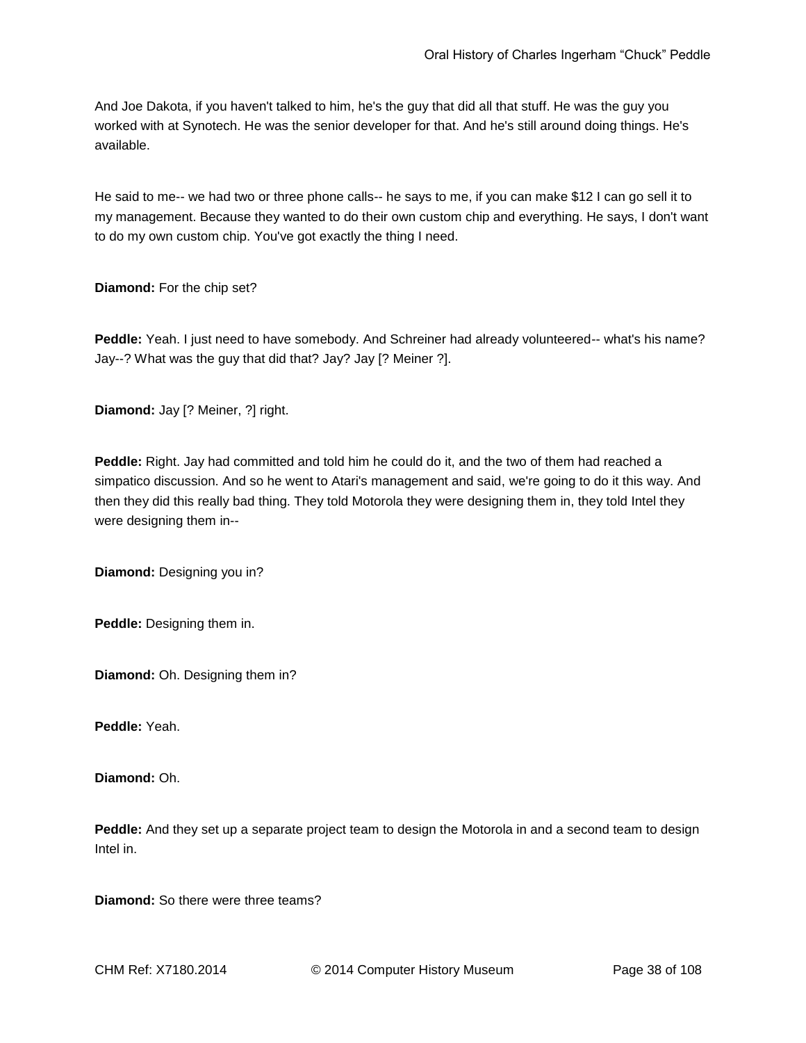And Joe Dakota, if you haven't talked to him, he's the guy that did all that stuff. He was the guy you worked with at Synotech. He was the senior developer for that. And he's still around doing things. He's available.

He said to me-- we had two or three phone calls-- he says to me, if you can make $12 I can go sell it to my management. Because they wanted to do their own custom chip and everything. He says, I don't want to do my own custom chip. You've got exactly the thing I need.

**Diamond:** For the chip set?

**Peddle:** Yeah. I just need to have somebody. And Schreiner had already volunteered-- what's his name? Jay--? What was the guy that did that? Jay? Jay [? Meiner ?].

**Diamond:** Jay [? Meiner, ?] right.

**Peddle:** Right. Jay had committed and told him he could do it, and the two of them had reached a simpatico discussion. And so he went to Atari's management and said, we're going to do it this way. And then they did this really bad thing. They told Motorola they were designing them in, they told Intel they were designing them in--

**Diamond:** Designing you in?

**Peddle:** Designing them in.

**Diamond:** Oh. Designing them in?

**Peddle:** Yeah.

**Diamond:** Oh.

**Peddle:** And they set up a separate project team to design the Motorola in and a second team to design Intel in.

**Diamond:** So there were three teams?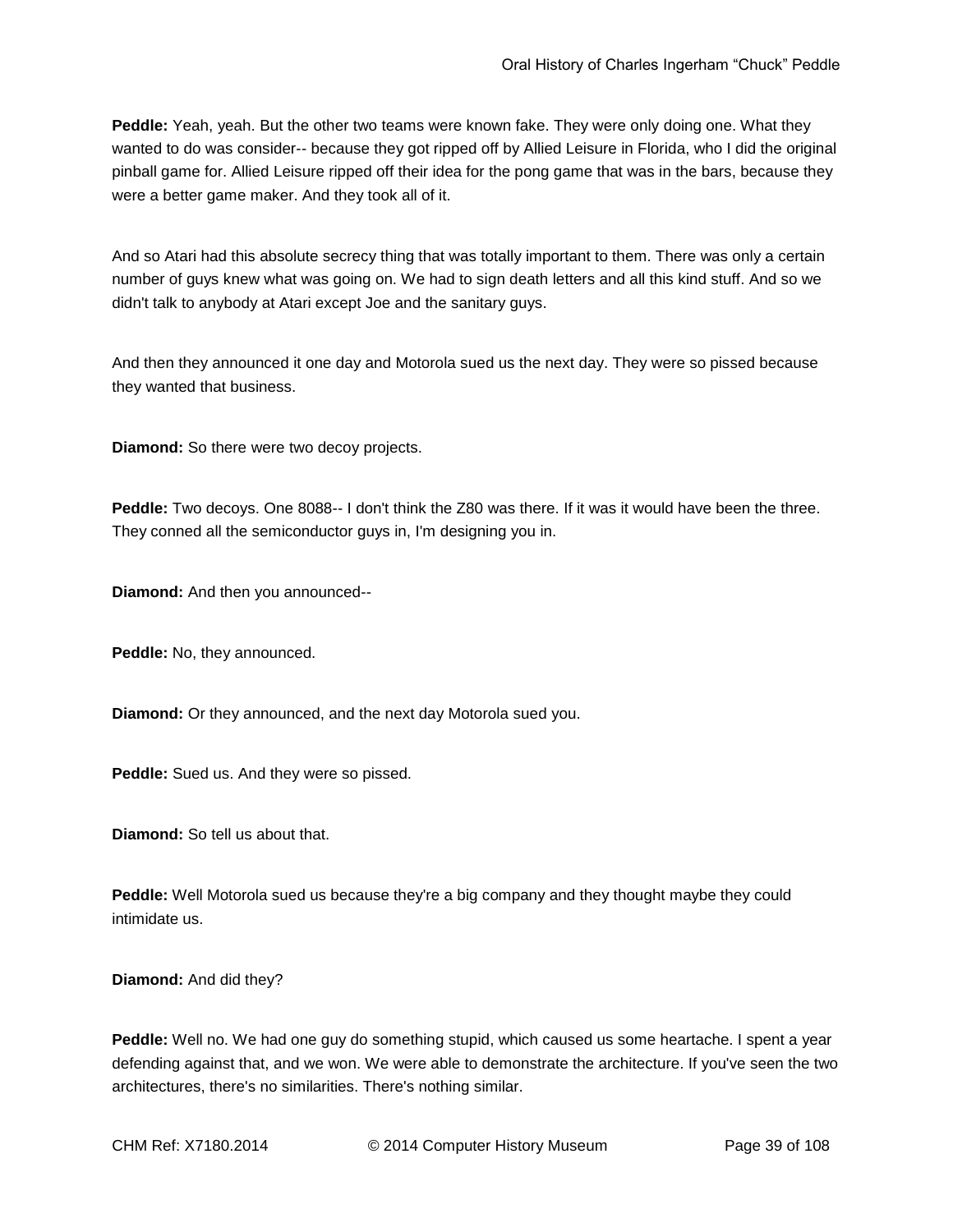**Peddle:** Yeah, yeah. But the other two teams were known fake. They were only doing one. What they wanted to do was consider-- because they got ripped off by Allied Leisure in Florida, who I did the original pinball game for. Allied Leisure ripped off their idea for the pong game that was in the bars, because they were a better game maker. And they took all of it.

And so Atari had this absolute secrecy thing that was totally important to them. There was only a certain number of guys knew what was going on. We had to sign death letters and all this kind stuff. And so we didn't talk to anybody at Atari except Joe and the sanitary guys.

And then they announced it one day and Motorola sued us the next day. They were so pissed because they wanted that business.

**Diamond:** So there were two decoy projects.

**Peddle:** Two decoys. One 8088-- I don't think the Z80 was there. If it was it would have been the three. They conned all the semiconductor guys in, I'm designing you in.

**Diamond:** And then you announced--

**Peddle:** No, they announced.

**Diamond:** Or they announced, and the next day Motorola sued you.

**Peddle:** Sued us. And they were so pissed.

**Diamond:** So tell us about that.

**Peddle:** Well Motorola sued us because they're a big company and they thought maybe they could intimidate us.

**Diamond:** And did they?

**Peddle:** Well no. We had one guy do something stupid, which caused us some heartache. I spent a year defending against that, and we won. We were able to demonstrate the architecture. If you've seen the two architectures, there's no similarities. There's nothing similar.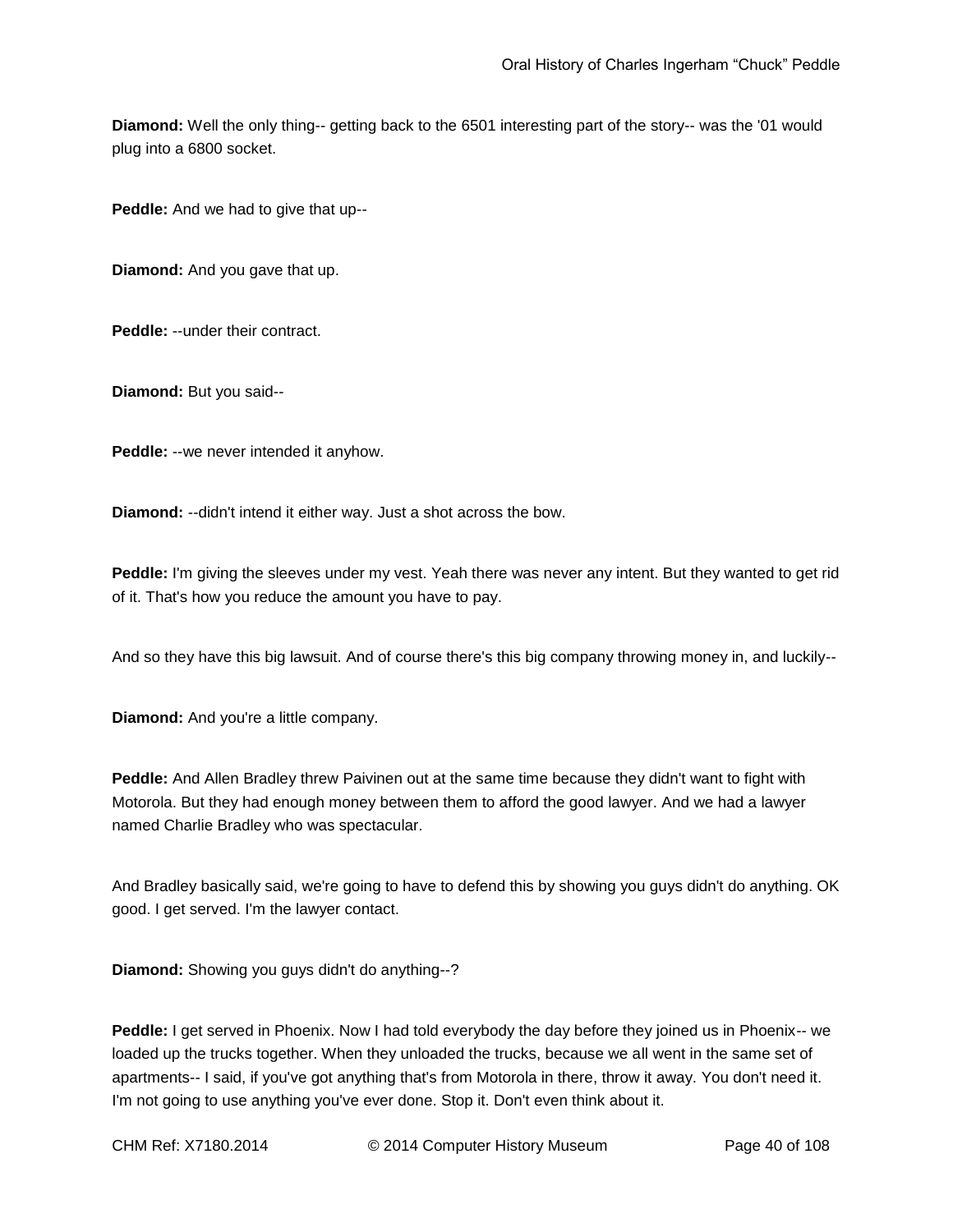**Diamond:** Well the only thing-- getting back to the 6501 interesting part of the story-- was the '01 would plug into a 6800 socket.

**Peddle:** And we had to give that up--

**Diamond:** And you gave that up.

**Peddle:** --under their contract.

**Diamond:** But you said--

**Peddle:** --we never intended it anyhow.

**Diamond:** --didn't intend it either way. Just a shot across the bow.

**Peddle:** I'm giving the sleeves under my vest. Yeah there was never any intent. But they wanted to get rid of it. That's how you reduce the amount you have to pay.

And so they have this big lawsuit. And of course there's this big company throwing money in, and luckily--

**Diamond:** And you're a little company.

**Peddle:** And Allen Bradley threw Paivinen out at the same time because they didn't want to fight with Motorola. But they had enough money between them to afford the good lawyer. And we had a lawyer named Charlie Bradley who was spectacular.

And Bradley basically said, we're going to have to defend this by showing you guys didn't do anything. OK good. I get served. I'm the lawyer contact.

**Diamond:** Showing you guys didn't do anything--?

**Peddle:** I get served in Phoenix. Now I had told everybody the day before they joined us in Phoenix-- we loaded up the trucks together. When they unloaded the trucks, because we all went in the same set of apartments-- I said, if you've got anything that's from Motorola in there, throw it away. You don't need it. I'm not going to use anything you've ever done. Stop it. Don't even think about it.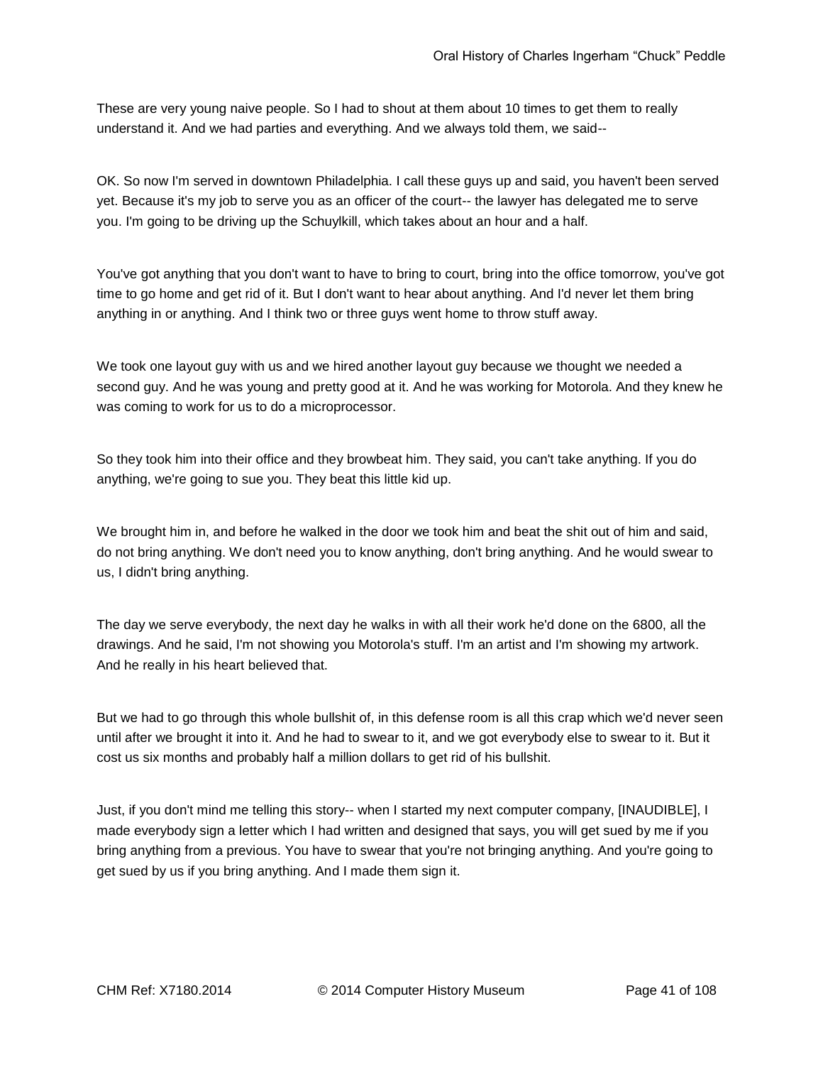These are very young naive people. So I had to shout at them about 10 times to get them to really understand it. And we had parties and everything. And we always told them, we said--

OK. So now I'm served in downtown Philadelphia. I call these guys up and said, you haven't been served yet. Because it's my job to serve you as an officer of the court-- the lawyer has delegated me to serve you. I'm going to be driving up the Schuylkill, which takes about an hour and a half.

You've got anything that you don't want to have to bring to court, bring into the office tomorrow, you've got time to go home and get rid of it. But I don't want to hear about anything. And I'd never let them bring anything in or anything. And I think two or three guys went home to throw stuff away.

We took one layout guy with us and we hired another layout guy because we thought we needed a second guy. And he was young and pretty good at it. And he was working for Motorola. And they knew he was coming to work for us to do a microprocessor.

So they took him into their office and they browbeat him. They said, you can't take anything. If you do anything, we're going to sue you. They beat this little kid up.

We brought him in, and before he walked in the door we took him and beat the shit out of him and said, do not bring anything. We don't need you to know anything, don't bring anything. And he would swear to us, I didn't bring anything.

The day we serve everybody, the next day he walks in with all their work he'd done on the 6800, all the drawings. And he said, I'm not showing you Motorola's stuff. I'm an artist and I'm showing my artwork. And he really in his heart believed that.

But we had to go through this whole bullshit of, in this defense room is all this crap which we'd never seen until after we brought it into it. And he had to swear to it, and we got everybody else to swear to it. But it cost us six months and probably half a million dollars to get rid of his bullshit.

Just, if you don't mind me telling this story-- when I started my next computer company, [INAUDIBLE], I made everybody sign a letter which I had written and designed that says, you will get sued by me if you bring anything from a previous. You have to swear that you're not bringing anything. And you're going to get sued by us if you bring anything. And I made them sign it.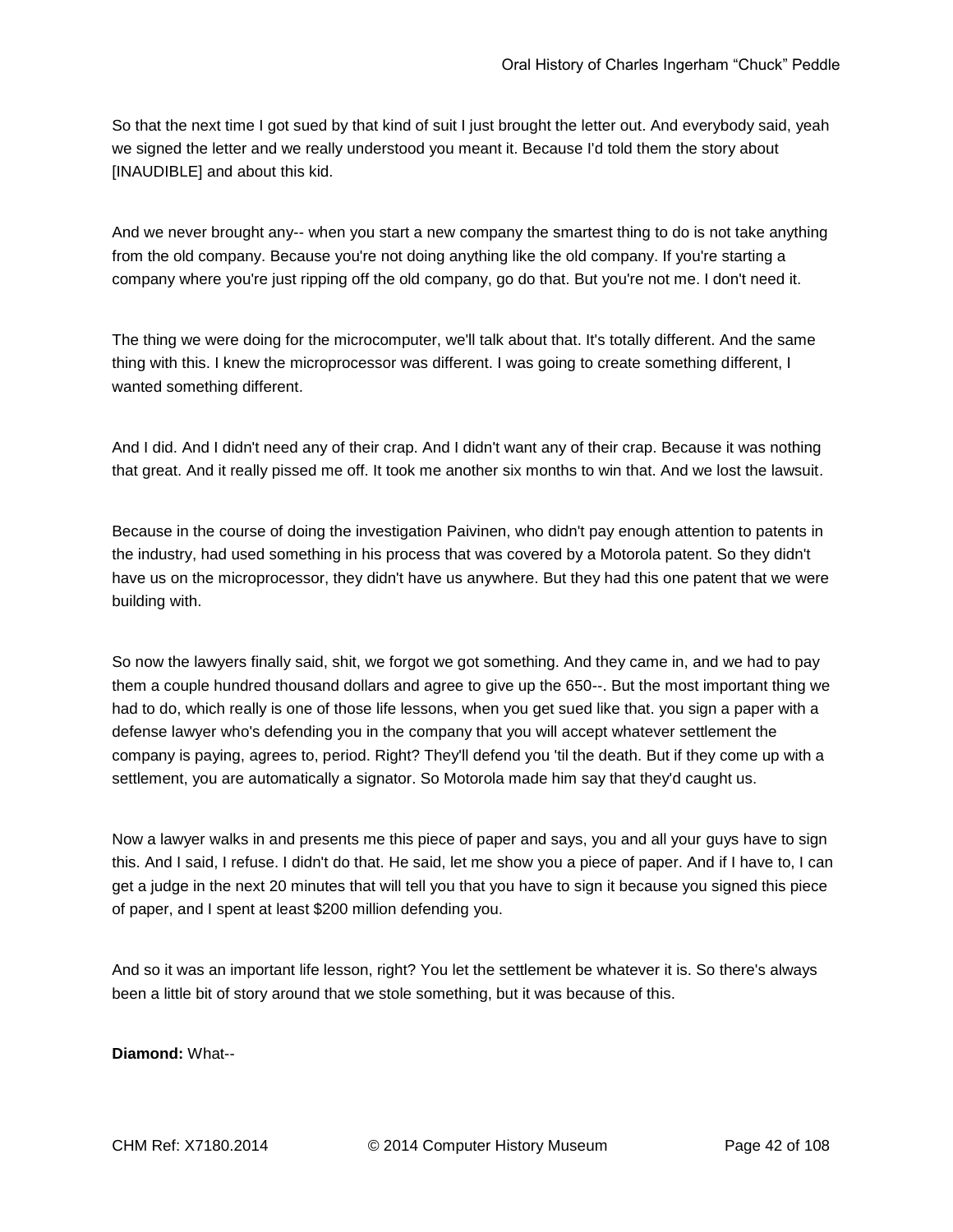So that the next time I got sued by that kind of suit I just brought the letter out. And everybody said, yeah we signed the letter and we really understood you meant it. Because I'd told them the story about [INAUDIBLE] and about this kid.

And we never brought any-- when you start a new company the smartest thing to do is not take anything from the old company. Because you're not doing anything like the old company. If you're starting a company where you're just ripping off the old company, go do that. But you're not me. I don't need it.

The thing we were doing for the microcomputer, we'll talk about that. It's totally different. And the same thing with this. I knew the microprocessor was different. I was going to create something different, I wanted something different.

And I did. And I didn't need any of their crap. And I didn't want any of their crap. Because it was nothing that great. And it really pissed me off. It took me another six months to win that. And we lost the lawsuit.

Because in the course of doing the investigation Paivinen, who didn't pay enough attention to patents in the industry, had used something in his process that was covered by a Motorola patent. So they didn't have us on the microprocessor, they didn't have us anywhere. But they had this one patent that we were building with.

So now the lawyers finally said, shit, we forgot we got something. And they came in, and we had to pay them a couple hundred thousand dollars and agree to give up the 650--. But the most important thing we had to do, which really is one of those life lessons, when you get sued like that. you sign a paper with a defense lawyer who's defending you in the company that you will accept whatever settlement the company is paying, agrees to, period. Right? They'll defend you 'til the death. But if they come up with a settlement, you are automatically a signator. So Motorola made him say that they'd caught us.

Now a lawyer walks in and presents me this piece of paper and says, you and all your guys have to sign this. And I said, I refuse. I didn't do that. He said, let me show you a piece of paper. And if I have to, I can get a judge in the next 20 minutes that will tell you that you have to sign it because you signed this piece of paper, and I spent at least $200 million defending you.

And so it was an important life lesson, right? You let the settlement be whatever it is. So there's always been a little bit of story around that we stole something, but it was because of this.

**Diamond:** What--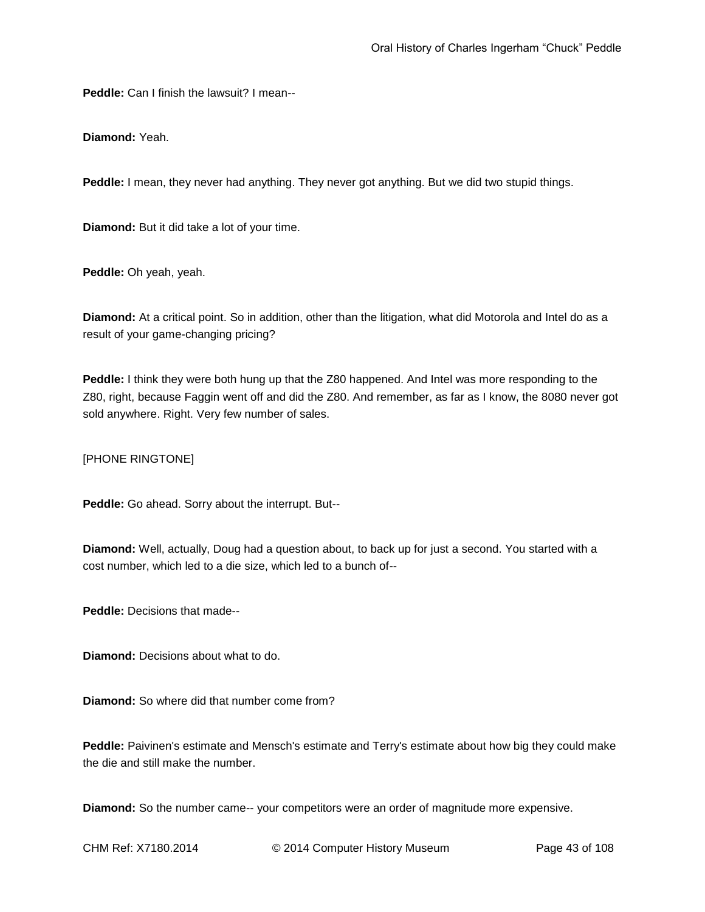**Peddle:** Can I finish the lawsuit? I mean--

**Diamond:** Yeah.

**Peddle:** I mean, they never had anything. They never got anything. But we did two stupid things.

**Diamond:** But it did take a lot of your time.

**Peddle:** Oh yeah, yeah.

**Diamond:** At a critical point. So in addition, other than the litigation, what did Motorola and Intel do as a result of your game-changing pricing?

**Peddle:** I think they were both hung up that the Z80 happened. And Intel was more responding to the Z80, right, because Faggin went off and did the Z80. And remember, as far as I know, the 8080 never got sold anywhere. Right. Very few number of sales.

[PHONE RINGTONE]

**Peddle:** Go ahead. Sorry about the interrupt. But--

**Diamond:** Well, actually, Doug had a question about, to back up for just a second. You started with a cost number, which led to a die size, which led to a bunch of--

**Peddle:** Decisions that made--

**Diamond:** Decisions about what to do.

**Diamond:** So where did that number come from?

**Peddle:** Paivinen's estimate and Mensch's estimate and Terry's estimate about how big they could make the die and still make the number.

**Diamond:** So the number came-- your competitors were an order of magnitude more expensive.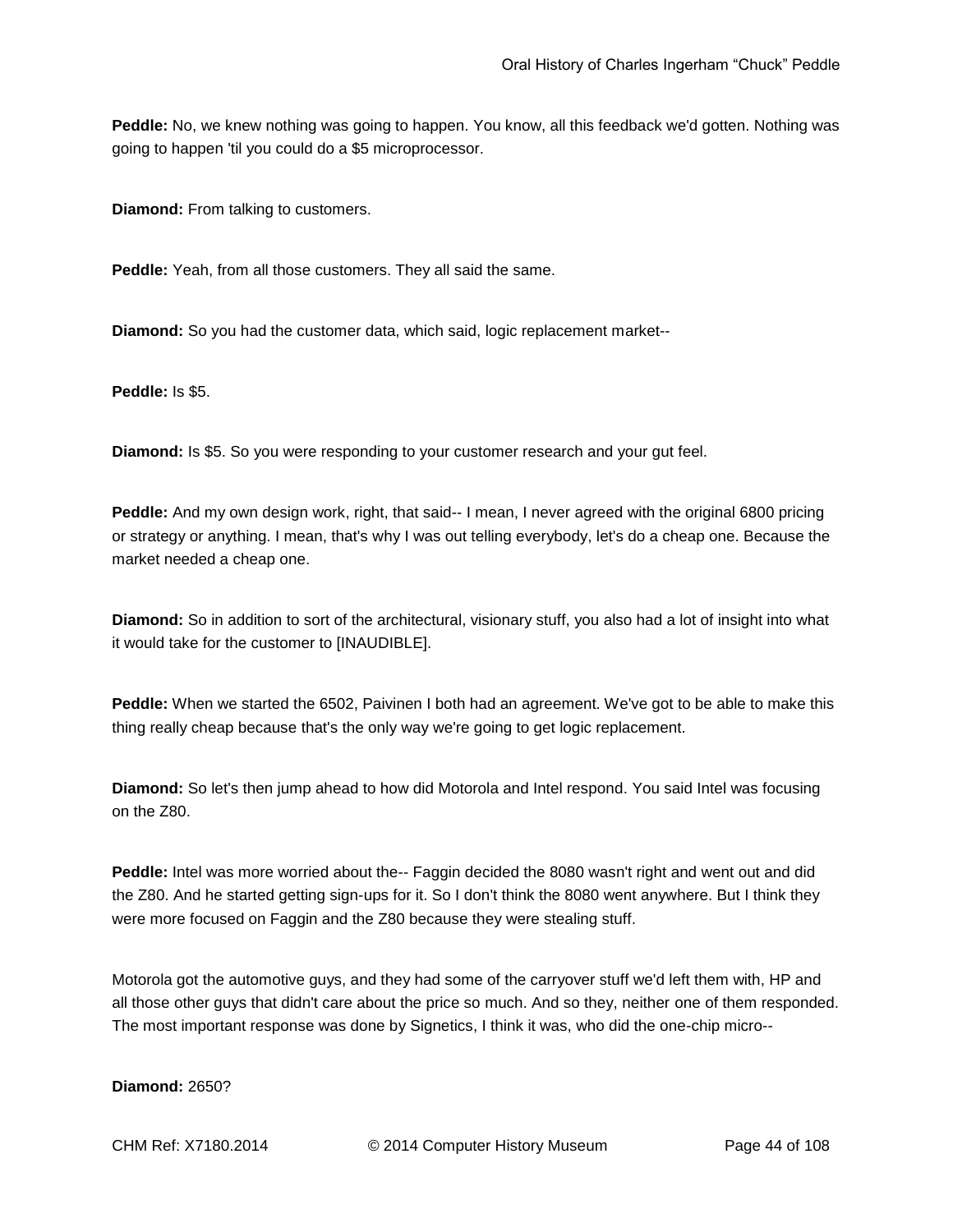**Peddle:** No, we knew nothing was going to happen. You know, all this feedback we'd gotten. Nothing was going to happen 'til you could do a $5 microprocessor.

**Diamond:** From talking to customers.

**Peddle:** Yeah, from all those customers. They all said the same.

**Diamond:** So you had the customer data, which said, logic replacement market--

**Peddle:** Is $5.

**Diamond:** Is $5. So you were responding to your customer research and your gut feel.

**Peddle:** And my own design work, right, that said-- I mean, I never agreed with the original 6800 pricing or strategy or anything. I mean, that's why I was out telling everybody, let's do a cheap one. Because the market needed a cheap one.

**Diamond:** So in addition to sort of the architectural, visionary stuff, you also had a lot of insight into what it would take for the customer to [INAUDIBLE].

**Peddle:** When we started the 6502, Paivinen I both had an agreement. We've got to be able to make this thing really cheap because that's the only way we're going to get logic replacement.

**Diamond:** So let's then jump ahead to how did Motorola and Intel respond. You said Intel was focusing on the Z80.

**Peddle:** Intel was more worried about the-- Faggin decided the 8080 wasn't right and went out and did the Z80. And he started getting sign-ups for it. So I don't think the 8080 went anywhere. But I think they were more focused on Faggin and the Z80 because they were stealing stuff.

Motorola got the automotive guys, and they had some of the carryover stuff we'd left them with, HP and all those other guys that didn't care about the price so much. And so they, neither one of them responded. The most important response was done by Signetics, I think it was, who did the one-chip micro--

**Diamond:** 2650?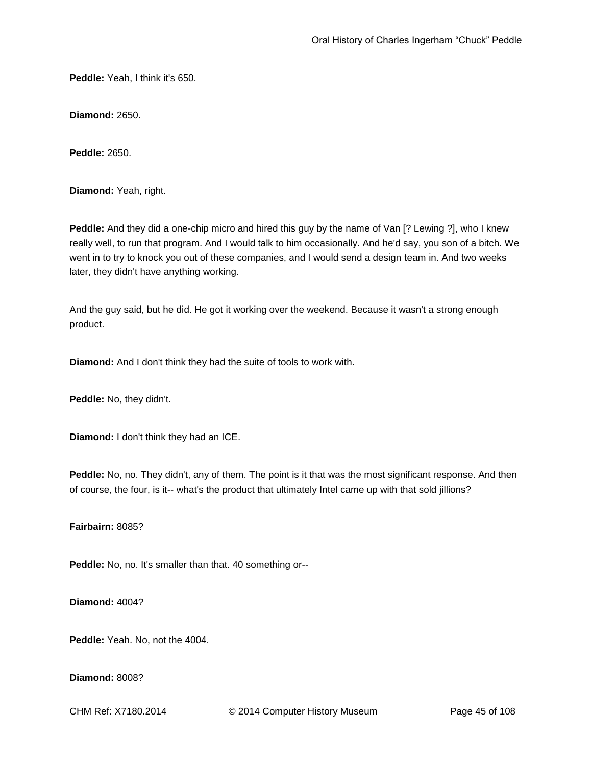**Peddle:** Yeah, I think it's 650.

**Diamond:** 2650.

**Peddle:** 2650.

**Diamond:** Yeah, right.

**Peddle:** And they did a one-chip micro and hired this guy by the name of Van [? Lewing ?], who I knew really well, to run that program. And I would talk to him occasionally. And he'd say, you son of a bitch. We went in to try to knock you out of these companies, and I would send a design team in. And two weeks later, they didn't have anything working.

And the guy said, but he did. He got it working over the weekend. Because it wasn't a strong enough product.

**Diamond:** And I don't think they had the suite of tools to work with.

**Peddle:** No, they didn't.

**Diamond:** I don't think they had an ICE.

**Peddle:** No, no. They didn't, any of them. The point is it that was the most significant response. And then of course, the four, is it-- what's the product that ultimately Intel came up with that sold jillions?

**Fairbairn:** 8085?

**Peddle:** No, no. It's smaller than that. 40 something or--

**Diamond:** 4004?

**Peddle:** Yeah. No, not the 4004.

**Diamond:** 8008?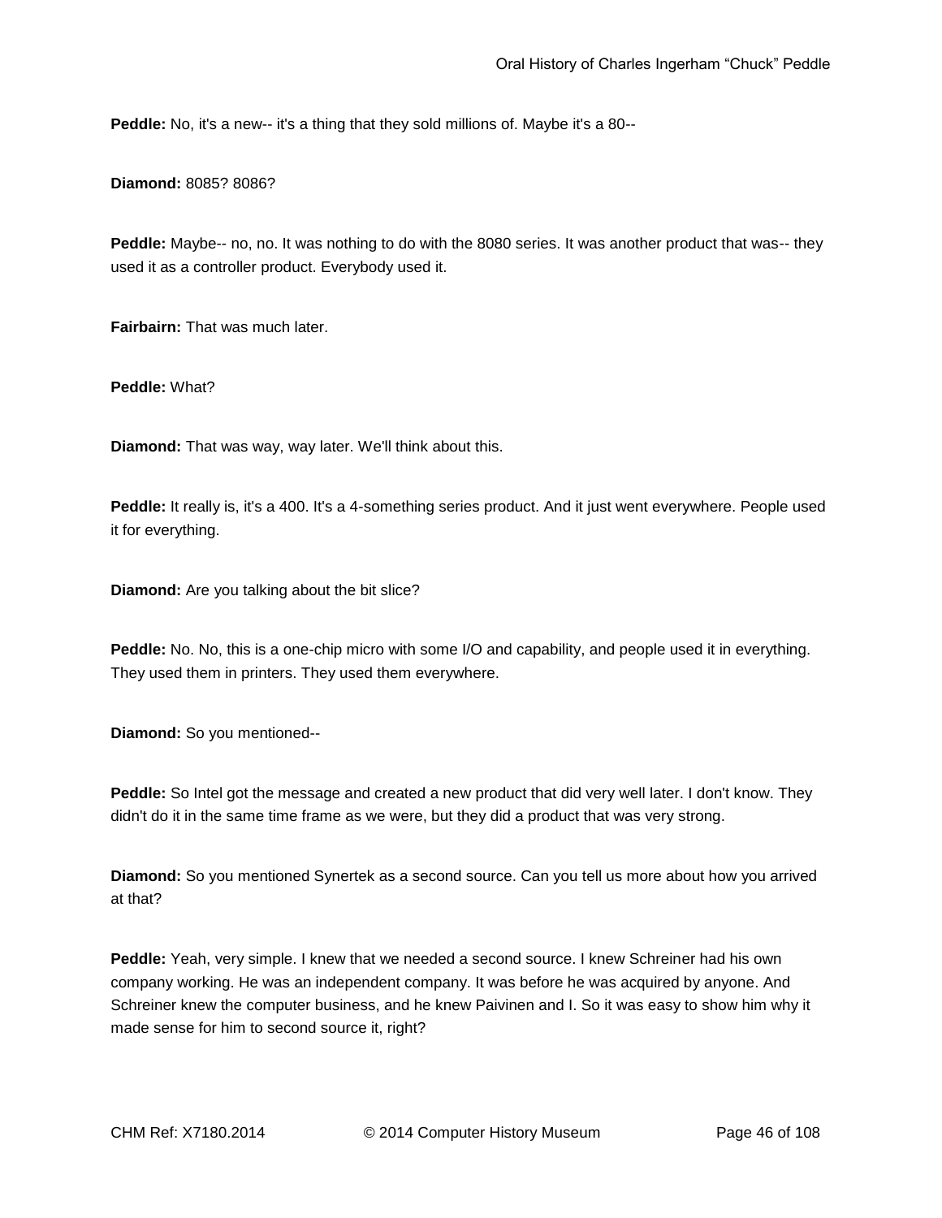**Peddle:** No, it's a new-- it's a thing that they sold millions of. Maybe it's a 80--

**Diamond:** 8085? 8086?

**Peddle:** Maybe-- no, no. It was nothing to do with the 8080 series. It was another product that was-- they used it as a controller product. Everybody used it.

**Fairbairn:** That was much later.

**Peddle:** What?

**Diamond:** That was way, way later. We'll think about this.

**Peddle:** It really is, it's a 400. It's a 4-something series product. And it just went everywhere. People used it for everything.

**Diamond:** Are you talking about the bit slice?

**Peddle:** No. No, this is a one-chip micro with some I/O and capability, and people used it in everything. They used them in printers. They used them everywhere.

**Diamond:** So you mentioned--

**Peddle:** So Intel got the message and created a new product that did very well later. I don't know. They didn't do it in the same time frame as we were, but they did a product that was very strong.

**Diamond:** So you mentioned Synertek as a second source. Can you tell us more about how you arrived at that?

**Peddle:** Yeah, very simple. I knew that we needed a second source. I knew Schreiner had his own company working. He was an independent company. It was before he was acquired by anyone. And Schreiner knew the computer business, and he knew Paivinen and I. So it was easy to show him why it made sense for him to second source it, right?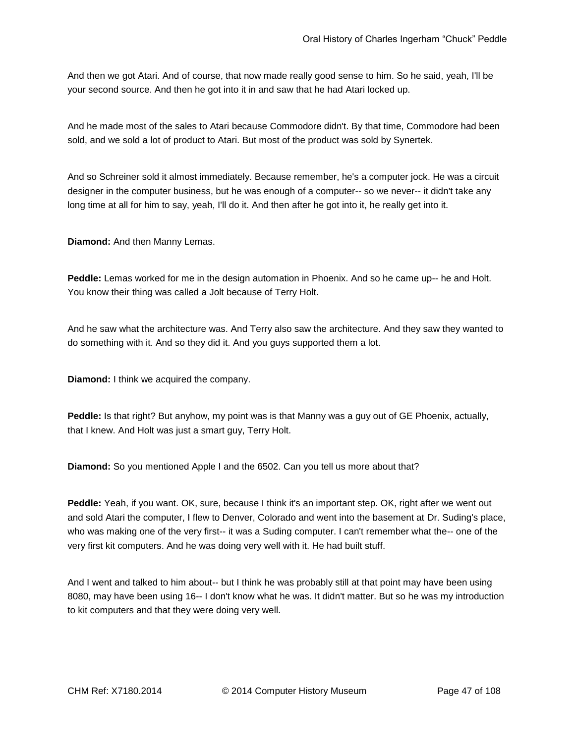And then we got Atari. And of course, that now made really good sense to him. So he said, yeah, I'll be your second source. And then he got into it in and saw that he had Atari locked up.

And he made most of the sales to Atari because Commodore didn't. By that time, Commodore had been sold, and we sold a lot of product to Atari. But most of the product was sold by Synertek.

And so Schreiner sold it almost immediately. Because remember, he's a computer jock. He was a circuit designer in the computer business, but he was enough of a computer-- so we never-- it didn't take any long time at all for him to say, yeah, I'll do it. And then after he got into it, he really get into it.

**Diamond:** And then Manny Lemas.

**Peddle:** Lemas worked for me in the design automation in Phoenix. And so he came up-- he and Holt. You know their thing was called a Jolt because of Terry Holt.

And he saw what the architecture was. And Terry also saw the architecture. And they saw they wanted to do something with it. And so they did it. And you guys supported them a lot.

**Diamond:** I think we acquired the company.

**Peddle:** Is that right? But anyhow, my point was is that Manny was a guy out of GE Phoenix, actually, that I knew. And Holt was just a smart guy, Terry Holt.

**Diamond:** So you mentioned Apple I and the 6502. Can you tell us more about that?

**Peddle:** Yeah, if you want. OK, sure, because I think it's an important step. OK, right after we went out and sold Atari the computer, I flew to Denver, Colorado and went into the basement at Dr. Suding's place, who was making one of the very first-- it was a Suding computer. I can't remember what the-- one of the very first kit computers. And he was doing very well with it. He had built stuff.

And I went and talked to him about-- but I think he was probably still at that point may have been using 8080, may have been using 16-- I don't know what he was. It didn't matter. But so he was my introduction to kit computers and that they were doing very well.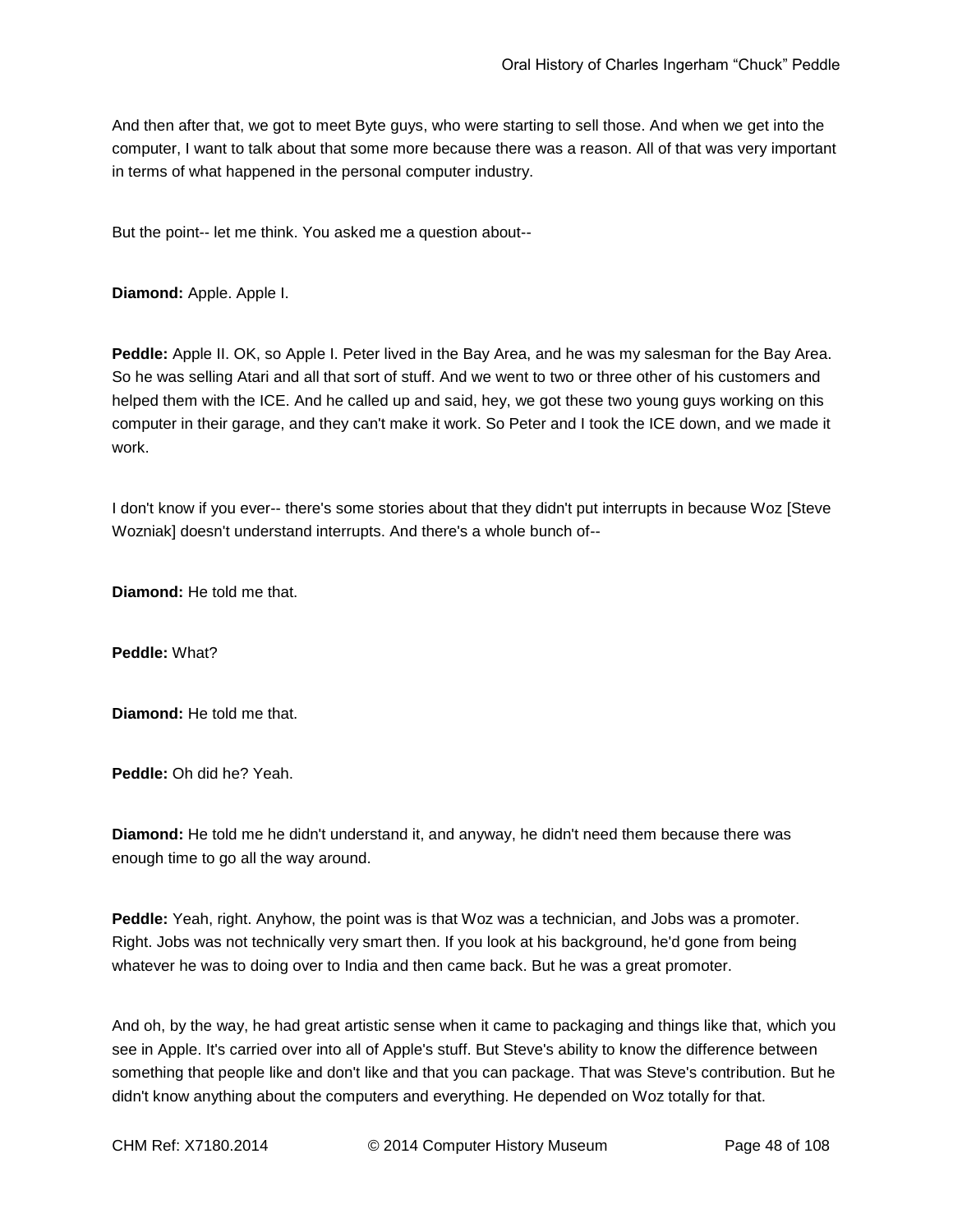And then after that, we got to meet Byte guys, who were starting to sell those. And when we get into the computer, I want to talk about that some more because there was a reason. All of that was very important in terms of what happened in the personal computer industry.

But the point-- let me think. You asked me a question about--

**Diamond:** Apple. Apple I.

**Peddle:** Apple II. OK, so Apple I. Peter lived in the Bay Area, and he was my salesman for the Bay Area. So he was selling Atari and all that sort of stuff. And we went to two or three other of his customers and helped them with the ICE. And he called up and said, hey, we got these two young guys working on this computer in their garage, and they can't make it work. So Peter and I took the ICE down, and we made it work.

I don't know if you ever-- there's some stories about that they didn't put interrupts in because Woz [Steve Wozniak] doesn't understand interrupts. And there's a whole bunch of--

**Diamond:** He told me that.

**Peddle:** What?

**Diamond:** He told me that.

**Peddle:** Oh did he? Yeah.

**Diamond:** He told me he didn't understand it, and anyway, he didn't need them because there was enough time to go all the way around.

**Peddle:** Yeah, right. Anyhow, the point was is that Woz was a technician, and Jobs was a promoter. Right. Jobs was not technically very smart then. If you look at his background, he'd gone from being whatever he was to doing over to India and then came back. But he was a great promoter.

And oh, by the way, he had great artistic sense when it came to packaging and things like that, which you see in Apple. It's carried over into all of Apple's stuff. But Steve's ability to know the difference between something that people like and don't like and that you can package. That was Steve's contribution. But he didn't know anything about the computers and everything. He depended on Woz totally for that.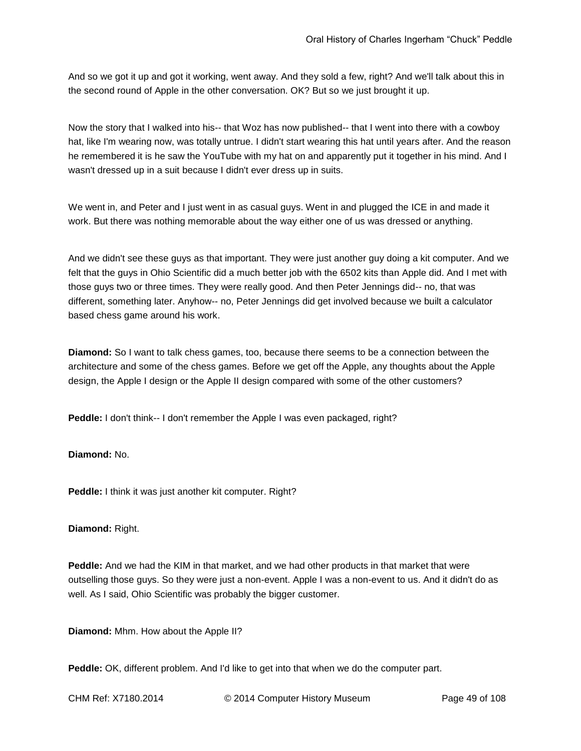And so we got it up and got it working, went away. And they sold a few, right? And we'll talk about this in the second round of Apple in the other conversation. OK? But so we just brought it up.

Now the story that I walked into his-- that Woz has now published-- that I went into there with a cowboy hat, like I'm wearing now, was totally untrue. I didn't start wearing this hat until years after. And the reason he remembered it is he saw the YouTube with my hat on and apparently put it together in his mind. And I wasn't dressed up in a suit because I didn't ever dress up in suits.

We went in, and Peter and I just went in as casual guys. Went in and plugged the ICE in and made it work. But there was nothing memorable about the way either one of us was dressed or anything.

And we didn't see these guys as that important. They were just another guy doing a kit computer. And we felt that the guys in Ohio Scientific did a much better job with the 6502 kits than Apple did. And I met with those guys two or three times. They were really good. And then Peter Jennings did-- no, that was different, something later. Anyhow-- no, Peter Jennings did get involved because we built a calculator based chess game around his work.

**Diamond:** So I want to talk chess games, too, because there seems to be a connection between the architecture and some of the chess games. Before we get off the Apple, any thoughts about the Apple design, the Apple I design or the Apple II design compared with some of the other customers?

**Peddle:** I don't think-- I don't remember the Apple I was even packaged, right?

**Diamond:** No.

**Peddle:** I think it was just another kit computer. Right?

**Diamond:** Right.

**Peddle:** And we had the KIM in that market, and we had other products in that market that were outselling those guys. So they were just a non-event. Apple I was a non-event to us. And it didn't do as well. As I said, Ohio Scientific was probably the bigger customer.

**Diamond:** Mhm. How about the Apple II?

**Peddle:** OK, different problem. And I'd like to get into that when we do the computer part.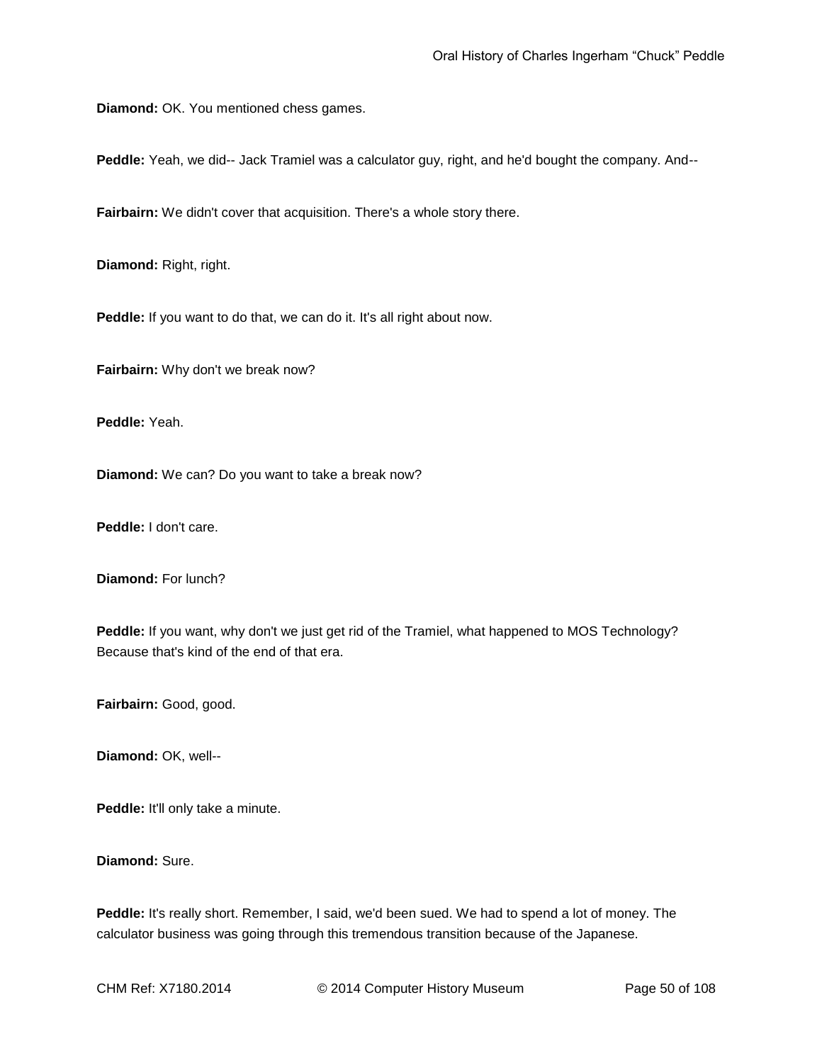**Diamond:** OK. You mentioned chess games.

**Peddle:** Yeah, we did-- Jack Tramiel was a calculator guy, right, and he'd bought the company. And--

**Fairbairn:** We didn't cover that acquisition. There's a whole story there.

**Diamond:** Right, right.

**Peddle:** If you want to do that, we can do it. It's all right about now.

**Fairbairn:** Why don't we break now?

**Peddle:** Yeah.

**Diamond:** We can? Do you want to take a break now?

**Peddle:** I don't care.

**Diamond:** For lunch?

**Peddle:** If you want, why don't we just get rid of the Tramiel, what happened to MOS Technology? Because that's kind of the end of that era.

**Fairbairn:** Good, good.

**Diamond:** OK, well--

**Peddle:** It'll only take a minute.

**Diamond:** Sure.

**Peddle:** It's really short. Remember, I said, we'd been sued. We had to spend a lot of money. The calculator business was going through this tremendous transition because of the Japanese.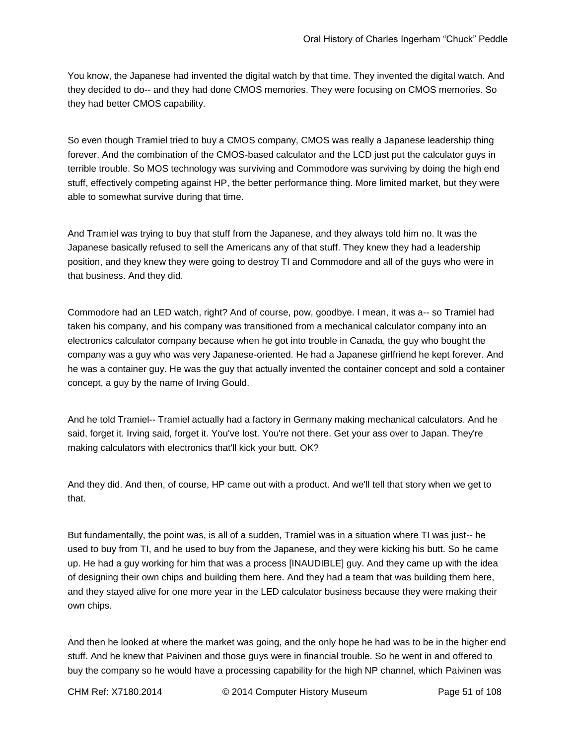You know, the Japanese had invented the digital watch by that time. They invented the digital watch. And they decided to do-- and they had done CMOS memories. They were focusing on CMOS memories. So they had better CMOS capability.

So even though Tramiel tried to buy a CMOS company, CMOS was really a Japanese leadership thing forever. And the combination of the CMOS-based calculator and the LCD just put the calculator guys in terrible trouble. So MOS technology was surviving and Commodore was surviving by doing the high end stuff, effectively competing against HP, the better performance thing. More limited market, but they were able to somewhat survive during that time.

And Tramiel was trying to buy that stuff from the Japanese, and they always told him no. It was the Japanese basically refused to sell the Americans any of that stuff. They knew they had a leadership position, and they knew they were going to destroy TI and Commodore and all of the guys who were in that business. And they did.

Commodore had an LED watch, right? And of course, pow, goodbye. I mean, it was a-- so Tramiel had taken his company, and his company was transitioned from a mechanical calculator company into an electronics calculator company because when he got into trouble in Canada, the guy who bought the company was a guy who was very Japanese-oriented. He had a Japanese girlfriend he kept forever. And he was a container guy. He was the guy that actually invented the container concept and sold a container concept, a guy by the name of Irving Gould.

And he told Tramiel-- Tramiel actually had a factory in Germany making mechanical calculators. And he said, forget it. Irving said, forget it. You've lost. You're not there. Get your ass over to Japan. They're making calculators with electronics that'll kick your butt. OK?

And they did. And then, of course, HP came out with a product. And we'll tell that story when we get to that.

But fundamentally, the point was, is all of a sudden, Tramiel was in a situation where TI was just-- he used to buy from TI, and he used to buy from the Japanese, and they were kicking his butt. So he came up. He had a guy working for him that was a process [INAUDIBLE] guy. And they came up with the idea of designing their own chips and building them here. And they had a team that was building them here, and they stayed alive for one more year in the LED calculator business because they were making their own chips.

And then he looked at where the market was going, and the only hope he had was to be in the higher end stuff. And he knew that Paivinen and those guys were in financial trouble. So he went in and offered to buy the company so he would have a processing capability for the high NP channel, which Paivinen was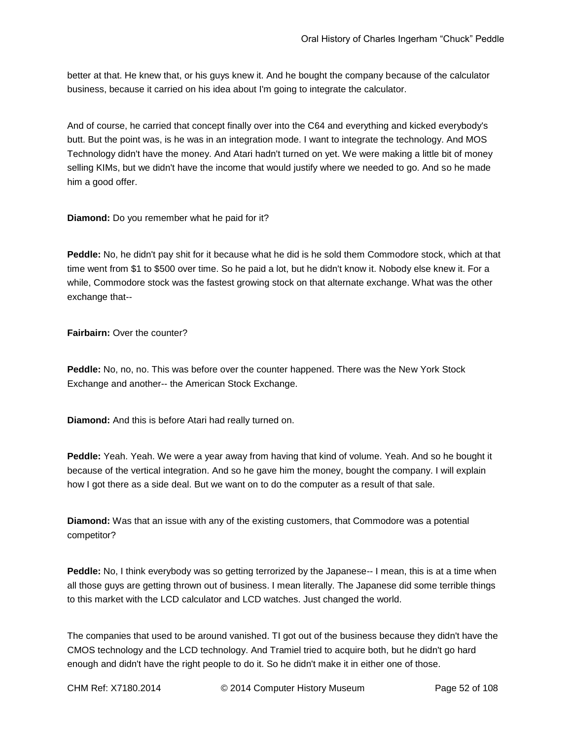better at that. He knew that, or his guys knew it. And he bought the company because of the calculator business, because it carried on his idea about I'm going to integrate the calculator.

And of course, he carried that concept finally over into the C64 and everything and kicked everybody's butt. But the point was, is he was in an integration mode. I want to integrate the technology. And MOS Technology didn't have the money. And Atari hadn't turned on yet. We were making a little bit of money selling KIMs, but we didn't have the income that would justify where we needed to go. And so he made him a good offer.

**Diamond:** Do you remember what he paid for it?

**Peddle:** No, he didn't pay shit for it because what he did is he sold them Commodore stock, which at that time went from $1 to $500 over time. So he paid a lot, but he didn't know it. Nobody else knew it. For a while, Commodore stock was the fastest growing stock on that alternate exchange. What was the other exchange that--

**Fairbairn:** Over the counter?

**Peddle:** No, no, no. This was before over the counter happened. There was the New York Stock Exchange and another-- the American Stock Exchange.

**Diamond:** And this is before Atari had really turned on.

**Peddle:** Yeah. Yeah. We were a year away from having that kind of volume. Yeah. And so he bought it because of the vertical integration. And so he gave him the money, bought the company. I will explain how I got there as a side deal. But we want on to do the computer as a result of that sale.

**Diamond:** Was that an issue with any of the existing customers, that Commodore was a potential competitor?

**Peddle:** No, I think everybody was so getting terrorized by the Japanese-- I mean, this is at a time when all those guys are getting thrown out of business. I mean literally. The Japanese did some terrible things to this market with the LCD calculator and LCD watches. Just changed the world.

The companies that used to be around vanished. TI got out of the business because they didn't have the CMOS technology and the LCD technology. And Tramiel tried to acquire both, but he didn't go hard enough and didn't have the right people to do it. So he didn't make it in either one of those.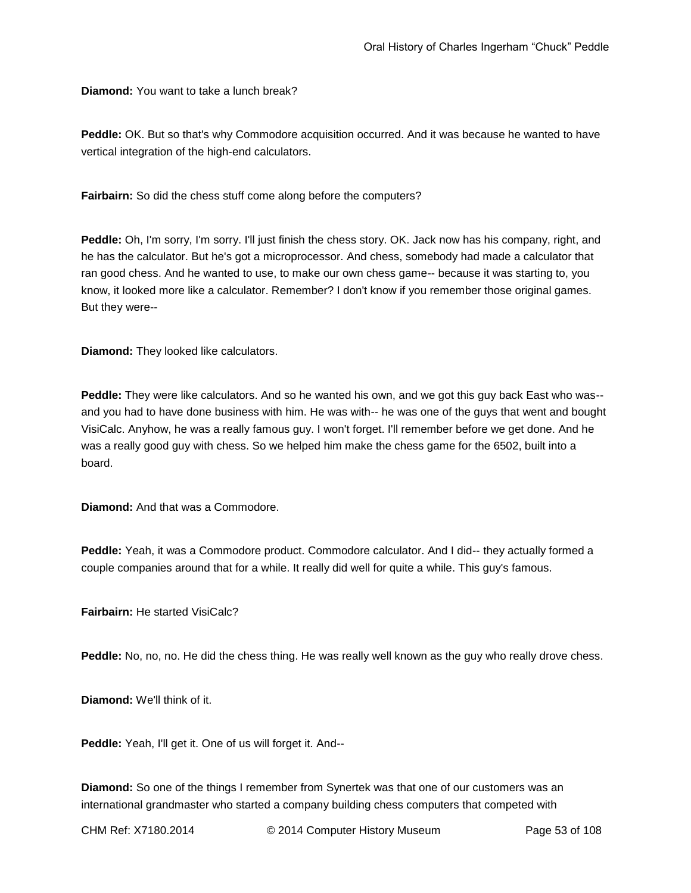**Diamond:** You want to take a lunch break?

**Peddle:** OK. But so that's why Commodore acquisition occurred. And it was because he wanted to have vertical integration of the high-end calculators.

**Fairbairn:** So did the chess stuff come along before the computers?

**Peddle:** Oh, I'm sorry, I'm sorry. I'll just finish the chess story. OK. Jack now has his company, right, and he has the calculator. But he's got a microprocessor. And chess, somebody had made a calculator that ran good chess. And he wanted to use, to make our own chess game-- because it was starting to, you know, it looked more like a calculator. Remember? I don't know if you remember those original games. But they were--

**Diamond:** They looked like calculators.

**Peddle:** They were like calculators. And so he wanted his own, and we got this guy back East who was-- and you had to have done business with him. He was with-- he was one of the guys that went and bought VisiCalc. Anyhow, he was a really famous guy. I won't forget. I'll remember before we get done. And he was a really good guy with chess. So we helped him make the chess game for the 6502, built into a board.

**Diamond:** And that was a Commodore.

**Peddle:** Yeah, it was a Commodore product. Commodore calculator. And I did-- they actually formed a couple companies around that for a while. It really did well for quite a while. This guy's famous.

**Fairbairn:** He started VisiCalc?

**Peddle:** No, no, no. He did the chess thing. He was really well known as the guy who really drove chess.

**Diamond:** We'll think of it.

**Peddle:** Yeah, I'll get it. One of us will forget it. And--

**Diamond:** So one of the things I remember from Synertek was that one of our customers was an international grandmaster who started a company building chess computers that competed with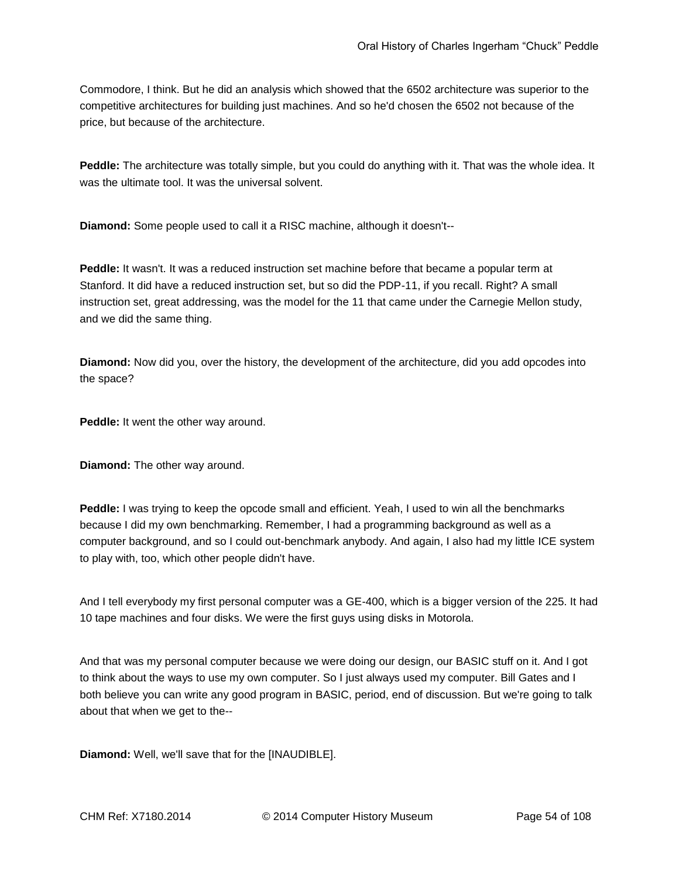Commodore, I think. But he did an analysis which showed that the 6502 architecture was superior to the competitive architectures for building just machines. And so he'd chosen the 6502 not because of the price, but because of the architecture.

**Peddle:** The architecture was totally simple, but you could do anything with it. That was the whole idea. It was the ultimate tool. It was the universal solvent.

**Diamond:** Some people used to call it a RISC machine, although it doesn't--

**Peddle:** It wasn't. It was a reduced instruction set machine before that became a popular term at Stanford. It did have a reduced instruction set, but so did the PDP-11, if you recall. Right? A small instruction set, great addressing, was the model for the 11 that came under the Carnegie Mellon study, and we did the same thing.

**Diamond:** Now did you, over the history, the development of the architecture, did you add opcodes into the space?

**Peddle:** It went the other way around.

**Diamond:** The other way around.

**Peddle:** I was trying to keep the opcode small and efficient. Yeah, I used to win all the benchmarks because I did my own benchmarking. Remember, I had a programming background as well as a computer background, and so I could out-benchmark anybody. And again, I also had my little ICE system to play with, too, which other people didn't have.

And I tell everybody my first personal computer was a GE-400, which is a bigger version of the 225. It had 10 tape machines and four disks. We were the first guys using disks in Motorola.

And that was my personal computer because we were doing our design, our BASIC stuff on it. And I got to think about the ways to use my own computer. So I just always used my computer. Bill Gates and I both believe you can write any good program in BASIC, period, end of discussion. But we're going to talk about that when we get to the--

**Diamond:** Well, we'll save that for the [INAUDIBLE].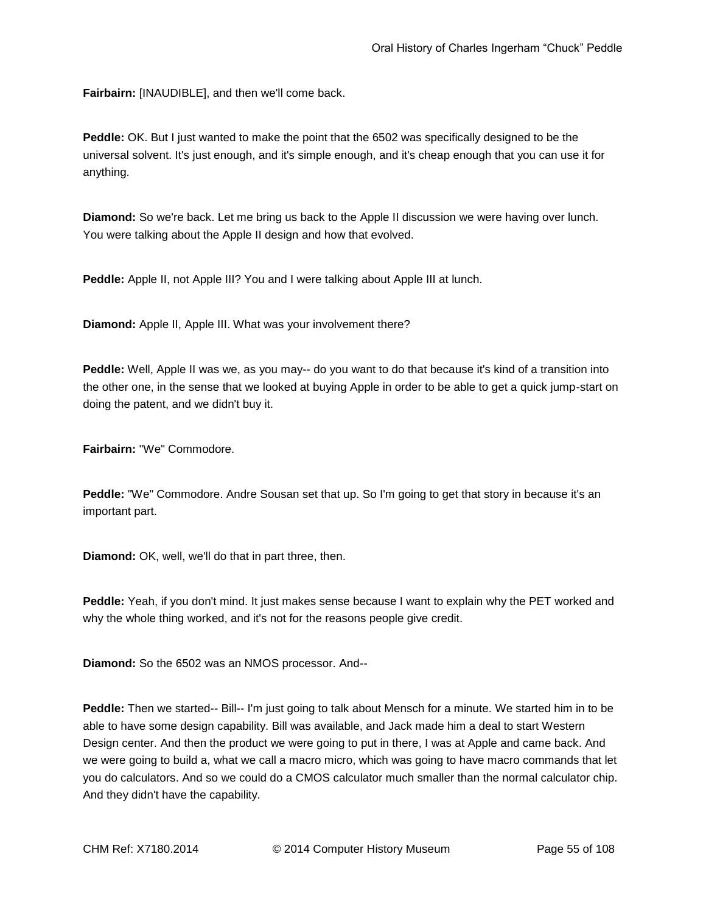**Fairbairn:** [INAUDIBLE], and then we'll come back.

**Peddle:** OK. But I just wanted to make the point that the 6502 was specifically designed to be the universal solvent. It's just enough, and it's simple enough, and it's cheap enough that you can use it for anything.

**Diamond:** So we're back. Let me bring us back to the Apple II discussion we were having over lunch. You were talking about the Apple II design and how that evolved.

**Peddle:** Apple II, not Apple III? You and I were talking about Apple III at lunch.

**Diamond:** Apple II, Apple III. What was your involvement there?

**Peddle:** Well, Apple II was we, as you may-- do you want to do that because it's kind of a transition into the other one, in the sense that we looked at buying Apple in order to be able to get a quick jump-start on doing the patent, and we didn't buy it.

**Fairbairn:** "We" Commodore.

**Peddle:** "We" Commodore. Andre Sousan set that up. So I'm going to get that story in because it's an important part.

**Diamond:** OK, well, we'll do that in part three, then.

**Peddle:** Yeah, if you don't mind. It just makes sense because I want to explain why the PET worked and why the whole thing worked, and it's not for the reasons people give credit.

**Diamond:** So the 6502 was an NMOS processor. And--

**Peddle:** Then we started-- Bill-- I'm just going to talk about Mensch for a minute. We started him in to be able to have some design capability. Bill was available, and Jack made him a deal to start Western Design center. And then the product we were going to put in there, I was at Apple and came back. And we were going to build a, what we call a macro micro, which was going to have macro commands that let you do calculators. And so we could do a CMOS calculator much smaller than the normal calculator chip. And they didn't have the capability.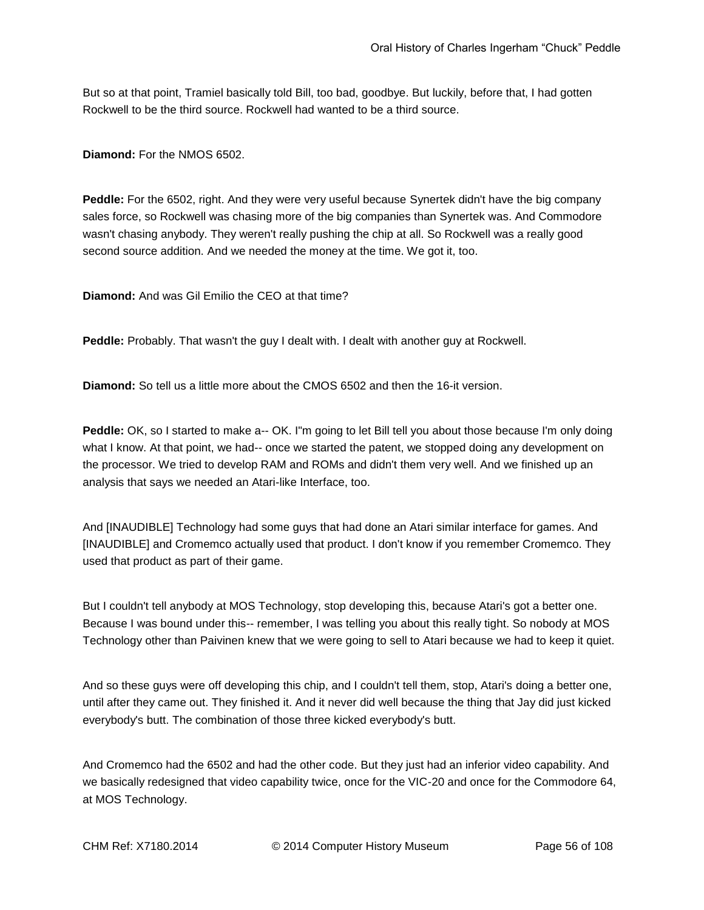But so at that point, Tramiel basically told Bill, too bad, goodbye. But luckily, before that, I had gotten Rockwell to be the third source. Rockwell had wanted to be a third source.

**Diamond:** For the NMOS 6502.

**Peddle:** For the 6502, right. And they were very useful because Synertek didn't have the big company sales force, so Rockwell was chasing more of the big companies than Synertek was. And Commodore wasn't chasing anybody. They weren't really pushing the chip at all. So Rockwell was a really good second source addition. And we needed the money at the time. We got it, too.

**Diamond:** And was Gil Emilio the CEO at that time?

**Peddle:** Probably. That wasn't the guy I dealt with. I dealt with another guy at Rockwell.

**Diamond:** So tell us a little more about the CMOS 6502 and then the 16-it version.

**Peddle:** OK, so I started to make a-- OK. I"m going to let Bill tell you about those because I'm only doing what I know. At that point, we had-- once we started the patent, we stopped doing any development on the processor. We tried to develop RAM and ROMs and didn't them very well. And we finished up an analysis that says we needed an Atari-like Interface, too.

And [INAUDIBLE] Technology had some guys that had done an Atari similar interface for games. And [INAUDIBLE] and Cromemco actually used that product. I don't know if you remember Cromemco. They used that product as part of their game.

But I couldn't tell anybody at MOS Technology, stop developing this, because Atari's got a better one. Because I was bound under this-- remember, I was telling you about this really tight. So nobody at MOS Technology other than Paivinen knew that we were going to sell to Atari because we had to keep it quiet.

And so these guys were off developing this chip, and I couldn't tell them, stop, Atari's doing a better one, until after they came out. They finished it. And it never did well because the thing that Jay did just kicked everybody's butt. The combination of those three kicked everybody's butt.

And Cromemco had the 6502 and had the other code. But they just had an inferior video capability. And we basically redesigned that video capability twice, once for the VIC-20 and once for the Commodore 64, at MOS Technology.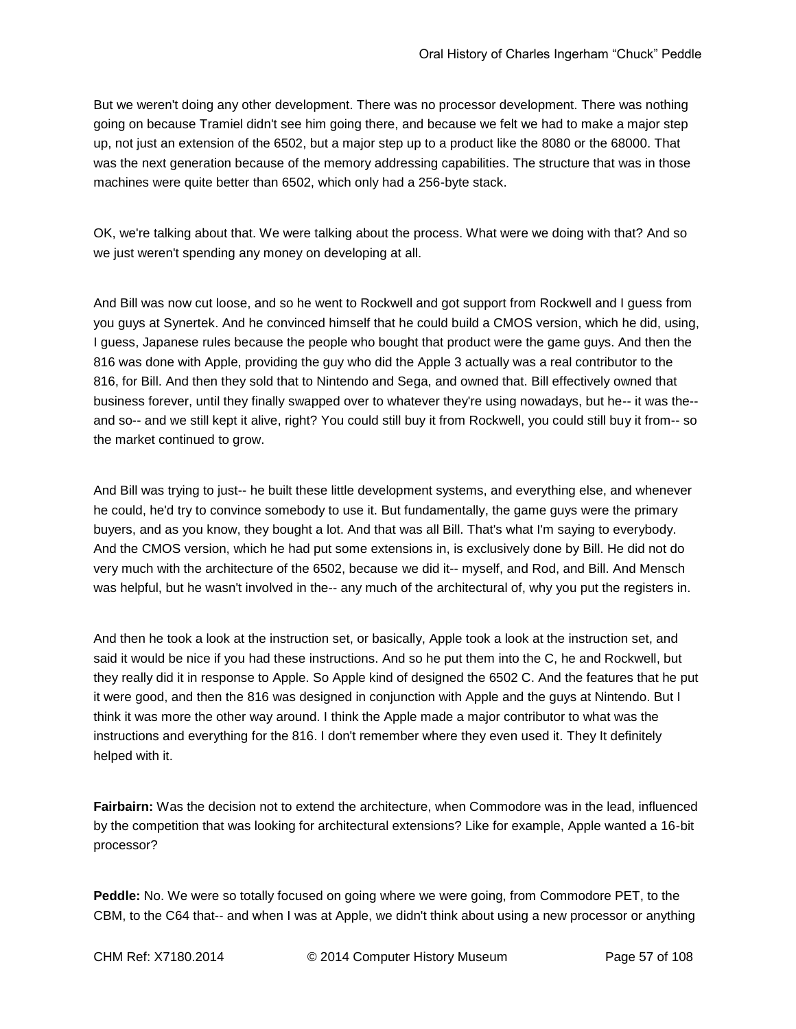But we weren't doing any other development. There was no processor development. There was nothing going on because Tramiel didn't see him going there, and because we felt we had to make a major step up, not just an extension of the 6502, but a major step up to a product like the 8080 or the 68000. That was the next generation because of the memory addressing capabilities. The structure that was in those machines were quite better than 6502, which only had a 256-byte stack.

OK, we're talking about that. We were talking about the process. What were we doing with that? And so we just weren't spending any money on developing at all.

And Bill was now cut loose, and so he went to Rockwell and got support from Rockwell and I guess from you guys at Synertek. And he convinced himself that he could build a CMOS version, which he did, using, I guess, Japanese rules because the people who bought that product were the game guys. And then the 816 was done with Apple, providing the guy who did the Apple 3 actually was a real contributor to the 816, for Bill. And then they sold that to Nintendo and Sega, and owned that. Bill effectively owned that business forever, until they finally swapped over to whatever they're using nowadays, but he-- it was the-- and so-- and we still kept it alive, right? You could still buy it from Rockwell, you could still buy it from-- so the market continued to grow.

And Bill was trying to just-- he built these little development systems, and everything else, and whenever he could, he'd try to convince somebody to use it. But fundamentally, the game guys were the primary buyers, and as you know, they bought a lot. And that was all Bill. That's what I'm saying to everybody. And the CMOS version, which he had put some extensions in, is exclusively done by Bill. He did not do very much with the architecture of the 6502, because we did it-- myself, and Rod, and Bill. And Mensch was helpful, but he wasn't involved in the-- any much of the architectural of, why you put the registers in.

And then he took a look at the instruction set, or basically, Apple took a look at the instruction set, and said it would be nice if you had these instructions. And so he put them into the C, he and Rockwell, but they really did it in response to Apple. So Apple kind of designed the 6502 C. And the features that he put it were good, and then the 816 was designed in conjunction with Apple and the guys at Nintendo. But I think it was more the other way around. I think the Apple made a major contributor to what was the instructions and everything for the 816. I don't remember where they even used it. They It definitely helped with it.

**Fairbairn:** Was the decision not to extend the architecture, when Commodore was in the lead, influenced by the competition that was looking for architectural extensions? Like for example, Apple wanted a 16-bit processor?

**Peddle:** No. We were so totally focused on going where we were going, from Commodore PET, to the CBM, to the C64 that-- and when I was at Apple, we didn't think about using a new processor or anything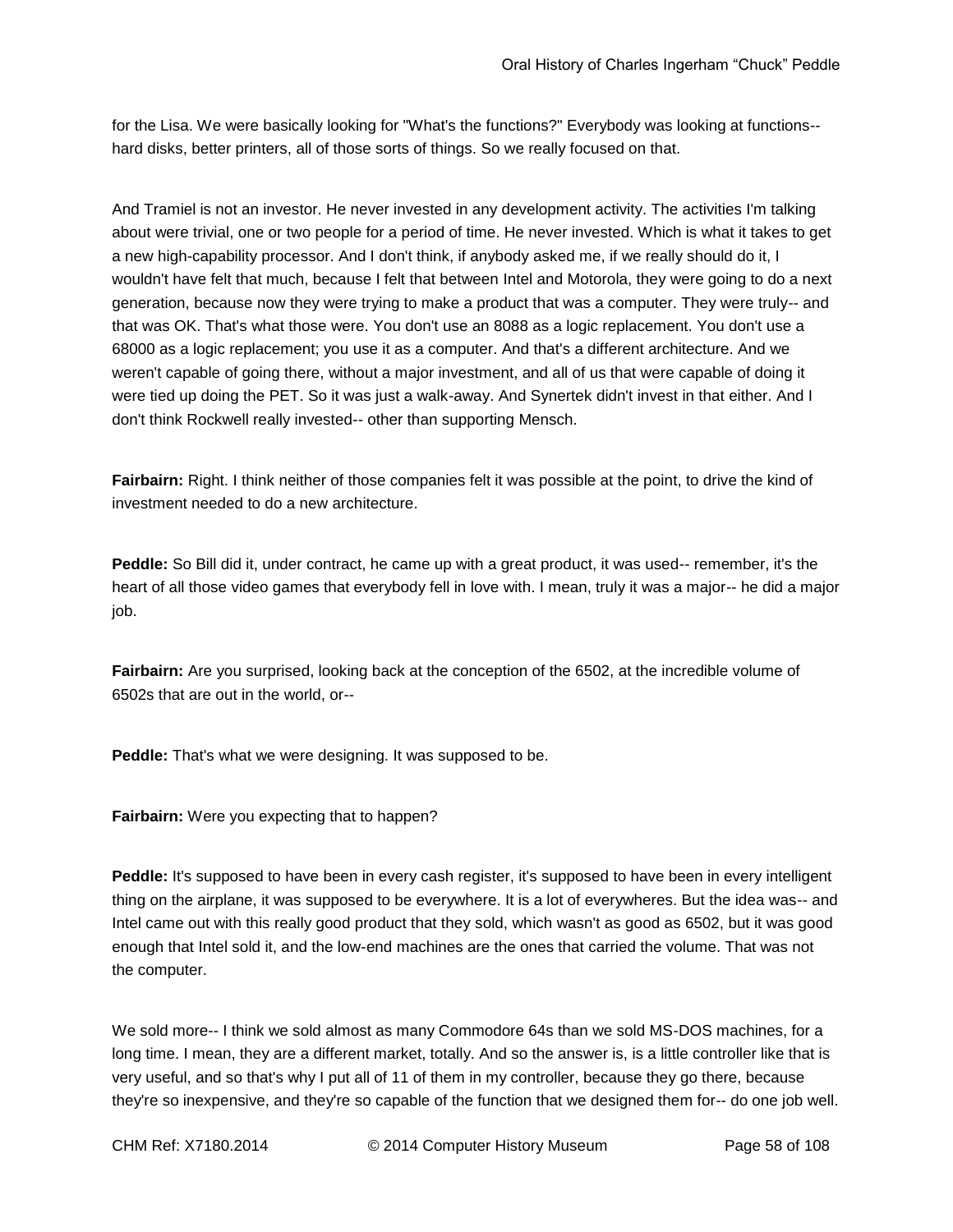for the Lisa. We were basically looking for "What's the functions?" Everybody was looking at functions-- hard disks, better printers, all of those sorts of things. So we really focused on that.

And Tramiel is not an investor. He never invested in any development activity. The activities I'm talking about were trivial, one or two people for a period of time. He never invested. Which is what it takes to get a new high-capability processor. And I don't think, if anybody asked me, if we really should do it, I wouldn't have felt that much, because I felt that between Intel and Motorola, they were going to do a next generation, because now they were trying to make a product that was a computer. They were truly-- and that was OK. That's what those were. You don't use an 8088 as a logic replacement. You don't use a 68000 as a logic replacement; you use it as a computer. And that's a different architecture. And we weren't capable of going there, without a major investment, and all of us that were capable of doing it were tied up doing the PET. So it was just a walk-away. And Synertek didn't invest in that either. And I don't think Rockwell really invested-- other than supporting Mensch.

**Fairbairn:** Right. I think neither of those companies felt it was possible at the point, to drive the kind of investment needed to do a new architecture.

**Peddle:** So Bill did it, under contract, he came up with a great product, it was used-- remember, it's the heart of all those video games that everybody fell in love with. I mean, truly it was a major-- he did a major job.

**Fairbairn:** Are you surprised, looking back at the conception of the 6502, at the incredible volume of 6502s that are out in the world, or--

**Peddle:** That's what we were designing. It was supposed to be.

**Fairbairn:** Were you expecting that to happen?

**Peddle:** It's supposed to have been in every cash register, it's supposed to have been in every intelligent thing on the airplane, it was supposed to be everywhere. It is a lot of everywheres. But the idea was-- and Intel came out with this really good product that they sold, which wasn't as good as 6502, but it was good enough that Intel sold it, and the low-end machines are the ones that carried the volume. That was not the computer.

We sold more-- I think we sold almost as many Commodore 64s than we sold MS-DOS machines, for a long time. I mean, they are a different market, totally. And so the answer is, is a little controller like that is very useful, and so that's why I put all of 11 of them in my controller, because they go there, because they're so inexpensive, and they're so capable of the function that we designed them for-- do one job well.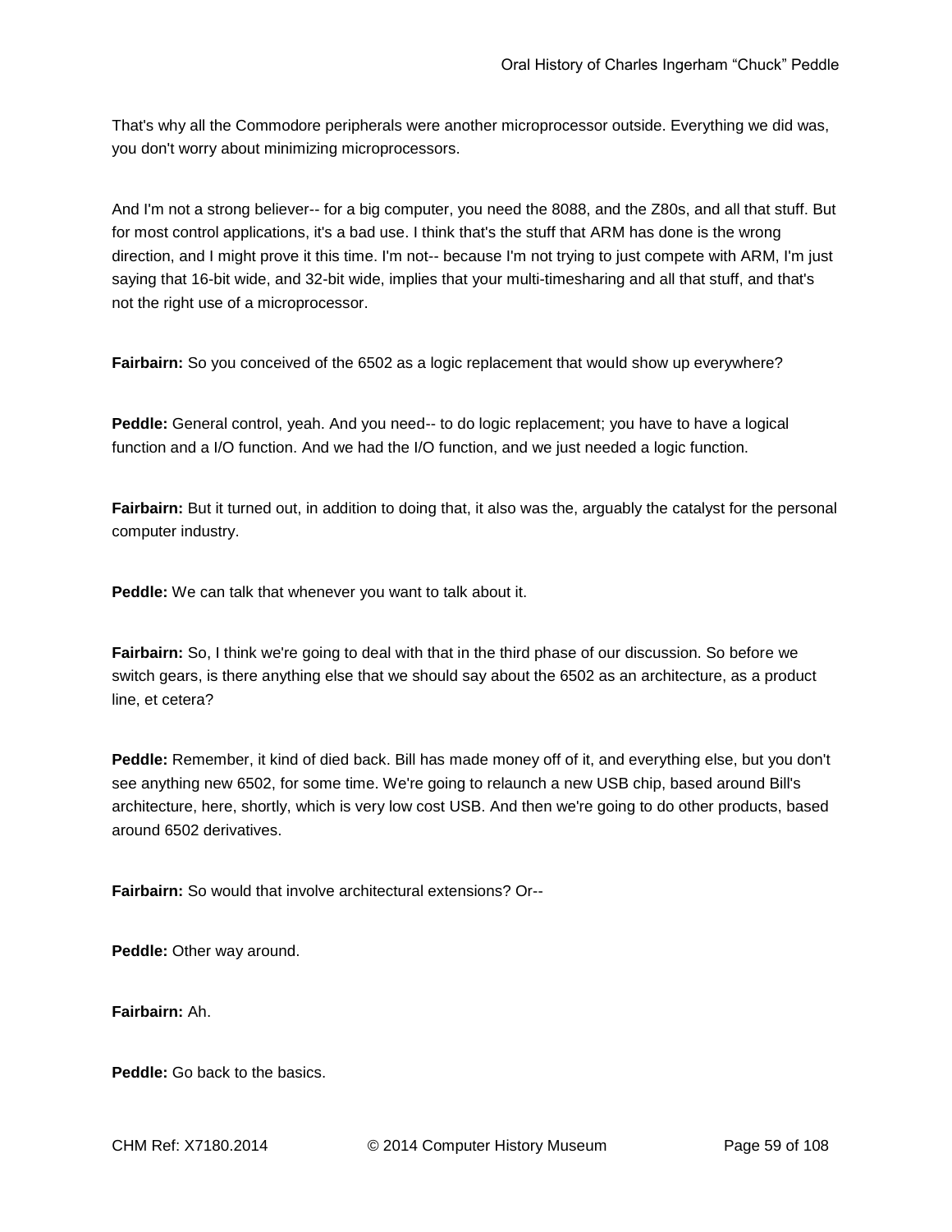That's why all the Commodore peripherals were another microprocessor outside. Everything we did was, you don't worry about minimizing microprocessors.

And I'm not a strong believer-- for a big computer, you need the 8088, and the Z80s, and all that stuff. But for most control applications, it's a bad use. I think that's the stuff that ARM has done is the wrong direction, and I might prove it this time. I'm not-- because I'm not trying to just compete with ARM, I'm just saying that 16-bit wide, and 32-bit wide, implies that your multi-timesharing and all that stuff, and that's not the right use of a microprocessor.

**Fairbairn:** So you conceived of the 6502 as a logic replacement that would show up everywhere?

**Peddle:** General control, yeah. And you need-- to do logic replacement; you have to have a logical function and a I/O function. And we had the I/O function, and we just needed a logic function.

**Fairbairn:** But it turned out, in addition to doing that, it also was the, arguably the catalyst for the personal computer industry.

**Peddle:** We can talk that whenever you want to talk about it.

**Fairbairn:** So, I think we're going to deal with that in the third phase of our discussion. So before we switch gears, is there anything else that we should say about the 6502 as an architecture, as a product line, et cetera?

**Peddle:** Remember, it kind of died back. Bill has made money off of it, and everything else, but you don't see anything new 6502, for some time. We're going to relaunch a new USB chip, based around Bill's architecture, here, shortly, which is very low cost USB. And then we're going to do other products, based around 6502 derivatives.

**Fairbairn:** So would that involve architectural extensions? Or--

**Peddle:** Other way around.

**Fairbairn:** Ah.

**Peddle:** Go back to the basics.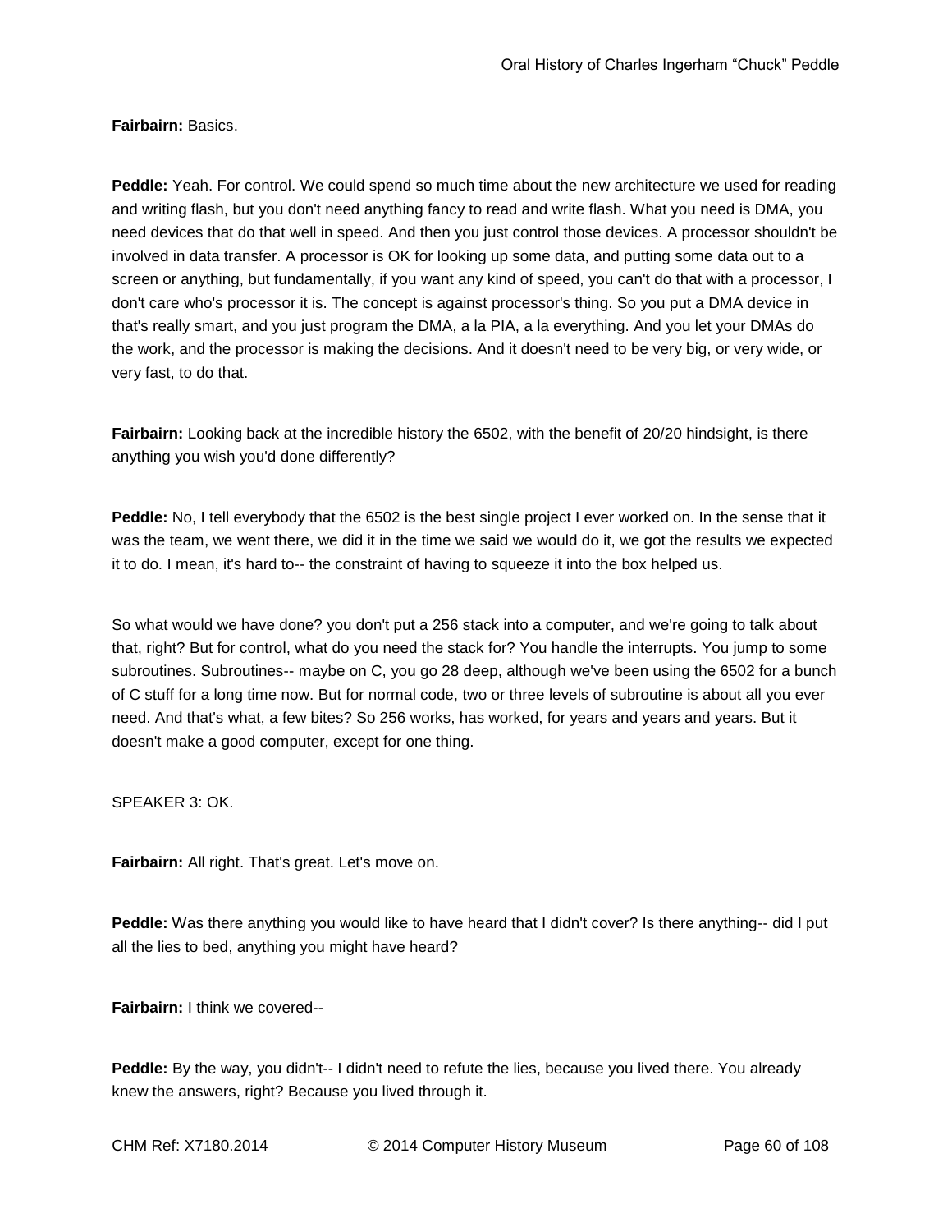**Fairbairn:** Basics.

**Peddle:** Yeah. For control. We could spend so much time about the new architecture we used for reading and writing flash, but you don't need anything fancy to read and write flash. What you need is DMA, you need devices that do that well in speed. And then you just control those devices. A processor shouldn't be involved in data transfer. A processor is OK for looking up some data, and putting some data out to a screen or anything, but fundamentally, if you want any kind of speed, you can't do that with a processor, I don't care who's processor it is. The concept is against processor's thing. So you put a DMA device in that's really smart, and you just program the DMA, a la PIA, a la everything. And you let your DMAs do the work, and the processor is making the decisions. And it doesn't need to be very big, or very wide, or very fast, to do that.

**Fairbairn:** Looking back at the incredible history the 6502, with the benefit of 20/20 hindsight, is there anything you wish you'd done differently?

**Peddle:** No, I tell everybody that the 6502 is the best single project I ever worked on. In the sense that it was the team, we went there, we did it in the time we said we would do it, we got the results we expected it to do. I mean, it's hard to-- the constraint of having to squeeze it into the box helped us.

So what would we have done? you don't put a 256 stack into a computer, and we're going to talk about that, right? But for control, what do you need the stack for? You handle the interrupts. You jump to some subroutines. Subroutines-- maybe on C, you go 28 deep, although we've been using the 6502 for a bunch of C stuff for a long time now. But for normal code, two or three levels of subroutine is about all you ever need. And that's what, a few bites? So 256 works, has worked, for years and years and years. But it doesn't make a good computer, except for one thing.

SPEAKER 3: OK.

**Fairbairn:** All right. That's great. Let's move on.

**Peddle:** Was there anything you would like to have heard that I didn't cover? Is there anything-- did I put all the lies to bed, anything you might have heard?

**Fairbairn:** I think we covered--

**Peddle:** By the way, you didn't-- I didn't need to refute the lies, because you lived there. You already knew the answers, right? Because you lived through it.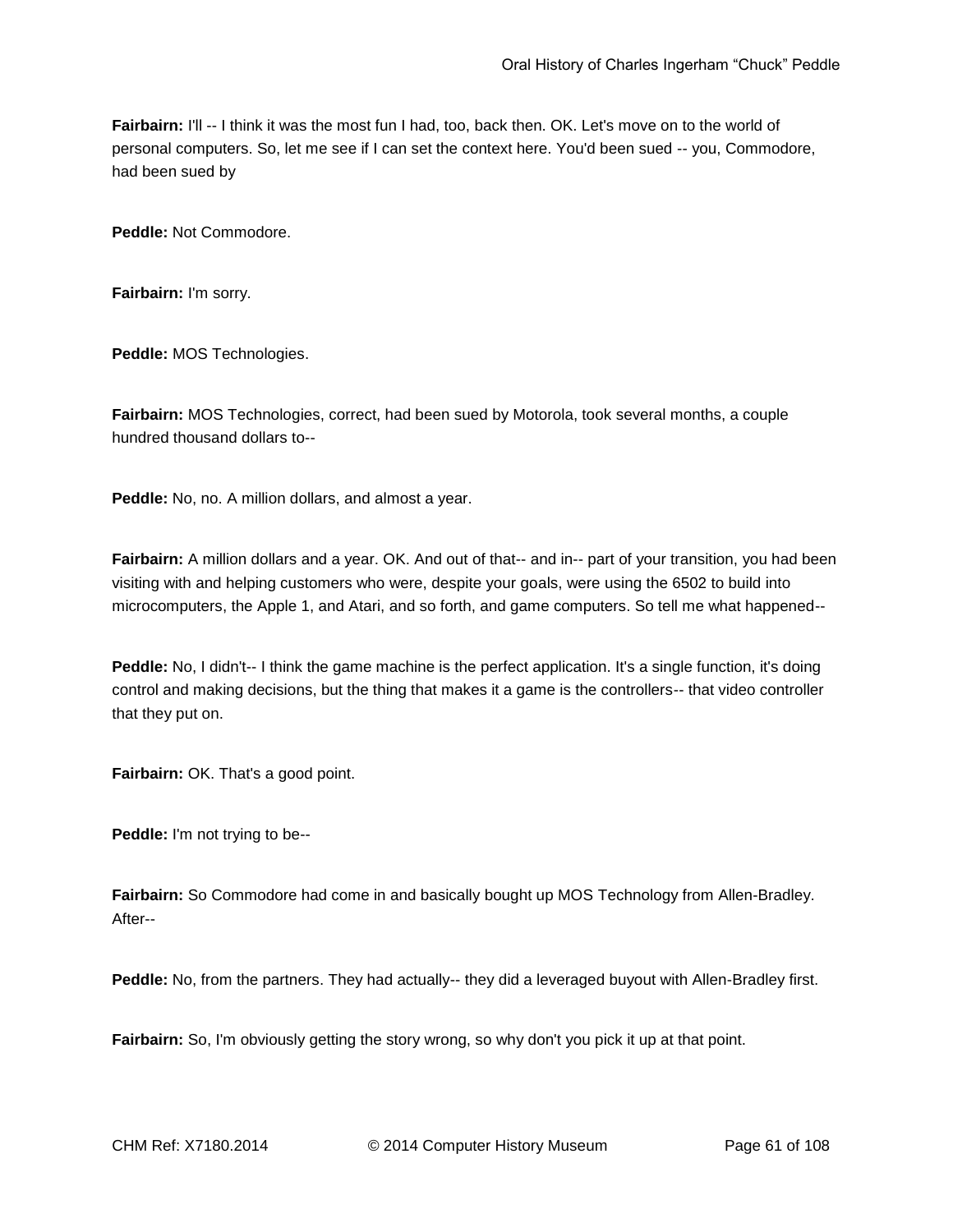**Fairbairn:** I'll -- I think it was the most fun I had, too, back then. OK. Let's move on to the world of personal computers. So, let me see if I can set the context here. You'd been sued -- you, Commodore, had been sued by

**Peddle:** Not Commodore.

**Fairbairn:** I'm sorry.

**Peddle:** MOS Technologies.

**Fairbairn:** MOS Technologies, correct, had been sued by Motorola, took several months, a couple hundred thousand dollars to--

**Peddle:** No, no. A million dollars, and almost a year.

**Fairbairn:** A million dollars and a year. OK. And out of that-- and in-- part of your transition, you had been visiting with and helping customers who were, despite your goals, were using the 6502 to build into microcomputers, the Apple 1, and Atari, and so forth, and game computers. So tell me what happened--

**Peddle:** No, I didn't-- I think the game machine is the perfect application. It's a single function, it's doing control and making decisions, but the thing that makes it a game is the controllers-- that video controller that they put on.

**Fairbairn:** OK. That's a good point.

**Peddle:** I'm not trying to be--

**Fairbairn:** So Commodore had come in and basically bought up MOS Technology from Allen-Bradley. After--

**Peddle:** No, from the partners. They had actually-- they did a leveraged buyout with Allen-Bradley first.

**Fairbairn:** So, I'm obviously getting the story wrong, so why don't you pick it up at that point.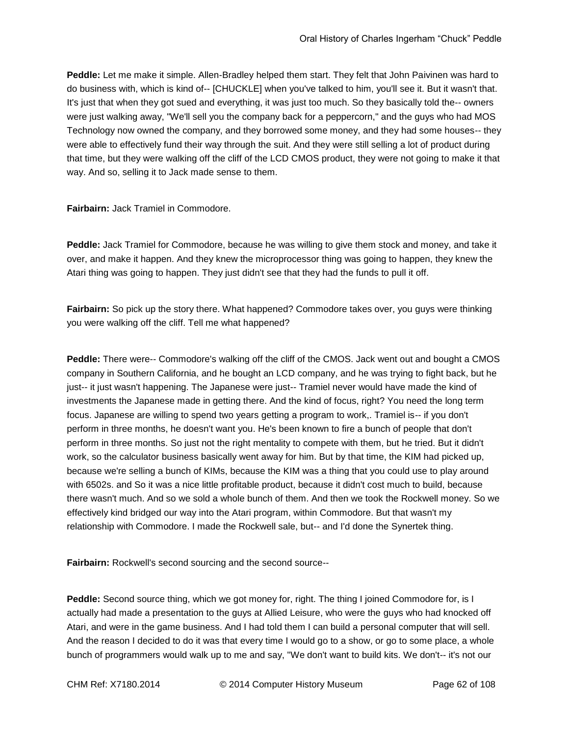**Peddle:** Let me make it simple. Allen-Bradley helped them start. They felt that John Paivinen was hard to do business with, which is kind of-- [CHUCKLE] when you've talked to him, you'll see it. But it wasn't that. It's just that when they got sued and everything, it was just too much. So they basically told the-- owners were just walking away, "We'll sell you the company back for a peppercorn," and the guys who had MOS Technology now owned the company, and they borrowed some money, and they had some houses-- they were able to effectively fund their way through the suit. And they were still selling a lot of product during that time, but they were walking off the cliff of the LCD CMOS product, they were not going to make it that way. And so, selling it to Jack made sense to them.

**Fairbairn:** Jack Tramiel in Commodore.

**Peddle:** Jack Tramiel for Commodore, because he was willing to give them stock and money, and take it over, and make it happen. And they knew the microprocessor thing was going to happen, they knew the Atari thing was going to happen. They just didn't see that they had the funds to pull it off.

**Fairbairn:** So pick up the story there. What happened? Commodore takes over, you guys were thinking you were walking off the cliff. Tell me what happened?

**Peddle:** There were-- Commodore's walking off the cliff of the CMOS. Jack went out and bought a CMOS company in Southern California, and he bought an LCD company, and he was trying to fight back, but he just-- it just wasn't happening. The Japanese were just-- Tramiel never would have made the kind of investments the Japanese made in getting there. And the kind of focus, right? You need the long term focus. Japanese are willing to spend two years getting a program to work,. Tramiel is-- if you don't perform in three months, he doesn't want you. He's been known to fire a bunch of people that don't perform in three months. So just not the right mentality to compete with them, but he tried. But it didn't work, so the calculator business basically went away for him. But by that time, the KIM had picked up, because we're selling a bunch of KIMs, because the KIM was a thing that you could use to play around with 6502s. and So it was a nice little profitable product, because it didn't cost much to build, because there wasn't much. And so we sold a whole bunch of them. And then we took the Rockwell money. So we effectively kind bridged our way into the Atari program, within Commodore. But that wasn't my relationship with Commodore. I made the Rockwell sale, but-- and I'd done the Synertek thing.

**Fairbairn:** Rockwell's second sourcing and the second source--

**Peddle:** Second source thing, which we got money for, right. The thing I joined Commodore for, is I actually had made a presentation to the guys at Allied Leisure, who were the guys who had knocked off Atari, and were in the game business. And I had told them I can build a personal computer that will sell. And the reason I decided to do it was that every time I would go to a show, or go to some place, a whole bunch of programmers would walk up to me and say, "We don't want to build kits. We don't-- it's not our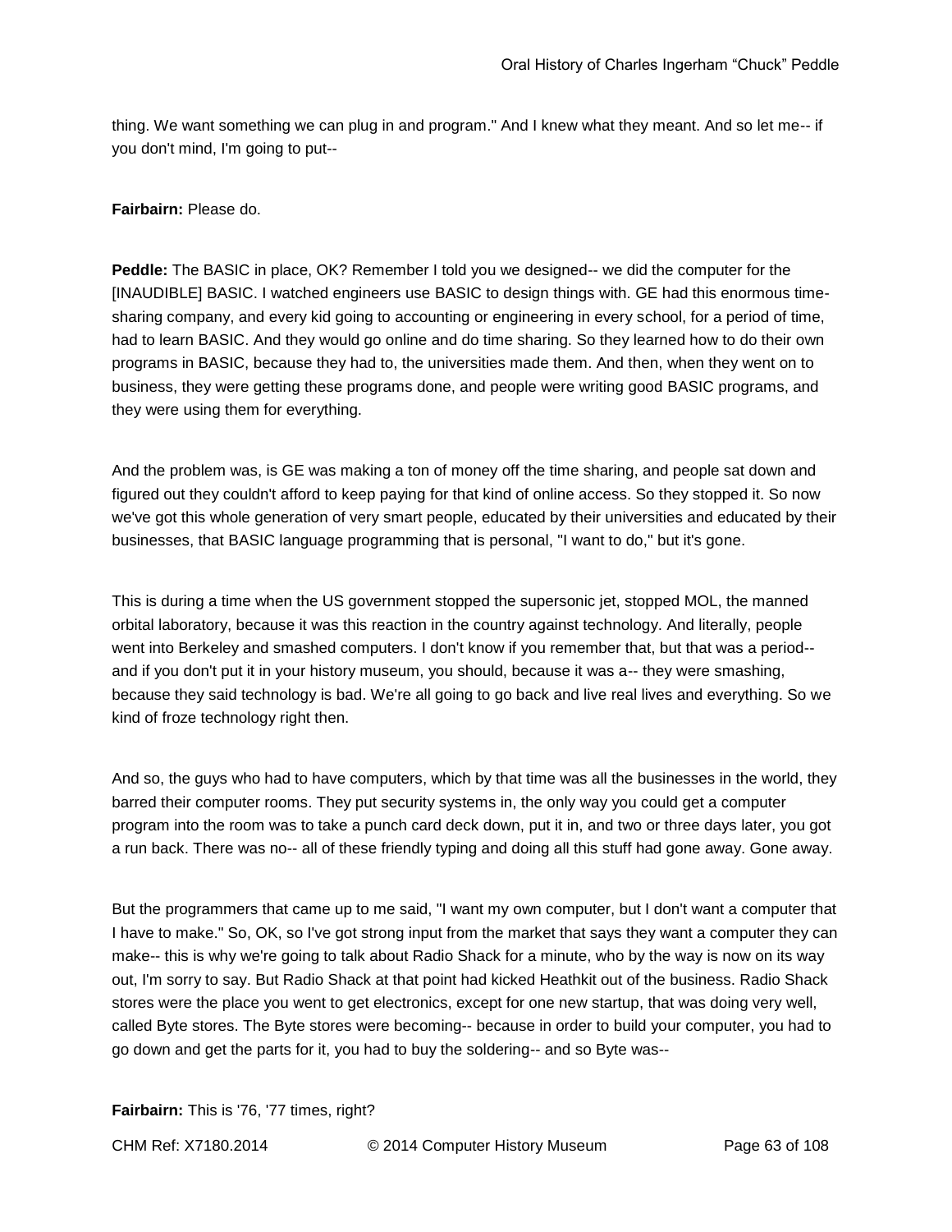thing. We want something we can plug in and program." And I knew what they meant. And so let me-- if you don't mind, I'm going to put--

**Fairbairn:** Please do.

**Peddle:** The BASIC in place, OK? Remember I told you we designed-- we did the computer for the [INAUDIBLE] BASIC. I watched engineers use BASIC to design things with. GE had this enormous time-sharing company, and every kid going to accounting or engineering in every school, for a period of time, had to learn BASIC. And they would go online and do time sharing. So they learned how to do their own programs in BASIC, because they had to, the universities made them. And then, when they went on to business, they were getting these programs done, and people were writing good BASIC programs, and they were using them for everything.

And the problem was, is GE was making a ton of money off the time sharing, and people sat down and figured out they couldn't afford to keep paying for that kind of online access. So they stopped it. So now we've got this whole generation of very smart people, educated by their universities and educated by their businesses, that BASIC language programming that is personal, "I want to do," but it's gone.

This is during a time when the US government stopped the supersonic jet, stopped MOL, the manned orbital laboratory, because it was this reaction in the country against technology. And literally, people went into Berkeley and smashed computers. I don't know if you remember that, but that was a period-- and if you don't put it in your history museum, you should, because it was a-- they were smashing, because they said technology is bad. We're all going to go back and live real lives and everything. So we kind of froze technology right then.

And so, the guys who had to have computers, which by that time was all the businesses in the world, they barred their computer rooms. They put security systems in, the only way you could get a computer program into the room was to take a punch card deck down, put it in, and two or three days later, you got a run back. There was no-- all of these friendly typing and doing all this stuff had gone away. Gone away.

But the programmers that came up to me said, "I want my own computer, but I don't want a computer that I have to make." So, OK, so I've got strong input from the market that says they want a computer they can make-- this is why we're going to talk about Radio Shack for a minute, who by the way is now on its way out, I'm sorry to say. But Radio Shack at that point had kicked Heathkit out of the business. Radio Shack stores were the place you went to get electronics, except for one new startup, that was doing very well, called Byte stores. The Byte stores were becoming-- because in order to build your computer, you had to go down and get the parts for it, you had to buy the soldering-- and so Byte was--

**Fairbairn:** This is '76, '77 times, right?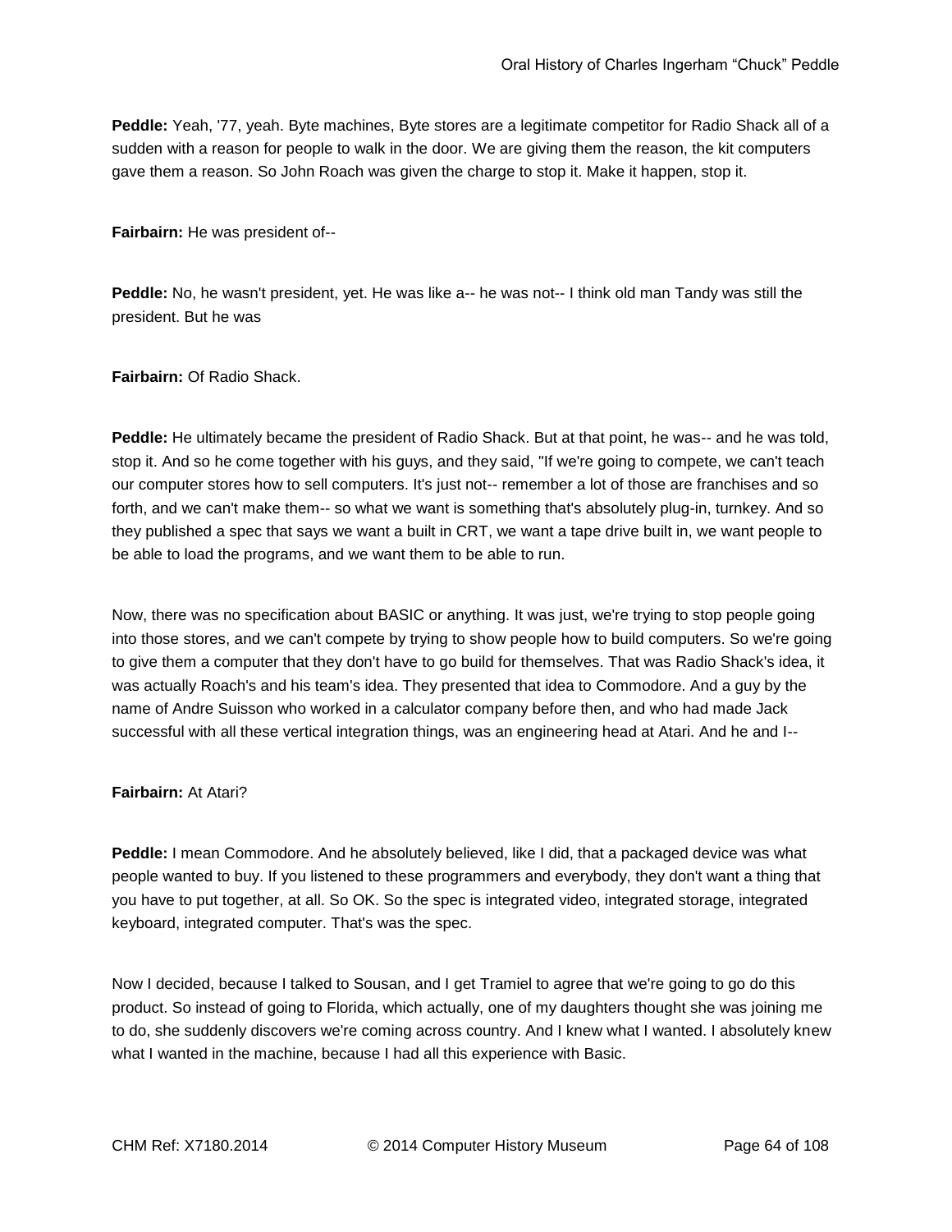**Peddle:** Yeah, '77, yeah. Byte machines, Byte stores are a legitimate competitor for Radio Shack all of a sudden with a reason for people to walk in the door. We are giving them the reason, the kit computers gave them a reason. So John Roach was given the charge to stop it. Make it happen, stop it.

**Fairbairn:** He was president of--

**Peddle:** No, he wasn't president, yet. He was like a-- he was not-- I think old man Tandy was still the president. But he was

**Fairbairn:** Of Radio Shack.

**Peddle:** He ultimately became the president of Radio Shack. But at that point, he was-- and he was told, stop it. And so he come together with his guys, and they said, "If we're going to compete, we can't teach our computer stores how to sell computers. It's just not-- remember a lot of those are franchises and so forth, and we can't make them-- so what we want is something that's absolutely plug-in, turnkey. And so they published a spec that says we want a built in CRT, we want a tape drive built in, we want people to be able to load the programs, and we want them to be able to run.

Now, there was no specification about BASIC or anything. It was just, we're trying to stop people going into those stores, and we can't compete by trying to show people how to build computers. So we're going to give them a computer that they don't have to go build for themselves. That was Radio Shack's idea, it was actually Roach's and his team's idea. They presented that idea to Commodore. And a guy by the name of Andre Suisson who worked in a calculator company before then, and who had made Jack successful with all these vertical integration things, was an engineering head at Atari. And he and I--

**Fairbairn:** At Atari?

**Peddle:** I mean Commodore. And he absolutely believed, like I did, that a packaged device was what people wanted to buy. If you listened to these programmers and everybody, they don't want a thing that you have to put together, at all. So OK. So the spec is integrated video, integrated storage, integrated keyboard, integrated computer. That's was the spec.

Now I decided, because I talked to Sousan, and I get Tramiel to agree that we're going to go do this product. So instead of going to Florida, which actually, one of my daughters thought she was joining me to do, she suddenly discovers we're coming across country. And I knew what I wanted. I absolutely knew what I wanted in the machine, because I had all this experience with Basic.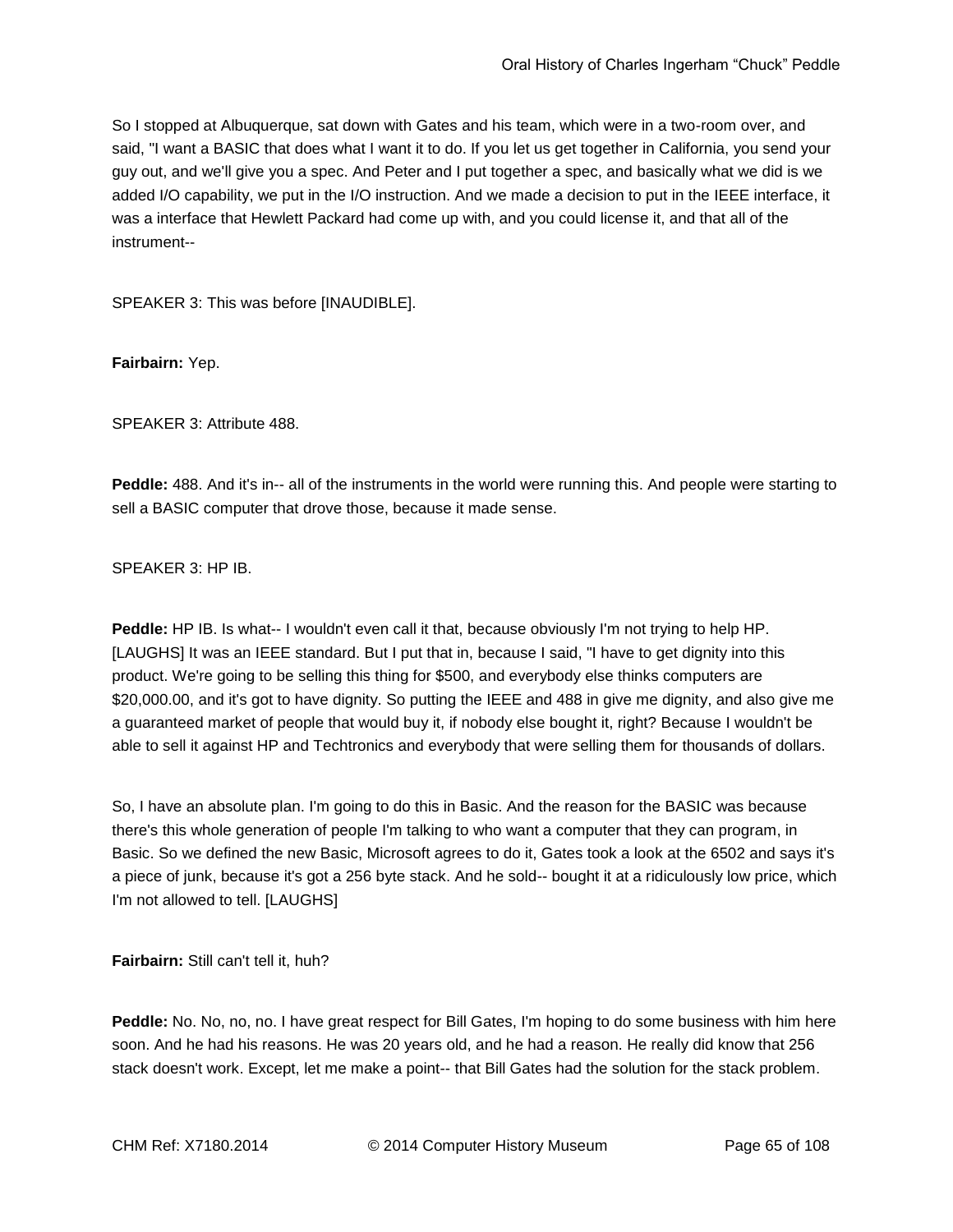So I stopped at Albuquerque, sat down with Gates and his team, which were in a two-room over, and said, "I want a BASIC that does what I want it to do. If you let us get together in California, you send your guy out, and we'll give you a spec. And Peter and I put together a spec, and basically what we did is we added I/O capability, we put in the I/O instruction. And we made a decision to put in the IEEE interface, it was a interface that Hewlett Packard had come up with, and you could license it, and that all of the instrument--

SPEAKER 3: This was before [INAUDIBLE].

**Fairbairn:** Yep.

SPEAKER 3: Attribute 488.

**Peddle:** 488. And it's in-- all of the instruments in the world were running this. And people were starting to sell a BASIC computer that drove those, because it made sense.

SPEAKER 3: HP IB.

**Peddle:** HP IB. Is what-- I wouldn't even call it that, because obviously I'm not trying to help HP. [LAUGHS] It was an IEEE standard. But I put that in, because I said, "I have to get dignity into this product. We're going to be selling this thing for $500, and everybody else thinks computers are $20,000.00, and it's got to have dignity. So putting the IEEE and 488 in give me dignity, and also give me a guaranteed market of people that would buy it, if nobody else bought it, right? Because I wouldn't be able to sell it against HP and Techtronics and everybody that were selling them for thousands of dollars.

So, I have an absolute plan. I'm going to do this in Basic. And the reason for the BASIC was because there's this whole generation of people I'm talking to who want a computer that they can program, in Basic. So we defined the new Basic, Microsoft agrees to do it, Gates took a look at the 6502 and says it's a piece of junk, because it's got a 256 byte stack. And he sold-- bought it at a ridiculously low price, which I'm not allowed to tell. [LAUGHS]

**Fairbairn:** Still can't tell it, huh?

**Peddle:** No. No, no, no. I have great respect for Bill Gates, I'm hoping to do some business with him here soon. And he had his reasons. He was 20 years old, and he had a reason. He really did know that 256 stack doesn't work. Except, let me make a point-- that Bill Gates had the solution for the stack problem.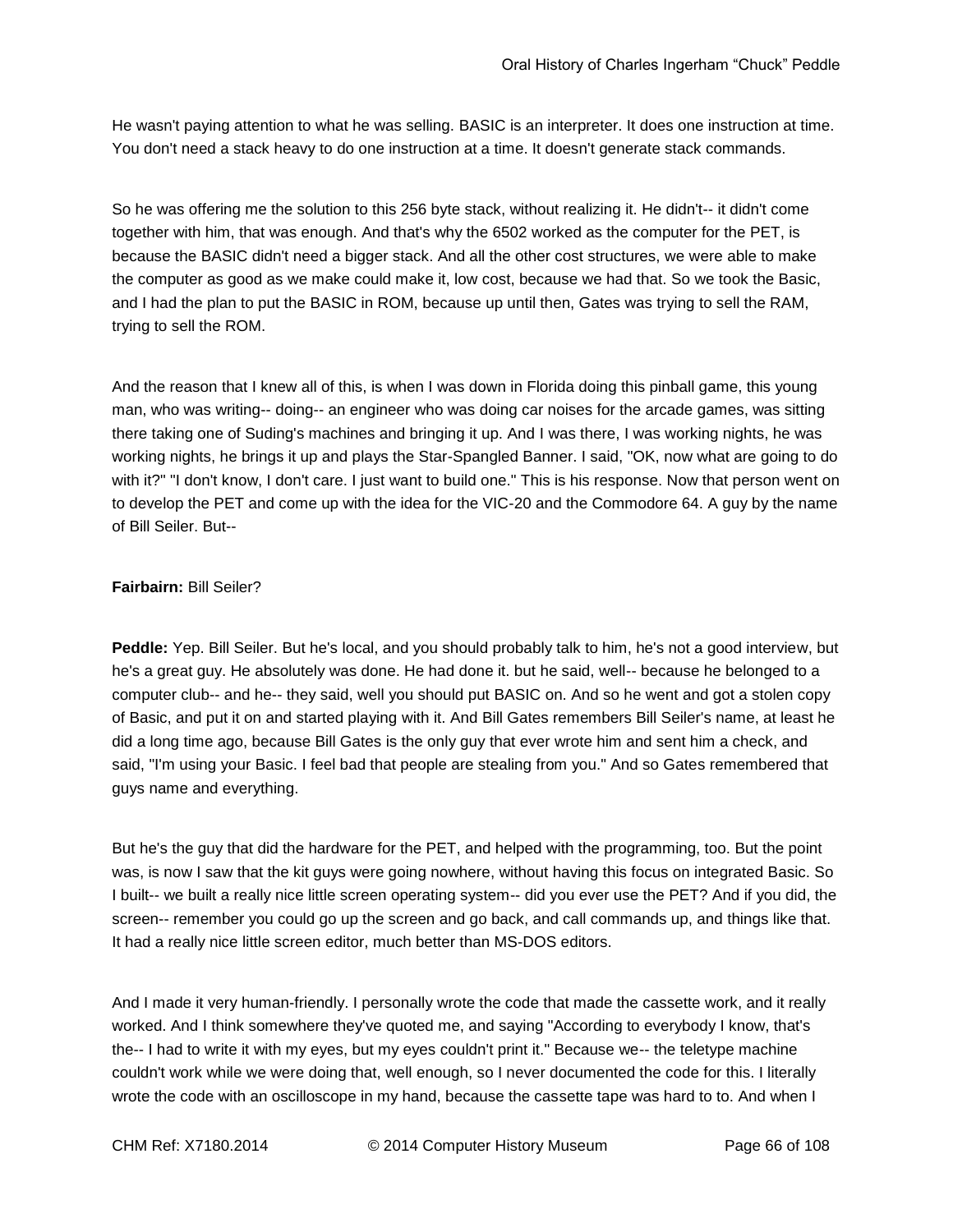He wasn't paying attention to what he was selling. BASIC is an interpreter. It does one instruction at time. You don't need a stack heavy to do one instruction at a time. It doesn't generate stack commands.

So he was offering me the solution to this 256 byte stack, without realizing it. He didn't-- it didn't come together with him, that was enough. And that's why the 6502 worked as the computer for the PET, is because the BASIC didn't need a bigger stack. And all the other cost structures, we were able to make the computer as good as we make could make it, low cost, because we had that. So we took the Basic, and I had the plan to put the BASIC in ROM, because up until then, Gates was trying to sell the RAM, trying to sell the ROM.

And the reason that I knew all of this, is when I was down in Florida doing this pinball game, this young man, who was writing-- doing-- an engineer who was doing car noises for the arcade games, was sitting there taking one of Suding's machines and bringing it up. And I was there, I was working nights, he was working nights, he brings it up and plays the Star-Spangled Banner. I said, "OK, now what are going to do with it?" "I don't know, I don't care. I just want to build one." This is his response. Now that person went on to develop the PET and come up with the idea for the VIC-20 and the Commodore 64. A guy by the name of Bill Seiler. But--

**Fairbairn:** Bill Seiler?

**Peddle:** Yep. Bill Seiler. But he's local, and you should probably talk to him, he's not a good interview, but he's a great guy. He absolutely was done. He had done it. but he said, well-- because he belonged to a computer club-- and he-- they said, well you should put BASIC on. And so he went and got a stolen copy of Basic, and put it on and started playing with it. And Bill Gates remembers Bill Seiler's name, at least he did a long time ago, because Bill Gates is the only guy that ever wrote him and sent him a check, and said, "I'm using your Basic. I feel bad that people are stealing from you." And so Gates remembered that guys name and everything.

But he's the guy that did the hardware for the PET, and helped with the programming, too. But the point was, is now I saw that the kit guys were going nowhere, without having this focus on integrated Basic. So I built-- we built a really nice little screen operating system-- did you ever use the PET? And if you did, the screen-- remember you could go up the screen and go back, and call commands up, and things like that. It had a really nice little screen editor, much better than MS-DOS editors.

And I made it very human-friendly. I personally wrote the code that made the cassette work, and it really worked. And I think somewhere they've quoted me, and saying "According to everybody I know, that's the-- I had to write it with my eyes, but my eyes couldn't print it." Because we-- the teletype machine couldn't work while we were doing that, well enough, so I never documented the code for this. I literally wrote the code with an oscilloscope in my hand, because the cassette tape was hard to to. And when I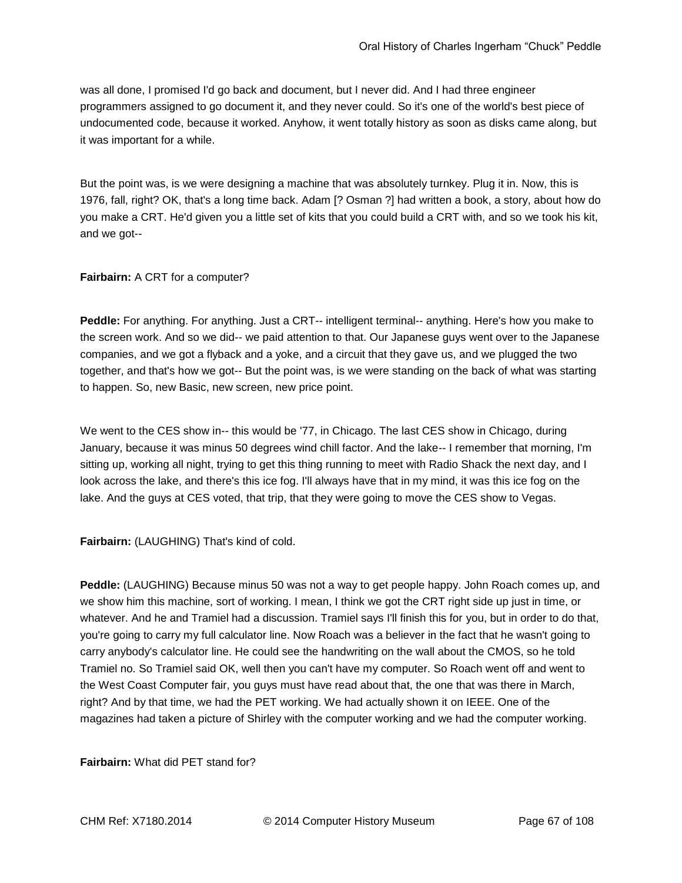was all done, I promised I'd go back and document, but I never did. And I had three engineer programmers assigned to go document it, and they never could. So it's one of the world's best piece of undocumented code, because it worked. Anyhow, it went totally history as soon as disks came along, but it was important for a while.

But the point was, is we were designing a machine that was absolutely turnkey. Plug it in. Now, this is 1976, fall, right? OK, that's a long time back. Adam [? Osman ?] had written a book, a story, about how do you make a CRT. He'd given you a little set of kits that you could build a CRT with, and so we took his kit, and we got--

**Fairbairn:** A CRT for a computer?

**Peddle:** For anything. For anything. Just a CRT-- intelligent terminal-- anything. Here's how you make to the screen work. And so we did-- we paid attention to that. Our Japanese guys went over to the Japanese companies, and we got a flyback and a yoke, and a circuit that they gave us, and we plugged the two together, and that's how we got-- But the point was, is we were standing on the back of what was starting to happen. So, new Basic, new screen, new price point.

We went to the CES show in-- this would be '77, in Chicago. The last CES show in Chicago, during January, because it was minus 50 degrees wind chill factor. And the lake-- I remember that morning, I'm sitting up, working all night, trying to get this thing running to meet with Radio Shack the next day, and I look across the lake, and there's this ice fog. I'll always have that in my mind, it was this ice fog on the lake. And the guys at CES voted, that trip, that they were going to move the CES show to Vegas.

**Fairbairn:** (LAUGHING) That's kind of cold.

**Peddle:** (LAUGHING) Because minus 50 was not a way to get people happy. John Roach comes up, and we show him this machine, sort of working. I mean, I think we got the CRT right side up just in time, or whatever. And he and Tramiel had a discussion. Tramiel says I'll finish this for you, but in order to do that, you're going to carry my full calculator line. Now Roach was a believer in the fact that he wasn't going to carry anybody's calculator line. He could see the handwriting on the wall about the CMOS, so he told Tramiel no. So Tramiel said OK, well then you can't have my computer. So Roach went off and went to the West Coast Computer fair, you guys must have read about that, the one that was there in March, right? And by that time, we had the PET working. We had actually shown it on IEEE. One of the magazines had taken a picture of Shirley with the computer working and we had the computer working.

**Fairbairn:** What did PET stand for?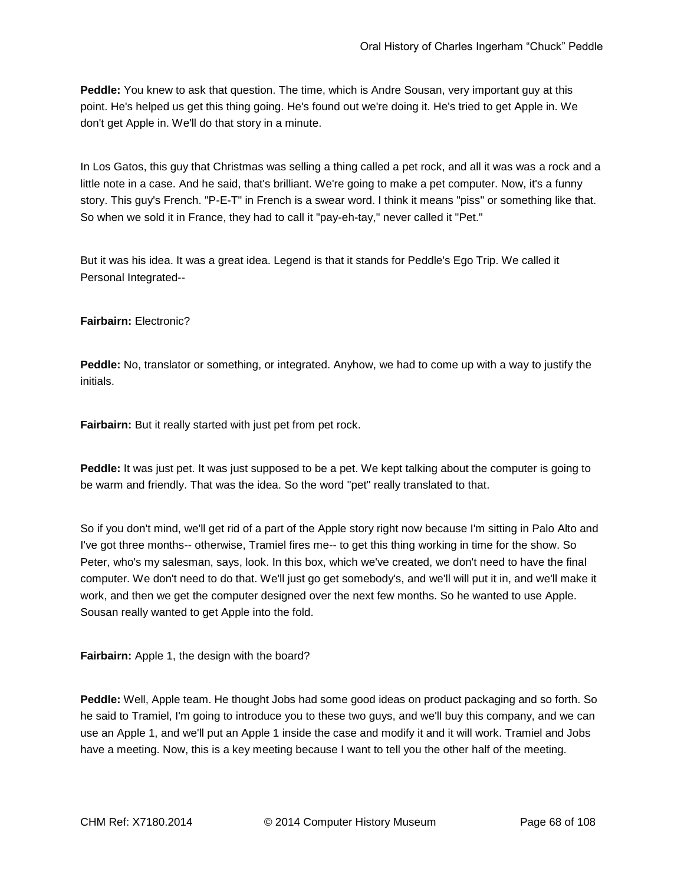**Peddle:** You knew to ask that question. The time, which is Andre Sousan, very important guy at this point. He's helped us get this thing going. He's found out we're doing it. He's tried to get Apple in. We don't get Apple in. We'll do that story in a minute.

In Los Gatos, this guy that Christmas was selling a thing called a pet rock, and all it was was a rock and a little note in a case. And he said, that's brilliant. We're going to make a pet computer. Now, it's a funny story. This guy's French. "P-E-T" in French is a swear word. I think it means "piss" or something like that. So when we sold it in France, they had to call it "pay-eh-tay," never called it "Pet."

But it was his idea. It was a great idea. Legend is that it stands for Peddle's Ego Trip. We called it Personal Integrated--

**Fairbairn:** Electronic?

**Peddle:** No, translator or something, or integrated. Anyhow, we had to come up with a way to justify the initials.

**Fairbairn:** But it really started with just pet from pet rock.

**Peddle:** It was just pet. It was just supposed to be a pet. We kept talking about the computer is going to be warm and friendly. That was the idea. So the word "pet" really translated to that.

So if you don't mind, we'll get rid of a part of the Apple story right now because I'm sitting in Palo Alto and I've got three months-- otherwise, Tramiel fires me-- to get this thing working in time for the show. So Peter, who's my salesman, says, look. In this box, which we've created, we don't need to have the final computer. We don't need to do that. We'll just go get somebody's, and we'll will put it in, and we'll make it work, and then we get the computer designed over the next few months. So he wanted to use Apple. Sousan really wanted to get Apple into the fold.

**Fairbairn:** Apple 1, the design with the board?

**Peddle:** Well, Apple team. He thought Jobs had some good ideas on product packaging and so forth. So he said to Tramiel, I'm going to introduce you to these two guys, and we'll buy this company, and we can use an Apple 1, and we'll put an Apple 1 inside the case and modify it and it will work. Tramiel and Jobs have a meeting. Now, this is a key meeting because I want to tell you the other half of the meeting.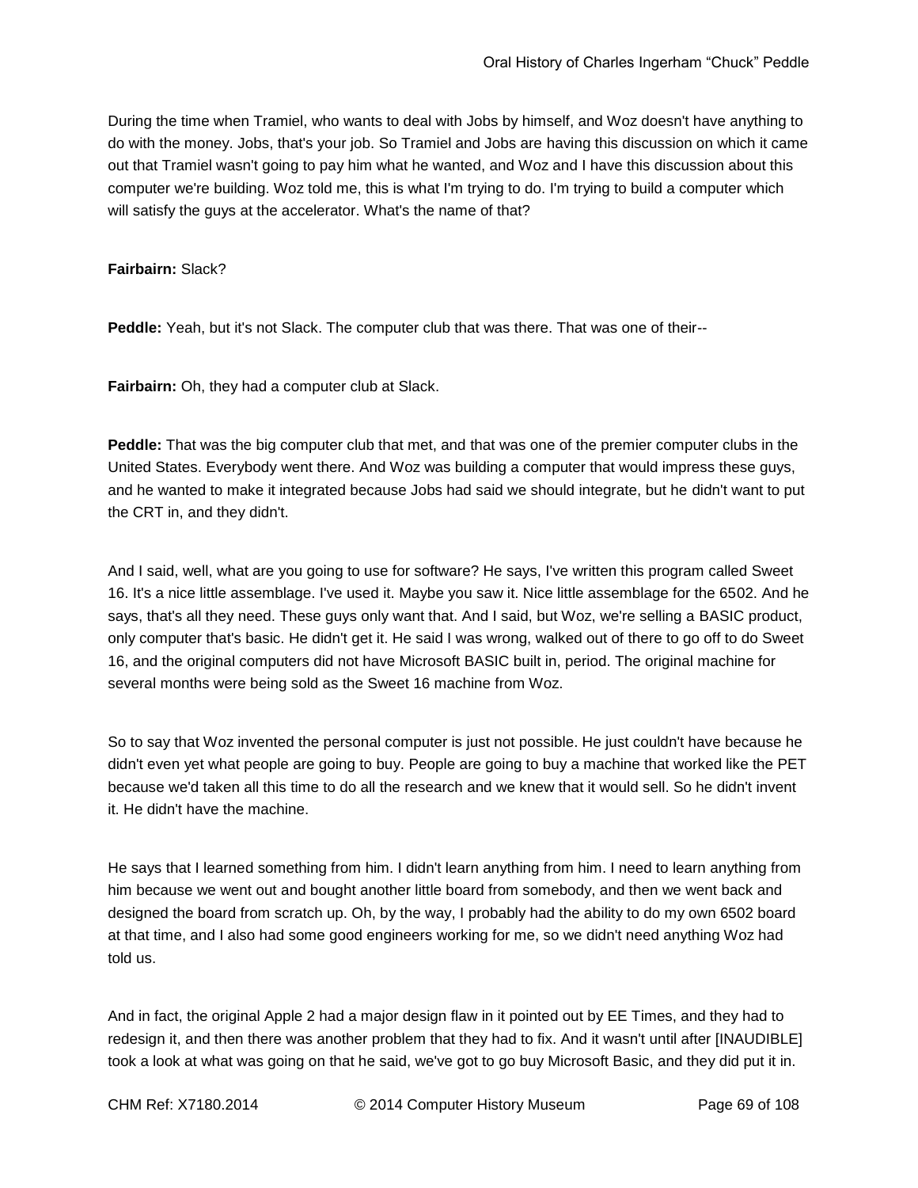During the time when Tramiel, who wants to deal with Jobs by himself, and Woz doesn't have anything to do with the money. Jobs, that's your job. So Tramiel and Jobs are having this discussion on which it came out that Tramiel wasn't going to pay him what he wanted, and Woz and I have this discussion about this computer we're building. Woz told me, this is what I'm trying to do. I'm trying to build a computer which will satisfy the guys at the accelerator. What's the name of that?

**Fairbairn:** Slack?

**Peddle:** Yeah, but it's not Slack. The computer club that was there. That was one of their--

**Fairbairn:** Oh, they had a computer club at Slack.

**Peddle:** That was the big computer club that met, and that was one of the premier computer clubs in the United States. Everybody went there. And Woz was building a computer that would impress these guys, and he wanted to make it integrated because Jobs had said we should integrate, but he didn't want to put the CRT in, and they didn't.

And I said, well, what are you going to use for software? He says, I've written this program called Sweet 16. It's a nice little assemblage. I've used it. Maybe you saw it. Nice little assemblage for the 6502. And he says, that's all they need. These guys only want that. And I said, but Woz, we're selling a BASIC product, only computer that's basic. He didn't get it. He said I was wrong, walked out of there to go off to do Sweet 16, and the original computers did not have Microsoft BASIC built in, period. The original machine for several months were being sold as the Sweet 16 machine from Woz.

So to say that Woz invented the personal computer is just not possible. He just couldn't have because he didn't even yet what people are going to buy. People are going to buy a machine that worked like the PET because we'd taken all this time to do all the research and we knew that it would sell. So he didn't invent it. He didn't have the machine.

He says that I learned something from him. I didn't learn anything from him. I need to learn anything from him because we went out and bought another little board from somebody, and then we went back and designed the board from scratch up. Oh, by the way, I probably had the ability to do my own 6502 board at that time, and I also had some good engineers working for me, so we didn't need anything Woz had told us.

And in fact, the original Apple 2 had a major design flaw in it pointed out by EE Times, and they had to redesign it, and then there was another problem that they had to fix. And it wasn't until after [INAUDIBLE] took a look at what was going on that he said, we've got to go buy Microsoft Basic, and they did put it in.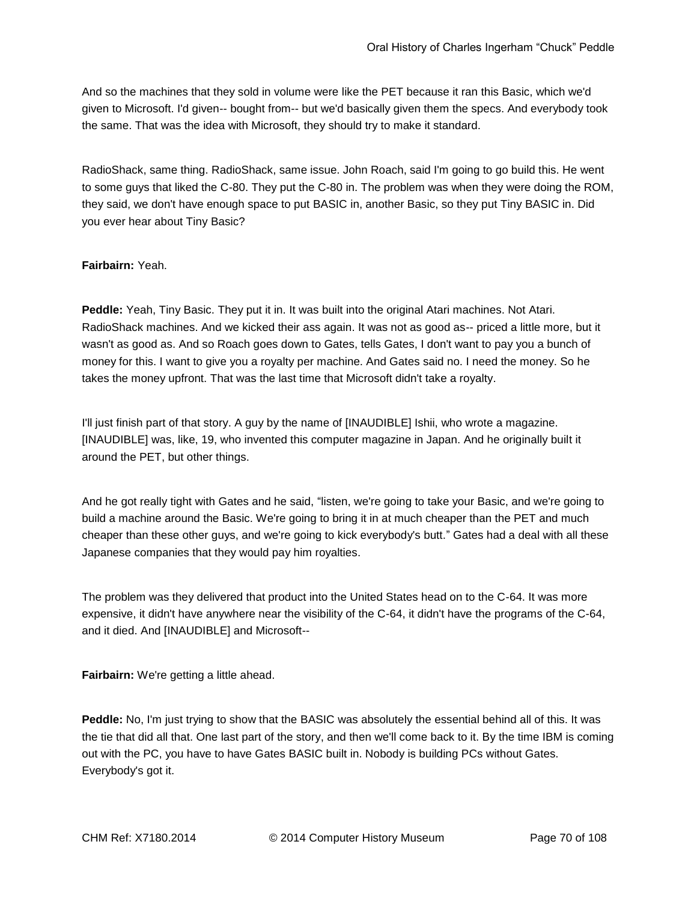And so the machines that they sold in volume were like the PET because it ran this Basic, which we'd given to Microsoft. I'd given-- bought from-- but we'd basically given them the specs. And everybody took the same. That was the idea with Microsoft, they should try to make it standard.

RadioShack, same thing. RadioShack, same issue. John Roach, said I'm going to go build this. He went to some guys that liked the C-80. They put the C-80 in. The problem was when they were doing the ROM, they said, we don't have enough space to put BASIC in, another Basic, so they put Tiny BASIC in. Did you ever hear about Tiny Basic?

**Fairbairn:** Yeah.

**Peddle:** Yeah, Tiny Basic. They put it in. It was built into the original Atari machines. Not Atari. RadioShack machines. And we kicked their ass again. It was not as good as-- priced a little more, but it wasn't as good as. And so Roach goes down to Gates, tells Gates, I don't want to pay you a bunch of money for this. I want to give you a royalty per machine. And Gates said no. I need the money. So he takes the money upfront. That was the last time that Microsoft didn't take a royalty.

I'll just finish part of that story. A guy by the name of [INAUDIBLE] Ishii, who wrote a magazine. [INAUDIBLE] was, like, 19, who invented this computer magazine in Japan. And he originally built it around the PET, but other things.

And he got really tight with Gates and he said, "listen, we're going to take your Basic, and we're going to build a machine around the Basic. We're going to bring it in at much cheaper than the PET and much cheaper than these other guys, and we're going to kick everybody's butt." Gates had a deal with all these Japanese companies that they would pay him royalties.

The problem was they delivered that product into the United States head on to the C-64. It was more expensive, it didn't have anywhere near the visibility of the C-64, it didn't have the programs of the C-64, and it died. And [INAUDIBLE] and Microsoft--

**Fairbairn:** We're getting a little ahead.

**Peddle:** No, I'm just trying to show that the BASIC was absolutely the essential behind all of this. It was the tie that did all that. One last part of the story, and then we'll come back to it. By the time IBM is coming out with the PC, you have to have Gates BASIC built in. Nobody is building PCs without Gates. Everybody's got it.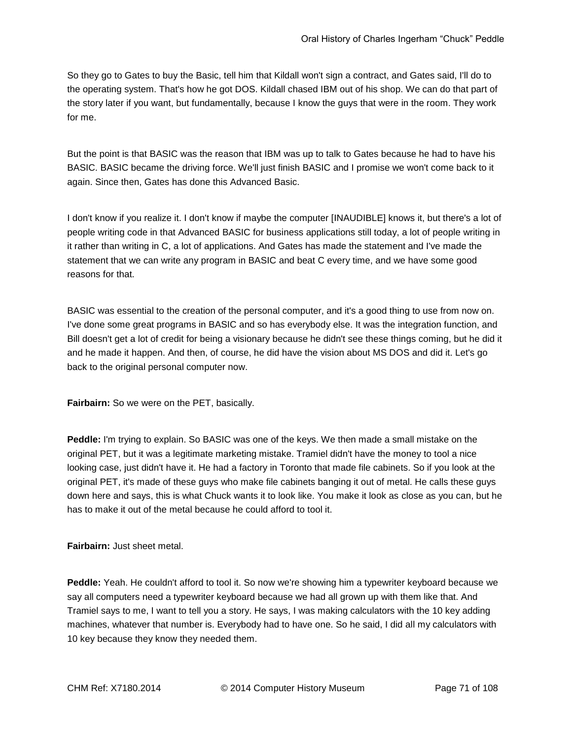So they go to Gates to buy the Basic, tell him that Kildall won't sign a contract, and Gates said, I'll do to the operating system. That's how he got DOS. Kildall chased IBM out of his shop. We can do that part of the story later if you want, but fundamentally, because I know the guys that were in the room. They work for me.

But the point is that BASIC was the reason that IBM was up to talk to Gates because he had to have his BASIC. BASIC became the driving force. We'll just finish BASIC and I promise we won't come back to it again. Since then, Gates has done this Advanced Basic.

I don't know if you realize it. I don't know if maybe the computer [INAUDIBLE] knows it, but there's a lot of people writing code in that Advanced BASIC for business applications still today, a lot of people writing in it rather than writing in C, a lot of applications. And Gates has made the statement and I've made the statement that we can write any program in BASIC and beat C every time, and we have some good reasons for that.

BASIC was essential to the creation of the personal computer, and it's a good thing to use from now on. I've done some great programs in BASIC and so has everybody else. It was the integration function, and Bill doesn't get a lot of credit for being a visionary because he didn't see these things coming, but he did it and he made it happen. And then, of course, he did have the vision about MS DOS and did it. Let's go back to the original personal computer now.

**Fairbairn:** So we were on the PET, basically.

**Peddle:** I'm trying to explain. So BASIC was one of the keys. We then made a small mistake on the original PET, but it was a legitimate marketing mistake. Tramiel didn't have the money to tool a nice looking case, just didn't have it. He had a factory in Toronto that made file cabinets. So if you look at the original PET, it's made of these guys who make file cabinets banging it out of metal. He calls these guys down here and says, this is what Chuck wants it to look like. You make it look as close as you can, but he has to make it out of the metal because he could afford to tool it.

**Fairbairn:** Just sheet metal.

**Peddle:** Yeah. He couldn't afford to tool it. So now we're showing him a typewriter keyboard because we say all computers need a typewriter keyboard because we had all grown up with them like that. And Tramiel says to me, I want to tell you a story. He says, I was making calculators with the 10 key adding machines, whatever that number is. Everybody had to have one. So he said, I did all my calculators with 10 key because they know they needed them.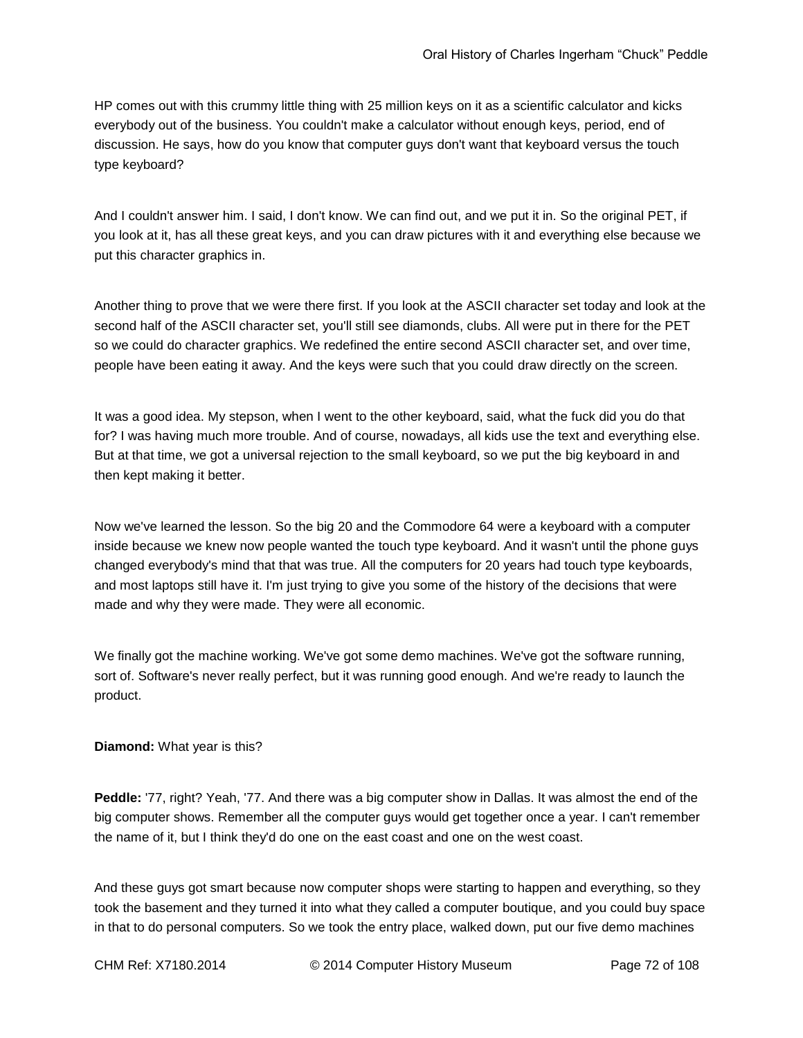HP comes out with this crummy little thing with 25 million keys on it as a scientific calculator and kicks everybody out of the business. You couldn't make a calculator without enough keys, period, end of discussion. He says, how do you know that computer guys don't want that keyboard versus the touch type keyboard?

And I couldn't answer him. I said, I don't know. We can find out, and we put it in. So the original PET, if you look at it, has all these great keys, and you can draw pictures with it and everything else because we put this character graphics in.

Another thing to prove that we were there first. If you look at the ASCII character set today and look at the second half of the ASCII character set, you'll still see diamonds, clubs. All were put in there for the PET so we could do character graphics. We redefined the entire second ASCII character set, and over time, people have been eating it away. And the keys were such that you could draw directly on the screen.

It was a good idea. My stepson, when I went to the other keyboard, said, what the fuck did you do that for? I was having much more trouble. And of course, nowadays, all kids use the text and everything else. But at that time, we got a universal rejection to the small keyboard, so we put the big keyboard in and then kept making it better.

Now we've learned the lesson. So the big 20 and the Commodore 64 were a keyboard with a computer inside because we knew now people wanted the touch type keyboard. And it wasn't until the phone guys changed everybody's mind that that was true. All the computers for 20 years had touch type keyboards, and most laptops still have it. I'm just trying to give you some of the history of the decisions that were made and why they were made. They were all economic.

We finally got the machine working. We've got some demo machines. We've got the software running, sort of. Software's never really perfect, but it was running good enough. And we're ready to launch the product.

**Diamond:** What year is this?

**Peddle:** '77, right? Yeah, '77. And there was a big computer show in Dallas. It was almost the end of the big computer shows. Remember all the computer guys would get together once a year. I can't remember the name of it, but I think they'd do one on the east coast and one on the west coast.

And these guys got smart because now computer shops were starting to happen and everything, so they took the basement and they turned it into what they called a computer boutique, and you could buy space in that to do personal computers. So we took the entry place, walked down, put our five demo machines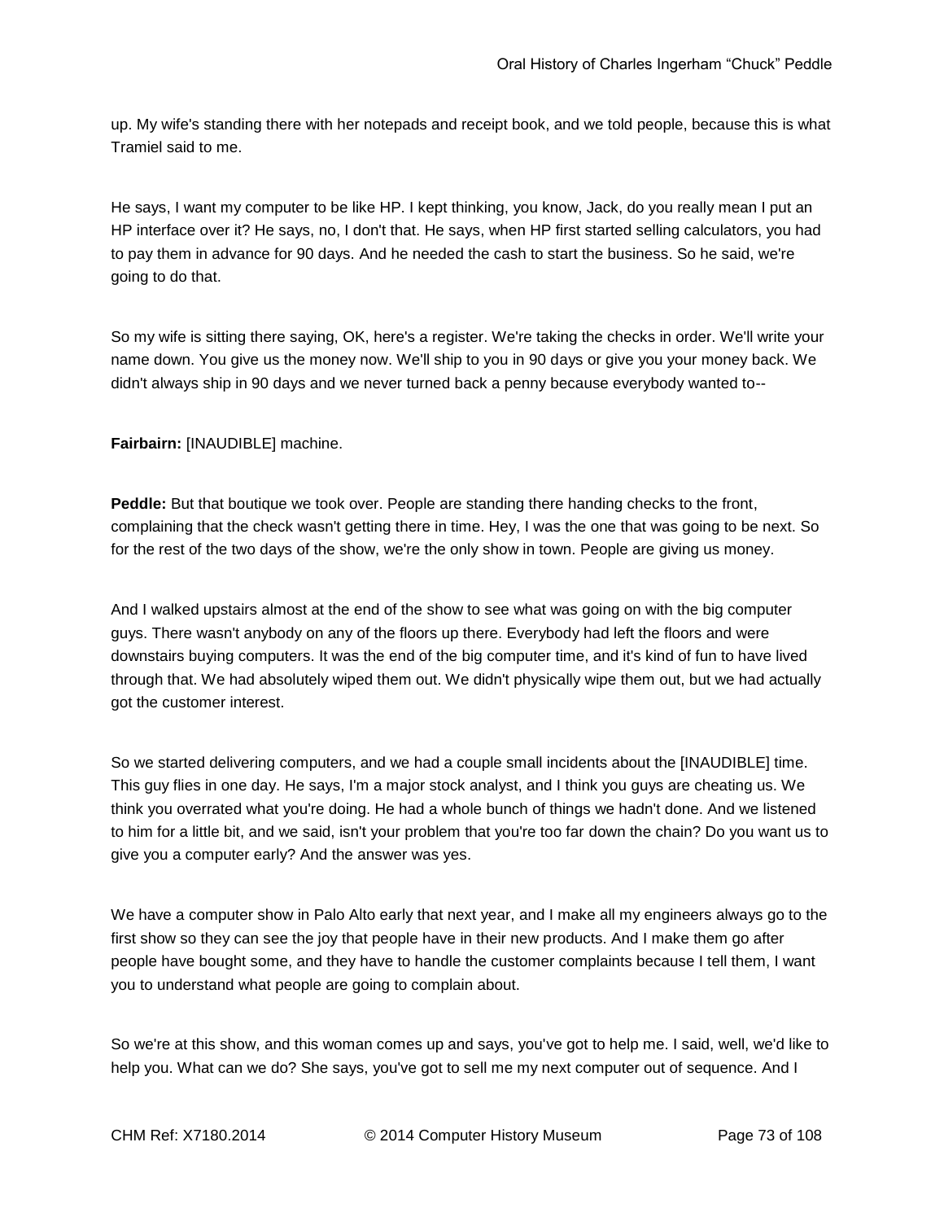up. My wife's standing there with her notepads and receipt book, and we told people, because this is what Tramiel said to me.

He says, I want my computer to be like HP. I kept thinking, you know, Jack, do you really mean I put an HP interface over it? He says, no, I don't that. He says, when HP first started selling calculators, you had to pay them in advance for 90 days. And he needed the cash to start the business. So he said, we're going to do that.

So my wife is sitting there saying, OK, here's a register. We're taking the checks in order. We'll write your name down. You give us the money now. We'll ship to you in 90 days or give you your money back. We didn't always ship in 90 days and we never turned back a penny because everybody wanted to--

**Fairbairn:** [INAUDIBLE] machine.

**Peddle:** But that boutique we took over. People are standing there handing checks to the front, complaining that the check wasn't getting there in time. Hey, I was the one that was going to be next. So for the rest of the two days of the show, we're the only show in town. People are giving us money.

And I walked upstairs almost at the end of the show to see what was going on with the big computer guys. There wasn't anybody on any of the floors up there. Everybody had left the floors and were downstairs buying computers. It was the end of the big computer time, and it's kind of fun to have lived through that. We had absolutely wiped them out. We didn't physically wipe them out, but we had actually got the customer interest.

So we started delivering computers, and we had a couple small incidents about the [INAUDIBLE] time. This guy flies in one day. He says, I'm a major stock analyst, and I think you guys are cheating us. We think you overrated what you're doing. He had a whole bunch of things we hadn't done. And we listened to him for a little bit, and we said, isn't your problem that you're too far down the chain? Do you want us to give you a computer early? And the answer was yes.

We have a computer show in Palo Alto early that next year, and I make all my engineers always go to the first show so they can see the joy that people have in their new products. And I make them go after people have bought some, and they have to handle the customer complaints because I tell them, I want you to understand what people are going to complain about.

So we're at this show, and this woman comes up and says, you've got to help me. I said, well, we'd like to help you. What can we do? She says, you've got to sell me my next computer out of sequence. And I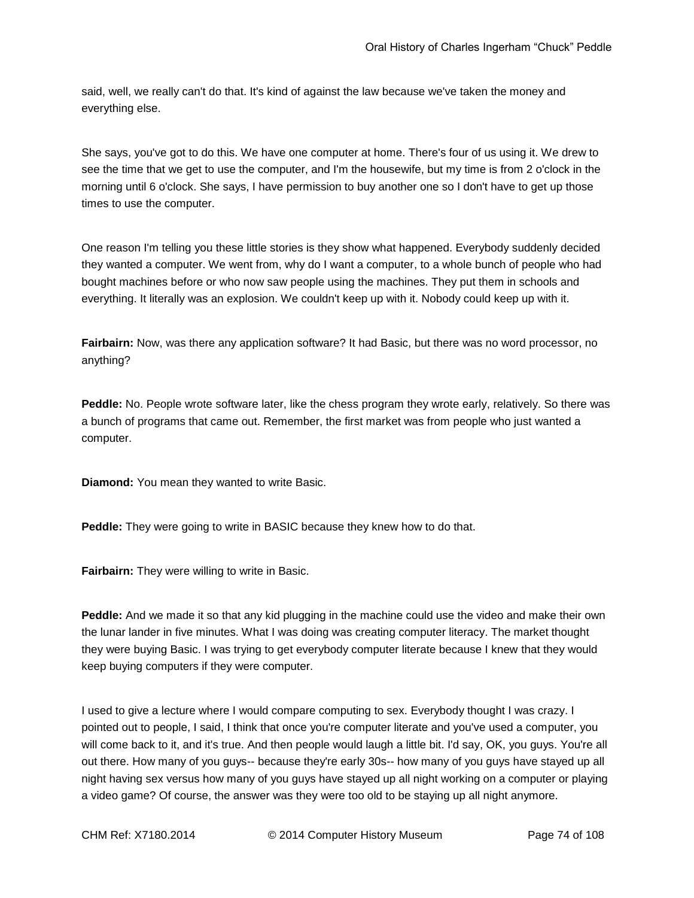said, well, we really can't do that. It's kind of against the law because we've taken the money and everything else.

She says, you've got to do this. We have one computer at home. There's four of us using it. We drew to see the time that we get to use the computer, and I'm the housewife, but my time is from 2 o'clock in the morning until 6 o'clock. She says, I have permission to buy another one so I don't have to get up those times to use the computer.

One reason I'm telling you these little stories is they show what happened. Everybody suddenly decided they wanted a computer. We went from, why do I want a computer, to a whole bunch of people who had bought machines before or who now saw people using the machines. They put them in schools and everything. It literally was an explosion. We couldn't keep up with it. Nobody could keep up with it.

**Fairbairn:** Now, was there any application software? It had Basic, but there was no word processor, no anything?

**Peddle:** No. People wrote software later, like the chess program they wrote early, relatively. So there was a bunch of programs that came out. Remember, the first market was from people who just wanted a computer.

**Diamond:** You mean they wanted to write Basic.

**Peddle:** They were going to write in BASIC because they knew how to do that.

**Fairbairn:** They were willing to write in Basic.

**Peddle:** And we made it so that any kid plugging in the machine could use the video and make their own the lunar lander in five minutes. What I was doing was creating computer literacy. The market thought they were buying Basic. I was trying to get everybody computer literate because I knew that they would keep buying computers if they were computer.

I used to give a lecture where I would compare computing to sex. Everybody thought I was crazy. I pointed out to people, I said, I think that once you're computer literate and you've used a computer, you will come back to it, and it's true. And then people would laugh a little bit. I'd say, OK, you guys. You're all out there. How many of you guys-- because they're early 30s-- how many of you guys have stayed up all night having sex versus how many of you guys have stayed up all night working on a computer or playing a video game? Of course, the answer was they were too old to be staying up all night anymore.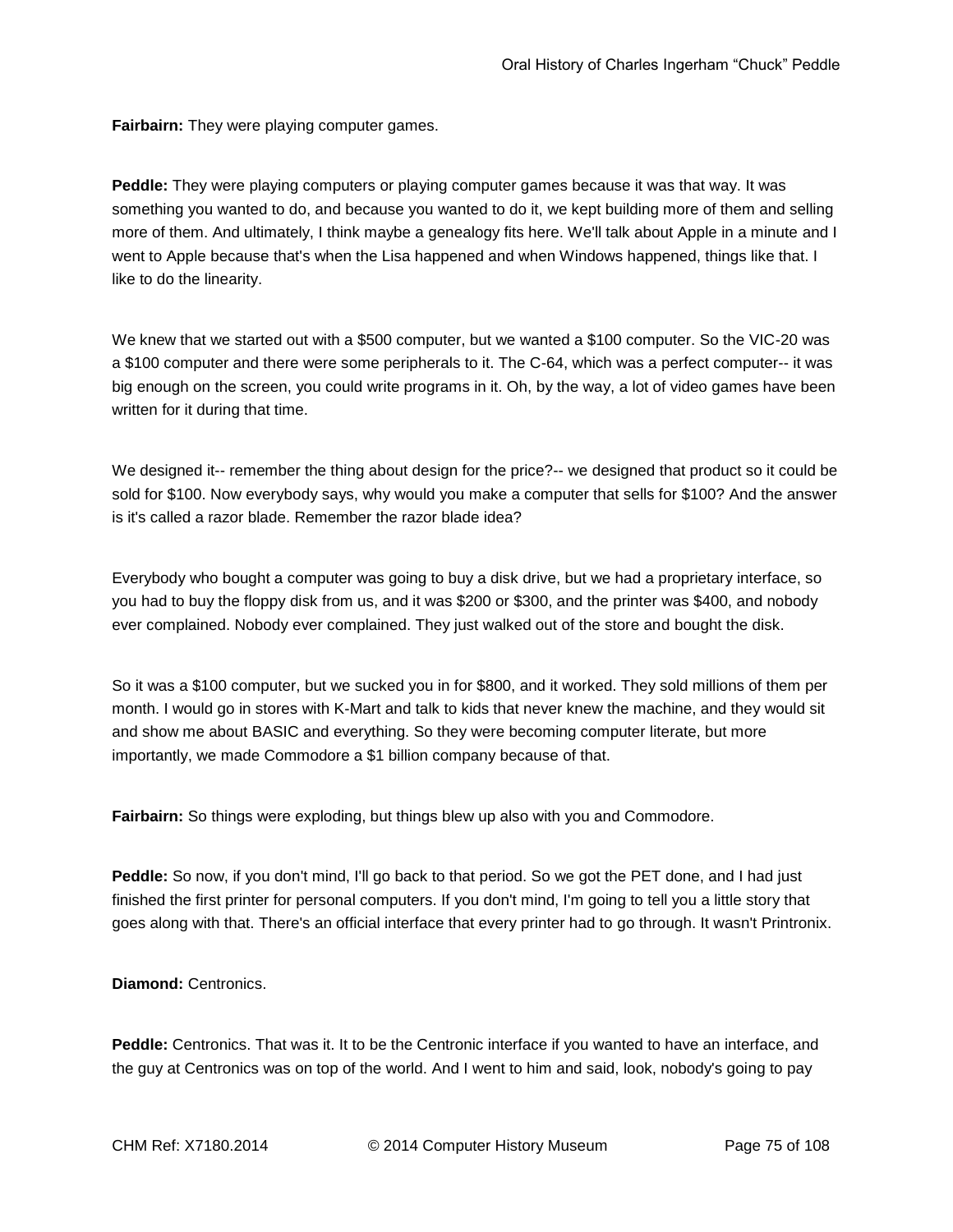**Fairbairn:** They were playing computer games.

**Peddle:** They were playing computers or playing computer games because it was that way. It was something you wanted to do, and because you wanted to do it, we kept building more of them and selling more of them. And ultimately, I think maybe a genealogy fits here. We'll talk about Apple in a minute and I went to Apple because that's when the Lisa happened and when Windows happened, things like that. I like to do the linearity.

We knew that we started out with a $500 computer, but we wanted a $100 computer. So the VIC-20 was a $100 computer and there were some peripherals to it. The C-64, which was a perfect computer-- it was big enough on the screen, you could write programs in it. Oh, by the way, a lot of video games have been written for it during that time.

We designed it-- remember the thing about design for the price?-- we designed that product so it could be sold for $100. Now everybody says, why would you make a computer that sells for $100? And the answer is it's called a razor blade. Remember the razor blade idea?

Everybody who bought a computer was going to buy a disk drive, but we had a proprietary interface, so you had to buy the floppy disk from us, and it was $200 or $300, and the printer was $400, and nobody ever complained. Nobody ever complained. They just walked out of the store and bought the disk.

So it was a $100 computer, but we sucked you in for $800, and it worked. They sold millions of them per month. I would go in stores with K-Mart and talk to kids that never knew the machine, and they would sit and show me about BASIC and everything. So they were becoming computer literate, but more importantly, we made Commodore a $1 billion company because of that.

**Fairbairn:** So things were exploding, but things blew up also with you and Commodore.

**Peddle:** So now, if you don't mind, I'll go back to that period. So we got the PET done, and I had just finished the first printer for personal computers. If you don't mind, I'm going to tell you a little story that goes along with that. There's an official interface that every printer had to go through. It wasn't Printronix.

**Diamond:** Centronics.

**Peddle:** Centronics. That was it. It to be the Centronic interface if you wanted to have an interface, and the guy at Centronics was on top of the world. And I went to him and said, look, nobody's going to pay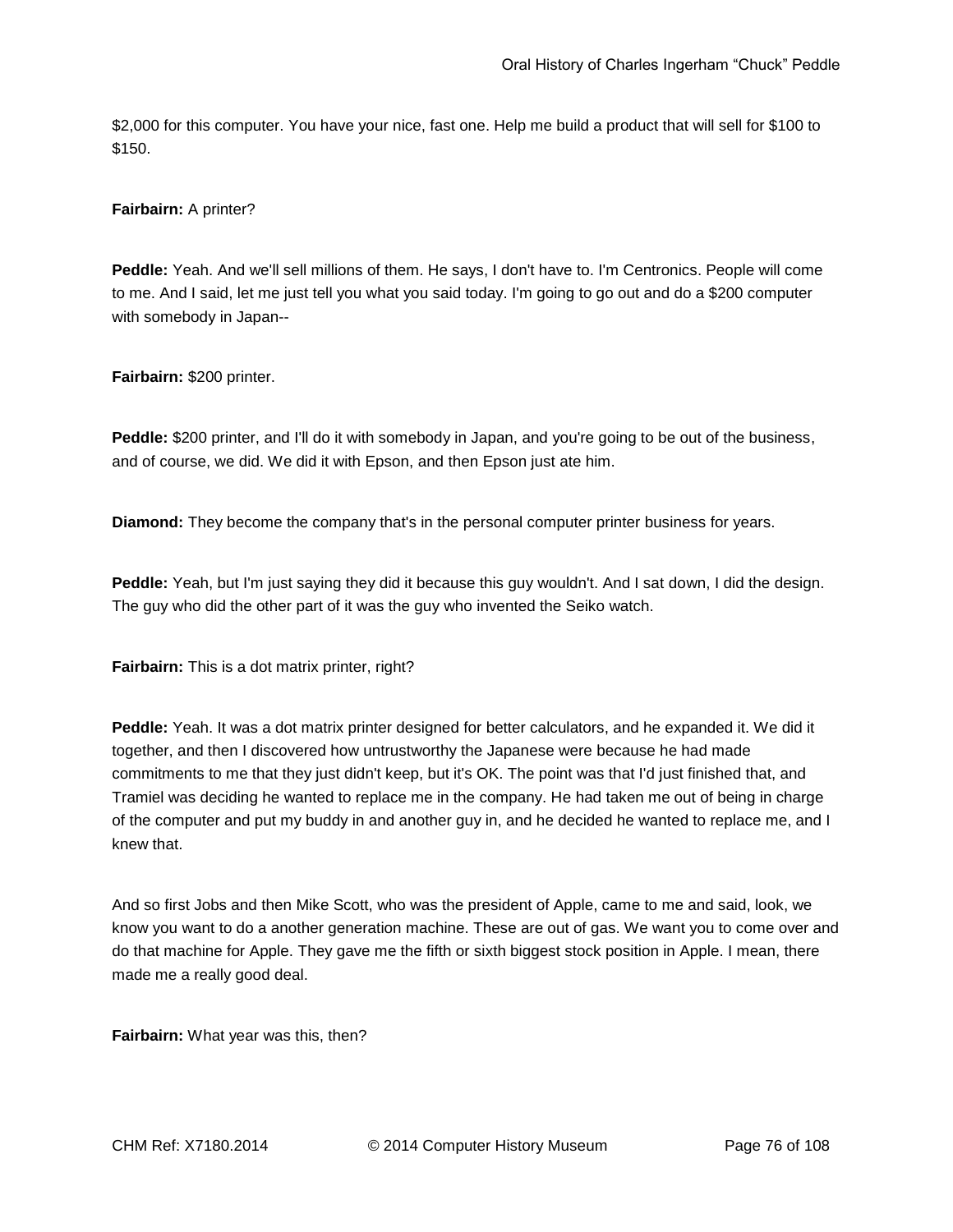$2,000 for this computer. You have your nice, fast one. Help me build a product that will sell for $100 to $150.

**Fairbairn:** A printer?

**Peddle:** Yeah. And we'll sell millions of them. He says, I don't have to. I'm Centronics. People will come to me. And I said, let me just tell you what you said today. I'm going to go out and do a $200 computer with somebody in Japan--

**Fairbairn:** $200 printer.

**Peddle:** $200 printer, and I'll do it with somebody in Japan, and you're going to be out of the business, and of course, we did. We did it with Epson, and then Epson just ate him.

**Diamond:** They become the company that's in the personal computer printer business for years.

**Peddle:** Yeah, but I'm just saying they did it because this guy wouldn't. And I sat down, I did the design. The guy who did the other part of it was the guy who invented the Seiko watch.

**Fairbairn:** This is a dot matrix printer, right?

**Peddle:** Yeah. It was a dot matrix printer designed for better calculators, and he expanded it. We did it together, and then I discovered how untrustworthy the Japanese were because he had made commitments to me that they just didn't keep, but it's OK. The point was that I'd just finished that, and Tramiel was deciding he wanted to replace me in the company. He had taken me out of being in charge of the computer and put my buddy in and another guy in, and he decided he wanted to replace me, and I knew that.

And so first Jobs and then Mike Scott, who was the president of Apple, came to me and said, look, we know you want to do a another generation machine. These are out of gas. We want you to come over and do that machine for Apple. They gave me the fifth or sixth biggest stock position in Apple. I mean, there made me a really good deal.

**Fairbairn:** What year was this, then?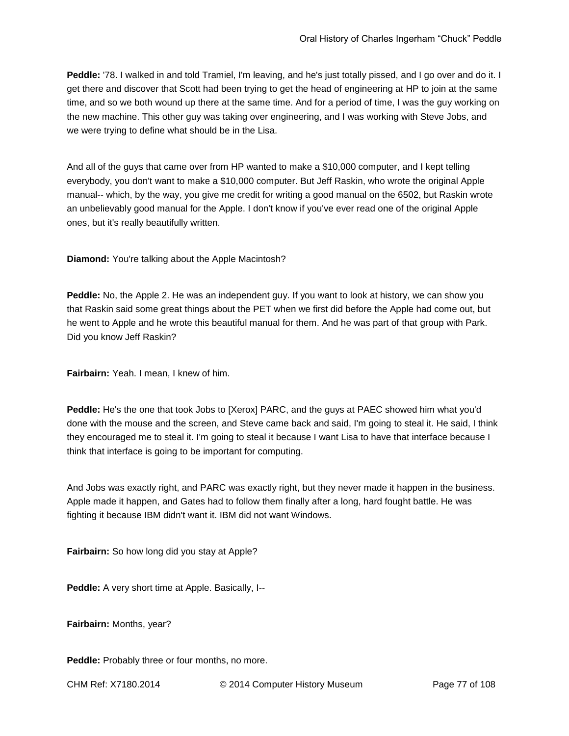**Peddle:** '78. I walked in and told Tramiel, I'm leaving, and he's just totally pissed, and I go over and do it. I get there and discover that Scott had been trying to get the head of engineering at HP to join at the same time, and so we both wound up there at the same time. And for a period of time, I was the guy working on the new machine. This other guy was taking over engineering, and I was working with Steve Jobs, and we were trying to define what should be in the Lisa.

And all of the guys that came over from HP wanted to make a $10,000 computer, and I kept telling everybody, you don't want to make a $10,000 computer. But Jeff Raskin, who wrote the original Apple manual-- which, by the way, you give me credit for writing a good manual on the 6502, but Raskin wrote an unbelievably good manual for the Apple. I don't know if you've ever read one of the original Apple ones, but it's really beautifully written.

**Diamond:** You're talking about the Apple Macintosh?

**Peddle:** No, the Apple 2. He was an independent guy. If you want to look at history, we can show you that Raskin said some great things about the PET when we first did before the Apple had come out, but he went to Apple and he wrote this beautiful manual for them. And he was part of that group with Park. Did you know Jeff Raskin?

**Fairbairn:** Yeah. I mean, I knew of him.

**Peddle:** He's the one that took Jobs to [Xerox] PARC, and the guys at PAEC showed him what you'd done with the mouse and the screen, and Steve came back and said, I'm going to steal it. He said, I think they encouraged me to steal it. I'm going to steal it because I want Lisa to have that interface because I think that interface is going to be important for computing.

And Jobs was exactly right, and PARC was exactly right, but they never made it happen in the business. Apple made it happen, and Gates had to follow them finally after a long, hard fought battle. He was fighting it because IBM didn't want it. IBM did not want Windows.

**Fairbairn:** So how long did you stay at Apple?

**Peddle:** A very short time at Apple. Basically, I--

**Fairbairn:** Months, year?

**Peddle:** Probably three or four months, no more.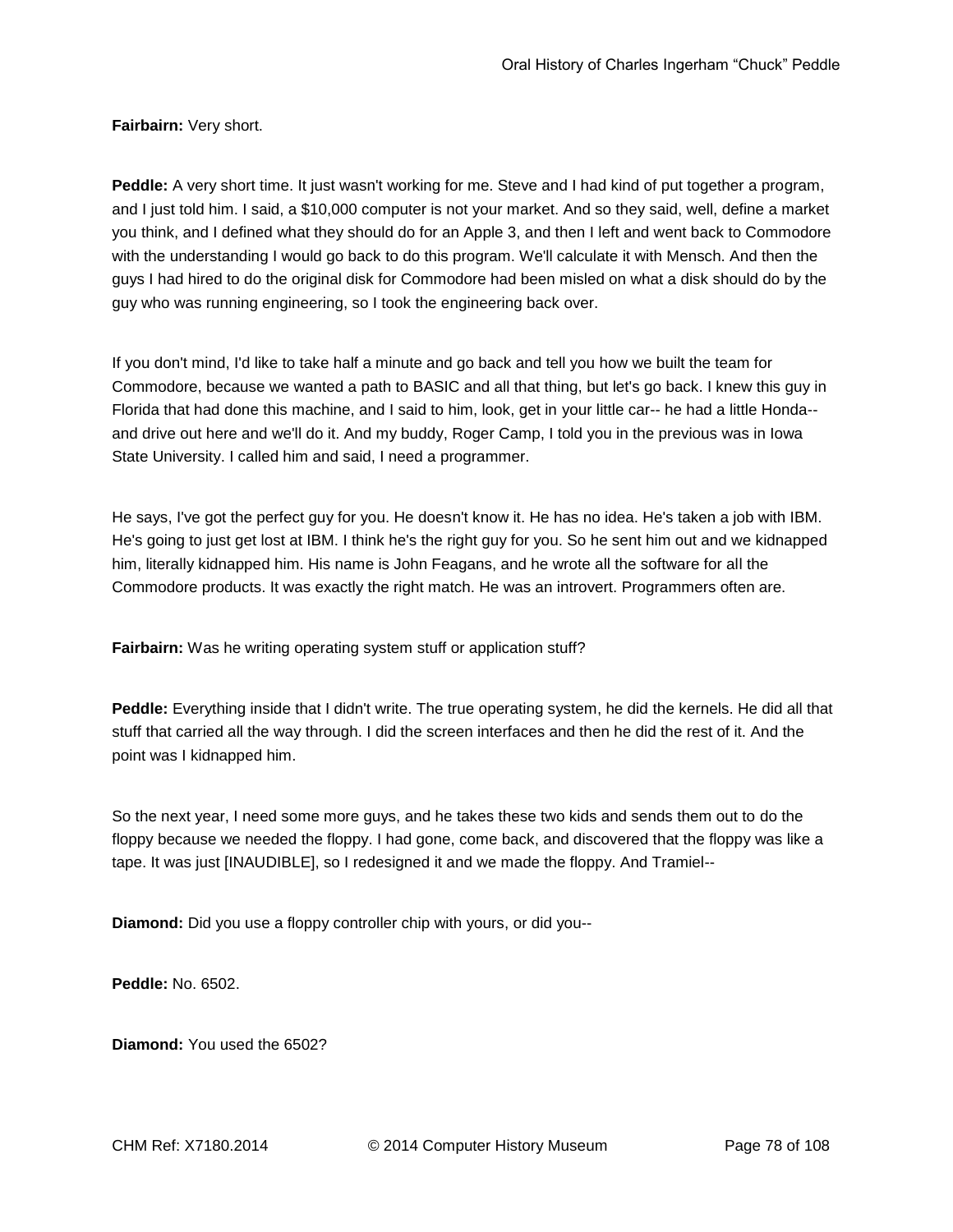**Fairbairn:** Very short.

**Peddle:** A very short time. It just wasn't working for me. Steve and I had kind of put together a program, and I just told him. I said, a $10,000 computer is not your market. And so they said, well, define a market you think, and I defined what they should do for an Apple 3, and then I left and went back to Commodore with the understanding I would go back to do this program. We'll calculate it with Mensch. And then the guys I had hired to do the original disk for Commodore had been misled on what a disk should do by the guy who was running engineering, so I took the engineering back over.

If you don't mind, I'd like to take half a minute and go back and tell you how we built the team for Commodore, because we wanted a path to BASIC and all that thing, but let's go back. I knew this guy in Florida that had done this machine, and I said to him, look, get in your little car-- he had a little Honda-- and drive out here and we'll do it. And my buddy, Roger Camp, I told you in the previous was in Iowa State University. I called him and said, I need a programmer.

He says, I've got the perfect guy for you. He doesn't know it. He has no idea. He's taken a job with IBM. He's going to just get lost at IBM. I think he's the right guy for you. So he sent him out and we kidnapped him, literally kidnapped him. His name is John Feagans, and he wrote all the software for all the Commodore products. It was exactly the right match. He was an introvert. Programmers often are.

**Fairbairn:** Was he writing operating system stuff or application stuff?

**Peddle:** Everything inside that I didn't write. The true operating system, he did the kernels. He did all that stuff that carried all the way through. I did the screen interfaces and then he did the rest of it. And the point was I kidnapped him.

So the next year, I need some more guys, and he takes these two kids and sends them out to do the floppy because we needed the floppy. I had gone, come back, and discovered that the floppy was like a tape. It was just [INAUDIBLE], so I redesigned it and we made the floppy. And Tramiel--

**Diamond:** Did you use a floppy controller chip with yours, or did you--

**Peddle:** No. 6502.

**Diamond:** You used the 6502?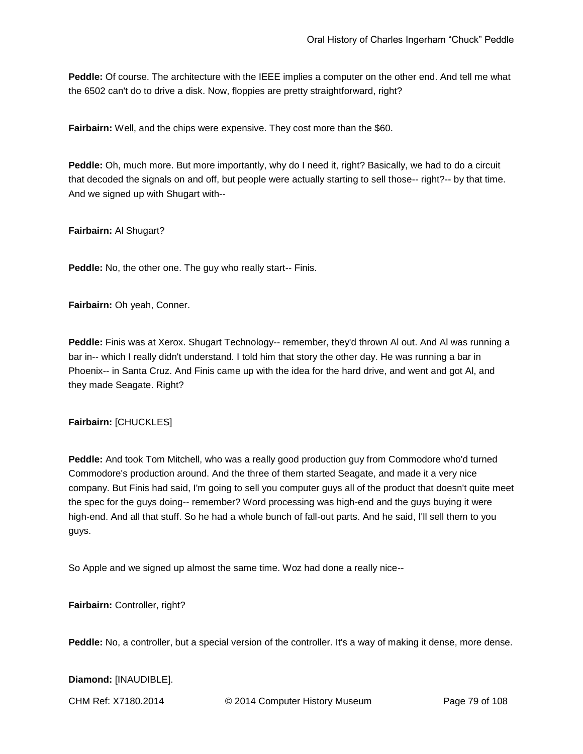**Peddle:** Of course. The architecture with the IEEE implies a computer on the other end. And tell me what the 6502 can't do to drive a disk. Now, floppies are pretty straightforward, right?

**Fairbairn:** Well, and the chips were expensive. They cost more than the $60.

**Peddle:** Oh, much more. But more importantly, why do I need it, right? Basically, we had to do a circuit that decoded the signals on and off, but people were actually starting to sell those-- right?-- by that time. And we signed up with Shugart with--

**Fairbairn:** Al Shugart?

**Peddle:** No, the other one. The guy who really start-- Finis.

**Fairbairn:** Oh yeah, Conner.

**Peddle:** Finis was at Xerox. Shugart Technology-- remember, they'd thrown Al out. And Al was running a bar in-- which I really didn't understand. I told him that story the other day. He was running a bar in Phoenix-- in Santa Cruz. And Finis came up with the idea for the hard drive, and went and got Al, and they made Seagate. Right?

**Fairbairn:** [CHUCKLES]

**Peddle:** And took Tom Mitchell, who was a really good production guy from Commodore who'd turned Commodore's production around. And the three of them started Seagate, and made it a very nice company. But Finis had said, I'm going to sell you computer guys all of the product that doesn't quite meet the spec for the guys doing-- remember? Word processing was high-end and the guys buying it were high-end. And all that stuff. So he had a whole bunch of fall-out parts. And he said, I'll sell them to you guys.

So Apple and we signed up almost the same time. Woz had done a really nice--

**Fairbairn:** Controller, right?

**Peddle:** No, a controller, but a special version of the controller. It's a way of making it dense, more dense.

**Diamond:** [INAUDIBLE].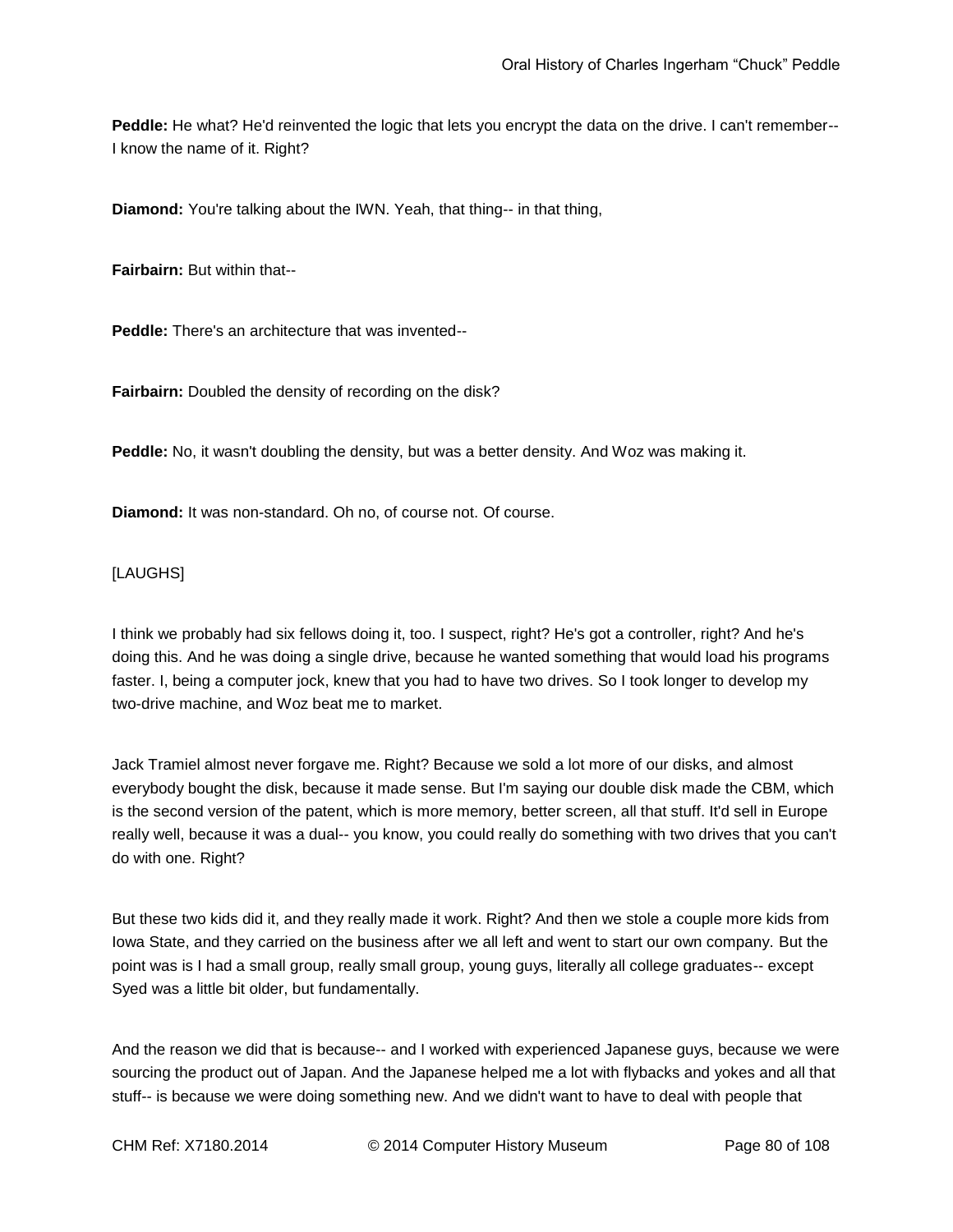**Peddle:** He what? He'd reinvented the logic that lets you encrypt the data on the drive. I can't remember-- I know the name of it. Right?

**Diamond:** You're talking about the IWN. Yeah, that thing-- in that thing,

**Fairbairn:** But within that--

**Peddle:** There's an architecture that was invented--

**Fairbairn:** Doubled the density of recording on the disk?

**Peddle:** No, it wasn't doubling the density, but was a better density. And Woz was making it.

**Diamond:** It was non-standard. Oh no, of course not. Of course.

[LAUGHS]

I think we probably had six fellows doing it, too. I suspect, right? He's got a controller, right? And he's doing this. And he was doing a single drive, because he wanted something that would load his programs faster. I, being a computer jock, knew that you had to have two drives. So I took longer to develop my two-drive machine, and Woz beat me to market.

Jack Tramiel almost never forgave me. Right? Because we sold a lot more of our disks, and almost everybody bought the disk, because it made sense. But I'm saying our double disk made the CBM, which is the second version of the patent, which is more memory, better screen, all that stuff. It'd sell in Europe really well, because it was a dual-- you know, you could really do something with two drives that you can't do with one. Right?

But these two kids did it, and they really made it work. Right? And then we stole a couple more kids from Iowa State, and they carried on the business after we all left and went to start our own company. But the point was is I had a small group, really small group, young guys, literally all college graduates-- except Syed was a little bit older, but fundamentally.

And the reason we did that is because-- and I worked with experienced Japanese guys, because we were sourcing the product out of Japan. And the Japanese helped me a lot with flybacks and yokes and all that stuff-- is because we were doing something new. And we didn't want to have to deal with people that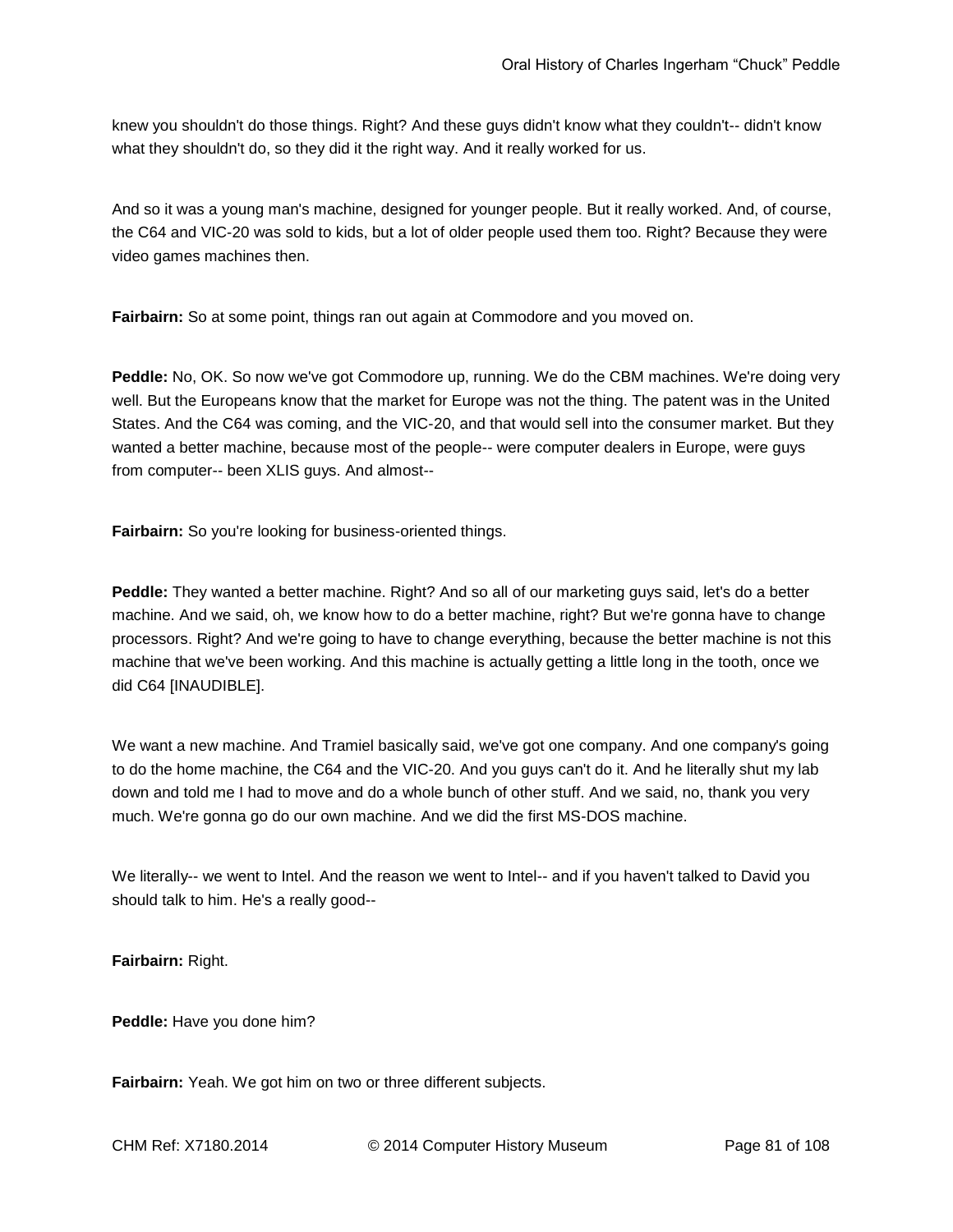knew you shouldn't do those things. Right? And these guys didn't know what they couldn't-- didn't know what they shouldn't do, so they did it the right way. And it really worked for us.

And so it was a young man's machine, designed for younger people. But it really worked. And, of course, the C64 and VIC-20 was sold to kids, but a lot of older people used them too. Right? Because they were video games machines then.

**Fairbairn:** So at some point, things ran out again at Commodore and you moved on.

**Peddle:** No, OK. So now we've got Commodore up, running. We do the CBM machines. We're doing very well. But the Europeans know that the market for Europe was not the thing. The patent was in the United States. And the C64 was coming, and the VIC-20, and that would sell into the consumer market. But they wanted a better machine, because most of the people-- were computer dealers in Europe, were guys from computer-- been XLIS guys. And almost--

**Fairbairn:** So you're looking for business-oriented things.

**Peddle:** They wanted a better machine. Right? And so all of our marketing guys said, let's do a better machine. And we said, oh, we know how to do a better machine, right? But we're gonna have to change processors. Right? And we're going to have to change everything, because the better machine is not this machine that we've been working. And this machine is actually getting a little long in the tooth, once we did C64 [INAUDIBLE].

We want a new machine. And Tramiel basically said, we've got one company. And one company's going to do the home machine, the C64 and the VIC-20. And you guys can't do it. And he literally shut my lab down and told me I had to move and do a whole bunch of other stuff. And we said, no, thank you very much. We're gonna go do our own machine. And we did the first MS-DOS machine.

We literally-- we went to Intel. And the reason we went to Intel-- and if you haven't talked to David you should talk to him. He's a really good--

**Fairbairn:** Right.

**Peddle:** Have you done him?

**Fairbairn:** Yeah. We got him on two or three different subjects.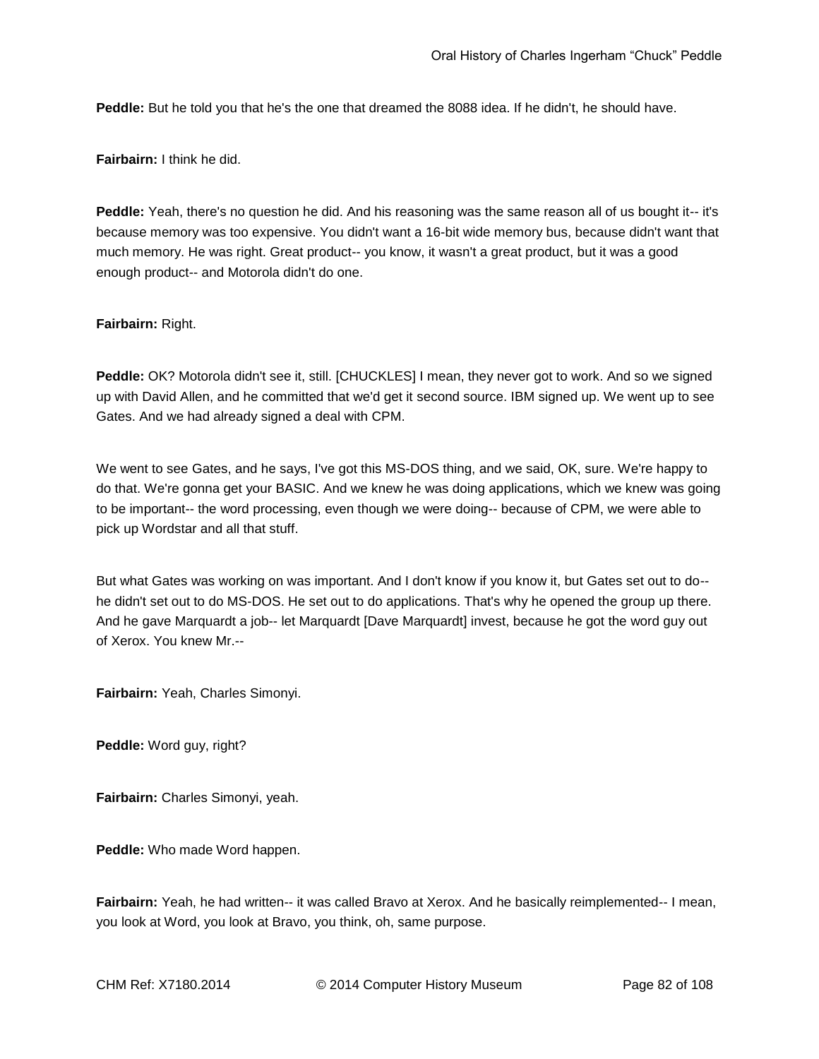**Peddle:** But he told you that he's the one that dreamed the 8088 idea. If he didn't, he should have.

**Fairbairn:** I think he did.

**Peddle:** Yeah, there's no question he did. And his reasoning was the same reason all of us bought it-- it's because memory was too expensive. You didn't want a 16-bit wide memory bus, because didn't want that much memory. He was right. Great product-- you know, it wasn't a great product, but it was a good enough product-- and Motorola didn't do one.

**Fairbairn:** Right.

**Peddle:** OK? Motorola didn't see it, still. [CHUCKLES] I mean, they never got to work. And so we signed up with David Allen, and he committed that we'd get it second source. IBM signed up. We went up to see Gates. And we had already signed a deal with CPM.

We went to see Gates, and he says, I've got this MS-DOS thing, and we said, OK, sure. We're happy to do that. We're gonna get your BASIC. And we knew he was doing applications, which we knew was going to be important-- the word processing, even though we were doing-- because of CPM, we were able to pick up Wordstar and all that stuff.

But what Gates was working on was important. And I don't know if you know it, but Gates set out to do-- he didn't set out to do MS-DOS. He set out to do applications. That's why he opened the group up there. And he gave Marquardt a job-- let Marquardt [Dave Marquardt] invest, because he got the word guy out of Xerox. You knew Mr.--

**Fairbairn:** Yeah, Charles Simonyi.

**Peddle:** Word guy, right?

**Fairbairn:** Charles Simonyi, yeah.

**Peddle:** Who made Word happen.

**Fairbairn:** Yeah, he had written-- it was called Bravo at Xerox. And he basically reimplemented-- I mean, you look at Word, you look at Bravo, you think, oh, same purpose.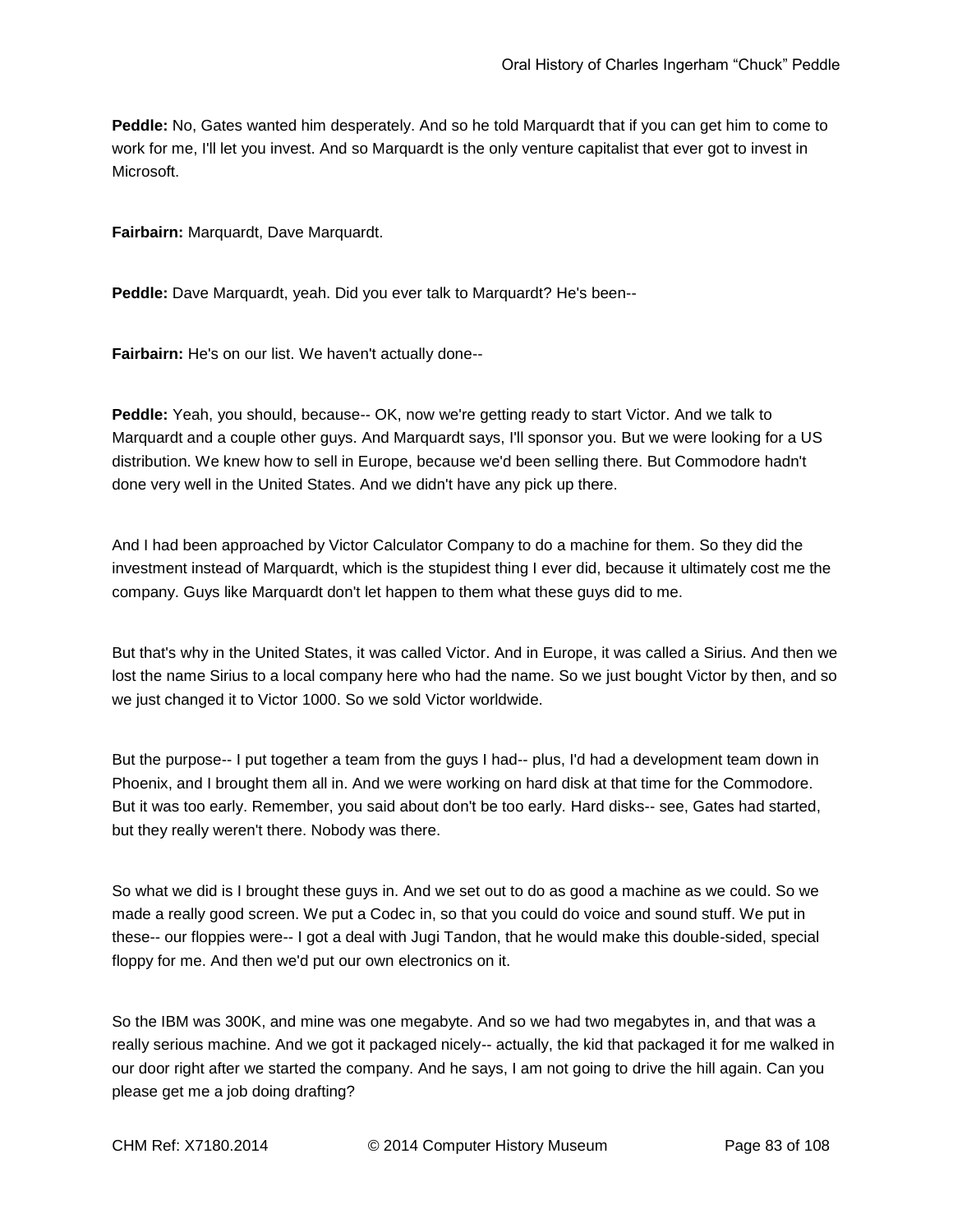**Peddle:** No, Gates wanted him desperately. And so he told Marquardt that if you can get him to come to work for me, I'll let you invest. And so Marquardt is the only venture capitalist that ever got to invest in Microsoft.

**Fairbairn:** Marquardt, Dave Marquardt.

**Peddle:** Dave Marquardt, yeah. Did you ever talk to Marquardt? He's been--

**Fairbairn:** He's on our list. We haven't actually done--

**Peddle:** Yeah, you should, because-- OK, now we're getting ready to start Victor. And we talk to Marquardt and a couple other guys. And Marquardt says, I'll sponsor you. But we were looking for a US distribution. We knew how to sell in Europe, because we'd been selling there. But Commodore hadn't done very well in the United States. And we didn't have any pick up there.

And I had been approached by Victor Calculator Company to do a machine for them. So they did the investment instead of Marquardt, which is the stupidest thing I ever did, because it ultimately cost me the company. Guys like Marquardt don't let happen to them what these guys did to me.

But that's why in the United States, it was called Victor. And in Europe, it was called a Sirius. And then we lost the name Sirius to a local company here who had the name. So we just bought Victor by then, and so we just changed it to Victor 1000. So we sold Victor worldwide.

But the purpose-- I put together a team from the guys I had-- plus, I'd had a development team down in Phoenix, and I brought them all in. And we were working on hard disk at that time for the Commodore. But it was too early. Remember, you said about don't be too early. Hard disks-- see, Gates had started, but they really weren't there. Nobody was there.

So what we did is I brought these guys in. And we set out to do as good a machine as we could. So we made a really good screen. We put a Codec in, so that you could do voice and sound stuff. We put in these-- our floppies were-- I got a deal with Jugi Tandon, that he would make this double-sided, special floppy for me. And then we'd put our own electronics on it.

So the IBM was 300K, and mine was one megabyte. And so we had two megabytes in, and that was a really serious machine. And we got it packaged nicely-- actually, the kid that packaged it for me walked in our door right after we started the company. And he says, I am not going to drive the hill again. Can you please get me a job doing drafting?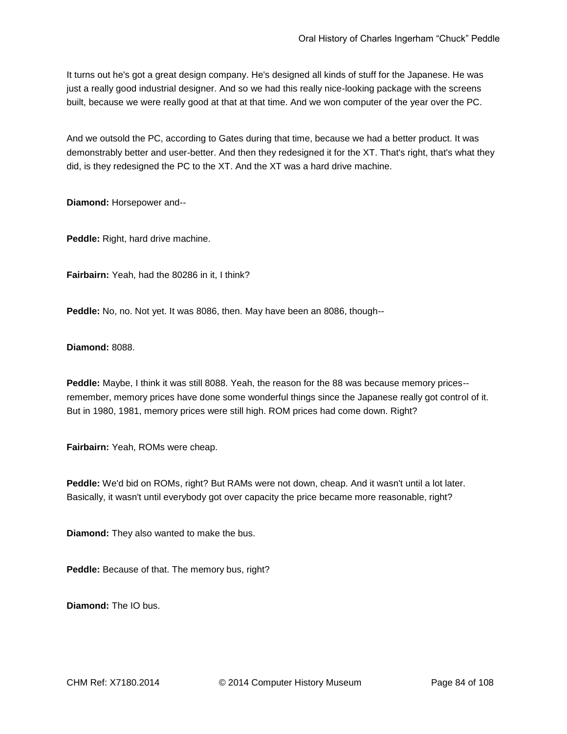It turns out he's got a great design company. He's designed all kinds of stuff for the Japanese. He was just a really good industrial designer. And so we had this really nice-looking package with the screens built, because we were really good at that at that time. And we won computer of the year over the PC.

And we outsold the PC, according to Gates during that time, because we had a better product. It was demonstrably better and user-better. And then they redesigned it for the XT. That's right, that's what they did, is they redesigned the PC to the XT. And the XT was a hard drive machine.

**Diamond:** Horsepower and--

**Peddle:** Right, hard drive machine.

**Fairbairn:** Yeah, had the 80286 in it, I think?

**Peddle:** No, no. Not yet. It was 8086, then. May have been an 8086, though--

**Diamond:** 8088.

**Peddle:** Maybe, I think it was still 8088. Yeah, the reason for the 88 was because memory prices-- remember, memory prices have done some wonderful things since the Japanese really got control of it. But in 1980, 1981, memory prices were still high. ROM prices had come down. Right?

**Fairbairn:** Yeah, ROMs were cheap.

**Peddle:** We'd bid on ROMs, right? But RAMs were not down, cheap. And it wasn't until a lot later. Basically, it wasn't until everybody got over capacity the price became more reasonable, right?

**Diamond:** They also wanted to make the bus.

**Peddle:** Because of that. The memory bus, right?

**Diamond:** The IO bus.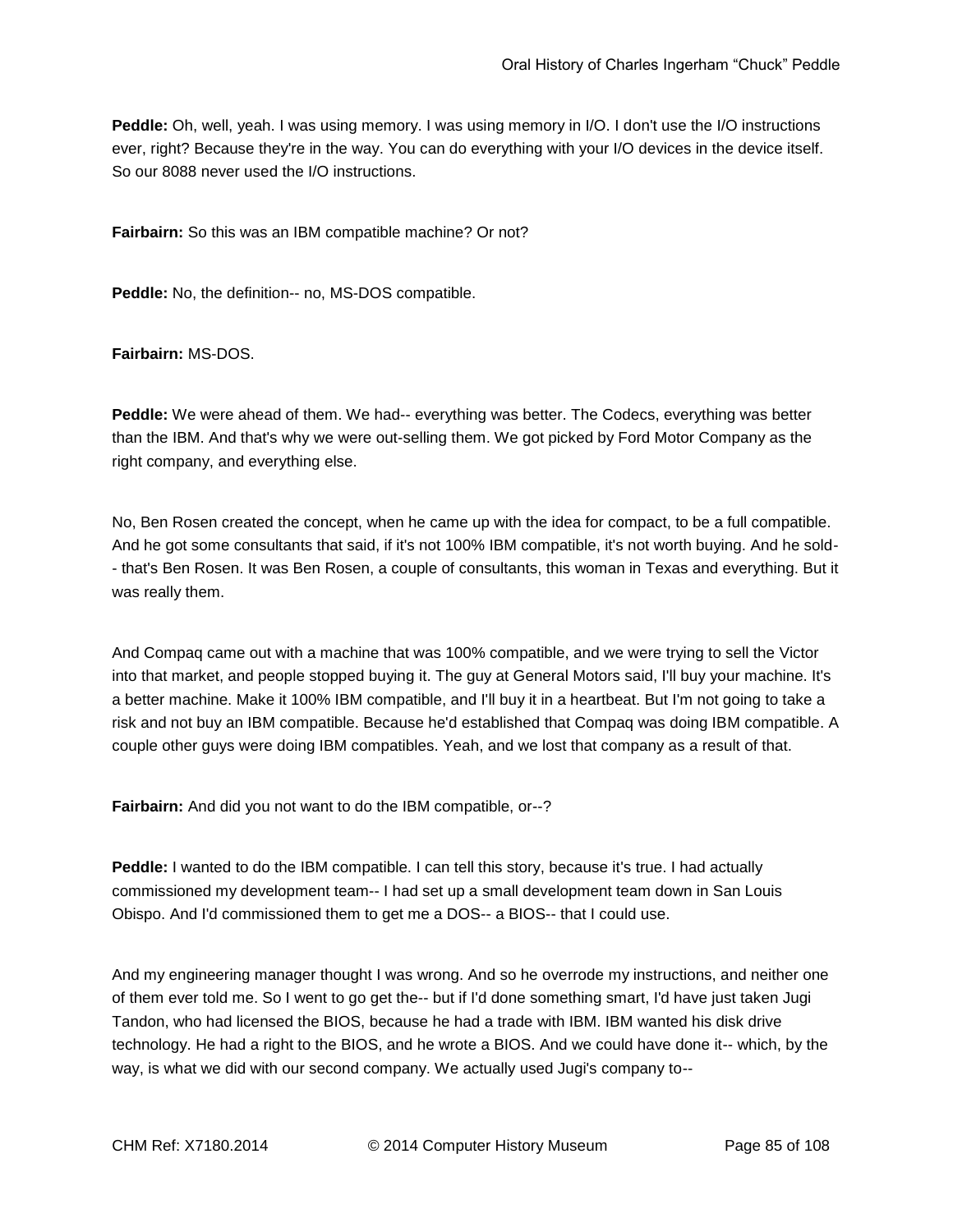**Peddle:** Oh, well, yeah. I was using memory. I was using memory in I/O. I don't use the I/O instructions ever, right? Because they're in the way. You can do everything with your I/O devices in the device itself. So our 8088 never used the I/O instructions.

**Fairbairn:** So this was an IBM compatible machine? Or not?

**Peddle:** No, the definition-- no, MS-DOS compatible.

**Fairbairn:** MS-DOS.

**Peddle:** We were ahead of them. We had-- everything was better. The Codecs, everything was better than the IBM. And that's why we were out-selling them. We got picked by Ford Motor Company as the right company, and everything else.

No, Ben Rosen created the concept, when he came up with the idea for compact, to be a full compatible. And he got some consultants that said, if it's not 100% IBM compatible, it's not worth buying. And he sold-- that's Ben Rosen. It was Ben Rosen, a couple of consultants, this woman in Texas and everything. But it was really them.

And Compaq came out with a machine that was 100% compatible, and we were trying to sell the Victor into that market, and people stopped buying it. The guy at General Motors said, I'll buy your machine. It's a better machine. Make it 100% IBM compatible, and I'll buy it in a heartbeat. But I'm not going to take a risk and not buy an IBM compatible. Because he'd established that Compaq was doing IBM compatible. A couple other guys were doing IBM compatibles. Yeah, and we lost that company as a result of that.

**Fairbairn:** And did you not want to do the IBM compatible, or--?

**Peddle:** I wanted to do the IBM compatible. I can tell this story, because it's true. I had actually commissioned my development team-- I had set up a small development team down in San Luis Obispo. And I'd commissioned them to get me a DOS-- a BIOS-- that I could use.

And my engineering manager thought I was wrong. And so he overrode my instructions, and neither one of them ever told me. So I went to go get the-- but if I'd done something smart, I'd have just taken Jugi Tandon, who had licensed the BIOS, because he had a trade with IBM. IBM wanted his disk drive technology. He had a right to the BIOS, and he wrote a BIOS. And we could have done it-- which, by the way, is what we did with our second company. We actually used Jugi's company to--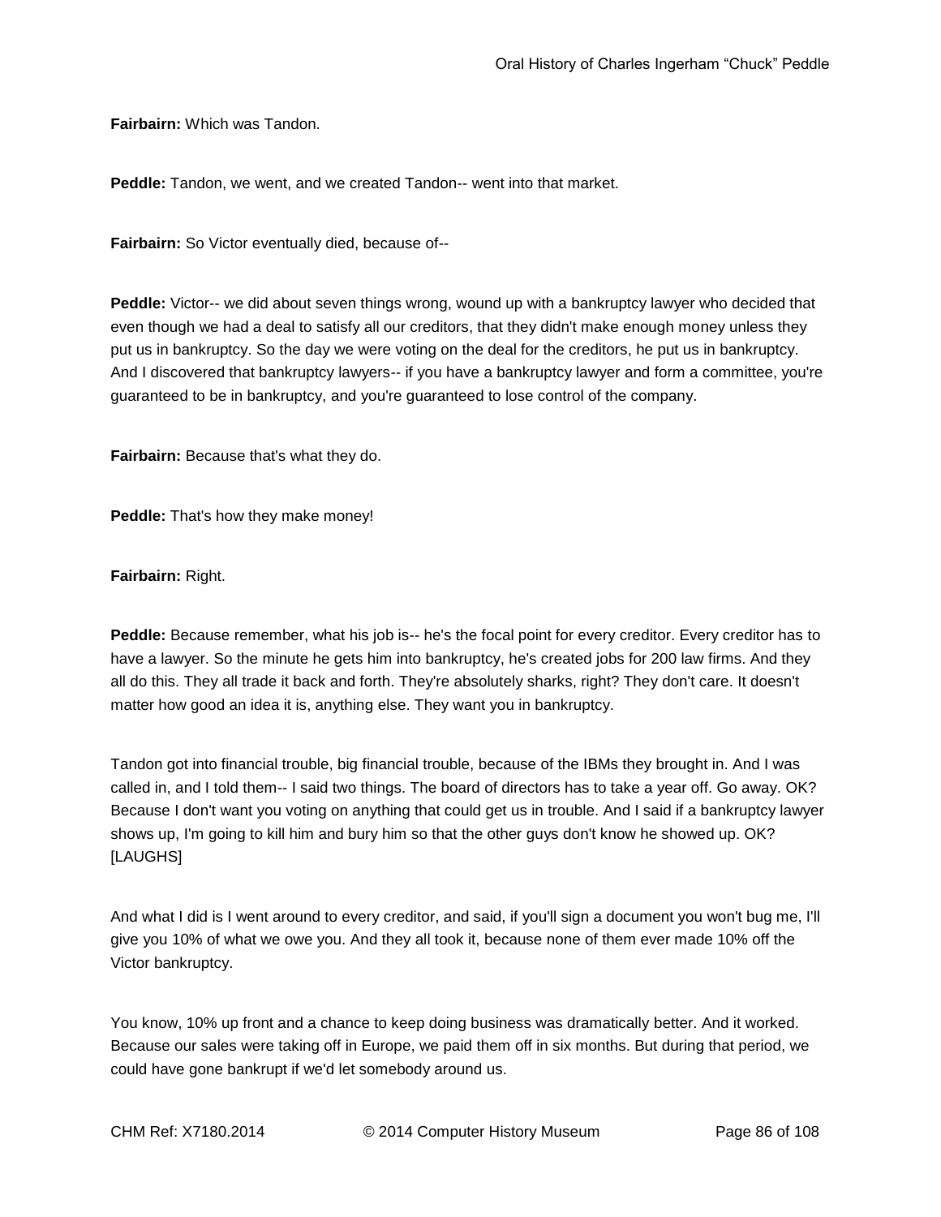**Fairbairn:** Which was Tandon.

**Peddle:** Tandon, we went, and we created Tandon-- went into that market.

**Fairbairn:** So Victor eventually died, because of--

**Peddle:** Victor-- we did about seven things wrong, wound up with a bankruptcy lawyer who decided that even though we had a deal to satisfy all our creditors, that they didn't make enough money unless they put us in bankruptcy. So the day we were voting on the deal for the creditors, he put us in bankruptcy. And I discovered that bankruptcy lawyers-- if you have a bankruptcy lawyer and form a committee, you're guaranteed to be in bankruptcy, and you're guaranteed to lose control of the company.

**Fairbairn:** Because that's what they do.

**Peddle:** That's how they make money!

**Fairbairn:** Right.

**Peddle:** Because remember, what his job is-- he's the focal point for every creditor. Every creditor has to have a lawyer. So the minute he gets him into bankruptcy, he's created jobs for 200 law firms. And they all do this. They all trade it back and forth. They're absolutely sharks, right? They don't care. It doesn't matter how good an idea it is, anything else. They want you in bankruptcy.

Tandon got into financial trouble, big financial trouble, because of the IBMs they brought in. And I was called in, and I told them-- I said two things. The board of directors has to take a year off. Go away. OK? Because I don't want you voting on anything that could get us in trouble. And I said if a bankruptcy lawyer shows up, I'm going to kill him and bury him so that the other guys don't know he showed up. OK? [LAUGHS]

And what I did is I went around to every creditor, and said, if you'll sign a document you won't bug me, I'll give you 10% of what we owe you. And they all took it, because none of them ever made 10% off the Victor bankruptcy.

You know, 10% up front and a chance to keep doing business was dramatically better. And it worked. Because our sales were taking off in Europe, we paid them off in six months. But during that period, we could have gone bankrupt if we'd let somebody around us.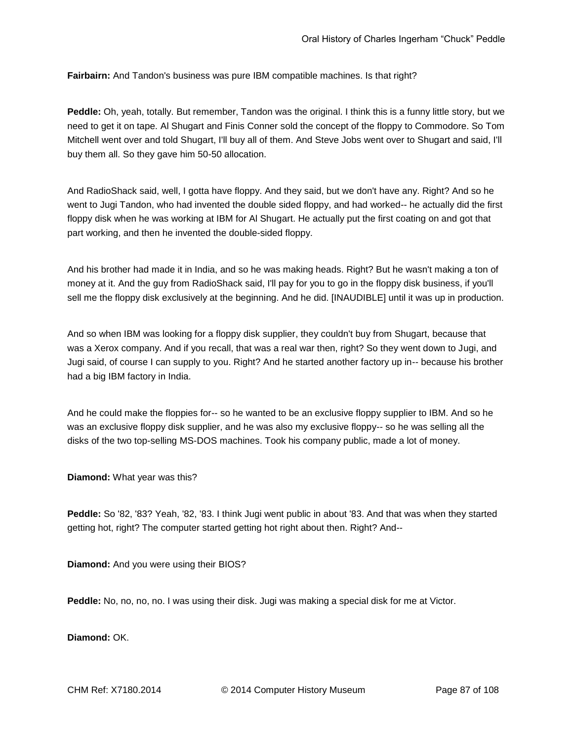**Fairbairn:** And Tandon's business was pure IBM compatible machines. Is that right?

**Peddle:** Oh, yeah, totally. But remember, Tandon was the original. I think this is a funny little story, but we need to get it on tape. Al Shugart and Finis Conner sold the concept of the floppy to Commodore. So Tom Mitchell went over and told Shugart, I'll buy all of them. And Steve Jobs went over to Shugart and said, I'll buy them all. So they gave him 50-50 allocation.

And RadioShack said, well, I gotta have floppy. And they said, but we don't have any. Right? And so he went to Jugi Tandon, who had invented the double sided floppy, and had worked-- he actually did the first floppy disk when he was working at IBM for Al Shugart. He actually put the first coating on and got that part working, and then he invented the double-sided floppy.

And his brother had made it in India, and so he was making heads. Right? But he wasn't making a ton of money at it. And the guy from RadioShack said, I'll pay for you to go in the floppy disk business, if you'll sell me the floppy disk exclusively at the beginning. And he did. [INAUDIBLE] until it was up in production.

And so when IBM was looking for a floppy disk supplier, they couldn't buy from Shugart, because that was a Xerox company. And if you recall, that was a real war then, right? So they went down to Jugi, and Jugi said, of course I can supply to you. Right? And he started another factory up in-- because his brother had a big IBM factory in India.

And he could make the floppies for-- so he wanted to be an exclusive floppy supplier to IBM. And so he was an exclusive floppy disk supplier, and he was also my exclusive floppy-- so he was selling all the disks of the two top-selling MS-DOS machines. Took his company public, made a lot of money.

**Diamond:** What year was this?

**Peddle:** So '82, '83? Yeah, '82, '83. I think Jugi went public in about '83. And that was when they started getting hot, right? The computer started getting hot right about then. Right? And--

**Diamond:** And you were using their BIOS?

**Peddle:** No, no, no, no. I was using their disk. Jugi was making a special disk for me at Victor.

**Diamond:** OK.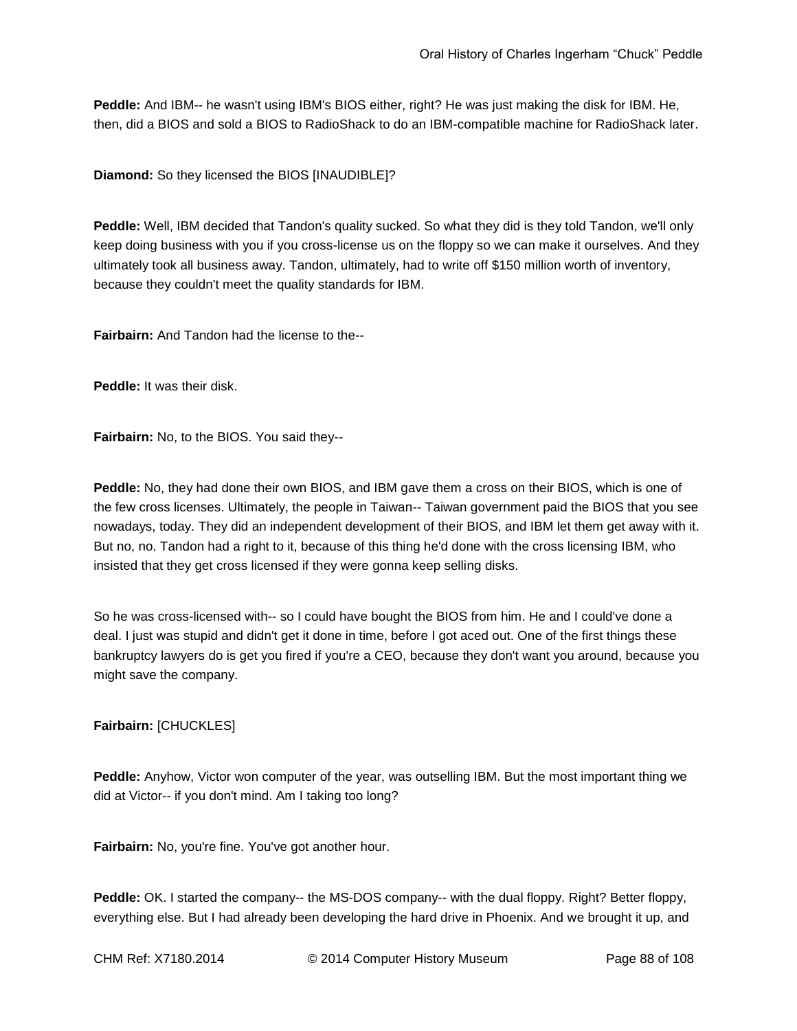**Peddle:** And IBM-- he wasn't using IBM's BIOS either, right? He was just making the disk for IBM. He, then, did a BIOS and sold a BIOS to RadioShack to do an IBM-compatible machine for RadioShack later.

**Diamond:** So they licensed the BIOS [INAUDIBLE]?

**Peddle:** Well, IBM decided that Tandon's quality sucked. So what they did is they told Tandon, we'll only keep doing business with you if you cross-license us on the floppy so we can make it ourselves. And they ultimately took all business away. Tandon, ultimately, had to write off $150 million worth of inventory, because they couldn't meet the quality standards for IBM.

**Fairbairn:** And Tandon had the license to the--

**Peddle:** It was their disk.

**Fairbairn:** No, to the BIOS. You said they--

**Peddle:** No, they had done their own BIOS, and IBM gave them a cross on their BIOS, which is one of the few cross licenses. Ultimately, the people in Taiwan-- Taiwan government paid the BIOS that you see nowadays, today. They did an independent development of their BIOS, and IBM let them get away with it. But no, no. Tandon had a right to it, because of this thing he'd done with the cross licensing IBM, who insisted that they get cross licensed if they were gonna keep selling disks.

So he was cross-licensed with-- so I could have bought the BIOS from him. He and I could've done a deal. I just was stupid and didn't get it done in time, before I got aced out. One of the first things these bankruptcy lawyers do is get you fired if you're a CEO, because they don't want you around, because you might save the company.

**Fairbairn:** [CHUCKLES]

**Peddle:** Anyhow, Victor won computer of the year, was outselling IBM. But the most important thing we did at Victor-- if you don't mind. Am I taking too long?

**Fairbairn:** No, you're fine. You've got another hour.

**Peddle:** OK. I started the company-- the MS-DOS company-- with the dual floppy. Right? Better floppy, everything else. But I had already been developing the hard drive in Phoenix. And we brought it up, and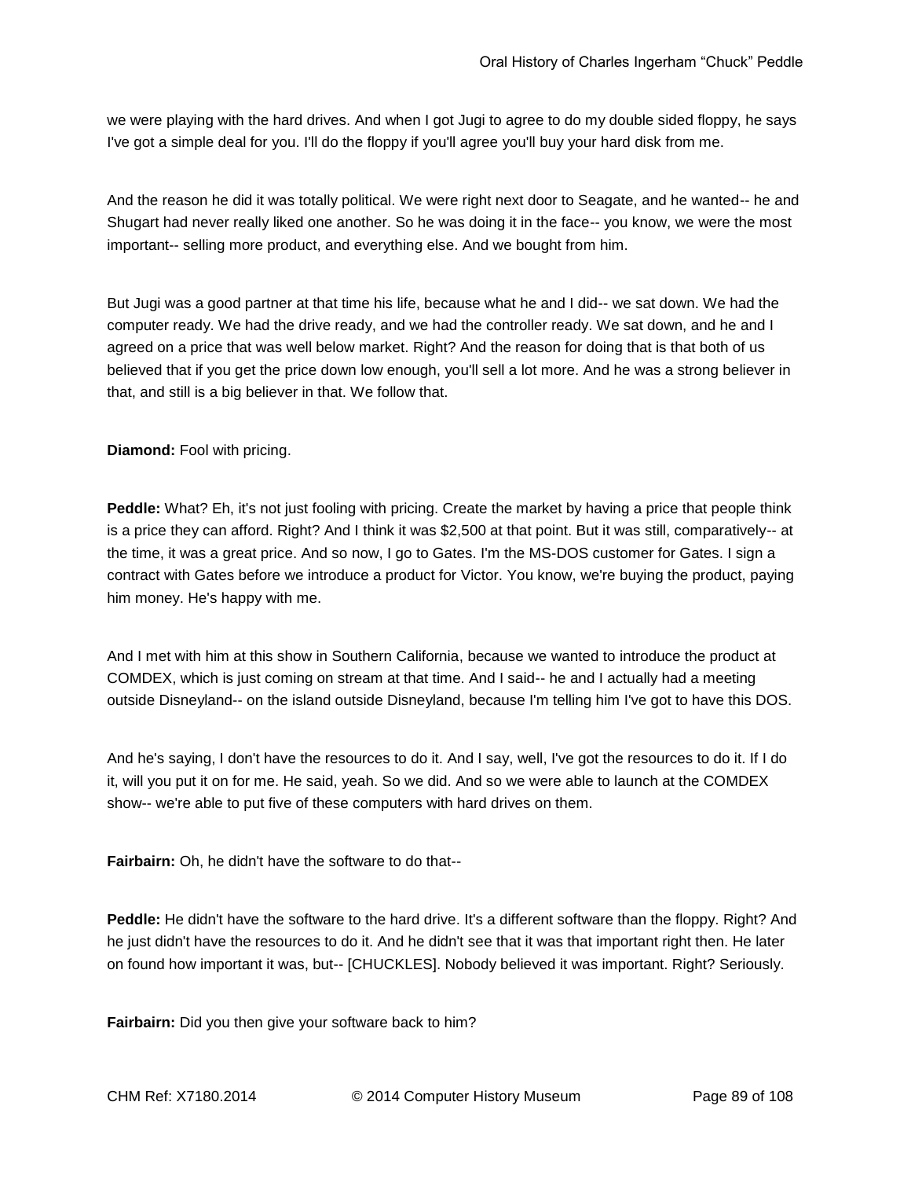we were playing with the hard drives. And when I got Jugi to agree to do my double sided floppy, he says I've got a simple deal for you. I'll do the floppy if you'll agree you'll buy your hard disk from me.

And the reason he did it was totally political. We were right next door to Seagate, and he wanted-- he and Shugart had never really liked one another. So he was doing it in the face-- you know, we were the most important-- selling more product, and everything else. And we bought from him.

But Jugi was a good partner at that time his life, because what he and I did-- we sat down. We had the computer ready. We had the drive ready, and we had the controller ready. We sat down, and he and I agreed on a price that was well below market. Right? And the reason for doing that is that both of us believed that if you get the price down low enough, you'll sell a lot more. And he was a strong believer in that, and still is a big believer in that. We follow that.

**Diamond:** Fool with pricing.

**Peddle:** What? Eh, it's not just fooling with pricing. Create the market by having a price that people think is a price they can afford. Right? And I think it was $2,500 at that point. But it was still, comparatively-- at the time, it was a great price. And so now, I go to Gates. I'm the MS-DOS customer for Gates. I sign a contract with Gates before we introduce a product for Victor. You know, we're buying the product, paying him money. He's happy with me.

And I met with him at this show in Southern California, because we wanted to introduce the product at COMDEX, which is just coming on stream at that time. And I said-- he and I actually had a meeting outside Disneyland-- on the island outside Disneyland, because I'm telling him I've got to have this DOS.

And he's saying, I don't have the resources to do it. And I say, well, I've got the resources to do it. If I do it, will you put it on for me. He said, yeah. So we did. And so we were able to launch at the COMDEX show-- we're able to put five of these computers with hard drives on them.

**Fairbairn:** Oh, he didn't have the software to do that--

**Peddle:** He didn't have the software to the hard drive. It's a different software than the floppy. Right? And he just didn't have the resources to do it. And he didn't see that it was that important right then. He later on found how important it was, but-- [CHUCKLES]. Nobody believed it was important. Right? Seriously.

**Fairbairn:** Did you then give your software back to him?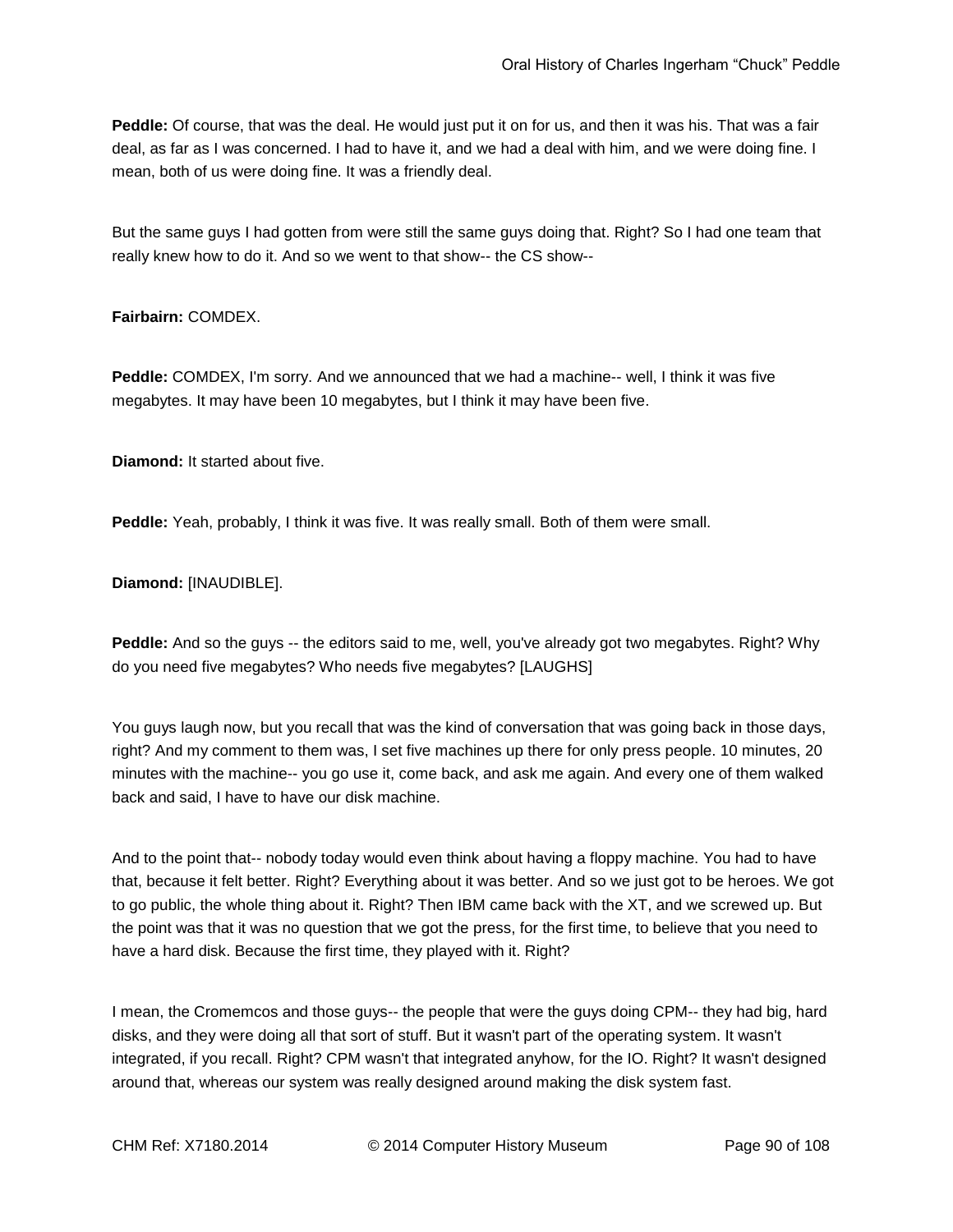**Peddle:** Of course, that was the deal. He would just put it on for us, and then it was his. That was a fair deal, as far as I was concerned. I had to have it, and we had a deal with him, and we were doing fine. I mean, both of us were doing fine. It was a friendly deal.

But the same guys I had gotten from were still the same guys doing that. Right? So I had one team that really knew how to do it. And so we went to that show-- the CS show--

**Fairbairn:** COMDEX.

**Peddle:** COMDEX, I'm sorry. And we announced that we had a machine-- well, I think it was five megabytes. It may have been 10 megabytes, but I think it may have been five.

**Diamond:** It started about five.

**Peddle:** Yeah, probably, I think it was five. It was really small. Both of them were small.

**Diamond:** [INAUDIBLE].

**Peddle:** And so the guys -- the editors said to me, well, you've already got two megabytes. Right? Why do you need five megabytes? Who needs five megabytes? [LAUGHS]

You guys laugh now, but you recall that was the kind of conversation that was going back in those days, right? And my comment to them was, I set five machines up there for only press people. 10 minutes, 20 minutes with the machine-- you go use it, come back, and ask me again. And every one of them walked back and said, I have to have our disk machine.

And to the point that-- nobody today would even think about having a floppy machine. You had to have that, because it felt better. Right? Everything about it was better. And so we just got to be heroes. We got to go public, the whole thing about it. Right? Then IBM came back with the XT, and we screwed up. But the point was that it was no question that we got the press, for the first time, to believe that you need to have a hard disk. Because the first time, they played with it. Right?

I mean, the Cromemcos and those guys-- the people that were the guys doing CPM-- they had big, hard disks, and they were doing all that sort of stuff. But it wasn't part of the operating system. It wasn't integrated, if you recall. Right? CPM wasn't that integrated anyhow, for the IO. Right? It wasn't designed around that, whereas our system was really designed around making the disk system fast.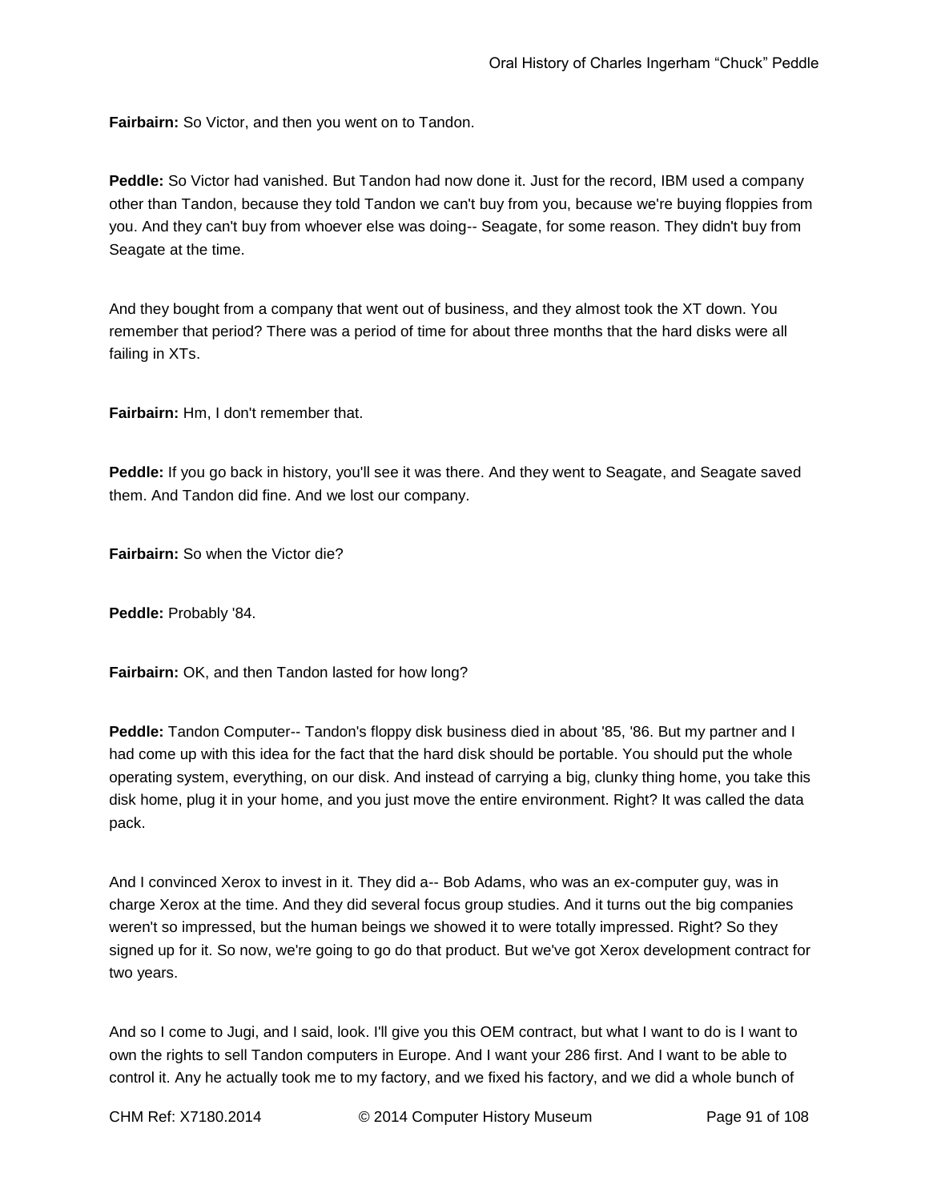**Fairbairn:** So Victor, and then you went on to Tandon.

**Peddle:** So Victor had vanished. But Tandon had now done it. Just for the record, IBM used a company other than Tandon, because they told Tandon we can't buy from you, because we're buying floppies from you. And they can't buy from whoever else was doing-- Seagate, for some reason. They didn't buy from Seagate at the time.

And they bought from a company that went out of business, and they almost took the XT down. You remember that period? There was a period of time for about three months that the hard disks were all failing in XTs.

**Fairbairn:** Hm, I don't remember that.

**Peddle:** If you go back in history, you'll see it was there. And they went to Seagate, and Seagate saved them. And Tandon did fine. And we lost our company.

**Fairbairn:** So when the Victor die?

**Peddle:** Probably '84.

**Fairbairn:** OK, and then Tandon lasted for how long?

**Peddle:** Tandon Computer-- Tandon's floppy disk business died in about '85, '86. But my partner and I had come up with this idea for the fact that the hard disk should be portable. You should put the whole operating system, everything, on our disk. And instead of carrying a big, clunky thing home, you take this disk home, plug it in your home, and you just move the entire environment. Right? It was called the data pack.

And I convinced Xerox to invest in it. They did a-- Bob Adams, who was an ex-computer guy, was in charge Xerox at the time. And they did several focus group studies. And it turns out the big companies weren't so impressed, but the human beings we showed it to were totally impressed. Right? So they signed up for it. So now, we're going to go do that product. But we've got Xerox development contract for two years.

And so I come to Jugi, and I said, look. I'll give you this OEM contract, but what I want to do is I want to own the rights to sell Tandon computers in Europe. And I want your 286 first. And I want to be able to control it. Any he actually took me to my factory, and we fixed his factory, and we did a whole bunch of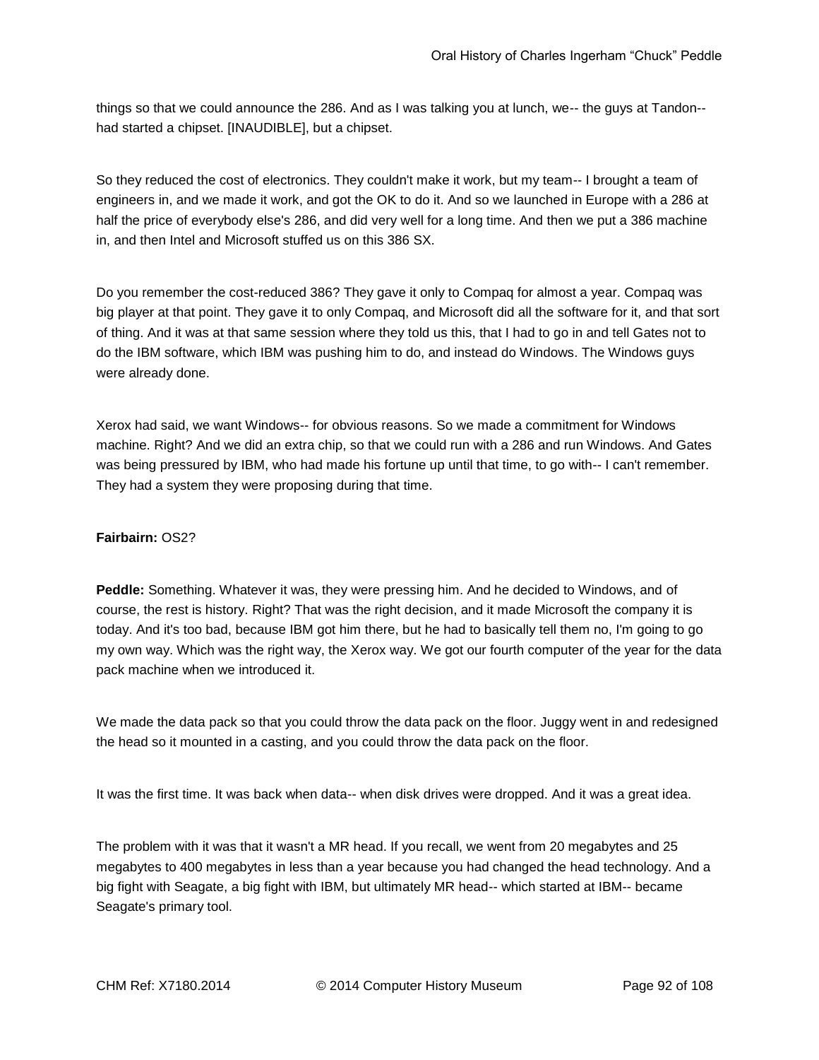things so that we could announce the 286. And as I was talking you at lunch, we-- the guys at Tandon-- had started a chipset. [INAUDIBLE], but a chipset.

So they reduced the cost of electronics. They couldn't make it work, but my team-- I brought a team of engineers in, and we made it work, and got the OK to do it. And so we launched in Europe with a 286 at half the price of everybody else's 286, and did very well for a long time. And then we put a 386 machine in, and then Intel and Microsoft stuffed us on this 386 SX.

Do you remember the cost-reduced 386? They gave it only to Compaq for almost a year. Compaq was big player at that point. They gave it to only Compaq, and Microsoft did all the software for it, and that sort of thing. And it was at that same session where they told us this, that I had to go in and tell Gates not to do the IBM software, which IBM was pushing him to do, and instead do Windows. The Windows guys were already done.

Xerox had said, we want Windows-- for obvious reasons. So we made a commitment for Windows machine. Right? And we did an extra chip, so that we could run with a 286 and run Windows. And Gates was being pressured by IBM, who had made his fortune up until that time, to go with-- I can't remember. They had a system they were proposing during that time.

**Fairbairn:** OS2?

**Peddle:** Something. Whatever it was, they were pressing him. And he decided to Windows, and of course, the rest is history. Right? That was the right decision, and it made Microsoft the company it is today. And it's too bad, because IBM got him there, but he had to basically tell them no, I'm going to go my own way. Which was the right way, the Xerox way. We got our fourth computer of the year for the data pack machine when we introduced it.

We made the data pack so that you could throw the data pack on the floor. Juggy went in and redesigned the head so it mounted in a casting, and you could throw the data pack on the floor.

It was the first time. It was back when data-- when disk drives were dropped. And it was a great idea.

The problem with it was that it wasn't a MR head. If you recall, we went from 20 megabytes and 25 megabytes to 400 megabytes in less than a year because you had changed the head technology. And a big fight with Seagate, a big fight with IBM, but ultimately MR head-- which started at IBM-- became Seagate's primary tool.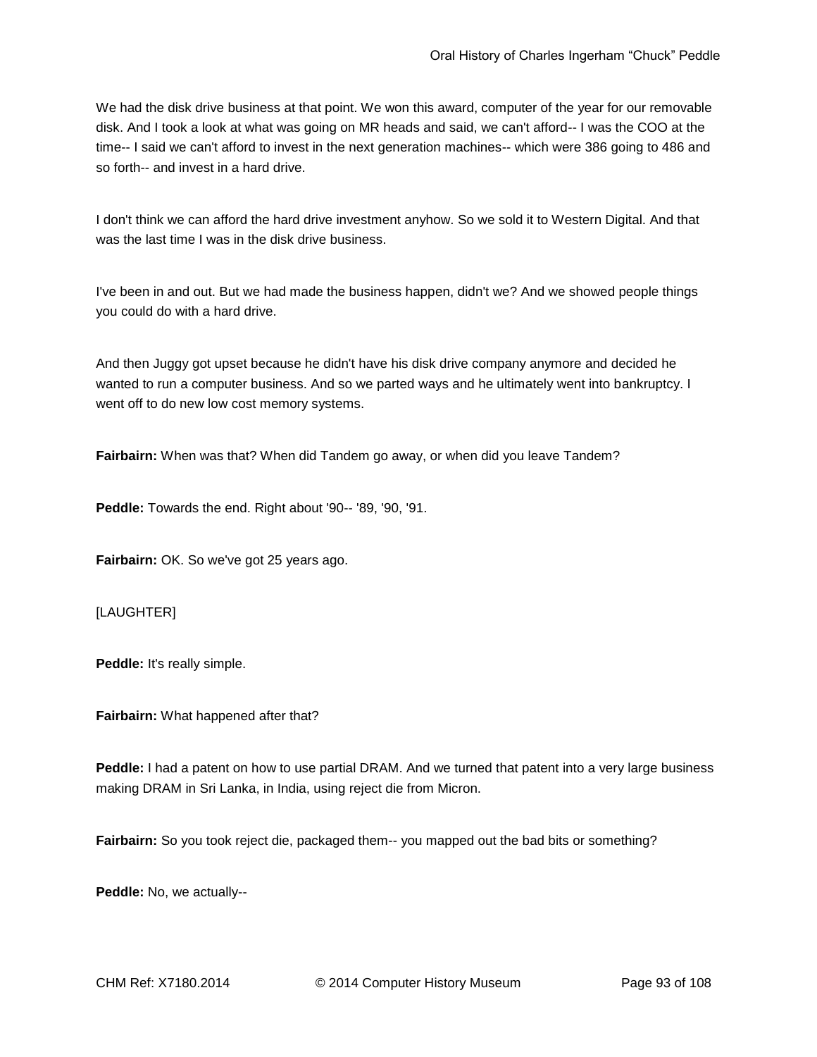We had the disk drive business at that point. We won this award, computer of the year for our removable disk. And I took a look at what was going on MR heads and said, we can't afford-- I was the COO at the time-- I said we can't afford to invest in the next generation machines-- which were 386 going to 486 and so forth-- and invest in a hard drive.

I don't think we can afford the hard drive investment anyhow. So we sold it to Western Digital. And that was the last time I was in the disk drive business.

I've been in and out. But we had made the business happen, didn't we? And we showed people things you could do with a hard drive.

And then Juggy got upset because he didn't have his disk drive company anymore and decided he wanted to run a computer business. And so we parted ways and he ultimately went into bankruptcy. I went off to do new low cost memory systems.

**Fairbairn:** When was that? When did Tandem go away, or when did you leave Tandem?

**Peddle:** Towards the end. Right about '90-- '89, '90, '91.

**Fairbairn:** OK. So we've got 25 years ago.

[LAUGHTER]

**Peddle:** It's really simple.

**Fairbairn:** What happened after that?

**Peddle:** I had a patent on how to use partial DRAM. And we turned that patent into a very large business making DRAM in Sri Lanka, in India, using reject die from Micron.

**Fairbairn:** So you took reject die, packaged them-- you mapped out the bad bits or something?

**Peddle:** No, we actually--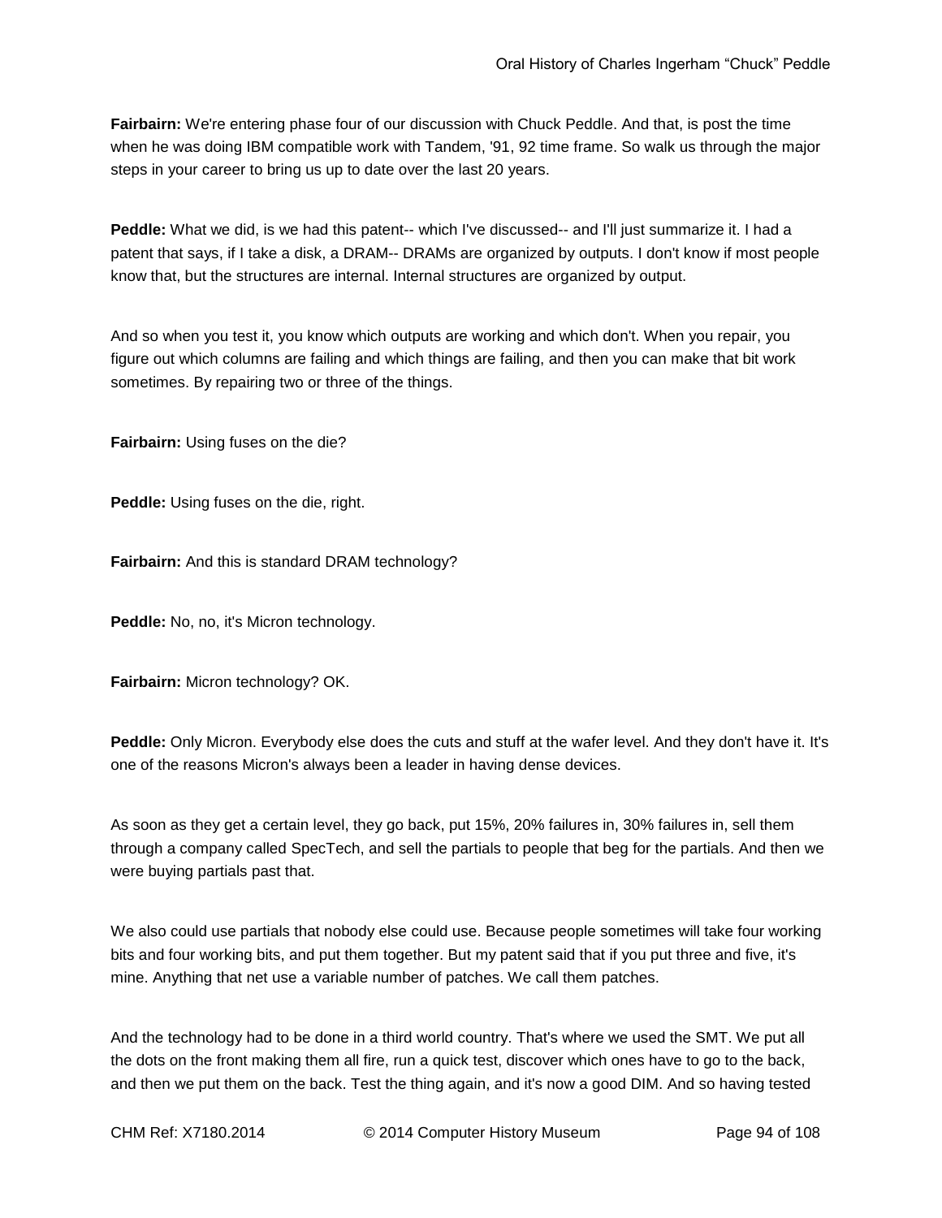**Fairbairn:** We're entering phase four of our discussion with Chuck Peddle. And that, is post the time when he was doing IBM compatible work with Tandem, '91, 92 time frame. So walk us through the major steps in your career to bring us up to date over the last 20 years.

**Peddle:** What we did, is we had this patent-- which I've discussed-- and I'll just summarize it. I had a patent that says, if I take a disk, a DRAM-- DRAMs are organized by outputs. I don't know if most people know that, but the structures are internal. Internal structures are organized by output.

And so when you test it, you know which outputs are working and which don't. When you repair, you figure out which columns are failing and which things are failing, and then you can make that bit work sometimes. By repairing two or three of the things.

**Fairbairn:** Using fuses on the die?

**Peddle:** Using fuses on the die, right.

**Fairbairn:** And this is standard DRAM technology?

**Peddle:** No, no, it's Micron technology.

**Fairbairn:** Micron technology? OK.

**Peddle:** Only Micron. Everybody else does the cuts and stuff at the wafer level. And they don't have it. It's one of the reasons Micron's always been a leader in having dense devices.

As soon as they get a certain level, they go back, put 15%, 20% failures in, 30% failures in, sell them through a company called SpecTech, and sell the partials to people that beg for the partials. And then we were buying partials past that.

We also could use partials that nobody else could use. Because people sometimes will take four working bits and four working bits, and put them together. But my patent said that if you put three and five, it's mine. Anything that net use a variable number of patches. We call them patches.

And the technology had to be done in a third world country. That's where we used the SMT. We put all the dots on the front making them all fire, run a quick test, discover which ones have to go to the back, and then we put them on the back. Test the thing again, and it's now a good DIM. And so having tested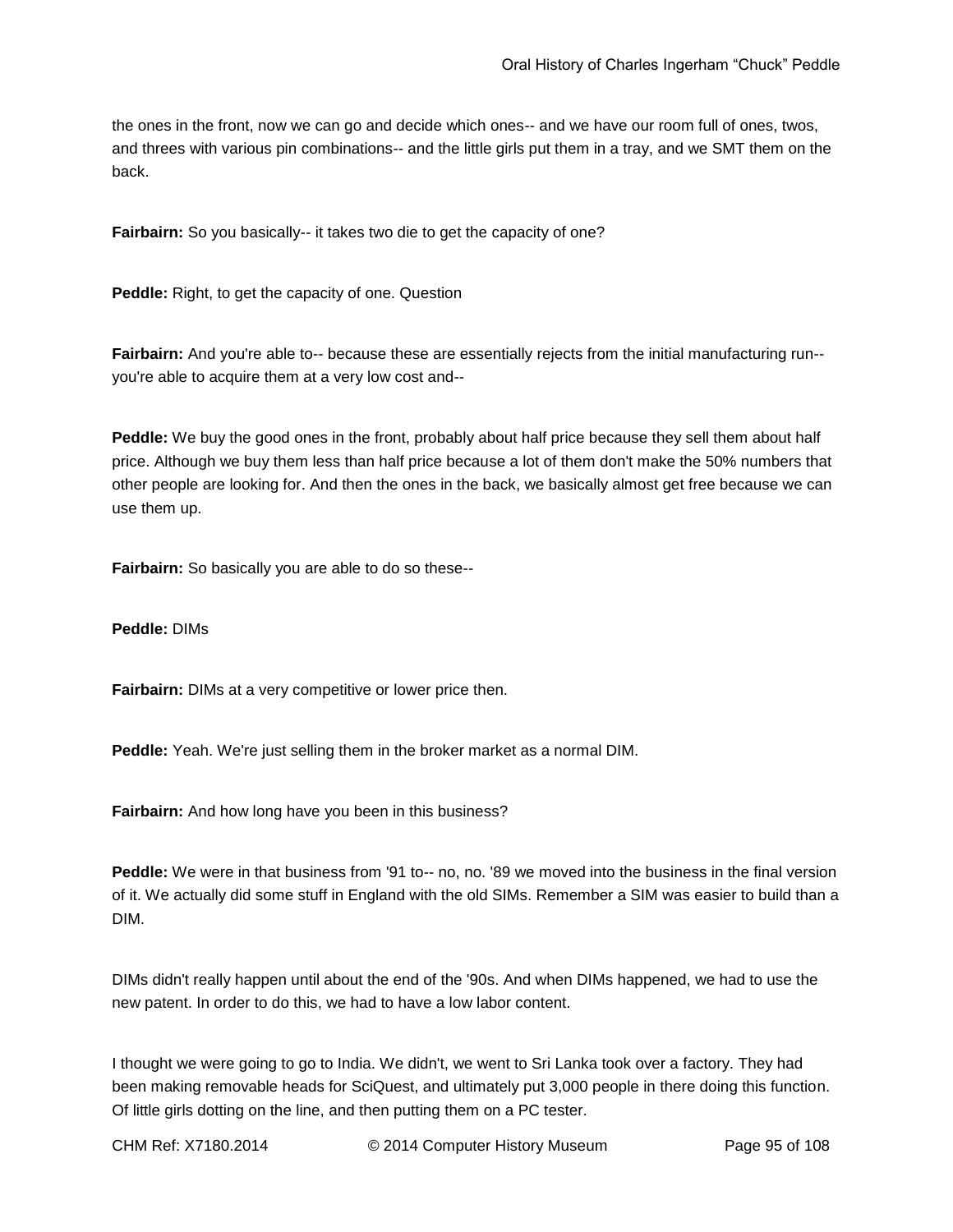the ones in the front, now we can go and decide which ones-- and we have our room full of ones, twos, and threes with various pin combinations-- and the little girls put them in a tray, and we SMT them on the back.

**Fairbairn:** So you basically-- it takes two die to get the capacity of one?

**Peddle:** Right, to get the capacity of one. Question

**Fairbairn:** And you're able to-- because these are essentially rejects from the initial manufacturing run-- you're able to acquire them at a very low cost and--

**Peddle:** We buy the good ones in the front, probably about half price because they sell them about half price. Although we buy them less than half price because a lot of them don't make the 50% numbers that other people are looking for. And then the ones in the back, we basically almost get free because we can use them up.

**Fairbairn:** So basically you are able to do so these--

**Peddle:** DIMs

**Fairbairn:** DIMs at a very competitive or lower price then.

**Peddle:** Yeah. We're just selling them in the broker market as a normal DIM.

**Fairbairn:** And how long have you been in this business?

**Peddle:** We were in that business from '91 to-- no, no. '89 we moved into the business in the final version of it. We actually did some stuff in England with the old SIMs. Remember a SIM was easier to build than a DIM.

DIMs didn't really happen until about the end of the '90s. And when DIMs happened, we had to use the new patent. In order to do this, we had to have a low labor content.

I thought we were going to go to India. We didn't, we went to Sri Lanka took over a factory. They had been making removable heads for SciQuest, and ultimately put 3,000 people in there doing this function. Of little girls dotting on the line, and then putting them on a PC tester.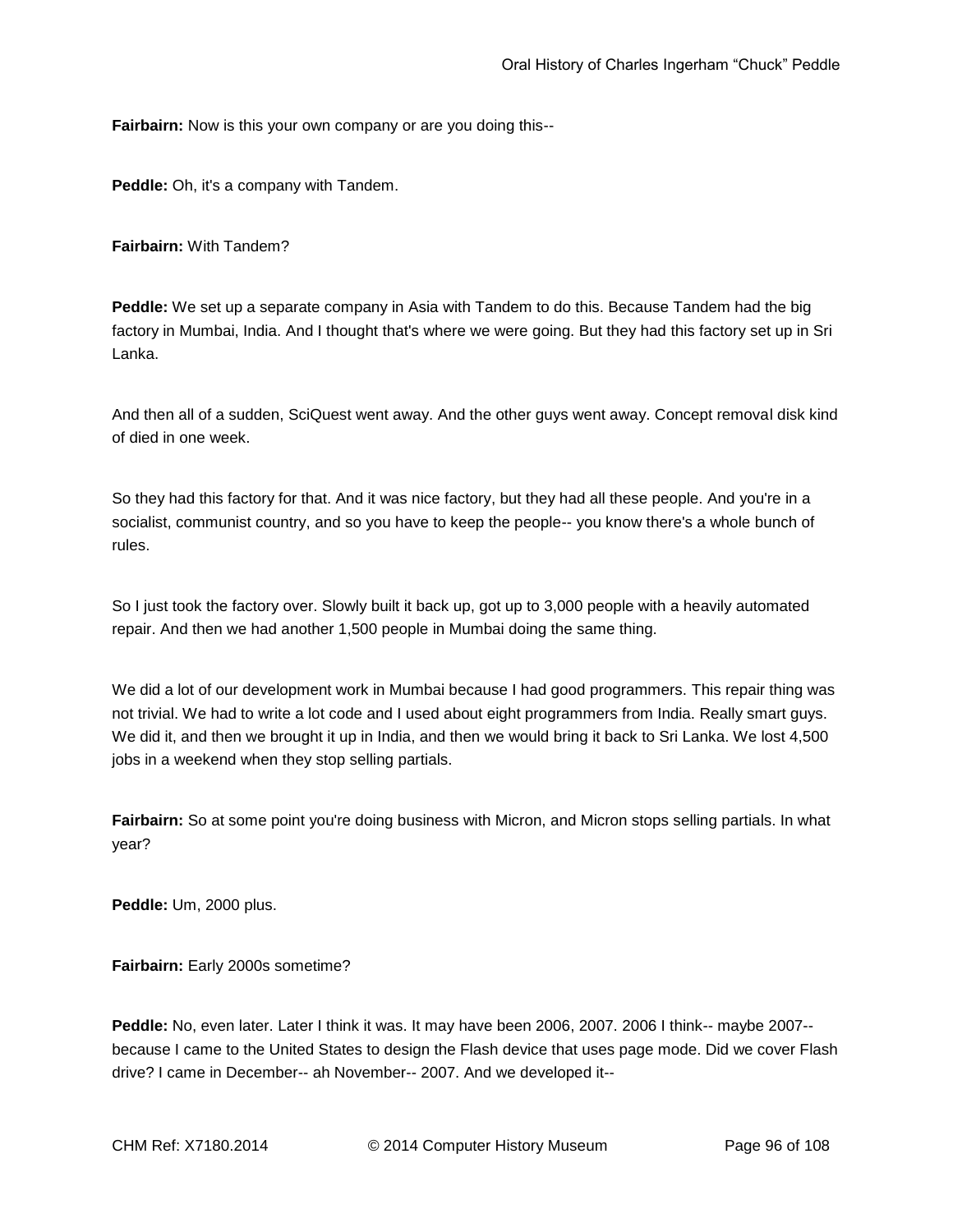**Fairbairn:** Now is this your own company or are you doing this--

**Peddle:** Oh, it's a company with Tandem.

**Fairbairn:** With Tandem?

**Peddle:** We set up a separate company in Asia with Tandem to do this. Because Tandem had the big factory in Mumbai, India. And I thought that's where we were going. But they had this factory set up in Sri Lanka.

And then all of a sudden, SciQuest went away. And the other guys went away. Concept removal disk kind of died in one week.

So they had this factory for that. And it was nice factory, but they had all these people. And you're in a socialist, communist country, and so you have to keep the people-- you know there's a whole bunch of rules.

So I just took the factory over. Slowly built it back up, got up to 3,000 people with a heavily automated repair. And then we had another 1,500 people in Mumbai doing the same thing.

We did a lot of our development work in Mumbai because I had good programmers. This repair thing was not trivial. We had to write a lot code and I used about eight programmers from India. Really smart guys. We did it, and then we brought it up in India, and then we would bring it back to Sri Lanka. We lost 4,500 jobs in a weekend when they stop selling partials.

**Fairbairn:** So at some point you're doing business with Micron, and Micron stops selling partials. In what year?

**Peddle:** Um, 2000 plus.

**Fairbairn:** Early 2000s sometime?

**Peddle:** No, even later. Later I think it was. It may have been 2006, 2007. 2006 I think-- maybe 2007-- because I came to the United States to design the Flash device that uses page mode. Did we cover Flash drive? I came in December-- ah November-- 2007. And we developed it--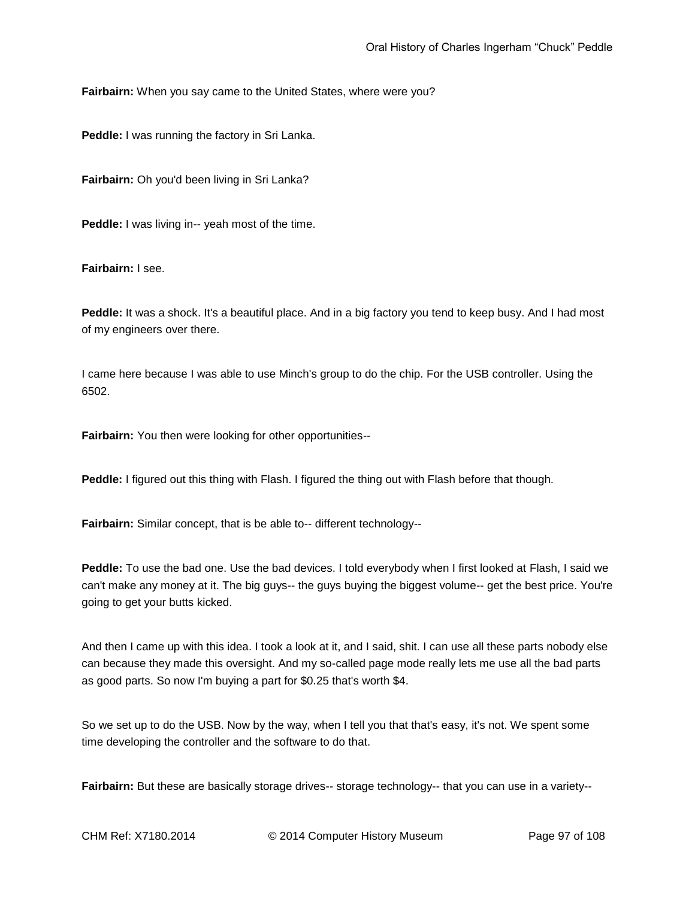**Fairbairn:** When you say came to the United States, where were you?

**Peddle:** I was running the factory in Sri Lanka.

**Fairbairn:** Oh you'd been living in Sri Lanka?

**Peddle:** I was living in-- yeah most of the time.

**Fairbairn:** I see.

**Peddle:** It was a shock. It's a beautiful place. And in a big factory you tend to keep busy. And I had most of my engineers over there.

I came here because I was able to use Minch's group to do the chip. For the USB controller. Using the 6502.

**Fairbairn:** You then were looking for other opportunities--

**Peddle:** I figured out this thing with Flash. I figured the thing out with Flash before that though.

**Fairbairn:** Similar concept, that is be able to-- different technology--

**Peddle:** To use the bad one. Use the bad devices. I told everybody when I first looked at Flash, I said we can't make any money at it. The big guys-- the guys buying the biggest volume-- get the best price. You're going to get your butts kicked.

And then I came up with this idea. I took a look at it, and I said, shit. I can use all these parts nobody else can because they made this oversight. And my so-called page mode really lets me use all the bad parts as good parts. So now I'm buying a part for $0.25 that's worth $4.

So we set up to do the USB. Now by the way, when I tell you that that's easy, it's not. We spent some time developing the controller and the software to do that.

**Fairbairn:** But these are basically storage drives-- storage technology-- that you can use in a variety--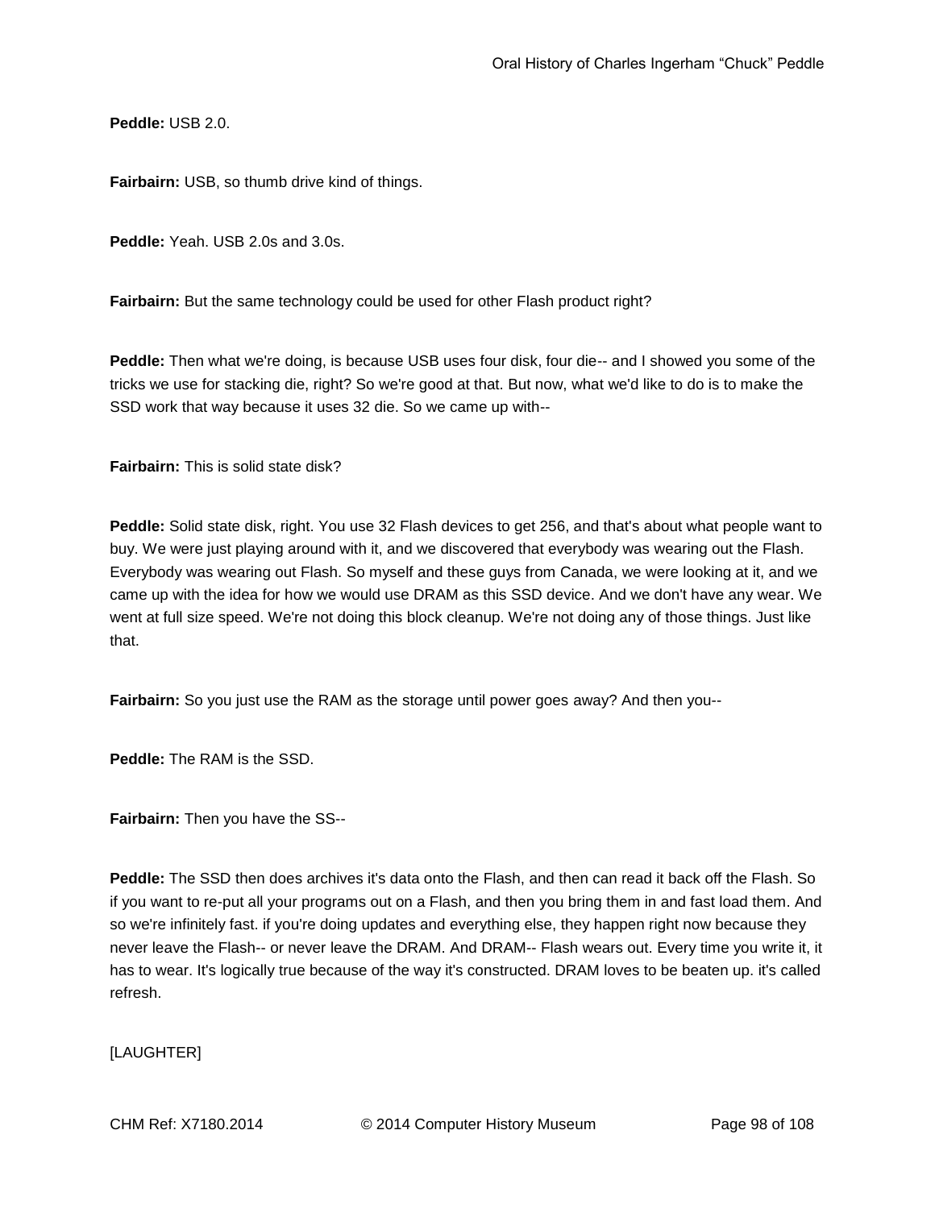**Peddle:** USB 2.0.

**Fairbairn:** USB, so thumb drive kind of things.

**Peddle:** Yeah. USB 2.0s and 3.0s.

**Fairbairn:** But the same technology could be used for other Flash product right?

**Peddle:** Then what we're doing, is because USB uses four disk, four die-- and I showed you some of the tricks we use for stacking die, right? So we're good at that. But now, what we'd like to do is to make the SSD work that way because it uses 32 die. So we came up with--

**Fairbairn:** This is solid state disk?

**Peddle:** Solid state disk, right. You use 32 Flash devices to get 256, and that's about what people want to buy. We were just playing around with it, and we discovered that everybody was wearing out the Flash. Everybody was wearing out Flash. So myself and these guys from Canada, we were looking at it, and we came up with the idea for how we would use DRAM as this SSD device. And we don't have any wear. We went at full size speed. We're not doing this block cleanup. We're not doing any of those things. Just like that.

**Fairbairn:** So you just use the RAM as the storage until power goes away? And then you--

**Peddle:** The RAM is the SSD.

**Fairbairn:** Then you have the SS--

**Peddle:** The SSD then does archives it's data onto the Flash, and then can read it back off the Flash. So if you want to re-put all your programs out on a Flash, and then you bring them in and fast load them. And so we're infinitely fast. if you're doing updates and everything else, they happen right now because they never leave the Flash-- or never leave the DRAM. And DRAM-- Flash wears out. Every time you write it, it has to wear. It's logically true because of the way it's constructed. DRAM loves to be beaten up. it's called refresh.

[LAUGHTER]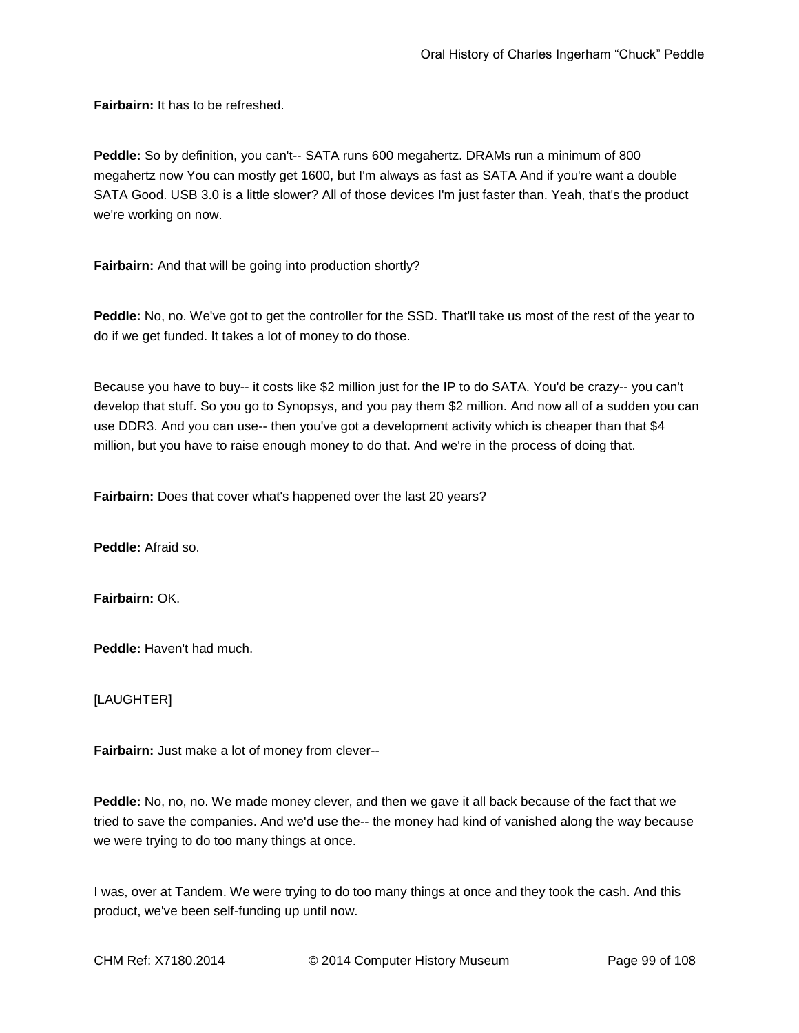**Fairbairn:** It has to be refreshed.

**Peddle:** So by definition, you can't-- SATA runs 600 megahertz. DRAMs run a minimum of 800 megahertz now You can mostly get 1600, but I'm always as fast as SATA And if you're want a double SATA Good. USB 3.0 is a little slower? All of those devices I'm just faster than. Yeah, that's the product we're working on now.

**Fairbairn:** And that will be going into production shortly?

**Peddle:** No, no. We've got to get the controller for the SSD. That'll take us most of the rest of the year to do if we get funded. It takes a lot of money to do those.

Because you have to buy-- it costs like $2 million just for the IP to do SATA. You'd be crazy-- you can't develop that stuff. So you go to Synopsys, and you pay them $2 million. And now all of a sudden you can use DDR3. And you can use-- then you've got a development activity which is cheaper than that $4 million, but you have to raise enough money to do that. And we're in the process of doing that.

**Fairbairn:** Does that cover what's happened over the last 20 years?

**Peddle:** Afraid so.

**Fairbairn:** OK.

**Peddle:** Haven't had much.

[LAUGHTER]

**Fairbairn:** Just make a lot of money from clever--

**Peddle:** No, no, no. We made money clever, and then we gave it all back because of the fact that we tried to save the companies. And we'd use the-- the money had kind of vanished along the way because we were trying to do too many things at once.

I was, over at Tandem. We were trying to do too many things at once and they took the cash. And this product, we've been self-funding up until now.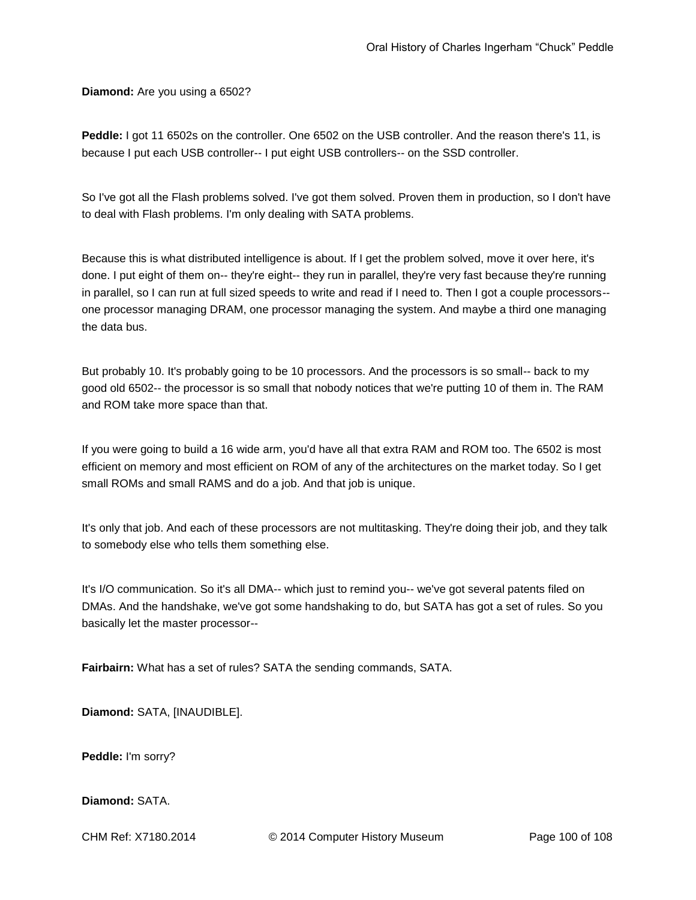**Diamond:** Are you using a 6502?

**Peddle:** I got 11 6502s on the controller. One 6502 on the USB controller. And the reason there's 11, is because I put each USB controller-- I put eight USB controllers-- on the SSD controller.

So I've got all the Flash problems solved. I've got them solved. Proven them in production, so I don't have to deal with Flash problems. I'm only dealing with SATA problems.

Because this is what distributed intelligence is about. If I get the problem solved, move it over here, it's done. I put eight of them on-- they're eight-- they run in parallel, they're very fast because they're running in parallel, so I can run at full sized speeds to write and read if I need to. Then I got a couple processors-- one processor managing DRAM, one processor managing the system. And maybe a third one managing the data bus.

But probably 10. It's probably going to be 10 processors. And the processors is so small-- back to my good old 6502-- the processor is so small that nobody notices that we're putting 10 of them in. The RAM and ROM take more space than that.

If you were going to build a 16 wide arm, you'd have all that extra RAM and ROM too. The 6502 is most efficient on memory and most efficient on ROM of any of the architectures on the market today. So I get small ROMs and small RAMS and do a job. And that job is unique.

It's only that job. And each of these processors are not multitasking. They're doing their job, and they talk to somebody else who tells them something else.

It's I/O communication. So it's all DMA-- which just to remind you-- we've got several patents filed on DMAs. And the handshake, we've got some handshaking to do, but SATA has got a set of rules. So you basically let the master processor--

**Fairbairn:** What has a set of rules? SATA the sending commands, SATA.

**Diamond:** SATA, [INAUDIBLE].

**Peddle:** I'm sorry?

**Diamond:** SATA.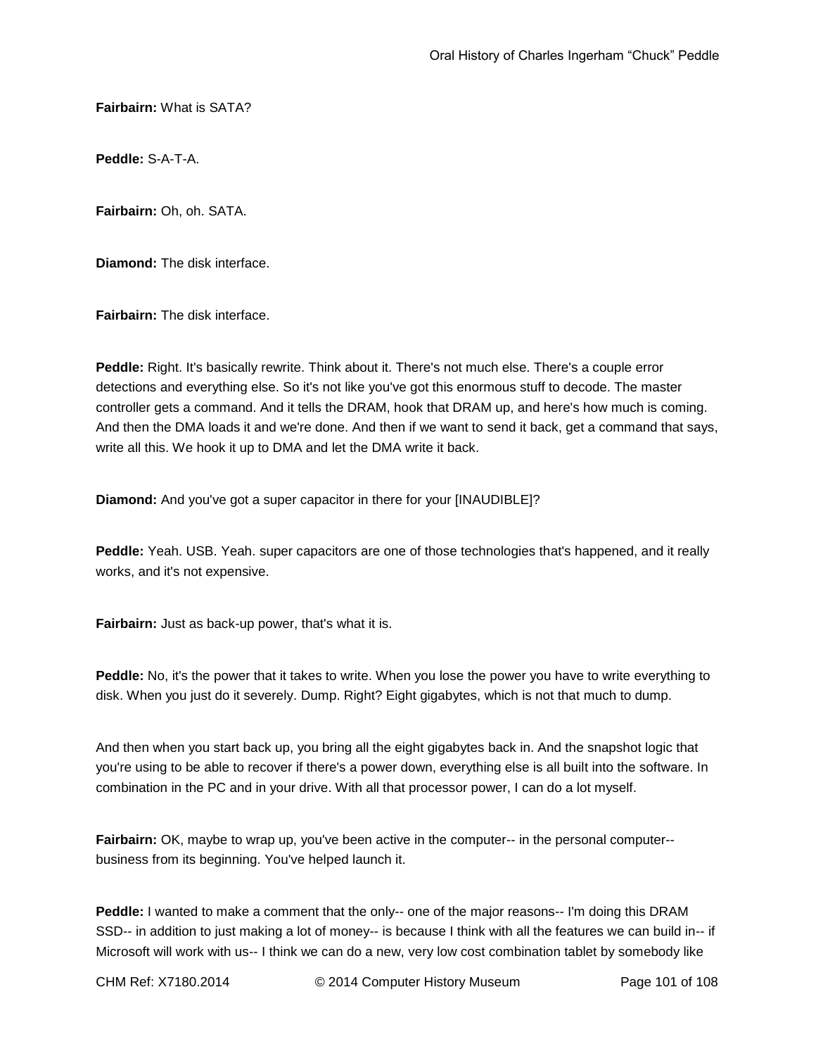**Fairbairn:** What is SATA?

**Peddle:** S-A-T-A.

**Fairbairn:** Oh, oh. SATA.

**Diamond:** The disk interface.

**Fairbairn:** The disk interface.

**Peddle:** Right. It's basically rewrite. Think about it. There's not much else. There's a couple error detections and everything else. So it's not like you've got this enormous stuff to decode. The master controller gets a command. And it tells the DRAM, hook that DRAM up, and here's how much is coming. And then the DMA loads it and we're done. And then if we want to send it back, get a command that says, write all this. We hook it up to DMA and let the DMA write it back.

**Diamond:** And you've got a super capacitor in there for your [INAUDIBLE]?

**Peddle:** Yeah. USB. Yeah. super capacitors are one of those technologies that's happened, and it really works, and it's not expensive.

**Fairbairn:** Just as back-up power, that's what it is.

**Peddle:** No, it's the power that it takes to write. When you lose the power you have to write everything to disk. When you just do it severely. Dump. Right? Eight gigabytes, which is not that much to dump.

And then when you start back up, you bring all the eight gigabytes back in. And the snapshot logic that you're using to be able to recover if there's a power down, everything else is all built into the software. In combination in the PC and in your drive. With all that processor power, I can do a lot myself.

**Fairbairn:** OK, maybe to wrap up, you've been active in the computer-- in the personal computer-- business from its beginning. You've helped launch it.

**Peddle:** I wanted to make a comment that the only-- one of the major reasons-- I'm doing this DRAM SSD-- in addition to just making a lot of money-- is because I think with all the features we can build in-- if Microsoft will work with us-- I think we can do a new, very low cost combination tablet by somebody like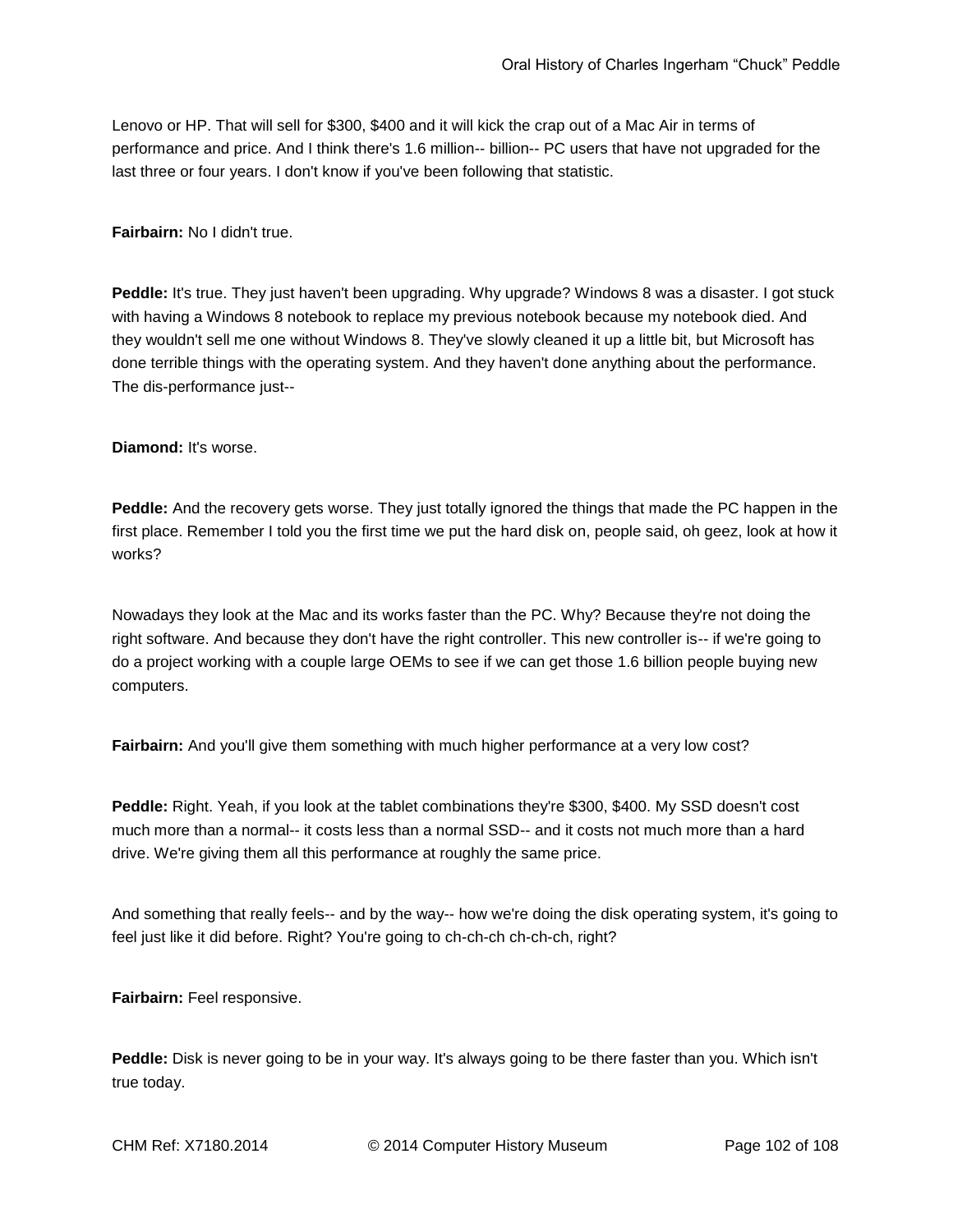Lenovo or HP. That will sell for $300, $400 and it will kick the crap out of a Mac Air in terms of performance and price. And I think there's 1.6 million-- billion-- PC users that have not upgraded for the last three or four years. I don't know if you've been following that statistic.

**Fairbairn:** No I didn't true.

**Peddle:** It's true. They just haven't been upgrading. Why upgrade? Windows 8 was a disaster. I got stuck with having a Windows 8 notebook to replace my previous notebook because my notebook died. And they wouldn't sell me one without Windows 8. They've slowly cleaned it up a little bit, but Microsoft has done terrible things with the operating system. And they haven't done anything about the performance. The dis-performance just--

**Diamond:** It's worse.

**Peddle:** And the recovery gets worse. They just totally ignored the things that made the PC happen in the first place. Remember I told you the first time we put the hard disk on, people said, oh geez, look at how it works?

Nowadays they look at the Mac and its works faster than the PC. Why? Because they're not doing the right software. And because they don't have the right controller. This new controller is-- if we're going to do a project working with a couple large OEMs to see if we can get those 1.6 billion people buying new computers.

**Fairbairn:** And you'll give them something with much higher performance at a very low cost?

**Peddle:** Right. Yeah, if you look at the tablet combinations they're $300, $400. My SSD doesn't cost much more than a normal-- it costs less than a normal SSD-- and it costs not much more than a hard drive. We're giving them all this performance at roughly the same price.

And something that really feels-- and by the way-- how we're doing the disk operating system, it's going to feel just like it did before. Right? You're going to ch-ch-ch ch-ch-ch, right?

**Fairbairn:** Feel responsive.

**Peddle:** Disk is never going to be in your way. It's always going to be there faster than you. Which isn't true today.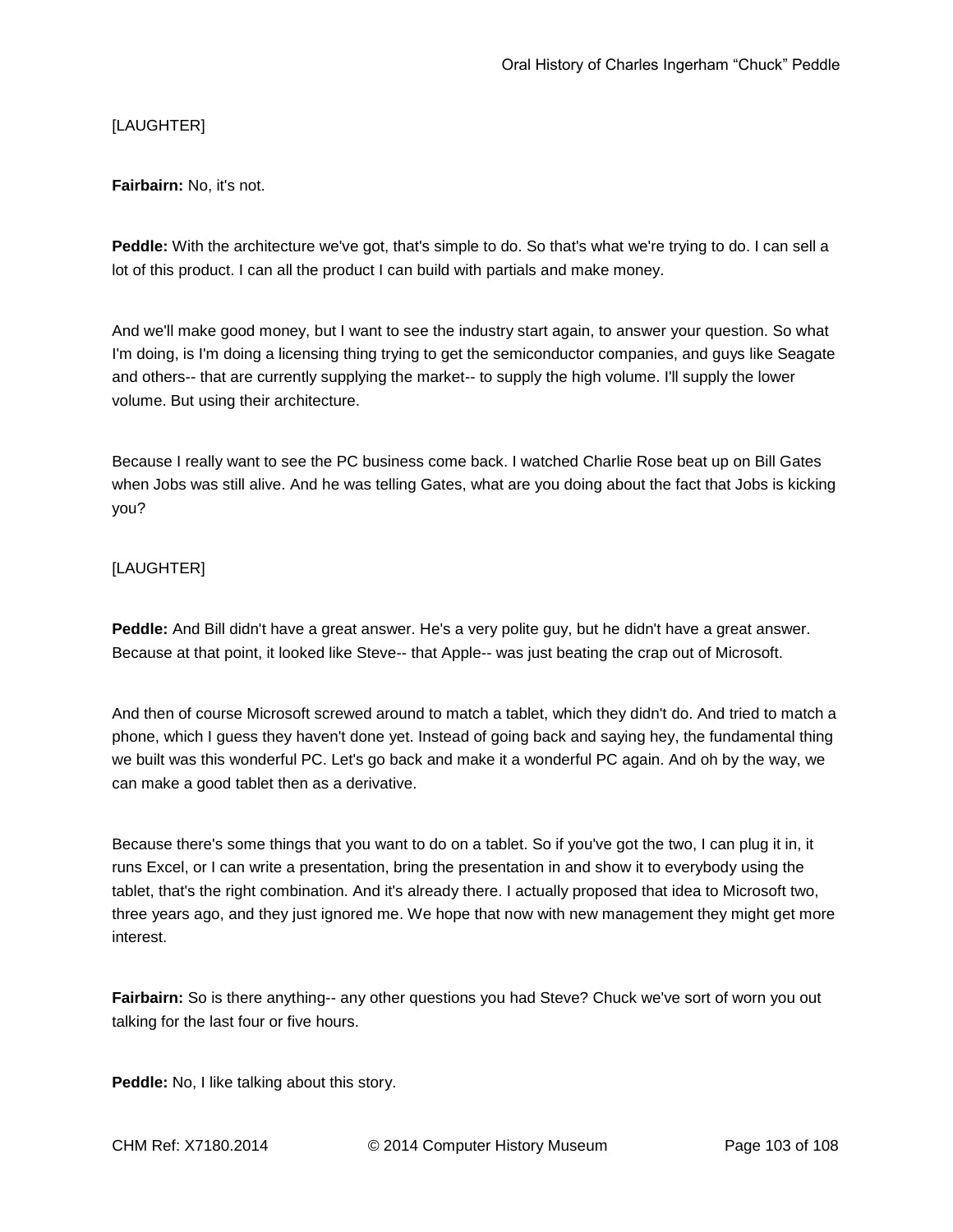[LAUGHTER]

**Fairbairn:** No, it's not.

**Peddle:** With the architecture we've got, that's simple to do. So that's what we're trying to do. I can sell a lot of this product. I can all the product I can build with partials and make money.

And we'll make good money, but I want to see the industry start again, to answer your question. So what I'm doing, is I'm doing a licensing thing trying to get the semiconductor companies, and guys like Seagate and others-- that are currently supplying the market-- to supply the high volume. I'll supply the lower volume. But using their architecture.

Because I really want to see the PC business come back. I watched Charlie Rose beat up on Bill Gates when Jobs was still alive. And he was telling Gates, what are you doing about the fact that Jobs is kicking you?

[LAUGHTER]

**Peddle:** And Bill didn't have a great answer. He's a very polite guy, but he didn't have a great answer. Because at that point, it looked like Steve-- that Apple-- was just beating the crap out of Microsoft.

And then of course Microsoft screwed around to match a tablet, which they didn't do. And tried to match a phone, which I guess they haven't done yet. Instead of going back and saying hey, the fundamental thing we built was this wonderful PC. Let's go back and make it a wonderful PC again. And oh by the way, we can make a good tablet then as a derivative.

Because there's some things that you want to do on a tablet. So if you've got the two, I can plug it in, it runs Excel, or I can write a presentation, bring the presentation in and show it to everybody using the tablet, that's the right combination. And it's already there. I actually proposed that idea to Microsoft two, three years ago, and they just ignored me. We hope that now with new management they might get more interest.

**Fairbairn:** So is there anything-- any other questions you had Steve? Chuck we've sort of worn you out talking for the last four or five hours.

**Peddle:** No, I like talking about this story.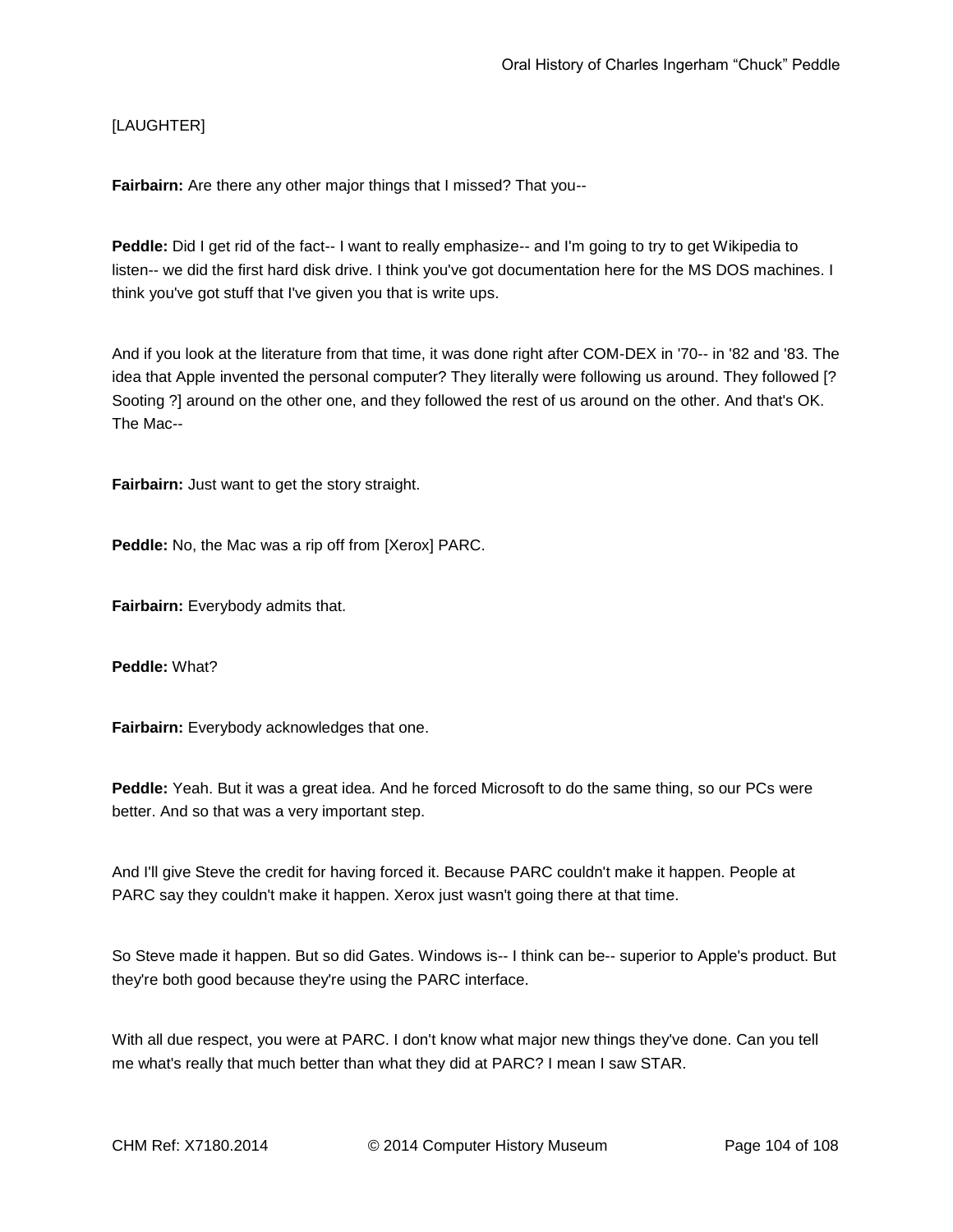[LAUGHTER]

**Fairbairn:** Are there any other major things that I missed? That you--

**Peddle:** Did I get rid of the fact-- I want to really emphasize-- and I'm going to try to get Wikipedia to listen-- we did the first hard disk drive. I think you've got documentation here for the MS DOS machines. I think you've got stuff that I've given you that is write ups.

And if you look at the literature from that time, it was done right after COM-DEX in '70-- in '82 and '83. The idea that Apple invented the personal computer? They literally were following us around. They followed [? Sooting ?] around on the other one, and they followed the rest of us around on the other. And that's OK. The Mac--

**Fairbairn:** Just want to get the story straight.

**Peddle:** No, the Mac was a rip off from [Xerox] PARC.

**Fairbairn:** Everybody admits that.

**Peddle:** What?

**Fairbairn:** Everybody acknowledges that one.

**Peddle:** Yeah. But it was a great idea. And he forced Microsoft to do the same thing, so our PCs were better. And so that was a very important step.

And I'll give Steve the credit for having forced it. Because PARC couldn't make it happen. People at PARC say they couldn't make it happen. Xerox just wasn't going there at that time.

So Steve made it happen. But so did Gates. Windows is-- I think can be-- superior to Apple's product. But they're both good because they're using the PARC interface.

With all due respect, you were at PARC. I don't know what major new things they've done. Can you tell me what's really that much better than what they did at PARC? I mean I saw STAR.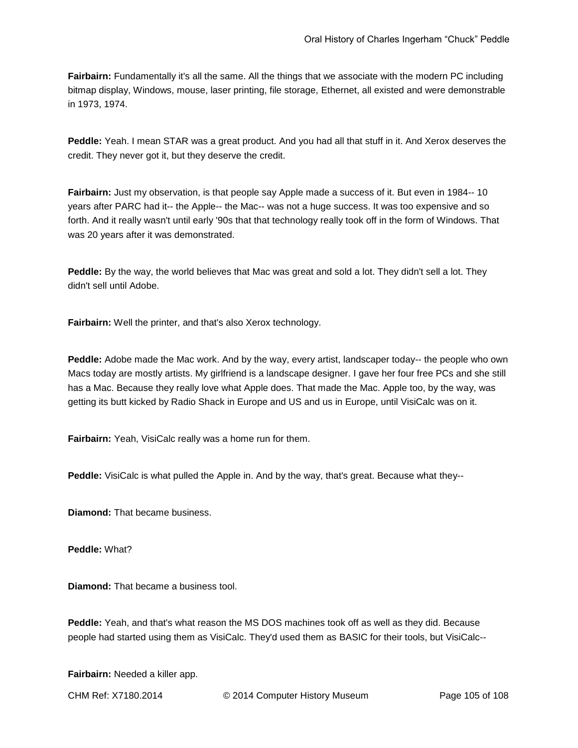**Fairbairn:** Fundamentally it's all the same. All the things that we associate with the modern PC including bitmap display, Windows, mouse, laser printing, file storage, Ethernet, all existed and were demonstrable in 1973, 1974.

**Peddle:** Yeah. I mean STAR was a great product. And you had all that stuff in it. And Xerox deserves the credit. They never got it, but they deserve the credit.

**Fairbairn:** Just my observation, is that people say Apple made a success of it. But even in 1984-- 10 years after PARC had it-- the Apple-- the Mac-- was not a huge success. It was too expensive and so forth. And it really wasn't until early '90s that that technology really took off in the form of Windows. That was 20 years after it was demonstrated.

**Peddle:** By the way, the world believes that Mac was great and sold a lot. They didn't sell a lot. They didn't sell until Adobe.

**Fairbairn:** Well the printer, and that's also Xerox technology.

**Peddle:** Adobe made the Mac work. And by the way, every artist, landscaper today-- the people who own Macs today are mostly artists. My girlfriend is a landscape designer. I gave her four free PCs and she still has a Mac. Because they really love what Apple does. That made the Mac. Apple too, by the way, was getting its butt kicked by Radio Shack in Europe and US and us in Europe, until VisiCalc was on it.

**Fairbairn:** Yeah, VisiCalc really was a home run for them.

**Peddle:** VisiCalc is what pulled the Apple in. And by the way, that's great. Because what they--

**Diamond:** That became business.

**Peddle:** What?

**Diamond:** That became a business tool.

**Peddle:** Yeah, and that's what reason the MS DOS machines took off as well as they did. Because people had started using them as VisiCalc. They'd used them as BASIC for their tools, but VisiCalc--

**Fairbairn:** Needed a killer app.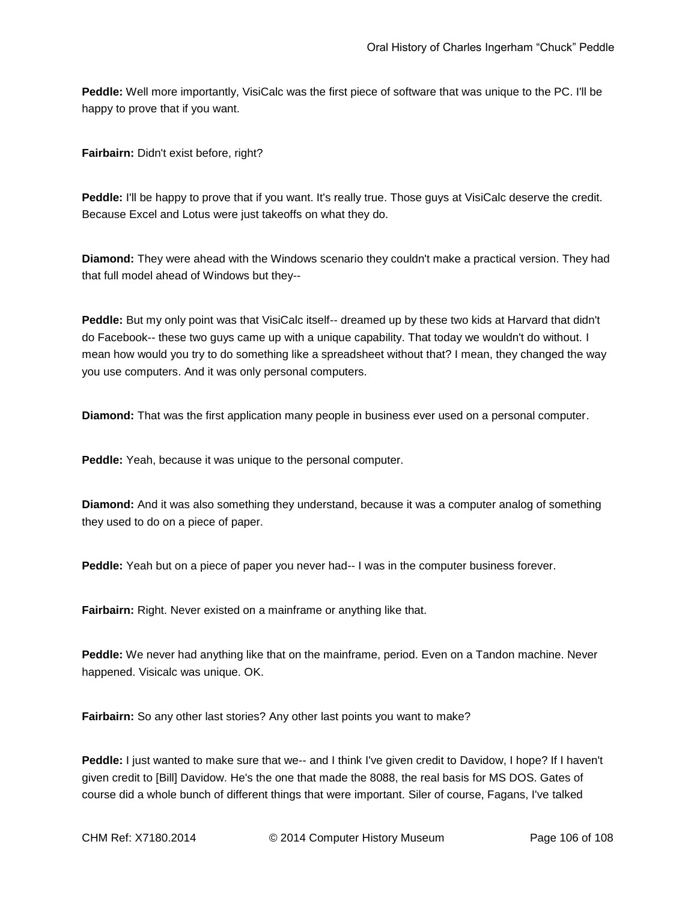**Peddle:** Well more importantly, VisiCalc was the first piece of software that was unique to the PC. I'll be happy to prove that if you want.

**Fairbairn:** Didn't exist before, right?

**Peddle:** I'll be happy to prove that if you want. It's really true. Those guys at VisiCalc deserve the credit. Because Excel and Lotus were just takeoffs on what they do.

**Diamond:** They were ahead with the Windows scenario they couldn't make a practical version. They had that full model ahead of Windows but they--

**Peddle:** But my only point was that VisiCalc itself-- dreamed up by these two kids at Harvard that didn't do Facebook-- these two guys came up with a unique capability. That today we wouldn't do without. I mean how would you try to do something like a spreadsheet without that? I mean, they changed the way you use computers. And it was only personal computers.

**Diamond:** That was the first application many people in business ever used on a personal computer.

**Peddle:** Yeah, because it was unique to the personal computer.

**Diamond:** And it was also something they understand, because it was a computer analog of something they used to do on a piece of paper.

**Peddle:** Yeah but on a piece of paper you never had-- I was in the computer business forever.

**Fairbairn:** Right. Never existed on a mainframe or anything like that.

**Peddle:** We never had anything like that on the mainframe, period. Even on a Tandon machine. Never happened. Visicalc was unique. OK.

**Fairbairn:** So any other last stories? Any other last points you want to make?

**Peddle:** I just wanted to make sure that we-- and I think I've given credit to Davidow, I hope? If I haven't given credit to [Bill] Davidow. He's the one that made the 8088, the real basis for MS DOS. Gates of course did a whole bunch of different things that were important. Siler of course, Fagans, I've talked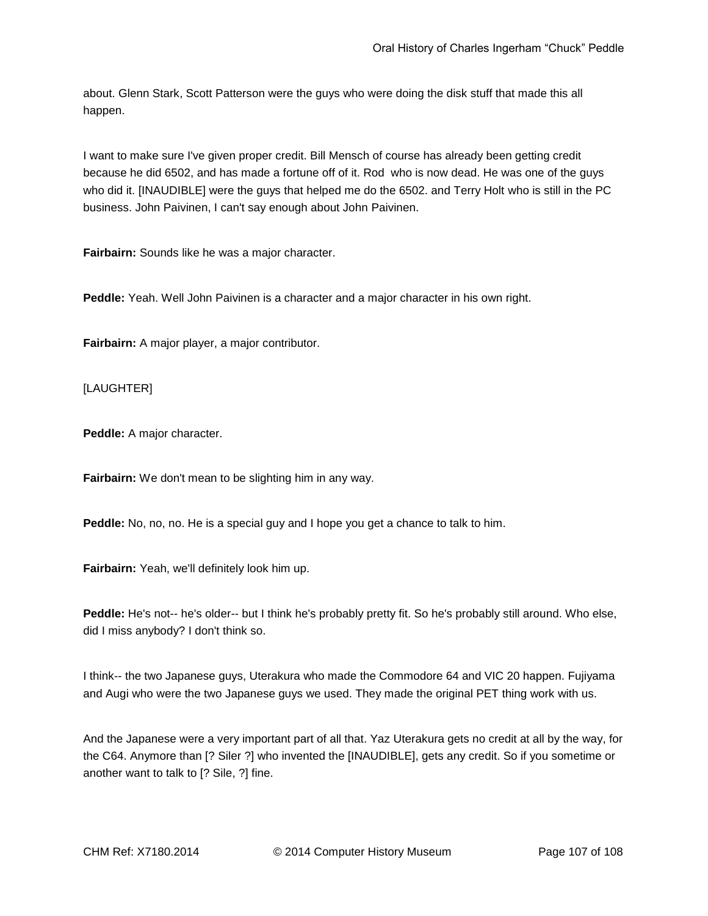about. Glenn Stark, Scott Patterson were the guys who were doing the disk stuff that made this all happen.

I want to make sure I've given proper credit. Bill Mensch of course has already been getting credit because he did 6502, and has made a fortune off of it. Rod  who is now dead. He was one of the guys who did it. [INAUDIBLE] were the guys that helped me do the 6502. and Terry Holt who is still in the PC business. John Paivinen, I can't say enough about John Paivinen.

**Fairbairn:** Sounds like he was a major character.

**Peddle:** Yeah. Well John Paivinen is a character and a major character in his own right.

**Fairbairn:** A major player, a major contributor.

[LAUGHTER]

**Peddle:** A major character.

**Fairbairn:** We don't mean to be slighting him in any way.

**Peddle:** No, no, no. He is a special guy and I hope you get a chance to talk to him.

**Fairbairn:** Yeah, we'll definitely look him up.

**Peddle:** He's not-- he's older-- but I think he's probably pretty fit. So he's probably still around. Who else, did I miss anybody? I don't think so.

I think-- the two Japanese guys, Uterakura who made the Commodore 64 and VIC 20 happen. Fujiyama and Augi who were the two Japanese guys we used. They made the original PET thing work with us.

And the Japanese were a very important part of all that. Yaz Uterakura gets no credit at all by the way, for the C64. Anymore than [? Siler ?] who invented the [INAUDIBLE], gets any credit. So if you sometime or another want to talk to [? Sile, ?] fine.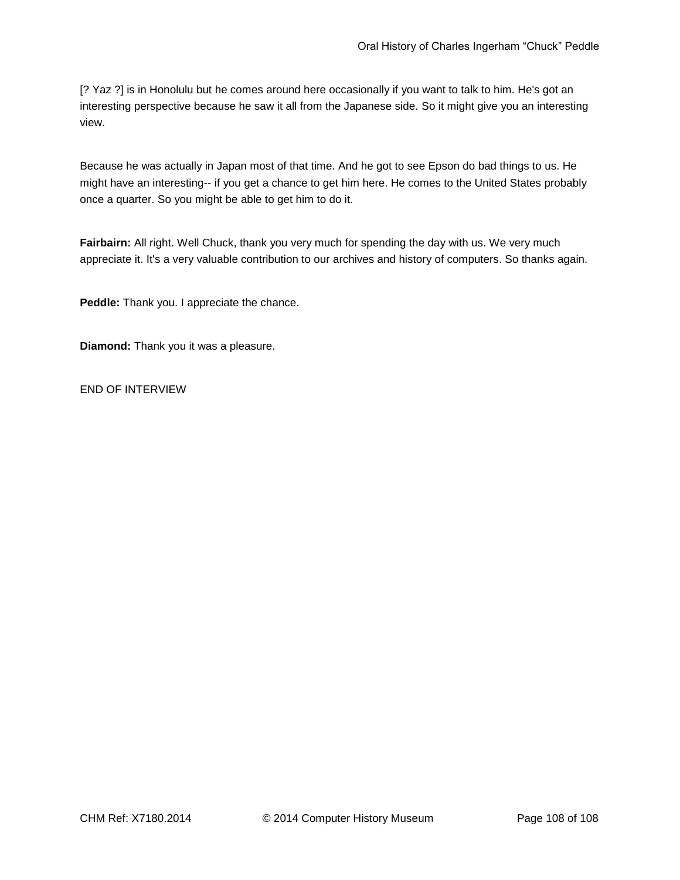[? Yaz ?] is in Honolulu but he comes around here occasionally if you want to talk to him. He's got an interesting perspective because he saw it all from the Japanese side. So it might give you an interesting view.

Because he was actually in Japan most of that time. And he got to see Epson do bad things to us. He might have an interesting-- if you get a chance to get him here. He comes to the United States probably once a quarter. So you might be able to get him to do it.

**Fairbairn:** All right. Well Chuck, thank you very much for spending the day with us. We very much appreciate it. It's a very valuable contribution to our archives and history of computers. So thanks again.

**Peddle:** Thank you. I appreciate the chance.

**Diamond:** Thank you it was a pleasure.

END OF INTERVIEW